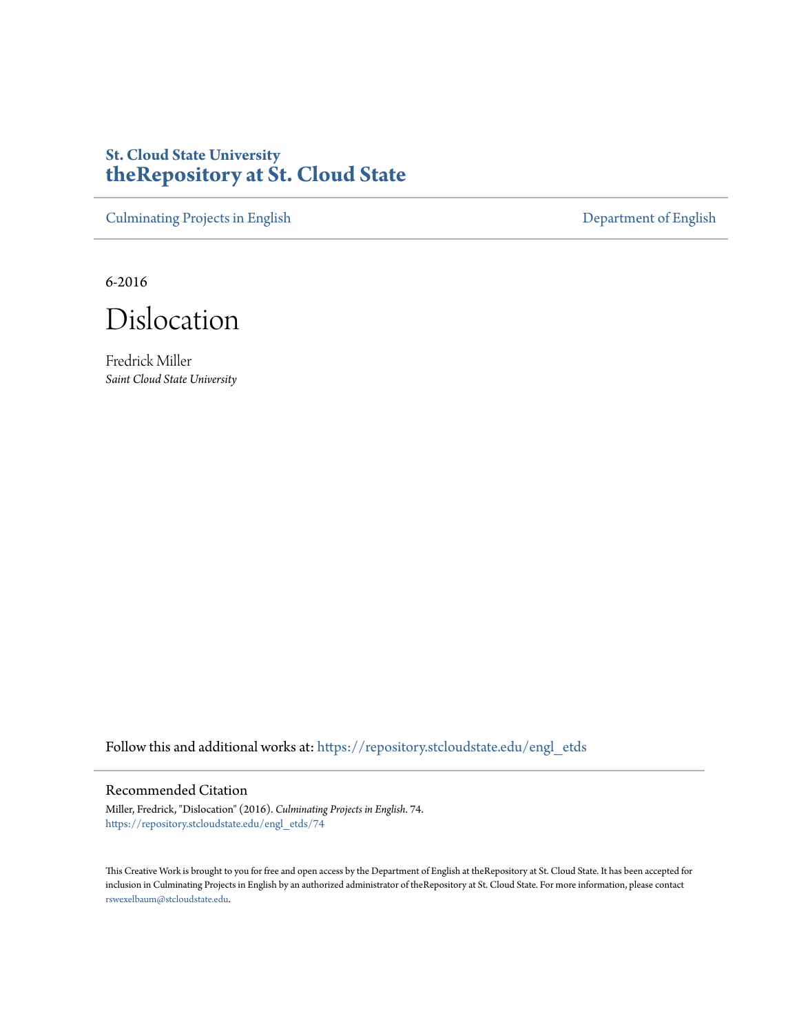**St. Cloud State University**
# theRepository at St. Cloud State

Culminating Projects in English | Department of English

---

6-2016

# Dislocation

Fredrick Miller
*Saint Cloud State University*

Follow this and additional works at: https://repository.stcloudstate.edu/engl_etds

## Recommended Citation

Miller, Fredrick, "Dislocation" (2016). *Culminating Projects in English*. 74.
https://repository.stcloudstate.edu/engl_etds/74

This Creative Work is brought to you for free and open access by the Department of English at theRepository at St. Cloud State. It has been accepted for inclusion in Culminating Projects in English by an authorized administrator of theRepository at St. Cloud State. For more information, please contact rswexelbaum@stcloudstate.edu.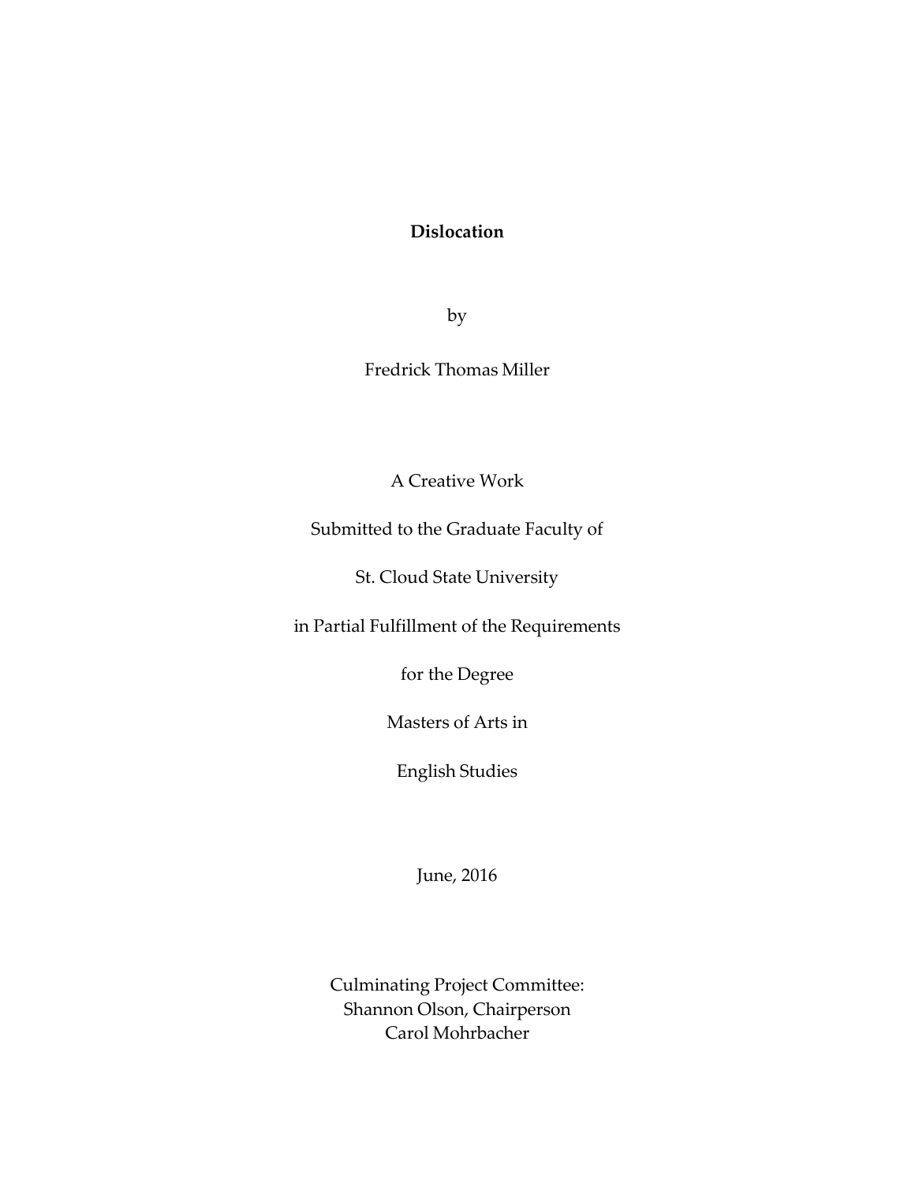# Dislocation

by

Fredrick Thomas Miller

A Creative Work

Submitted to the Graduate Faculty of

St. Cloud State University

in Partial Fulfillment of the Requirements

for the Degree

Masters of Arts in

English Studies

June, 2016

Culminating Project Committee:
Shannon Olson, Chairperson
Carol Mohrbacher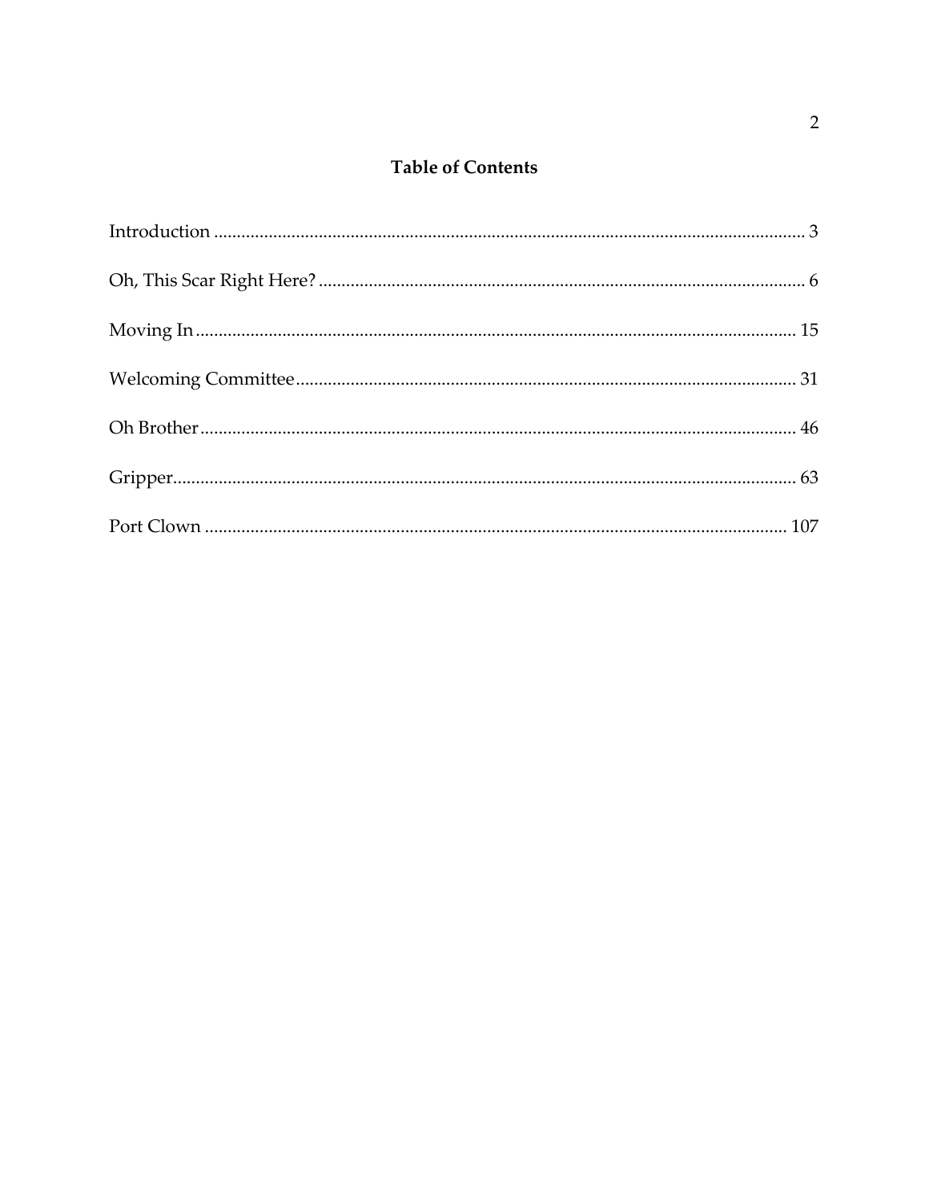# Table of Contents

Introduction ........................................................................................................................ 3

Oh, This Scar Right Here? ................................................................................................ 6

Moving In ........................................................................................................................ 15

Welcoming Committee ................................................................................................... 31

Oh Brother ....................................................................................................................... 46

Gripper .............................................................................................................................. 63

Port Clown ...................................................................................................................... 107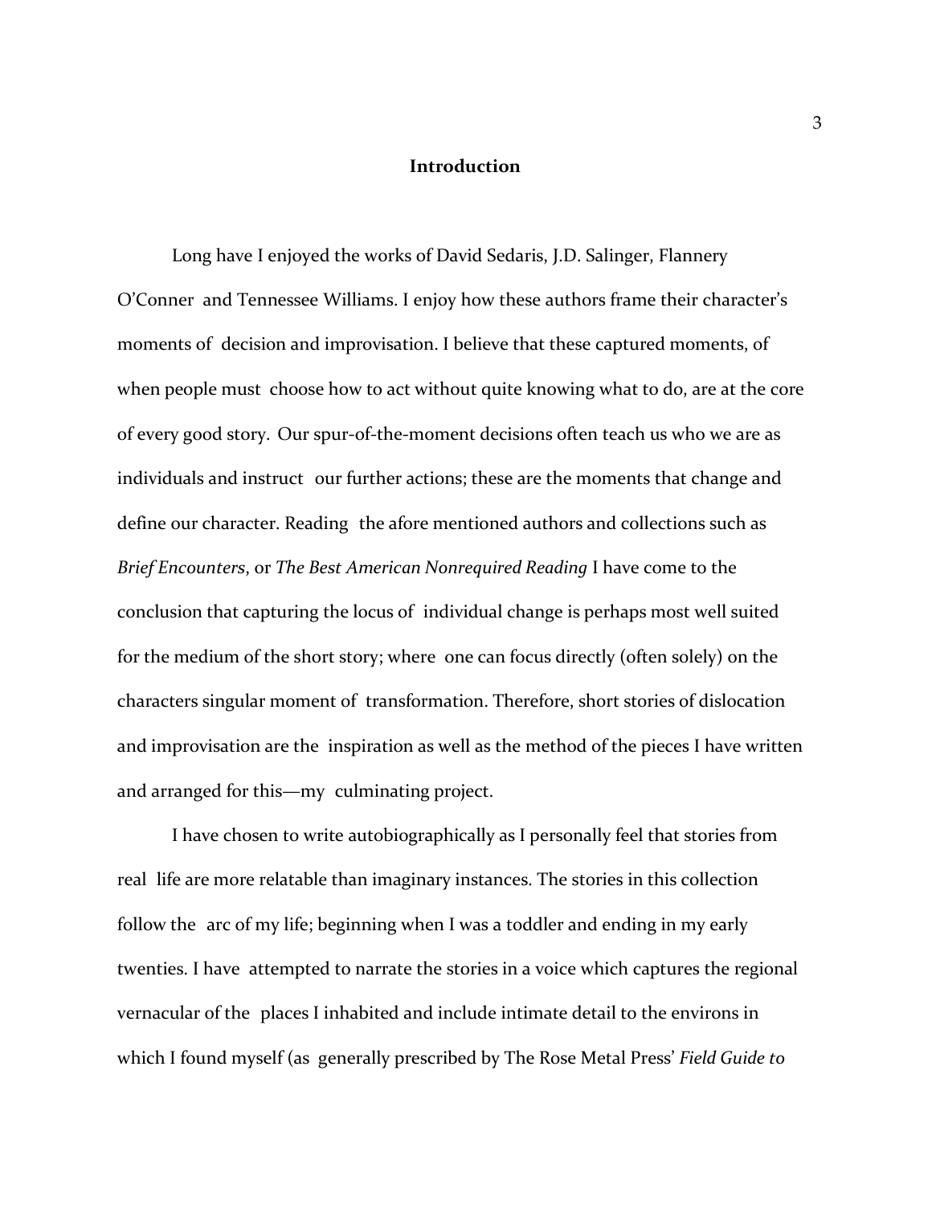**Introduction**

Long have I enjoyed the works of David Sedaris, J.D. Salinger, Flannery O'Conner and Tennessee Williams. I enjoy how these authors frame their character's moments of decision and improvisation. I believe that these captured moments, of when people must choose how to act without quite knowing what to do, are at the core of every good story. Our spur-of-the-moment decisions often teach us who we are as individuals and instruct our further actions; these are the moments that change and define our character. Reading the afore mentioned authors and collections such as *Brief Encounters*, or *The Best American Nonrequired Reading* I have come to the conclusion that capturing the locus of individual change is perhaps most well suited for the medium of the short story; where one can focus directly (often solely) on the characters singular moment of transformation. Therefore, short stories of dislocation and improvisation are the inspiration as well as the method of the pieces I have written and arranged for this—my culminating project.

I have chosen to write autobiographically as I personally feel that stories from real life are more relatable than imaginary instances. The stories in this collection follow the arc of my life; beginning when I was a toddler and ending in my early twenties. I have attempted to narrate the stories in a voice which captures the regional vernacular of the places I inhabited and include intimate detail to the environs in which I found myself (as generally prescribed by The Rose Metal Press' *Field Guide to*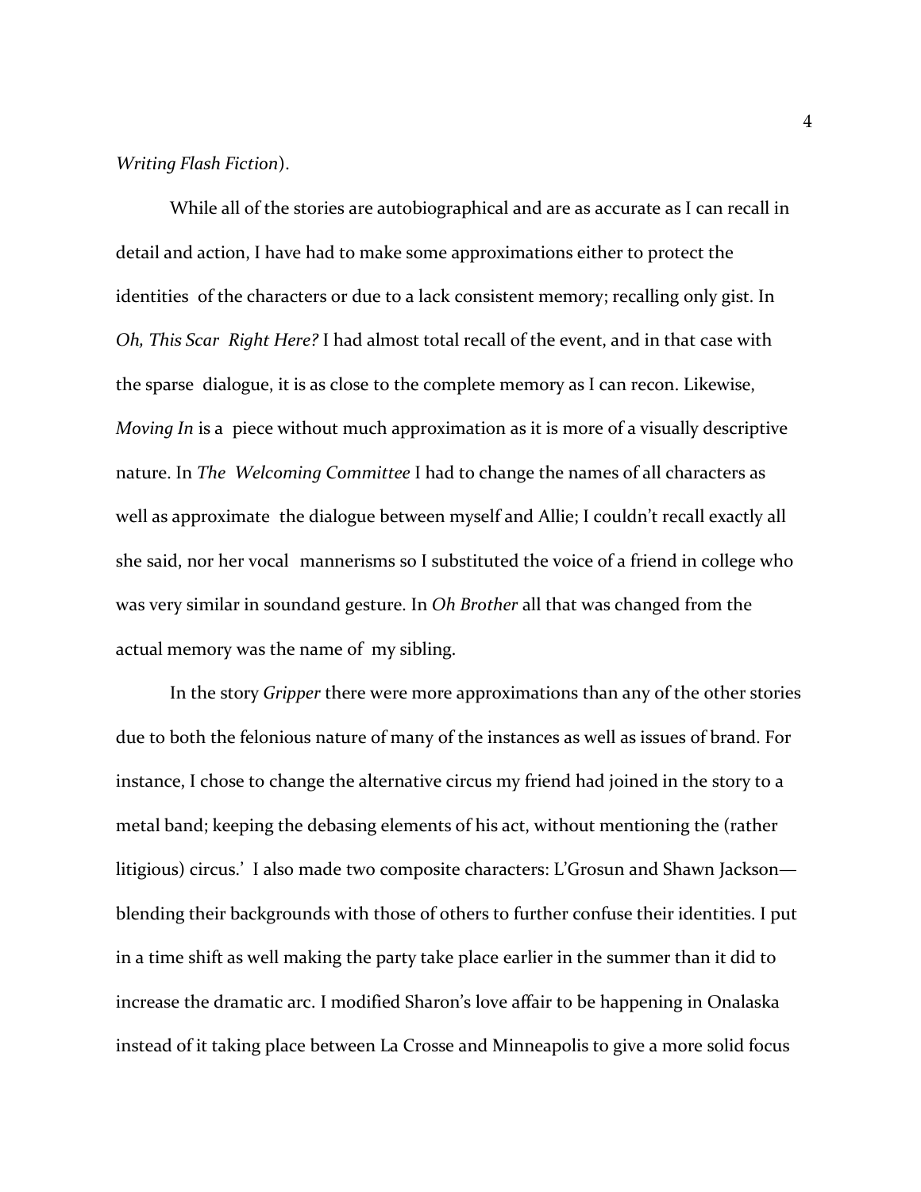*Writing Flash Fiction*).

While all of the stories are autobiographical and are as accurate as I can recall in detail and action, I have had to make some approximations either to protect the identities of the characters or due to a lack consistent memory; recalling only gist. In *Oh, This Scar Right Here?* I had almost total recall of the event, and in that case with the sparse dialogue, it is as close to the complete memory as I can recon. Likewise, *Moving In* is a piece without much approximation as it is more of a visually descriptive nature. In *The Welcoming Committee* I had to change the names of all characters as well as approximate the dialogue between myself and Allie; I couldn't recall exactly all she said, nor her vocal mannerisms so I substituted the voice of a friend in college who was very similar in soundand gesture. In *Oh Brother* all that was changed from the actual memory was the name of my sibling.

In the story *Gripper* there were more approximations than any of the other stories due to both the felonious nature of many of the instances as well as issues of brand. For instance, I chose to change the alternative circus my friend had joined in the story to a metal band; keeping the debasing elements of his act, without mentioning the (rather litigious) circus.' I also made two composite characters: L'Grosun and Shawn Jackson—blending their backgrounds with those of others to further confuse their identities. I put in a time shift as well making the party take place earlier in the summer than it did to increase the dramatic arc. I modified Sharon's love affair to be happening in Onalaska instead of it taking place between La Crosse and Minneapolis to give a more solid focus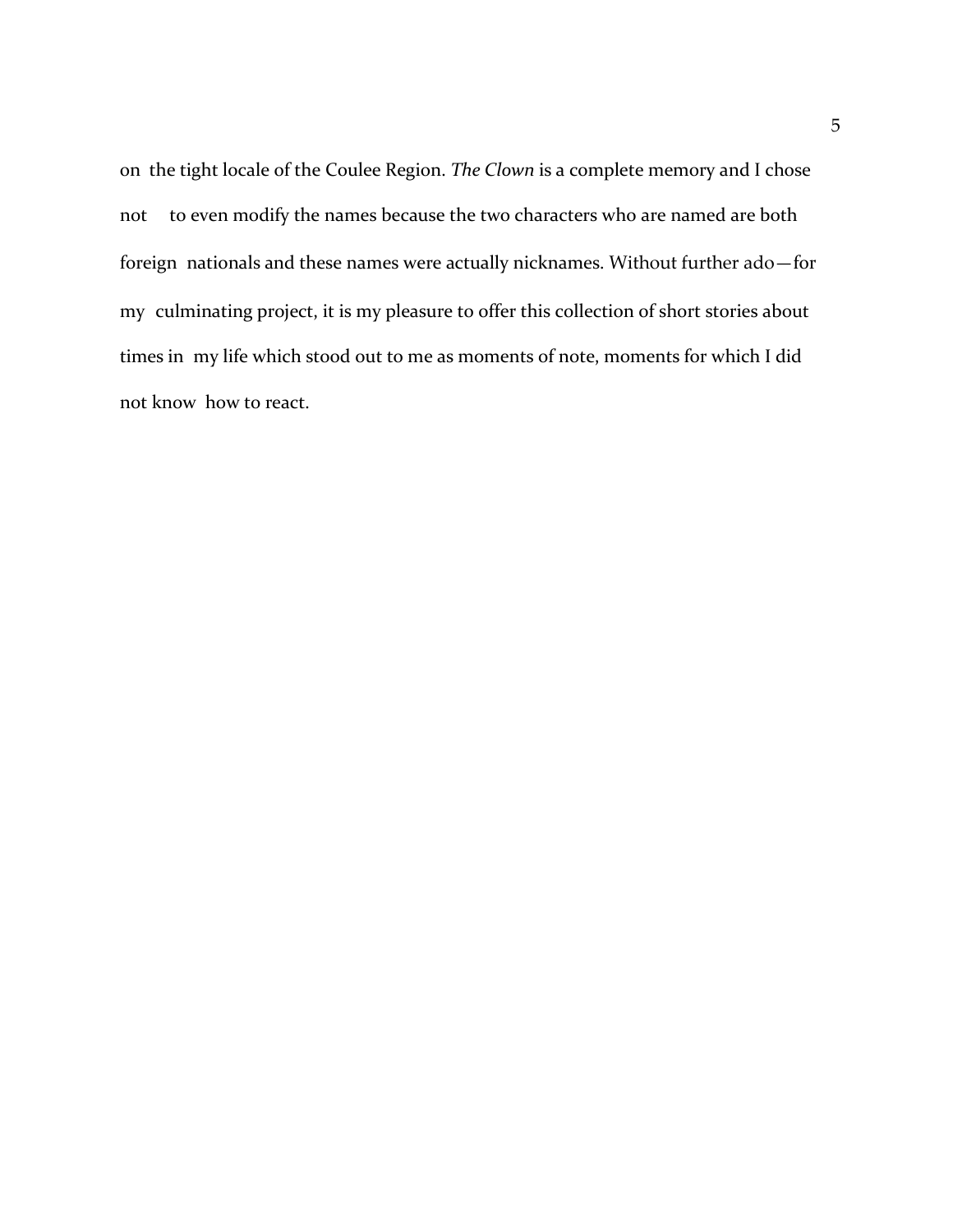on the tight locale of the Coulee Region. *The Clown* is a complete memory and I chose not to even modify the names because the two characters who are named are both foreign nationals and these names were actually nicknames. Without further ado—for my culminating project, it is my pleasure to offer this collection of short stories about times in my life which stood out to me as moments of note, moments for which I did not know how to react.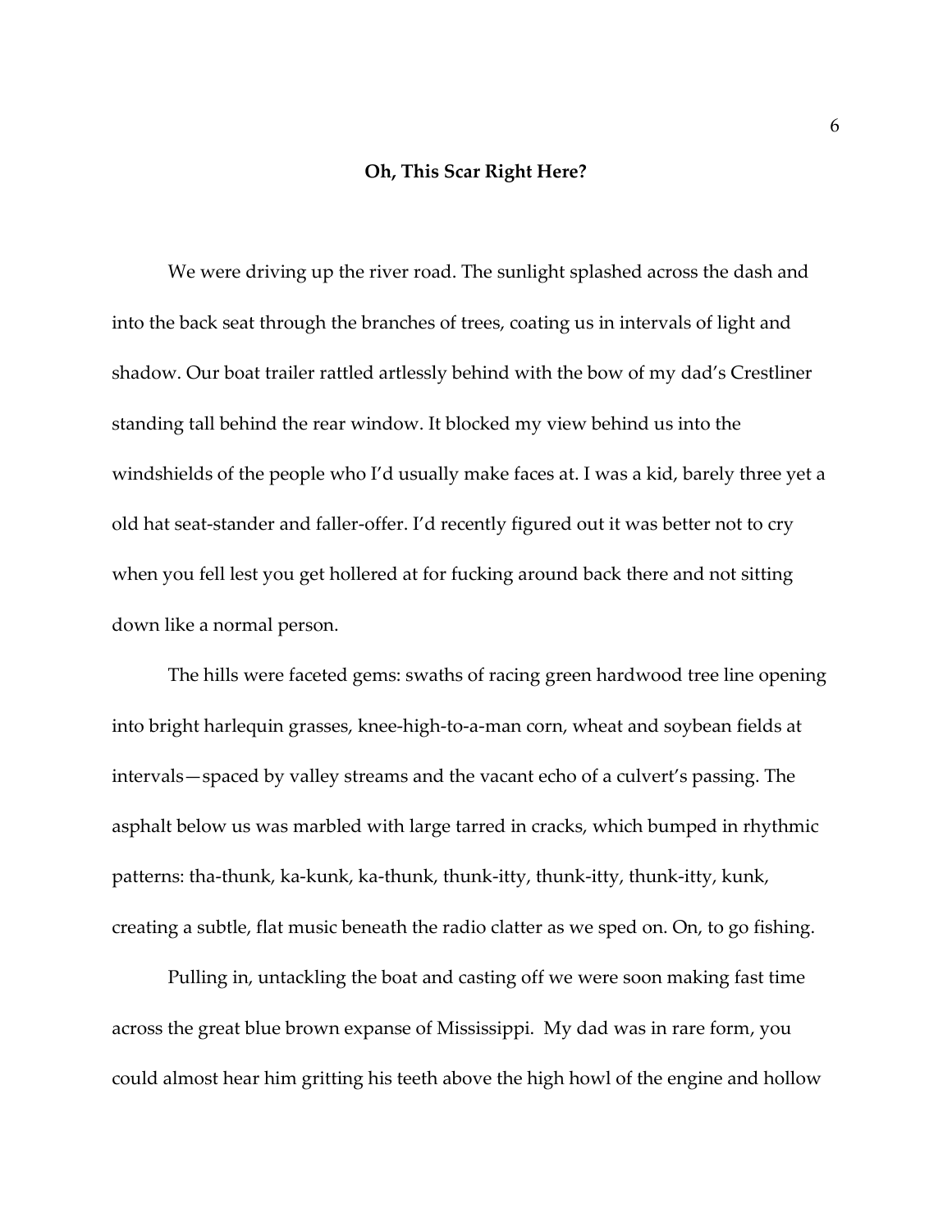**Oh, This Scar Right Here?**

We were driving up the river road. The sunlight splashed across the dash and into the back seat through the branches of trees, coating us in intervals of light and shadow. Our boat trailer rattled artlessly behind with the bow of my dad's Crestliner standing tall behind the rear window. It blocked my view behind us into the windshields of the people who I'd usually make faces at. I was a kid, barely three yet a old hat seat-stander and faller-offer. I'd recently figured out it was better not to cry when you fell lest you get hollered at for fucking around back there and not sitting down like a normal person.

The hills were faceted gems: swaths of racing green hardwood tree line opening into bright harlequin grasses, knee-high-to-a-man corn, wheat and soybean fields at intervals—spaced by valley streams and the vacant echo of a culvert's passing. The asphalt below us was marbled with large tarred in cracks, which bumped in rhythmic patterns: tha-thunk, ka-kunk, ka-thunk, thunk-itty, thunk-itty, thunk-itty, kunk, creating a subtle, flat music beneath the radio clatter as we sped on. On, to go fishing.

Pulling in, untackling the boat and casting off we were soon making fast time across the great blue brown expanse of Mississippi.  My dad was in rare form, you could almost hear him gritting his teeth above the high howl of the engine and hollow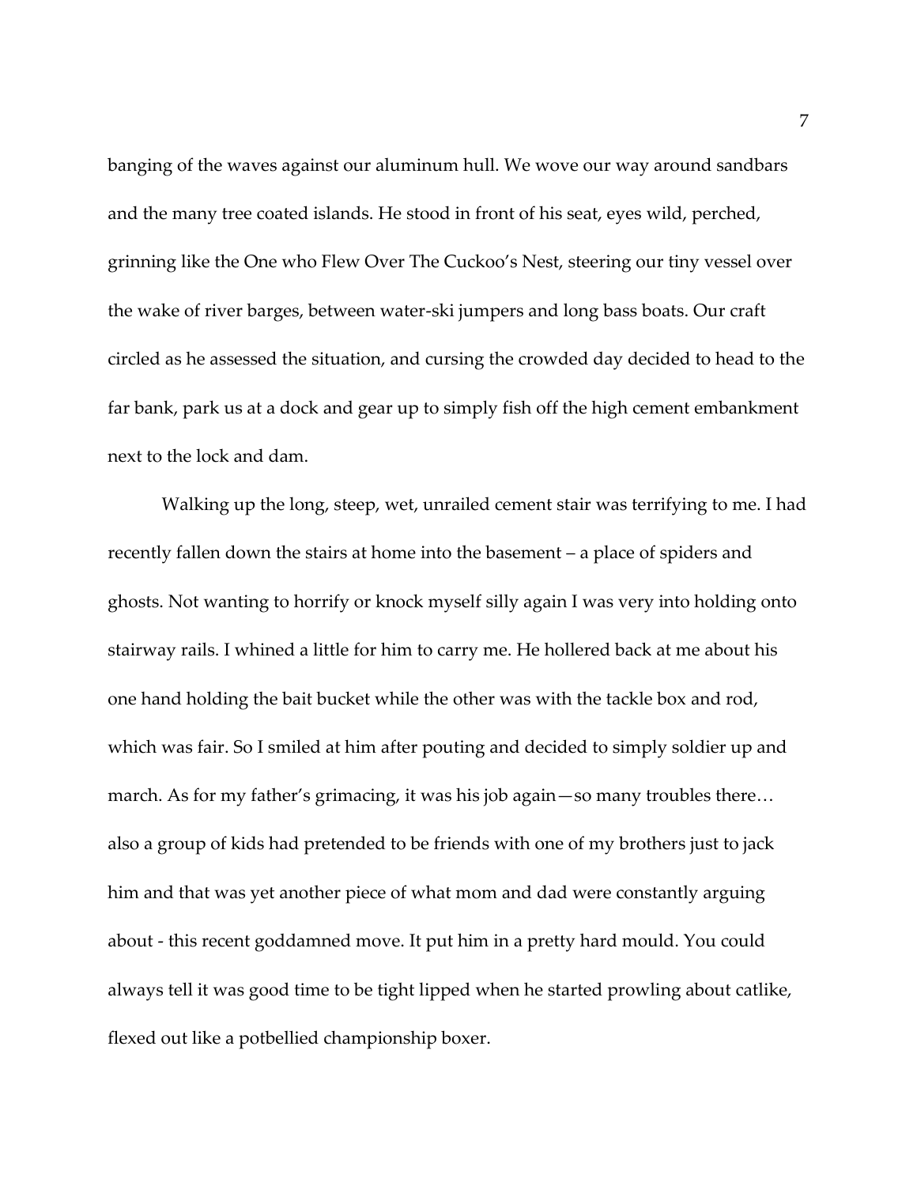banging of the waves against our aluminum hull. We wove our way around sandbars and the many tree coated islands. He stood in front of his seat, eyes wild, perched, grinning like the One who Flew Over The Cuckoo's Nest, steering our tiny vessel over the wake of river barges, between water-ski jumpers and long bass boats. Our craft circled as he assessed the situation, and cursing the crowded day decided to head to the far bank, park us at a dock and gear up to simply fish off the high cement embankment next to the lock and dam.

Walking up the long, steep, wet, unrailed cement stair was terrifying to me. I had recently fallen down the stairs at home into the basement – a place of spiders and ghosts. Not wanting to horrify or knock myself silly again I was very into holding onto stairway rails. I whined a little for him to carry me. He hollered back at me about his one hand holding the bait bucket while the other was with the tackle box and rod, which was fair. So I smiled at him after pouting and decided to simply soldier up and march. As for my father's grimacing, it was his job again—so many troubles there… also a group of kids had pretended to be friends with one of my brothers just to jack him and that was yet another piece of what mom and dad were constantly arguing about - this recent goddamned move. It put him in a pretty hard mould. You could always tell it was good time to be tight lipped when he started prowling about catlike, flexed out like a potbellied championship boxer.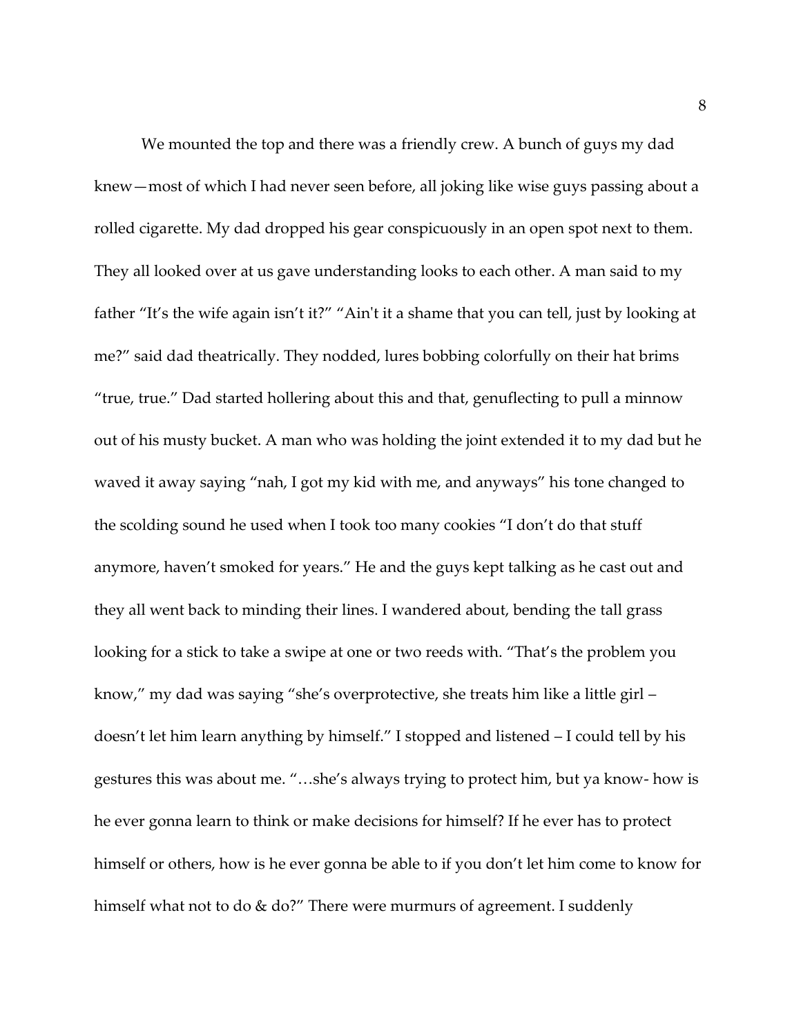We mounted the top and there was a friendly crew. A bunch of guys my dad knew—most of which I had never seen before, all joking like wise guys passing about a rolled cigarette. My dad dropped his gear conspicuously in an open spot next to them. They all looked over at us gave understanding looks to each other. A man said to my father "It's the wife again isn't it?" "Ain't it a shame that you can tell, just by looking at me?" said dad theatrically. They nodded, lures bobbing colorfully on their hat brims "true, true." Dad started hollering about this and that, genuflecting to pull a minnow out of his musty bucket. A man who was holding the joint extended it to my dad but he waved it away saying "nah, I got my kid with me, and anyways" his tone changed to the scolding sound he used when I took too many cookies "I don't do that stuff anymore, haven't smoked for years." He and the guys kept talking as he cast out and they all went back to minding their lines. I wandered about, bending the tall grass looking for a stick to take a swipe at one or two reeds with. "That's the problem you know," my dad was saying "she's overprotective, she treats him like a little girl – doesn't let him learn anything by himself." I stopped and listened – I could tell by his gestures this was about me. "…she's always trying to protect him, but ya know- how is he ever gonna learn to think or make decisions for himself? If he ever has to protect himself or others, how is he ever gonna be able to if you don't let him come to know for himself what not to do & do?" There were murmurs of agreement. I suddenly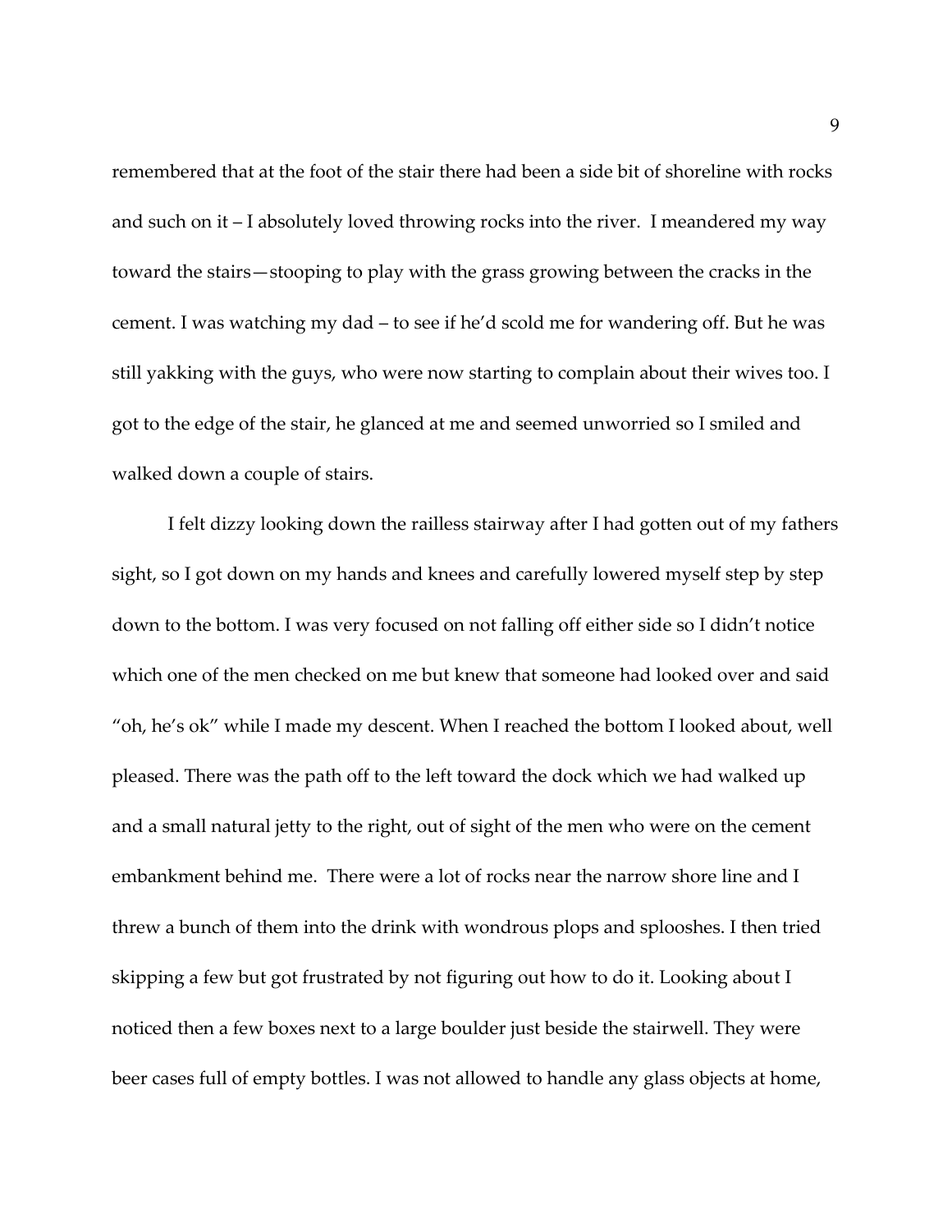remembered that at the foot of the stair there had been a side bit of shoreline with rocks and such on it – I absolutely loved throwing rocks into the river. I meandered my way toward the stairs—stooping to play with the grass growing between the cracks in the cement. I was watching my dad – to see if he'd scold me for wandering off. But he was still yakking with the guys, who were now starting to complain about their wives too. I got to the edge of the stair, he glanced at me and seemed unworried so I smiled and walked down a couple of stairs.

I felt dizzy looking down the railless stairway after I had gotten out of my fathers sight, so I got down on my hands and knees and carefully lowered myself step by step down to the bottom. I was very focused on not falling off either side so I didn't notice which one of the men checked on me but knew that someone had looked over and said "oh, he's ok" while I made my descent. When I reached the bottom I looked about, well pleased. There was the path off to the left toward the dock which we had walked up and a small natural jetty to the right, out of sight of the men who were on the cement embankment behind me. There were a lot of rocks near the narrow shore line and I threw a bunch of them into the drink with wondrous plops and splooshes. I then tried skipping a few but got frustrated by not figuring out how to do it. Looking about I noticed then a few boxes next to a large boulder just beside the stairwell. They were beer cases full of empty bottles. I was not allowed to handle any glass objects at home,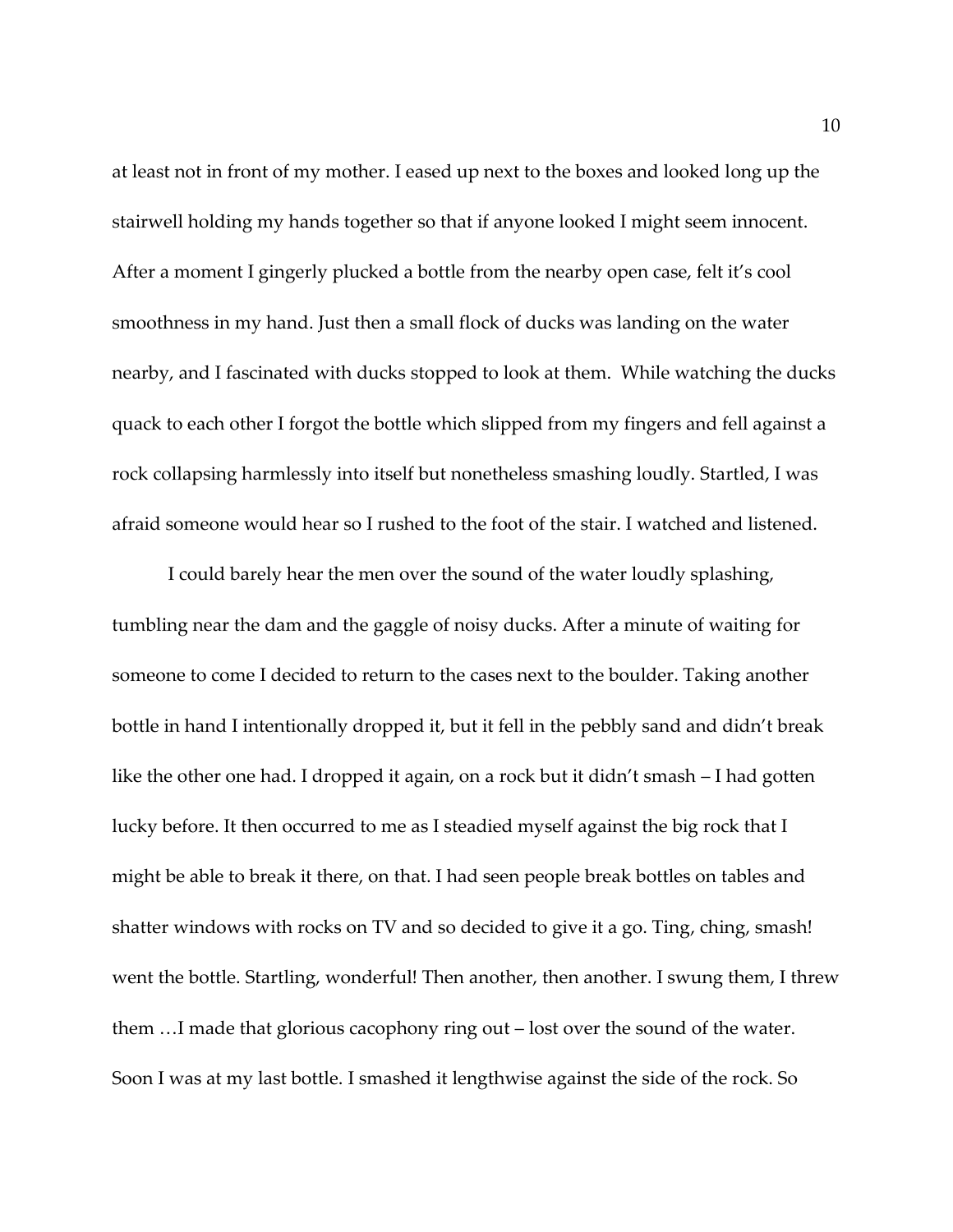at least not in front of my mother. I eased up next to the boxes and looked long up the stairwell holding my hands together so that if anyone looked I might seem innocent. After a moment I gingerly plucked a bottle from the nearby open case, felt it's cool smoothness in my hand. Just then a small flock of ducks was landing on the water nearby, and I fascinated with ducks stopped to look at them. While watching the ducks quack to each other I forgot the bottle which slipped from my fingers and fell against a rock collapsing harmlessly into itself but nonetheless smashing loudly. Startled, I was afraid someone would hear so I rushed to the foot of the stair. I watched and listened.

I could barely hear the men over the sound of the water loudly splashing, tumbling near the dam and the gaggle of noisy ducks. After a minute of waiting for someone to come I decided to return to the cases next to the boulder. Taking another bottle in hand I intentionally dropped it, but it fell in the pebbly sand and didn't break like the other one had. I dropped it again, on a rock but it didn't smash – I had gotten lucky before. It then occurred to me as I steadied myself against the big rock that I might be able to break it there, on that. I had seen people break bottles on tables and shatter windows with rocks on TV and so decided to give it a go. Ting, ching, smash! went the bottle. Startling, wonderful! Then another, then another. I swung them, I threw them …I made that glorious cacophony ring out – lost over the sound of the water. Soon I was at my last bottle. I smashed it lengthwise against the side of the rock. So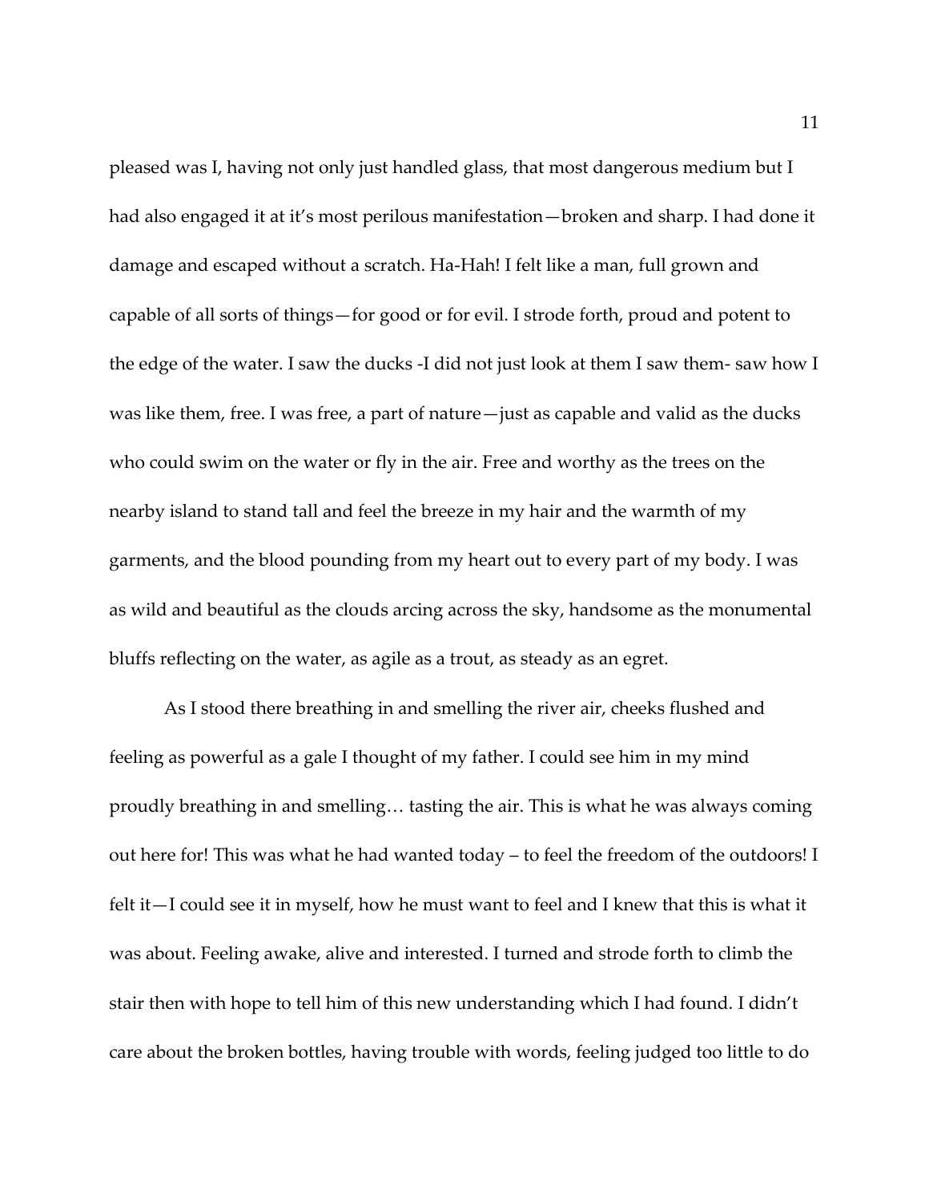pleased was I, having not only just handled glass, that most dangerous medium but I had also engaged it at it's most perilous manifestation—broken and sharp. I had done it damage and escaped without a scratch. Ha-Hah! I felt like a man, full grown and capable of all sorts of things—for good or for evil. I strode forth, proud and potent to the edge of the water. I saw the ducks -I did not just look at them I saw them- saw how I was like them, free. I was free, a part of nature—just as capable and valid as the ducks who could swim on the water or fly in the air. Free and worthy as the trees on the nearby island to stand tall and feel the breeze in my hair and the warmth of my garments, and the blood pounding from my heart out to every part of my body. I was as wild and beautiful as the clouds arcing across the sky, handsome as the monumental bluffs reflecting on the water, as agile as a trout, as steady as an egret.

As I stood there breathing in and smelling the river air, cheeks flushed and feeling as powerful as a gale I thought of my father. I could see him in my mind proudly breathing in and smelling… tasting the air. This is what he was always coming out here for! This was what he had wanted today – to feel the freedom of the outdoors! I felt it—I could see it in myself, how he must want to feel and I knew that this is what it was about. Feeling awake, alive and interested. I turned and strode forth to climb the stair then with hope to tell him of this new understanding which I had found. I didn't care about the broken bottles, having trouble with words, feeling judged too little to do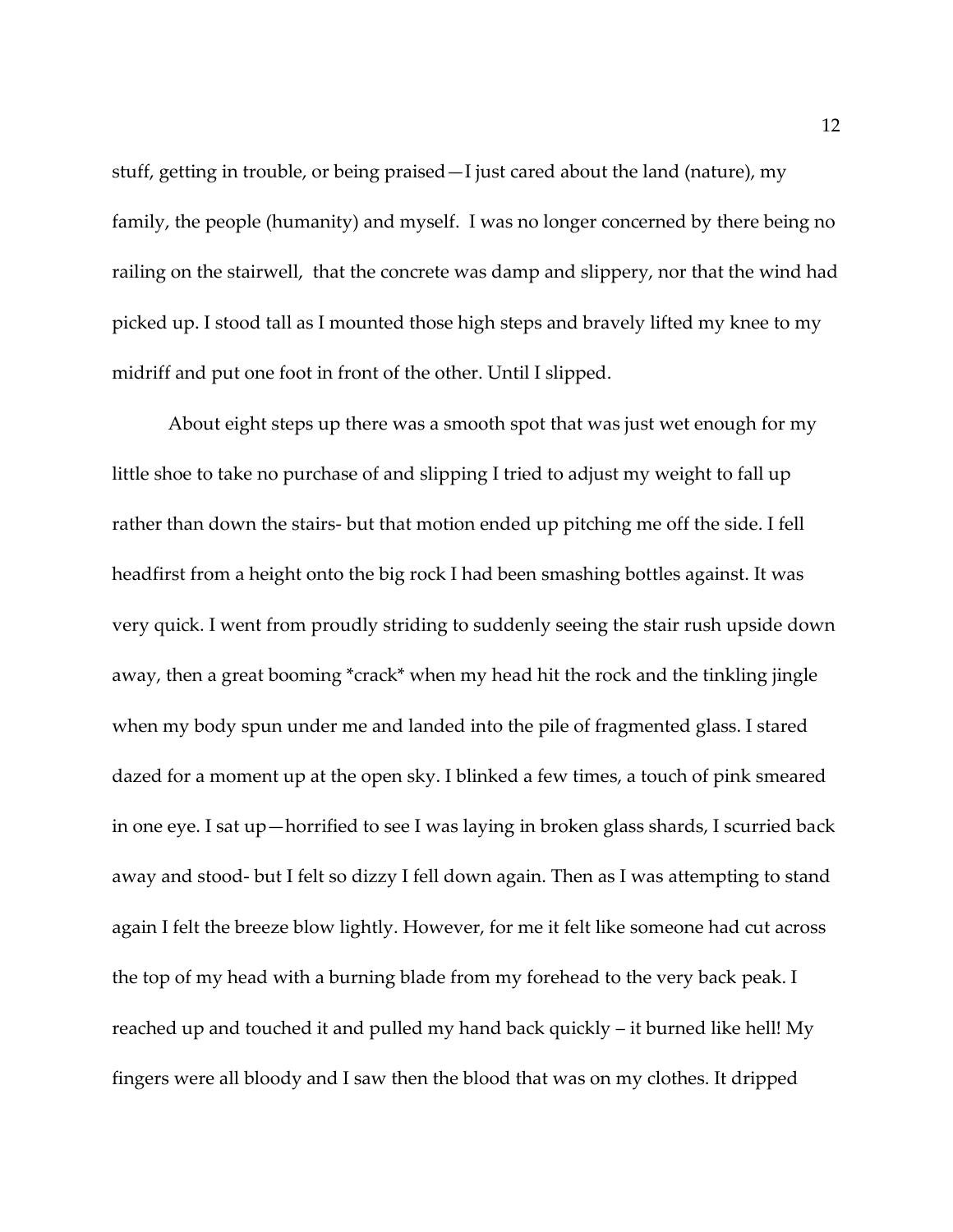stuff, getting in trouble, or being praised—I just cared about the land (nature), my family, the people (humanity) and myself.  I was no longer concerned by there being no railing on the stairwell,  that the concrete was damp and slippery, nor that the wind had picked up. I stood tall as I mounted those high steps and bravely lifted my knee to my midriff and put one foot in front of the other. Until I slipped.

About eight steps up there was a smooth spot that was just wet enough for my little shoe to take no purchase of and slipping I tried to adjust my weight to fall up rather than down the stairs- but that motion ended up pitching me off the side. I fell headfirst from a height onto the big rock I had been smashing bottles against. It was very quick. I went from proudly striding to suddenly seeing the stair rush upside down away, then a great booming *crack* when my head hit the rock and the tinkling jingle when my body spun under me and landed into the pile of fragmented glass. I stared dazed for a moment up at the open sky. I blinked a few times, a touch of pink smeared in one eye. I sat up—horrified to see I was laying in broken glass shards, I scurried back away and stood- but I felt so dizzy I fell down again. Then as I was attempting to stand again I felt the breeze blow lightly. However, for me it felt like someone had cut across the top of my head with a burning blade from my forehead to the very back peak. I reached up and touched it and pulled my hand back quickly – it burned like hell! My fingers were all bloody and I saw then the blood that was on my clothes. It dripped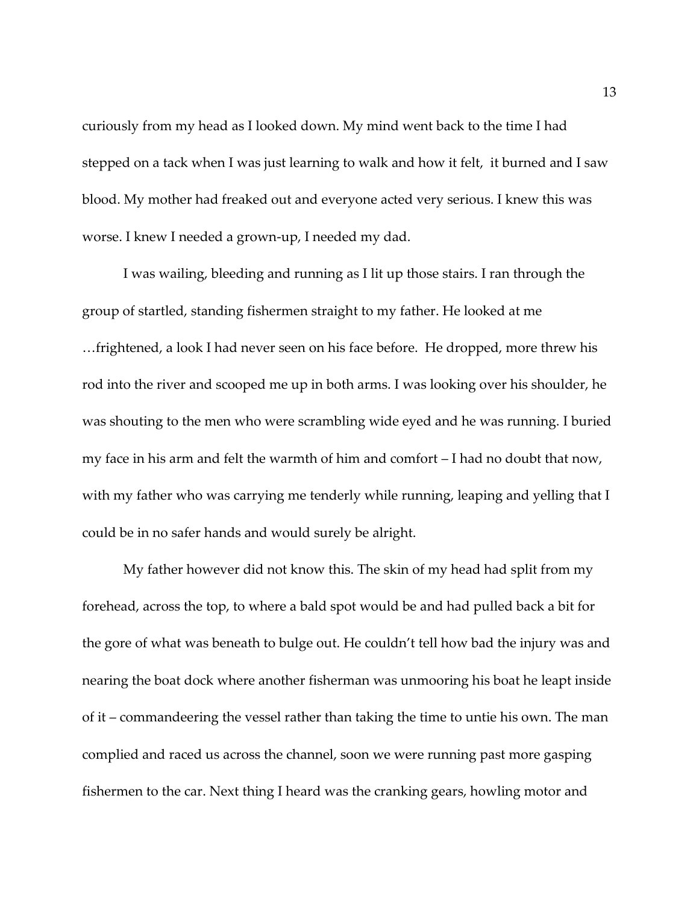curiously from my head as I looked down. My mind went back to the time I had stepped on a tack when I was just learning to walk and how it felt,  it burned and I saw blood. My mother had freaked out and everyone acted very serious. I knew this was worse. I knew I needed a grown-up, I needed my dad.

I was wailing, bleeding and running as I lit up those stairs. I ran through the group of startled, standing fishermen straight to my father. He looked at me …frightened, a look I had never seen on his face before.  He dropped, more threw his rod into the river and scooped me up in both arms. I was looking over his shoulder, he was shouting to the men who were scrambling wide eyed and he was running. I buried my face in his arm and felt the warmth of him and comfort – I had no doubt that now, with my father who was carrying me tenderly while running, leaping and yelling that I could be in no safer hands and would surely be alright.

My father however did not know this. The skin of my head had split from my forehead, across the top, to where a bald spot would be and had pulled back a bit for the gore of what was beneath to bulge out. He couldn't tell how bad the injury was and nearing the boat dock where another fisherman was unmooring his boat he leapt inside of it – commandeering the vessel rather than taking the time to untie his own. The man complied and raced us across the channel, soon we were running past more gasping fishermen to the car. Next thing I heard was the cranking gears, howling motor and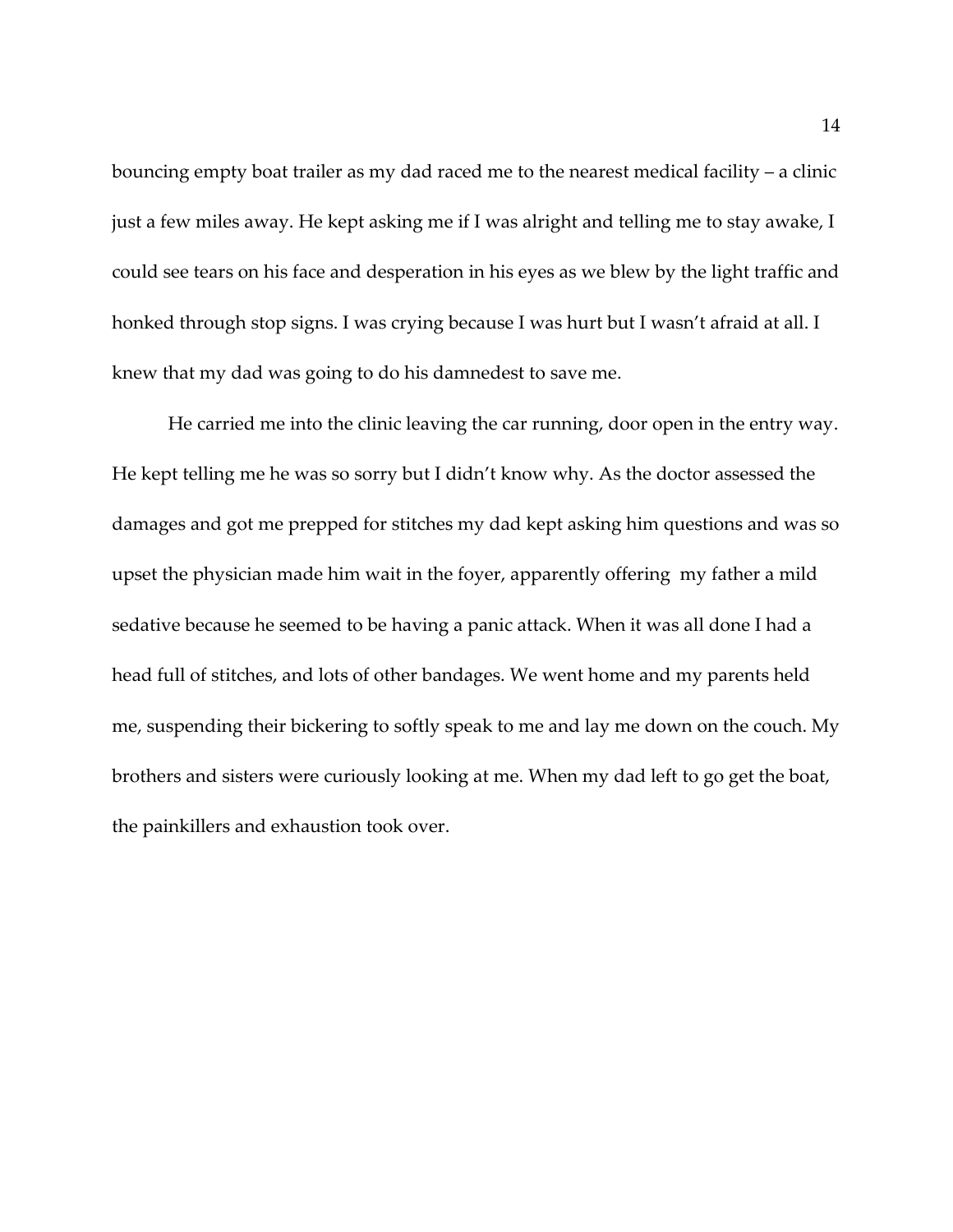bouncing empty boat trailer as my dad raced me to the nearest medical facility – a clinic just a few miles away. He kept asking me if I was alright and telling me to stay awake, I could see tears on his face and desperation in his eyes as we blew by the light traffic and honked through stop signs. I was crying because I was hurt but I wasn't afraid at all. I knew that my dad was going to do his damnedest to save me.

He carried me into the clinic leaving the car running, door open in the entry way. He kept telling me he was so sorry but I didn't know why. As the doctor assessed the damages and got me prepped for stitches my dad kept asking him questions and was so upset the physician made him wait in the foyer, apparently offering  my father a mild sedative because he seemed to be having a panic attack. When it was all done I had a head full of stitches, and lots of other bandages. We went home and my parents held me, suspending their bickering to softly speak to me and lay me down on the couch. My brothers and sisters were curiously looking at me. When my dad left to go get the boat, the painkillers and exhaustion took over.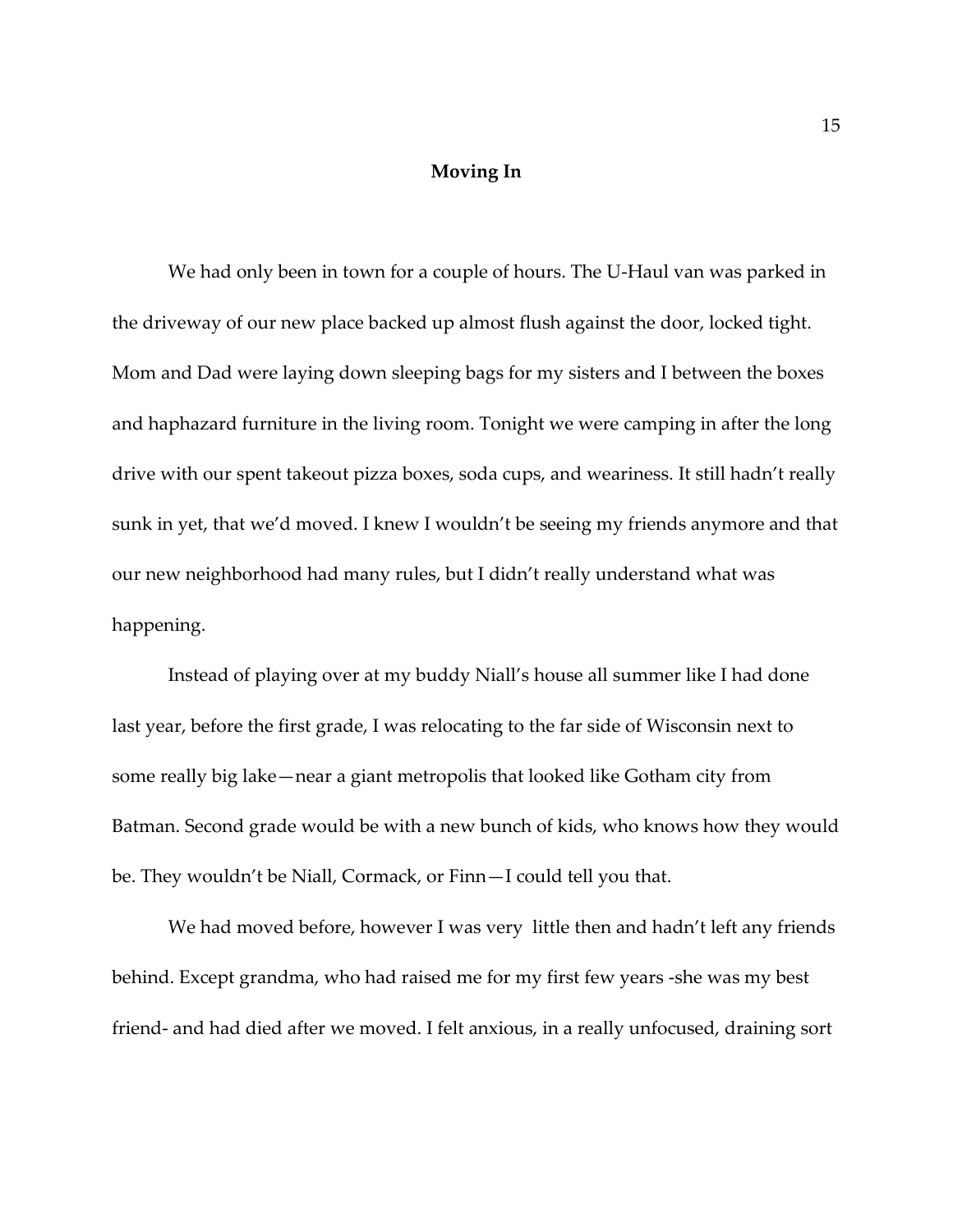## Moving In

We had only been in town for a couple of hours. The U-Haul van was parked in the driveway of our new place backed up almost flush against the door, locked tight. Mom and Dad were laying down sleeping bags for my sisters and I between the boxes and haphazard furniture in the living room. Tonight we were camping in after the long drive with our spent takeout pizza boxes, soda cups, and weariness. It still hadn't really sunk in yet, that we'd moved. I knew I wouldn't be seeing my friends anymore and that our new neighborhood had many rules, but I didn't really understand what was happening.

Instead of playing over at my buddy Niall's house all summer like I had done last year, before the first grade, I was relocating to the far side of Wisconsin next to some really big lake—near a giant metropolis that looked like Gotham city from Batman. Second grade would be with a new bunch of kids, who knows how they would be. They wouldn't be Niall, Cormack, or Finn—I could tell you that.

We had moved before, however I was very little then and hadn't left any friends behind. Except grandma, who had raised me for my first few years -she was my best friend- and had died after we moved. I felt anxious, in a really unfocused, draining sort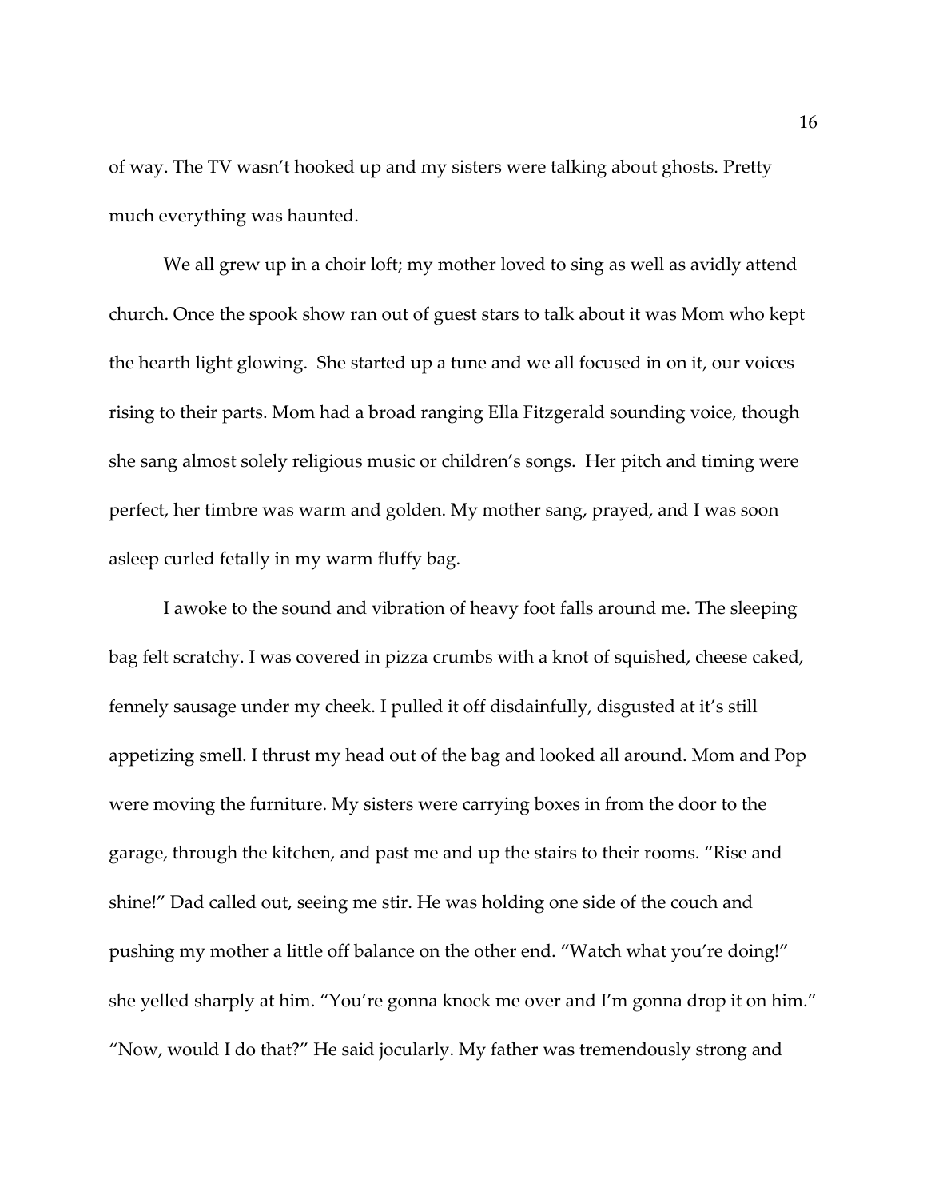of way. The TV wasn't hooked up and my sisters were talking about ghosts. Pretty much everything was haunted.

We all grew up in a choir loft; my mother loved to sing as well as avidly attend church. Once the spook show ran out of guest stars to talk about it was Mom who kept the hearth light glowing.  She started up a tune and we all focused in on it, our voices rising to their parts. Mom had a broad ranging Ella Fitzgerald sounding voice, though she sang almost solely religious music or children's songs.  Her pitch and timing were perfect, her timbre was warm and golden. My mother sang, prayed, and I was soon asleep curled fetally in my warm fluffy bag.

I awoke to the sound and vibration of heavy foot falls around me. The sleeping bag felt scratchy. I was covered in pizza crumbs with a knot of squished, cheese caked, fennely sausage under my cheek. I pulled it off disdainfully, disgusted at it's still appetizing smell. I thrust my head out of the bag and looked all around. Mom and Pop were moving the furniture. My sisters were carrying boxes in from the door to the garage, through the kitchen, and past me and up the stairs to their rooms. "Rise and shine!" Dad called out, seeing me stir. He was holding one side of the couch and pushing my mother a little off balance on the other end. "Watch what you're doing!" she yelled sharply at him. "You're gonna knock me over and I'm gonna drop it on him." "Now, would I do that?" He said jocularly. My father was tremendously strong and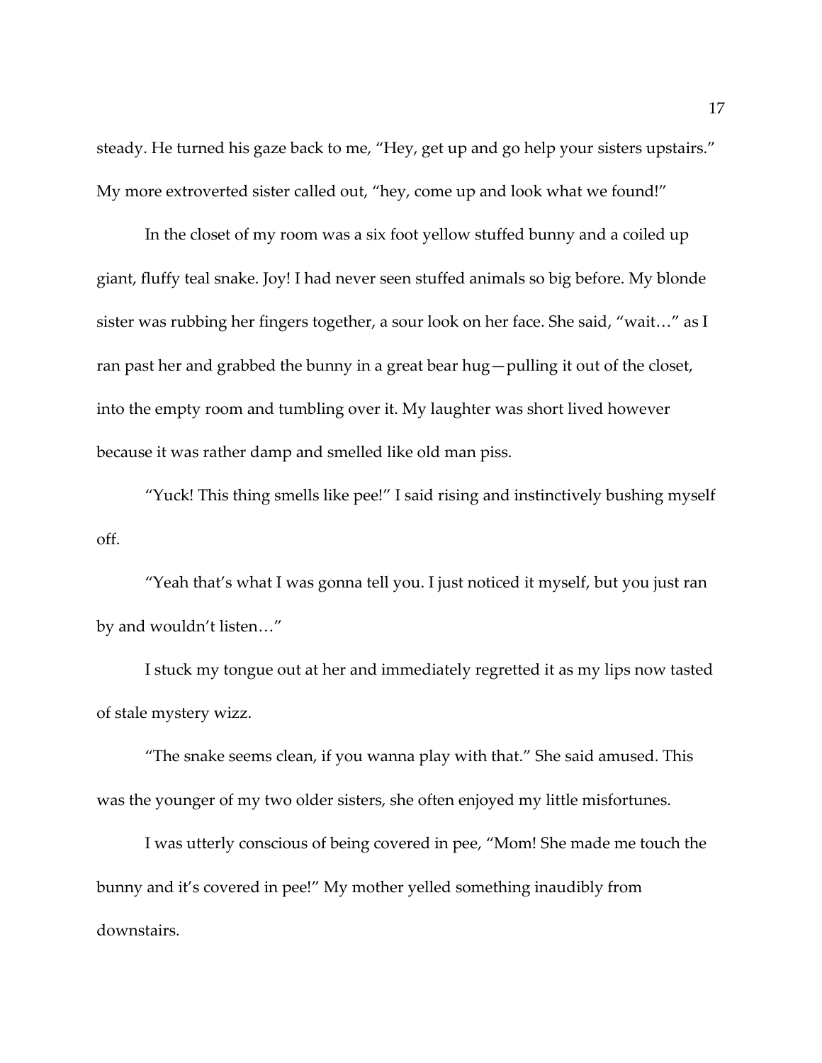steady. He turned his gaze back to me, "Hey, get up and go help your sisters upstairs." My more extroverted sister called out, "hey, come up and look what we found!"

In the closet of my room was a six foot yellow stuffed bunny and a coiled up giant, fluffy teal snake. Joy! I had never seen stuffed animals so big before. My blonde sister was rubbing her fingers together, a sour look on her face. She said, "wait…" as I ran past her and grabbed the bunny in a great bear hug—pulling it out of the closet, into the empty room and tumbling over it. My laughter was short lived however because it was rather damp and smelled like old man piss.

"Yuck! This thing smells like pee!" I said rising and instinctively bushing myself off.

"Yeah that's what I was gonna tell you. I just noticed it myself, but you just ran by and wouldn't listen…"

I stuck my tongue out at her and immediately regretted it as my lips now tasted of stale mystery wizz.

"The snake seems clean, if you wanna play with that." She said amused. This was the younger of my two older sisters, she often enjoyed my little misfortunes.

I was utterly conscious of being covered in pee, "Mom! She made me touch the bunny and it's covered in pee!" My mother yelled something inaudibly from downstairs.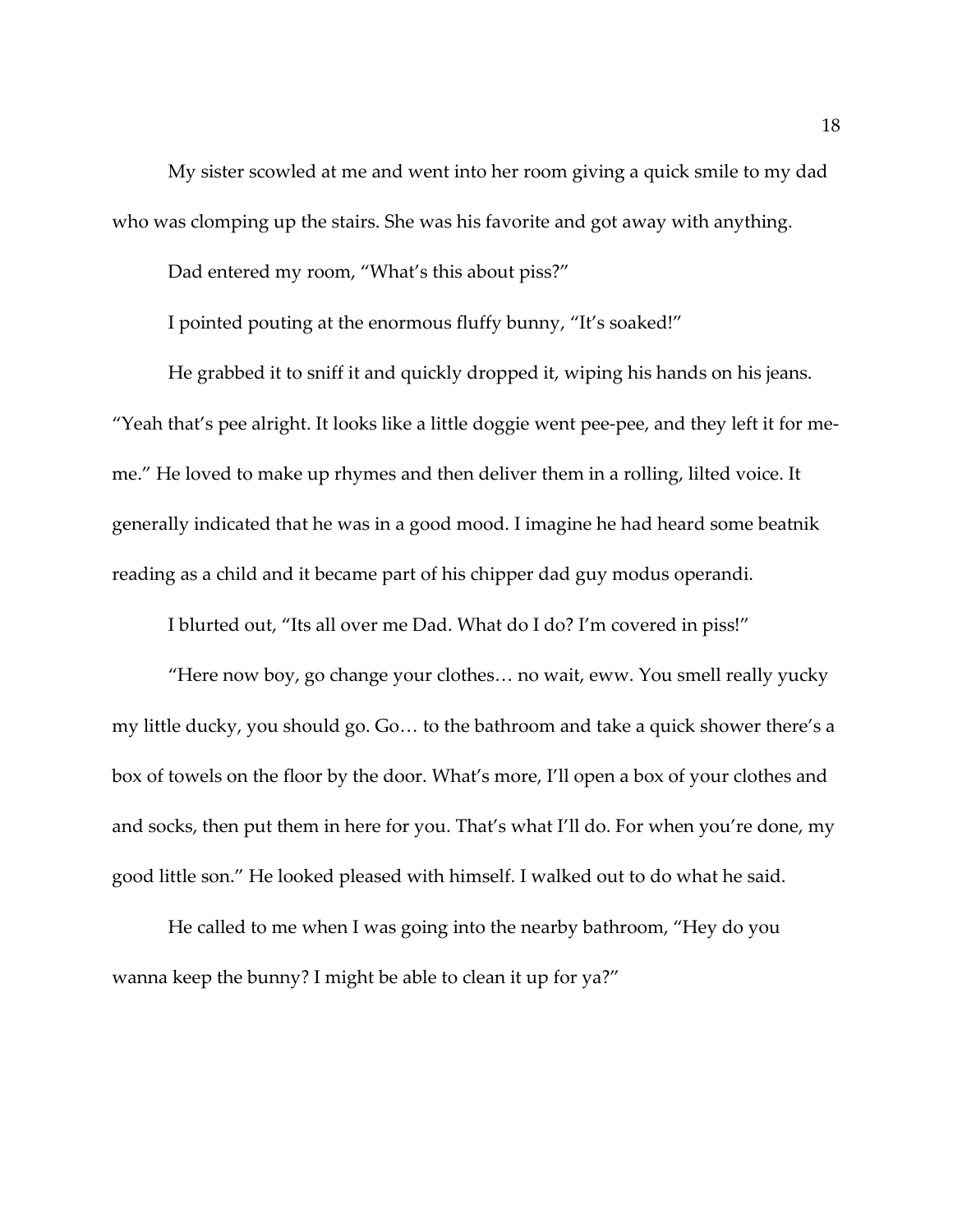My sister scowled at me and went into her room giving a quick smile to my dad who was clomping up the stairs. She was his favorite and got away with anything.

Dad entered my room, “What’s this about piss?”

I pointed pouting at the enormous fluffy bunny, “It’s soaked!”

He grabbed it to sniff it and quickly dropped it, wiping his hands on his jeans. “Yeah that’s pee alright. It looks like a little doggie went pee-pee, and they left it for me-me.” He loved to make up rhymes and then deliver them in a rolling, lilted voice. It generally indicated that he was in a good mood. I imagine he had heard some beatnik reading as a child and it became part of his chipper dad guy modus operandi.

I blurted out, “Its all over me Dad. What do I do? I’m covered in piss!”

“Here now boy, go change your clothes… no wait, eww. You smell really yucky my little ducky, you should go. Go… to the bathroom and take a quick shower there’s a box of towels on the floor by the door. What’s more, I’ll open a box of your clothes and and socks, then put them in here for you. That’s what I’ll do. For when you’re done, my good little son.” He looked pleased with himself. I walked out to do what he said.

He called to me when I was going into the nearby bathroom, “Hey do you wanna keep the bunny? I might be able to clean it up for ya?”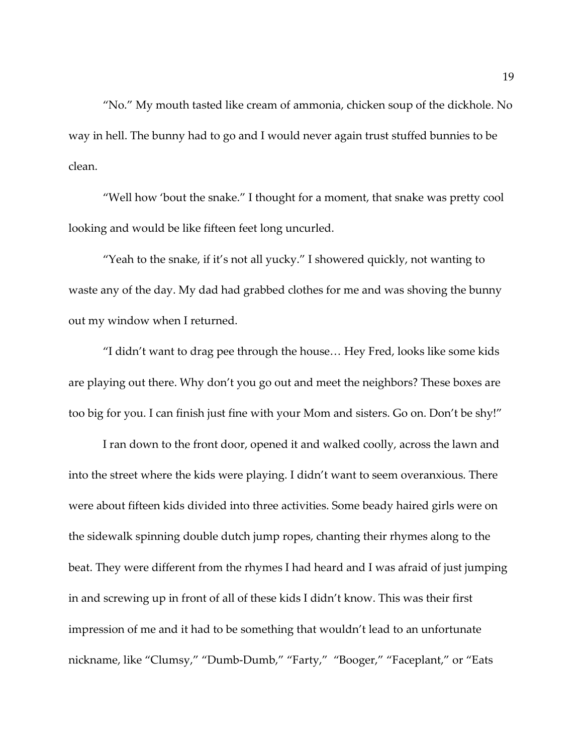"No." My mouth tasted like cream of ammonia, chicken soup of the dickhole. No way in hell. The bunny had to go and I would never again trust stuffed bunnies to be clean.

"Well how 'bout the snake." I thought for a moment, that snake was pretty cool looking and would be like fifteen feet long uncurled.

"Yeah to the snake, if it's not all yucky." I showered quickly, not wanting to waste any of the day. My dad had grabbed clothes for me and was shoving the bunny out my window when I returned.

"I didn't want to drag pee through the house… Hey Fred, looks like some kids are playing out there. Why don't you go out and meet the neighbors? These boxes are too big for you. I can finish just fine with your Mom and sisters. Go on. Don't be shy!"

I ran down to the front door, opened it and walked coolly, across the lawn and into the street where the kids were playing. I didn't want to seem overanxious. There were about fifteen kids divided into three activities. Some beady haired girls were on the sidewalk spinning double dutch jump ropes, chanting their rhymes along to the beat. They were different from the rhymes I had heard and I was afraid of just jumping in and screwing up in front of all of these kids I didn't know. This was their first impression of me and it had to be something that wouldn't lead to an unfortunate nickname, like "Clumsy," "Dumb-Dumb," "Farty," "Booger," "Faceplant," or "Eats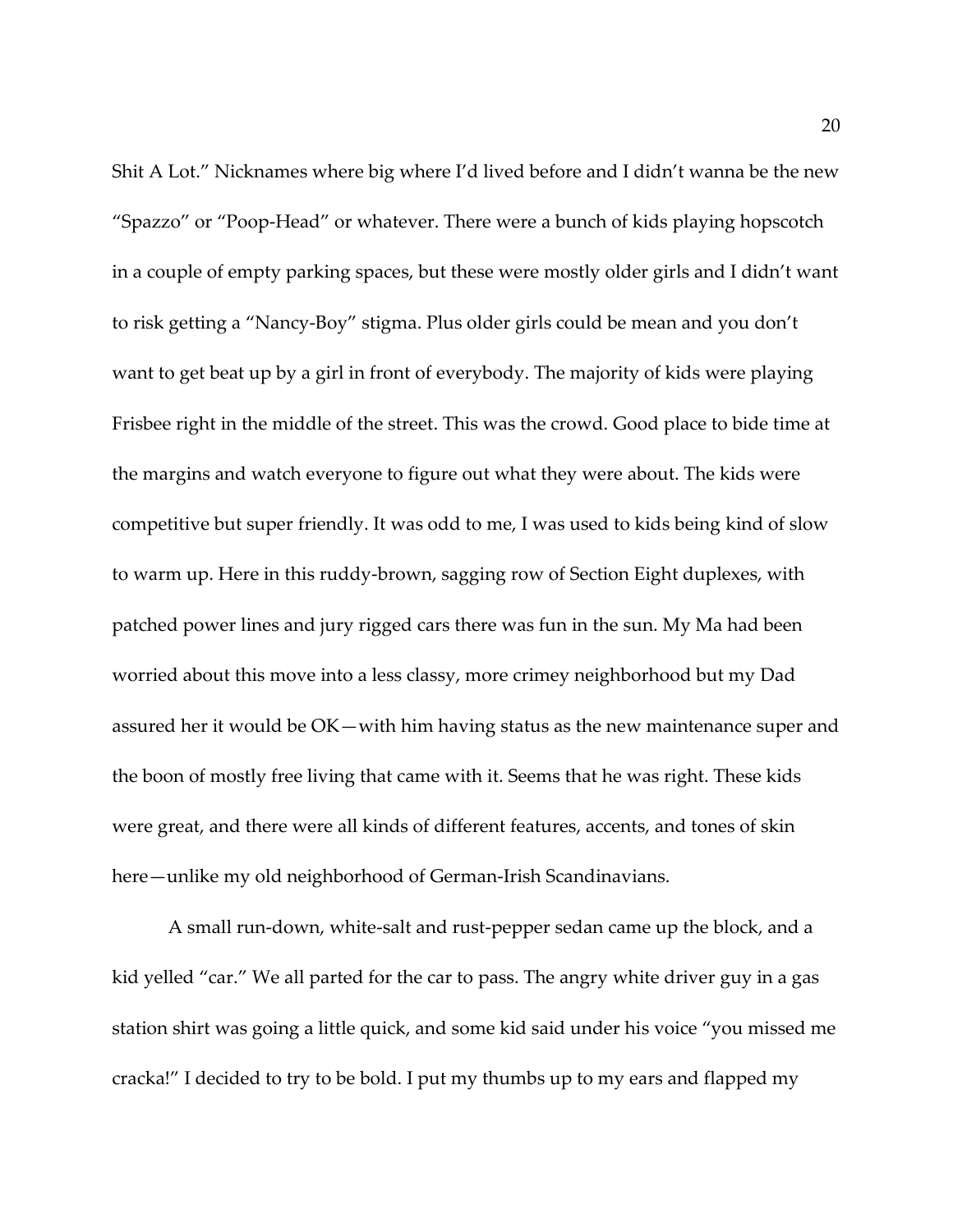Shit A Lot." Nicknames where big where I'd lived before and I didn't wanna be the new "Spazzo" or "Poop-Head" or whatever. There were a bunch of kids playing hopscotch in a couple of empty parking spaces, but these were mostly older girls and I didn't want to risk getting a "Nancy-Boy" stigma. Plus older girls could be mean and you don't want to get beat up by a girl in front of everybody. The majority of kids were playing Frisbee right in the middle of the street. This was the crowd. Good place to bide time at the margins and watch everyone to figure out what they were about. The kids were competitive but super friendly. It was odd to me, I was used to kids being kind of slow to warm up. Here in this ruddy-brown, sagging row of Section Eight duplexes, with patched power lines and jury rigged cars there was fun in the sun. My Ma had been worried about this move into a less classy, more crimey neighborhood but my Dad assured her it would be OK—with him having status as the new maintenance super and the boon of mostly free living that came with it. Seems that he was right. These kids were great, and there were all kinds of different features, accents, and tones of skin here—unlike my old neighborhood of German-Irish Scandinavians.

A small run-down, white-salt and rust-pepper sedan came up the block, and a kid yelled "car." We all parted for the car to pass. The angry white driver guy in a gas station shirt was going a little quick, and some kid said under his voice "you missed me cracka!" I decided to try to be bold. I put my thumbs up to my ears and flapped my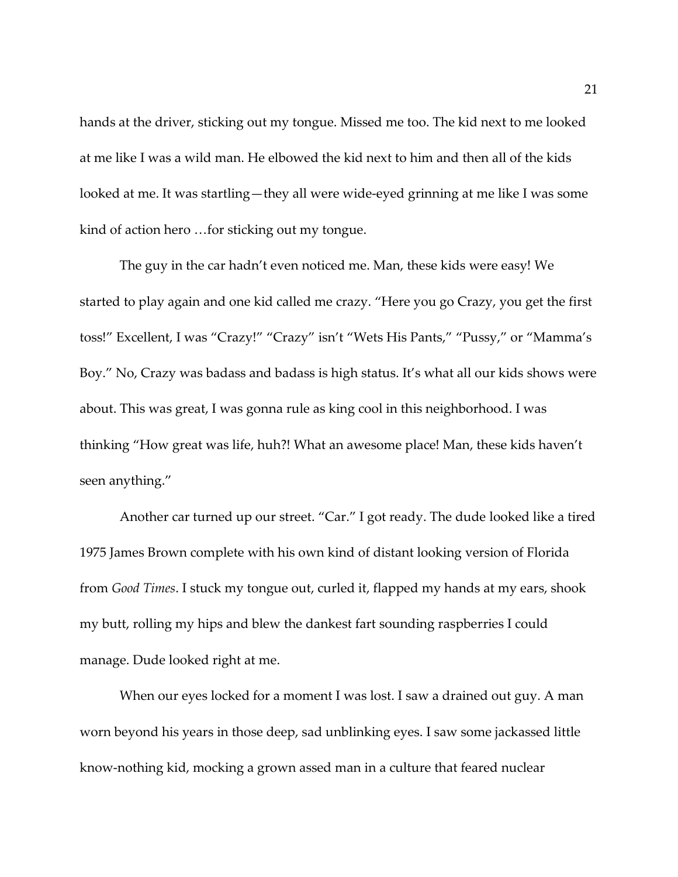hands at the driver, sticking out my tongue. Missed me too. The kid next to me looked at me like I was a wild man. He elbowed the kid next to him and then all of the kids looked at me. It was startling—they all were wide-eyed grinning at me like I was some kind of action hero …for sticking out my tongue.

The guy in the car hadn't even noticed me. Man, these kids were easy! We started to play again and one kid called me crazy. "Here you go Crazy, you get the first toss!" Excellent, I was "Crazy!" "Crazy" isn't "Wets His Pants," "Pussy," or "Mamma's Boy." No, Crazy was badass and badass is high status. It's what all our kids shows were about. This was great, I was gonna rule as king cool in this neighborhood. I was thinking "How great was life, huh?! What an awesome place! Man, these kids haven't seen anything."

Another car turned up our street. "Car." I got ready. The dude looked like a tired 1975 James Brown complete with his own kind of distant looking version of Florida from *Good Times*. I stuck my tongue out, curled it, flapped my hands at my ears, shook my butt, rolling my hips and blew the dankest fart sounding raspberries I could manage. Dude looked right at me.

When our eyes locked for a moment I was lost. I saw a drained out guy. A man worn beyond his years in those deep, sad unblinking eyes. I saw some jackassed little know-nothing kid, mocking a grown assed man in a culture that feared nuclear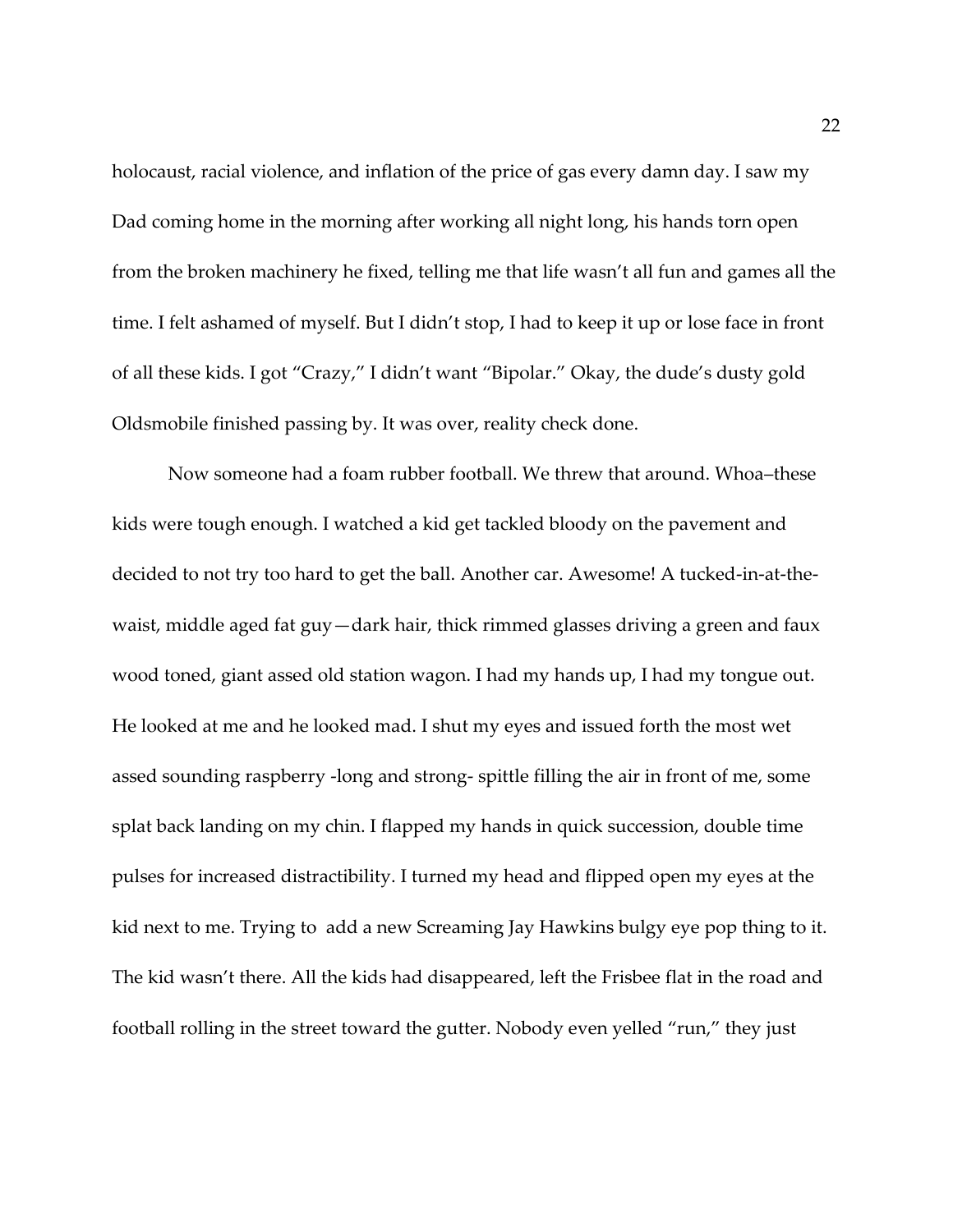holocaust, racial violence, and inflation of the price of gas every damn day. I saw my Dad coming home in the morning after working all night long, his hands torn open from the broken machinery he fixed, telling me that life wasn't all fun and games all the time. I felt ashamed of myself. But I didn't stop, I had to keep it up or lose face in front of all these kids. I got "Crazy," I didn't want "Bipolar." Okay, the dude's dusty gold Oldsmobile finished passing by. It was over, reality check done.

Now someone had a foam rubber football. We threw that around. Whoa–these kids were tough enough. I watched a kid get tackled bloody on the pavement and decided to not try too hard to get the ball. Another car. Awesome! A tucked-in-at-the-waist, middle aged fat guy—dark hair, thick rimmed glasses driving a green and faux wood toned, giant assed old station wagon. I had my hands up, I had my tongue out. He looked at me and he looked mad. I shut my eyes and issued forth the most wet assed sounding raspberry -long and strong- spittle filling the air in front of me, some splat back landing on my chin. I flapped my hands in quick succession, double time pulses for increased distractibility. I turned my head and flipped open my eyes at the kid next to me. Trying to add a new Screaming Jay Hawkins bulgy eye pop thing to it. The kid wasn't there. All the kids had disappeared, left the Frisbee flat in the road and football rolling in the street toward the gutter. Nobody even yelled "run," they just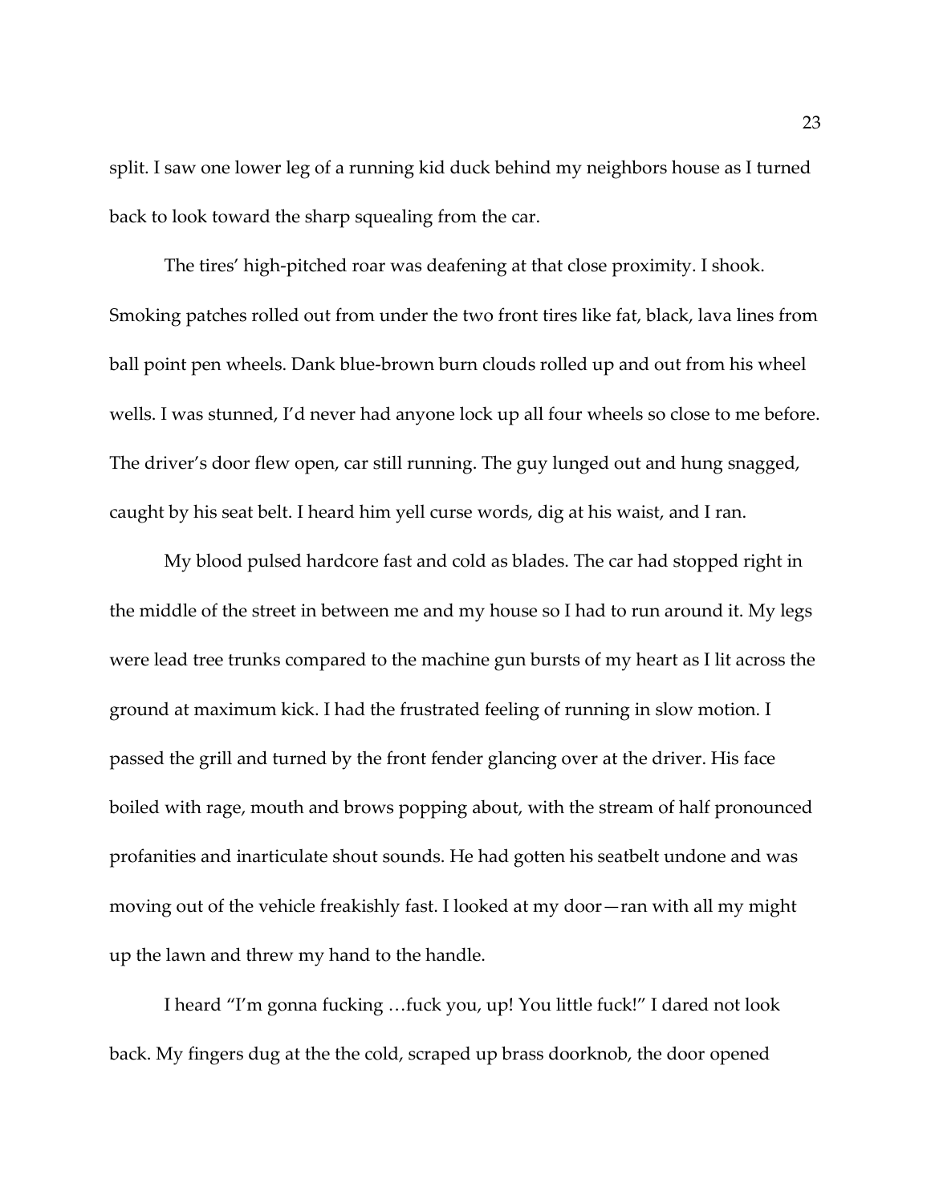split. I saw one lower leg of a running kid duck behind my neighbors house as I turned back to look toward the sharp squealing from the car.

The tires' high-pitched roar was deafening at that close proximity. I shook. Smoking patches rolled out from under the two front tires like fat, black, lava lines from ball point pen wheels. Dank blue-brown burn clouds rolled up and out from his wheel wells. I was stunned, I'd never had anyone lock up all four wheels so close to me before. The driver's door flew open, car still running. The guy lunged out and hung snagged, caught by his seat belt. I heard him yell curse words, dig at his waist, and I ran.

My blood pulsed hardcore fast and cold as blades. The car had stopped right in the middle of the street in between me and my house so I had to run around it. My legs were lead tree trunks compared to the machine gun bursts of my heart as I lit across the ground at maximum kick. I had the frustrated feeling of running in slow motion. I passed the grill and turned by the front fender glancing over at the driver. His face boiled with rage, mouth and brows popping about, with the stream of half pronounced profanities and inarticulate shout sounds. He had gotten his seatbelt undone and was moving out of the vehicle freakishly fast. I looked at my door—ran with all my might up the lawn and threw my hand to the handle.

I heard "I'm gonna fucking …fuck you, up! You little fuck!" I dared not look back. My fingers dug at the the cold, scraped up brass doorknob, the door opened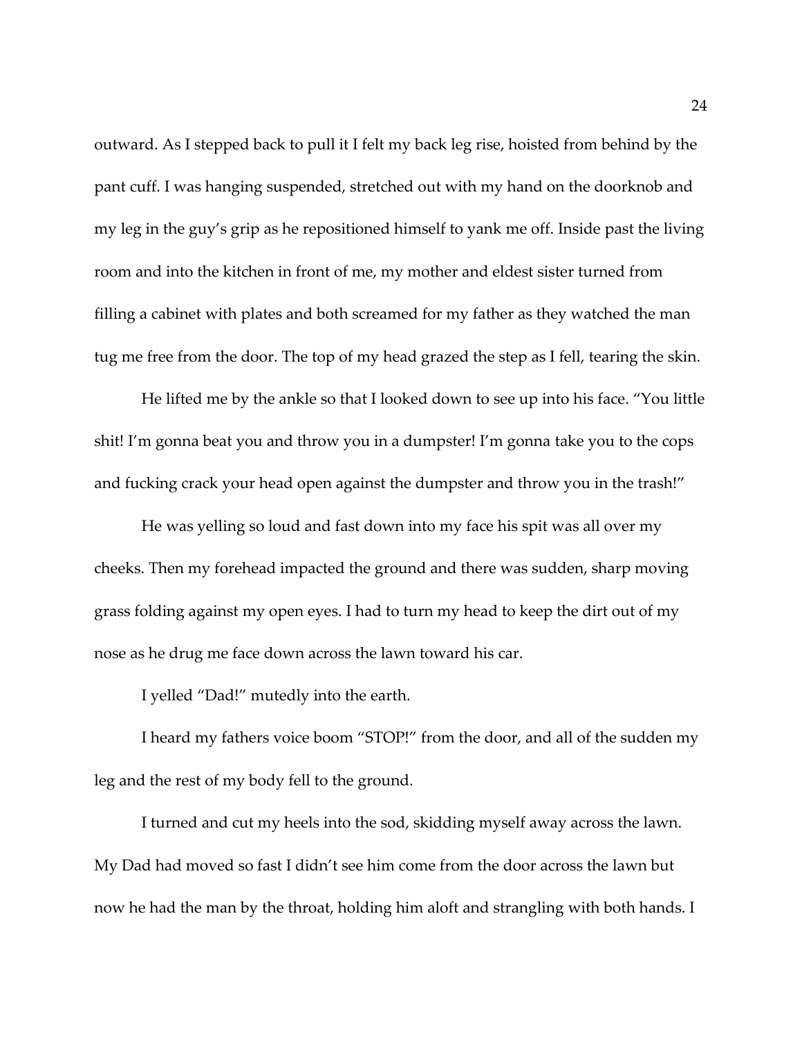outward. As I stepped back to pull it I felt my back leg rise, hoisted from behind by the pant cuff. I was hanging suspended, stretched out with my hand on the doorknob and my leg in the guy's grip as he repositioned himself to yank me off. Inside past the living room and into the kitchen in front of me, my mother and eldest sister turned from filling a cabinet with plates and both screamed for my father as they watched the man tug me free from the door. The top of my head grazed the step as I fell, tearing the skin.

He lifted me by the ankle so that I looked down to see up into his face. "You little shit! I'm gonna beat you and throw you in a dumpster! I'm gonna take you to the cops and fucking crack your head open against the dumpster and throw you in the trash!"

He was yelling so loud and fast down into my face his spit was all over my cheeks. Then my forehead impacted the ground and there was sudden, sharp moving grass folding against my open eyes. I had to turn my head to keep the dirt out of my nose as he drug me face down across the lawn toward his car.

I yelled "Dad!" mutedly into the earth.

I heard my fathers voice boom "STOP!" from the door, and all of the sudden my leg and the rest of my body fell to the ground.

I turned and cut my heels into the sod, skidding myself away across the lawn. My Dad had moved so fast I didn't see him come from the door across the lawn but now he had the man by the throat, holding him aloft and strangling with both hands. I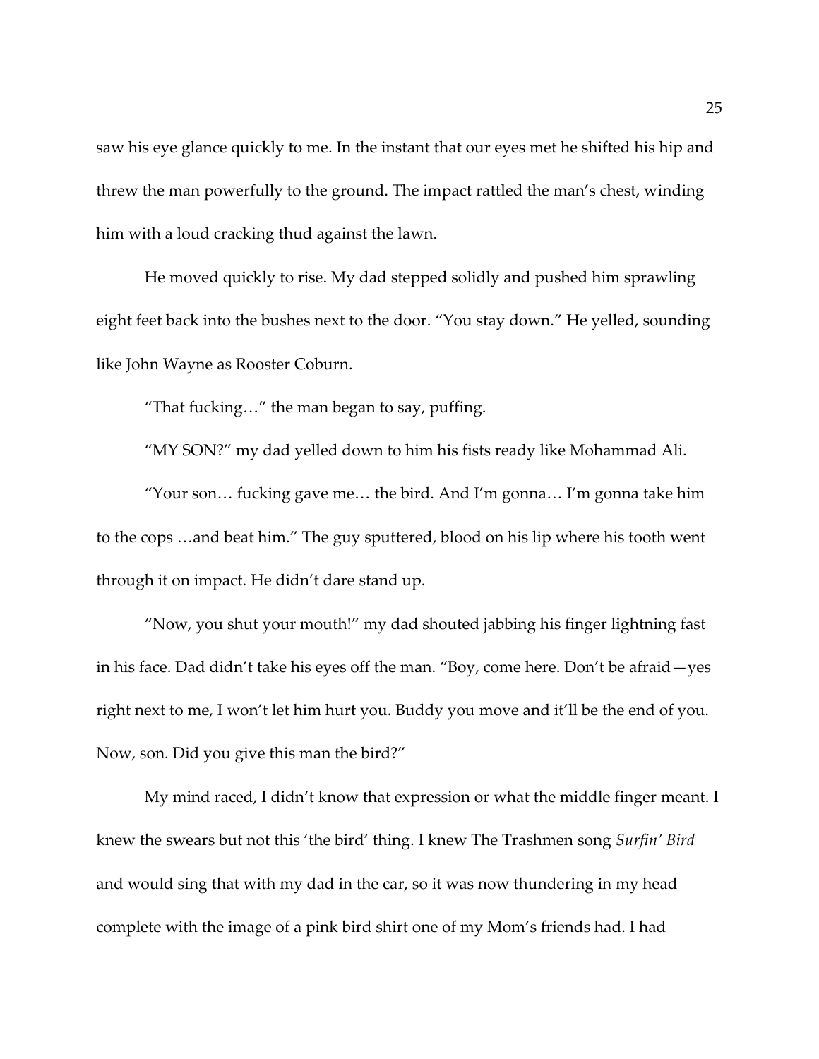saw his eye glance quickly to me. In the instant that our eyes met he shifted his hip and threw the man powerfully to the ground. The impact rattled the man's chest, winding him with a loud cracking thud against the lawn.

He moved quickly to rise. My dad stepped solidly and pushed him sprawling eight feet back into the bushes next to the door. "You stay down." He yelled, sounding like John Wayne as Rooster Coburn.

"That fucking…" the man began to say, puffing.

"MY SON?" my dad yelled down to him his fists ready like Mohammad Ali.

"Your son… fucking gave me… the bird. And I'm gonna… I'm gonna take him to the cops …and beat him." The guy sputtered, blood on his lip where his tooth went through it on impact. He didn't dare stand up.

"Now, you shut your mouth!" my dad shouted jabbing his finger lightning fast in his face. Dad didn't take his eyes off the man. "Boy, come here. Don't be afraid—yes right next to me, I won't let him hurt you. Buddy you move and it'll be the end of you. Now, son. Did you give this man the bird?"

My mind raced, I didn't know that expression or what the middle finger meant. I knew the swears but not this 'the bird' thing. I knew The Trashmen song *Surfin' Bird* and would sing that with my dad in the car, so it was now thundering in my head complete with the image of a pink bird shirt one of my Mom's friends had. I had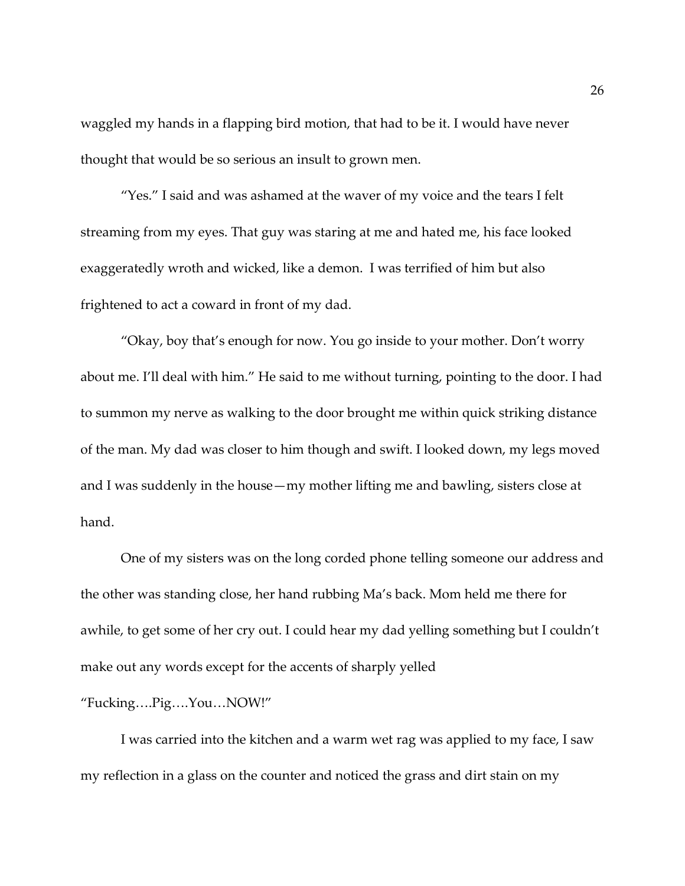waggled my hands in a flapping bird motion, that had to be it. I would have never thought that would be so serious an insult to grown men.

"Yes." I said and was ashamed at the waver of my voice and the tears I felt streaming from my eyes. That guy was staring at me and hated me, his face looked exaggeratedly wroth and wicked, like a demon.  I was terrified of him but also frightened to act a coward in front of my dad.

"Okay, boy that's enough for now. You go inside to your mother. Don't worry about me. I'll deal with him." He said to me without turning, pointing to the door. I had to summon my nerve as walking to the door brought me within quick striking distance of the man. My dad was closer to him though and swift. I looked down, my legs moved and I was suddenly in the house—my mother lifting me and bawling, sisters close at hand.

One of my sisters was on the long corded phone telling someone our address and the other was standing close, her hand rubbing Ma's back. Mom held me there for awhile, to get some of her cry out. I could hear my dad yelling something but I couldn't make out any words except for the accents of sharply yelled "Fucking….Pig….You…NOW!"

I was carried into the kitchen and a warm wet rag was applied to my face, I saw my reflection in a glass on the counter and noticed the grass and dirt stain on my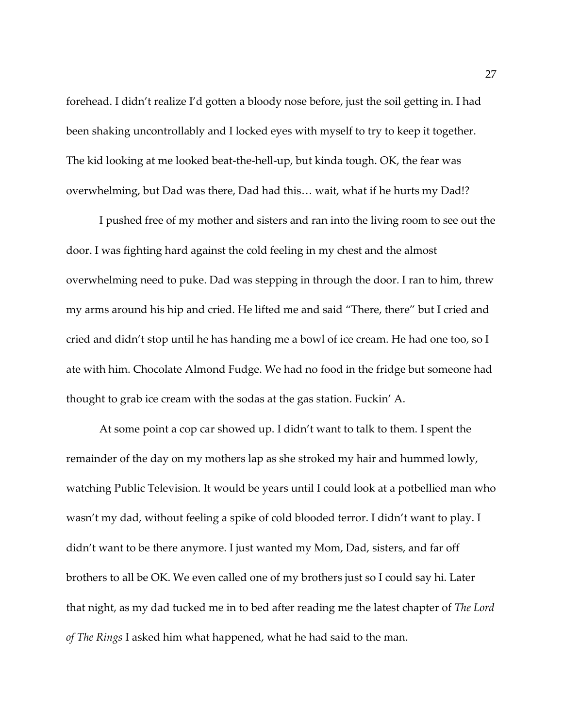forehead. I didn't realize I'd gotten a bloody nose before, just the soil getting in. I had been shaking uncontrollably and I locked eyes with myself to try to keep it together. The kid looking at me looked beat-the-hell-up, but kinda tough. OK, the fear was overwhelming, but Dad was there, Dad had this… wait, what if he hurts my Dad!?

I pushed free of my mother and sisters and ran into the living room to see out the door. I was fighting hard against the cold feeling in my chest and the almost overwhelming need to puke. Dad was stepping in through the door. I ran to him, threw my arms around his hip and cried. He lifted me and said "There, there" but I cried and cried and didn't stop until he has handing me a bowl of ice cream. He had one too, so I ate with him. Chocolate Almond Fudge. We had no food in the fridge but someone had thought to grab ice cream with the sodas at the gas station. Fuckin' A.

At some point a cop car showed up. I didn't want to talk to them. I spent the remainder of the day on my mothers lap as she stroked my hair and hummed lowly, watching Public Television. It would be years until I could look at a potbellied man who wasn't my dad, without feeling a spike of cold blooded terror. I didn't want to play. I didn't want to be there anymore. I just wanted my Mom, Dad, sisters, and far off brothers to all be OK. We even called one of my brothers just so I could say hi. Later that night, as my dad tucked me in to bed after reading me the latest chapter of *The Lord of The Rings* I asked him what happened, what he had said to the man.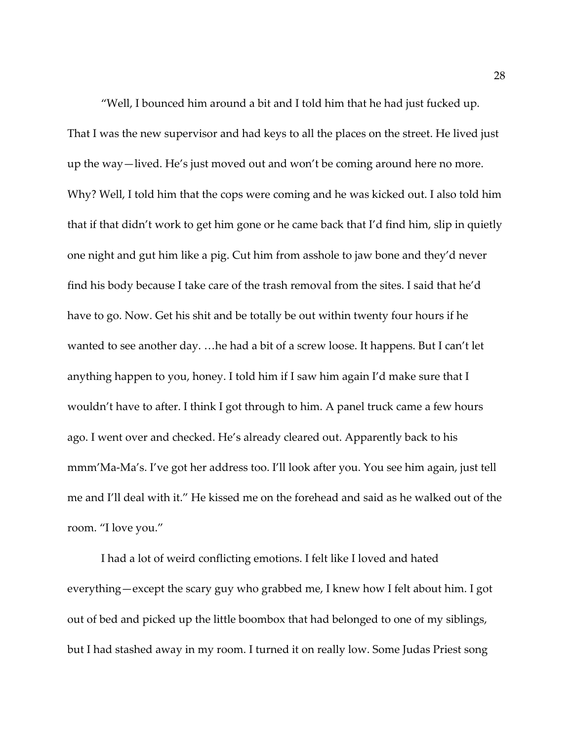"Well, I bounced him around a bit and I told him that he had just fucked up. That I was the new supervisor and had keys to all the places on the street. He lived just up the way—lived. He's just moved out and won't be coming around here no more. Why? Well, I told him that the cops were coming and he was kicked out. I also told him that if that didn't work to get him gone or he came back that I'd find him, slip in quietly one night and gut him like a pig. Cut him from asshole to jaw bone and they'd never find his body because I take care of the trash removal from the sites. I said that he'd have to go. Now. Get his shit and be totally be out within twenty four hours if he wanted to see another day. …he had a bit of a screw loose. It happens. But I can't let anything happen to you, honey. I told him if I saw him again I'd make sure that I wouldn't have to after. I think I got through to him. A panel truck came a few hours ago. I went over and checked. He's already cleared out. Apparently back to his mmm'Ma-Ma's. I've got her address too. I'll look after you. You see him again, just tell me and I'll deal with it." He kissed me on the forehead and said as he walked out of the room. "I love you."

I had a lot of weird conflicting emotions. I felt like I loved and hated everything—except the scary guy who grabbed me, I knew how I felt about him. I got out of bed and picked up the little boombox that had belonged to one of my siblings, but I had stashed away in my room. I turned it on really low. Some Judas Priest song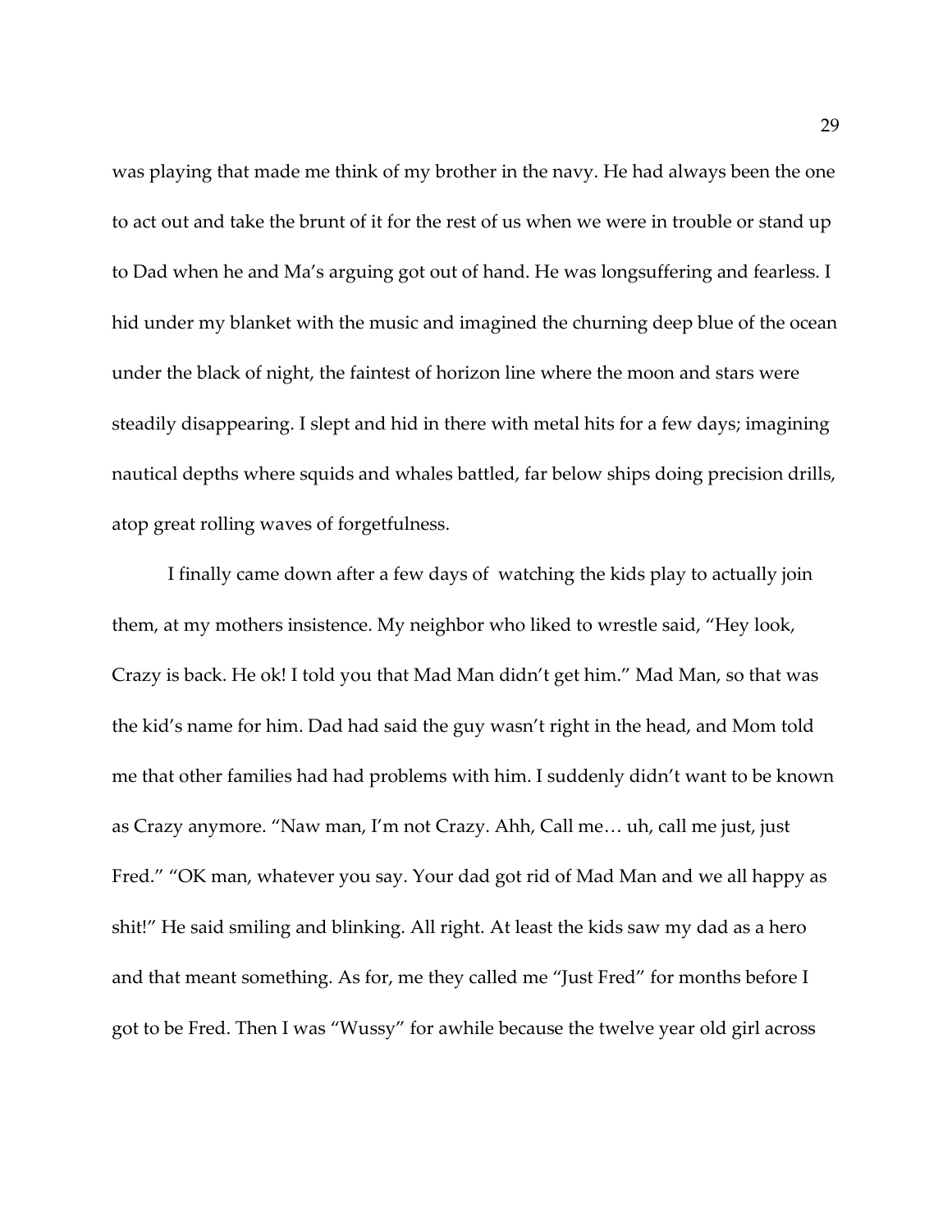was playing that made me think of my brother in the navy. He had always been the one to act out and take the brunt of it for the rest of us when we were in trouble or stand up to Dad when he and Ma's arguing got out of hand. He was longsuffering and fearless. I hid under my blanket with the music and imagined the churning deep blue of the ocean under the black of night, the faintest of horizon line where the moon and stars were steadily disappearing. I slept and hid in there with metal hits for a few days; imagining nautical depths where squids and whales battled, far below ships doing precision drills, atop great rolling waves of forgetfulness.

I finally came down after a few days of watching the kids play to actually join them, at my mothers insistence. My neighbor who liked to wrestle said, "Hey look, Crazy is back. He ok! I told you that Mad Man didn't get him." Mad Man, so that was the kid's name for him. Dad had said the guy wasn't right in the head, and Mom told me that other families had had problems with him. I suddenly didn't want to be known as Crazy anymore. "Naw man, I'm not Crazy. Ahh, Call me… uh, call me just, just Fred." "OK man, whatever you say. Your dad got rid of Mad Man and we all happy as shit!" He said smiling and blinking. All right. At least the kids saw my dad as a hero and that meant something. As for, me they called me "Just Fred" for months before I got to be Fred. Then I was "Wussy" for awhile because the twelve year old girl across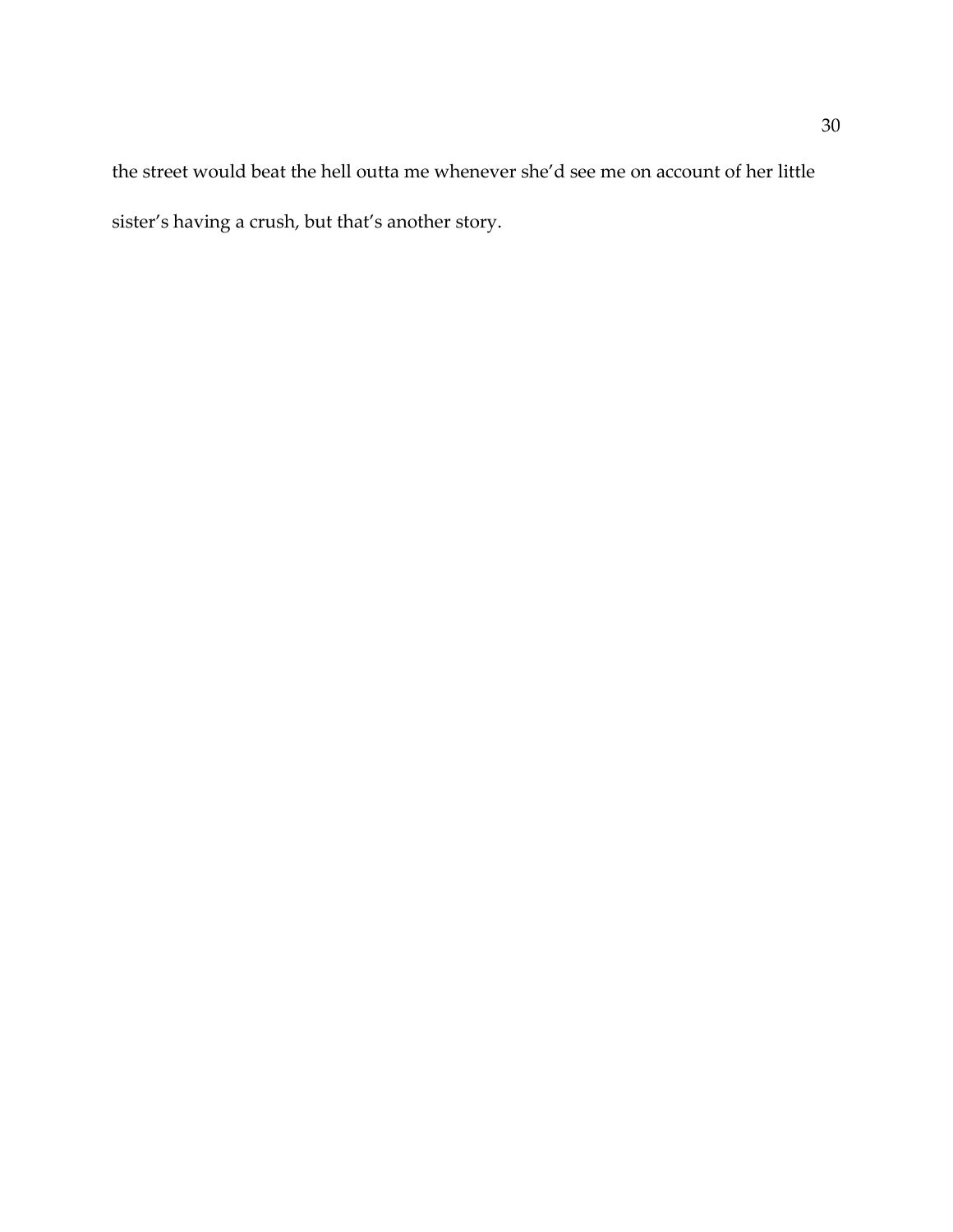the street would beat the hell outta me whenever she'd see me on account of her little sister's having a crush, but that's another story.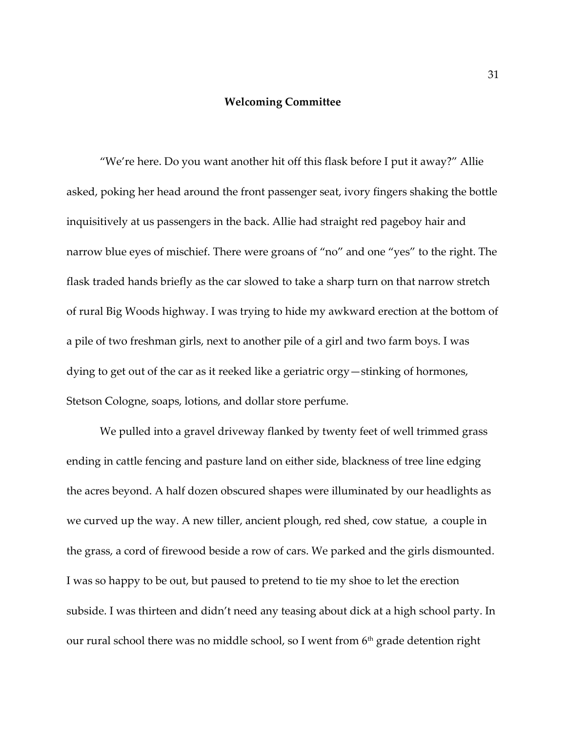## Welcoming Committee

"We're here. Do you want another hit off this flask before I put it away?" Allie asked, poking her head around the front passenger seat, ivory fingers shaking the bottle inquisitively at us passengers in the back. Allie had straight red pageboy hair and narrow blue eyes of mischief. There were groans of "no" and one "yes" to the right. The flask traded hands briefly as the car slowed to take a sharp turn on that narrow stretch of rural Big Woods highway. I was trying to hide my awkward erection at the bottom of a pile of two freshman girls, next to another pile of a girl and two farm boys. I was dying to get out of the car as it reeked like a geriatric orgy—stinking of hormones, Stetson Cologne, soaps, lotions, and dollar store perfume.

We pulled into a gravel driveway flanked by twenty feet of well trimmed grass ending in cattle fencing and pasture land on either side, blackness of tree line edging the acres beyond. A half dozen obscured shapes were illuminated by our headlights as we curved up the way. A new tiller, ancient plough, red shed, cow statue, a couple in the grass, a cord of firewood beside a row of cars. We parked and the girls dismounted. I was so happy to be out, but paused to pretend to tie my shoe to let the erection subside. I was thirteen and didn't need any teasing about dick at a high school party. In our rural school there was no middle school, so I went from 6th grade detention right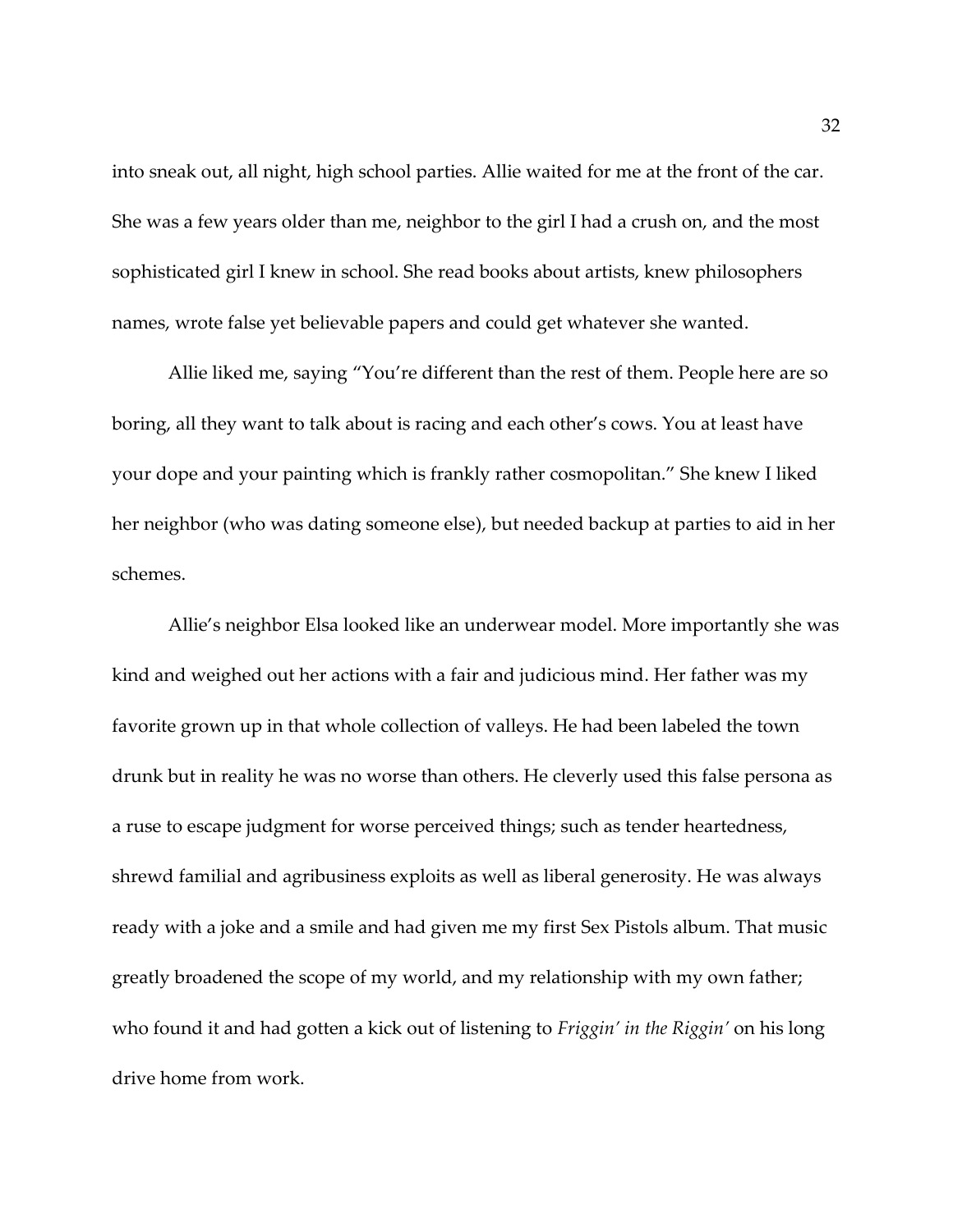into sneak out, all night, high school parties. Allie waited for me at the front of the car. She was a few years older than me, neighbor to the girl I had a crush on, and the most sophisticated girl I knew in school. She read books about artists, knew philosophers names, wrote false yet believable papers and could get whatever she wanted.

Allie liked me, saying "You're different than the rest of them. People here are so boring, all they want to talk about is racing and each other's cows. You at least have your dope and your painting which is frankly rather cosmopolitan." She knew I liked her neighbor (who was dating someone else), but needed backup at parties to aid in her schemes.

Allie's neighbor Elsa looked like an underwear model. More importantly she was kind and weighed out her actions with a fair and judicious mind. Her father was my favorite grown up in that whole collection of valleys. He had been labeled the town drunk but in reality he was no worse than others. He cleverly used this false persona as a ruse to escape judgment for worse perceived things; such as tender heartedness, shrewd familial and agribusiness exploits as well as liberal generosity. He was always ready with a joke and a smile and had given me my first Sex Pistols album. That music greatly broadened the scope of my world, and my relationship with my own father; who found it and had gotten a kick out of listening to *Friggin' in the Riggin'* on his long drive home from work.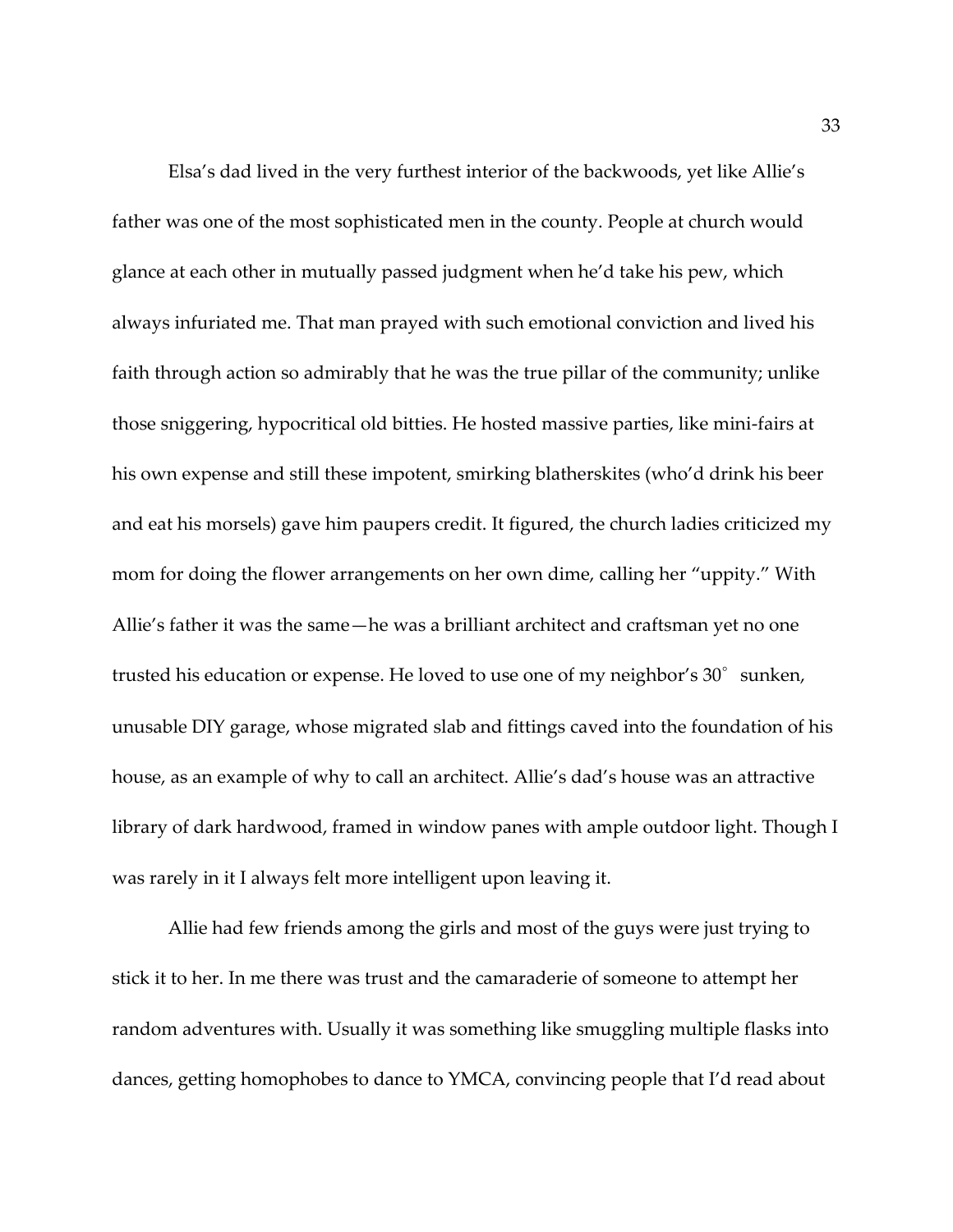Elsa's dad lived in the very furthest interior of the backwoods, yet like Allie's father was one of the most sophisticated men in the county. People at church would glance at each other in mutually passed judgment when he'd take his pew, which always infuriated me. That man prayed with such emotional conviction and lived his faith through action so admirably that he was the true pillar of the community; unlike those sniggering, hypocritical old bitties. He hosted massive parties, like mini-fairs at his own expense and still these impotent, smirking blatherskites (who'd drink his beer and eat his morsels) gave him paupers credit. It figured, the church ladies criticized my mom for doing the flower arrangements on her own dime, calling her "uppity." With Allie's father it was the same—he was a brilliant architect and craftsman yet no one trusted his education or expense. He loved to use one of my neighbor's 30° sunken, unusable DIY garage, whose migrated slab and fittings caved into the foundation of his house, as an example of why to call an architect. Allie's dad's house was an attractive library of dark hardwood, framed in window panes with ample outdoor light. Though I was rarely in it I always felt more intelligent upon leaving it.

Allie had few friends among the girls and most of the guys were just trying to stick it to her. In me there was trust and the camaraderie of someone to attempt her random adventures with. Usually it was something like smuggling multiple flasks into dances, getting homophobes to dance to YMCA, convincing people that I'd read about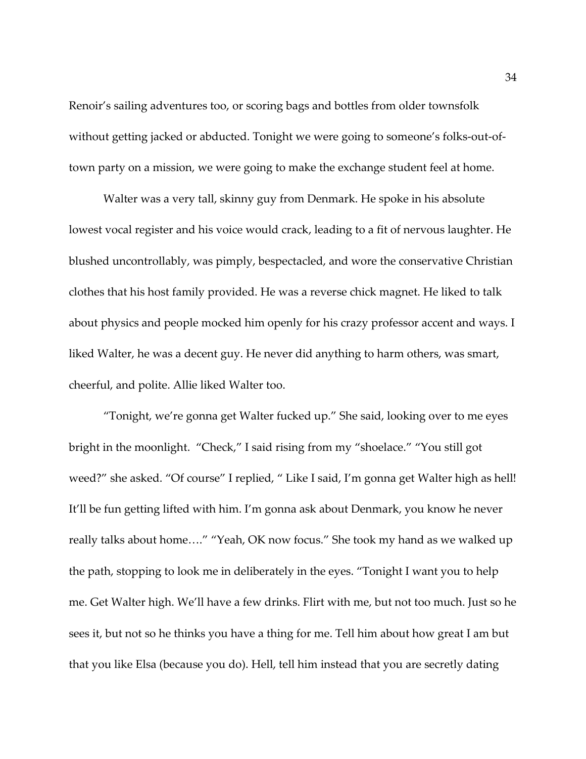Renoir's sailing adventures too, or scoring bags and bottles from older townsfolk without getting jacked or abducted. Tonight we were going to someone's folks-out-of-town party on a mission, we were going to make the exchange student feel at home.

Walter was a very tall, skinny guy from Denmark. He spoke in his absolute lowest vocal register and his voice would crack, leading to a fit of nervous laughter. He blushed uncontrollably, was pimply, bespectacled, and wore the conservative Christian clothes that his host family provided. He was a reverse chick magnet. He liked to talk about physics and people mocked him openly for his crazy professor accent and ways. I liked Walter, he was a decent guy. He never did anything to harm others, was smart, cheerful, and polite. Allie liked Walter too.

"Tonight, we're gonna get Walter fucked up." She said, looking over to me eyes bright in the moonlight. "Check," I said rising from my "shoelace." "You still got weed?" she asked. "Of course" I replied, " Like I said, I'm gonna get Walter high as hell! It'll be fun getting lifted with him. I'm gonna ask about Denmark, you know he never really talks about home…." "Yeah, OK now focus." She took my hand as we walked up the path, stopping to look me in deliberately in the eyes. "Tonight I want you to help me. Get Walter high. We'll have a few drinks. Flirt with me, but not too much. Just so he sees it, but not so he thinks you have a thing for me. Tell him about how great I am but that you like Elsa (because you do). Hell, tell him instead that you are secretly dating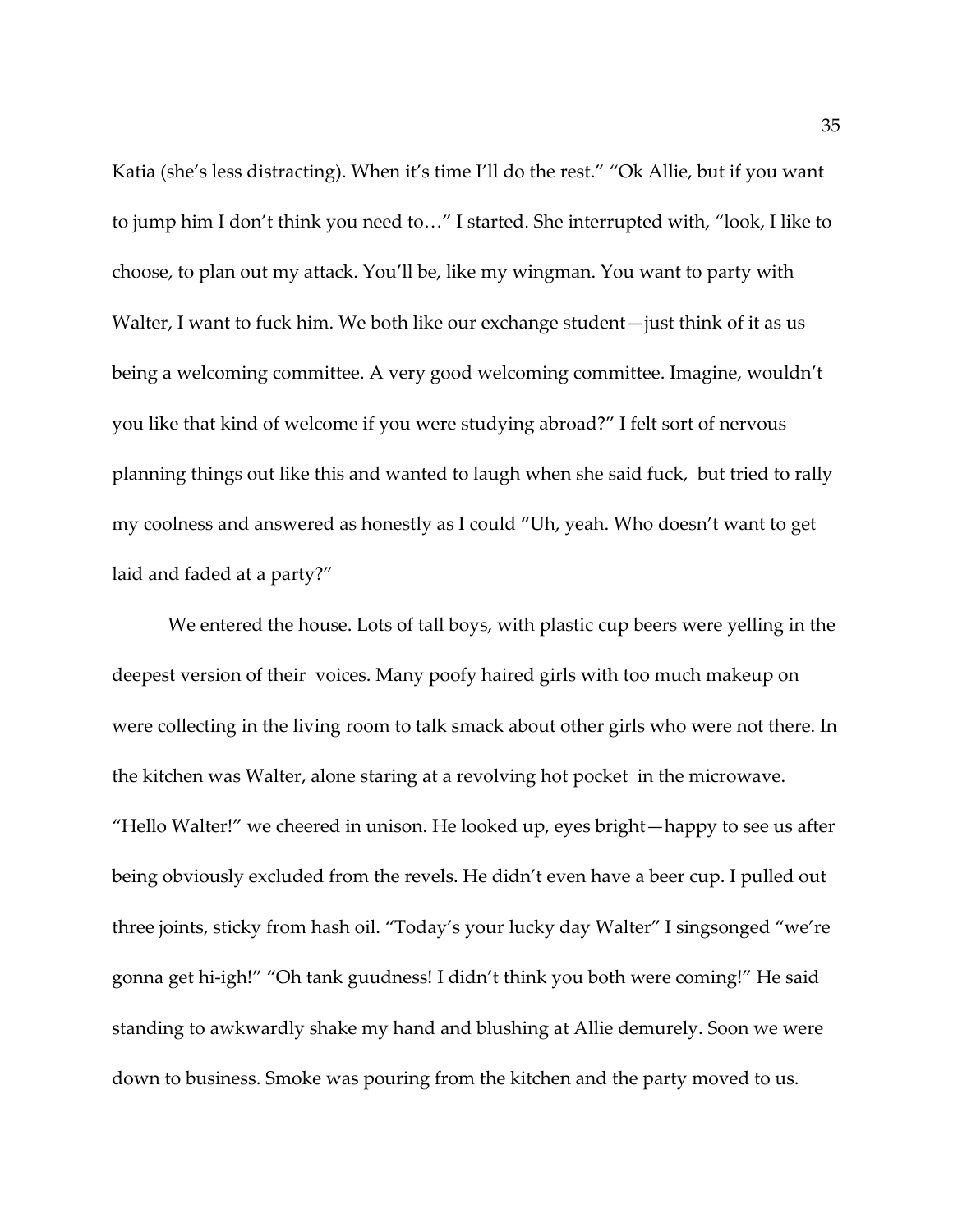Katia (she's less distracting). When it's time I'll do the rest." "Ok Allie, but if you want to jump him I don't think you need to…" I started. She interrupted with, "look, I like to choose, to plan out my attack. You'll be, like my wingman. You want to party with Walter, I want to fuck him. We both like our exchange student—just think of it as us being a welcoming committee. A very good welcoming committee. Imagine, wouldn't you like that kind of welcome if you were studying abroad?" I felt sort of nervous planning things out like this and wanted to laugh when she said fuck, but tried to rally my coolness and answered as honestly as I could "Uh, yeah. Who doesn't want to get laid and faded at a party?"

We entered the house. Lots of tall boys, with plastic cup beers were yelling in the deepest version of their voices. Many poofy haired girls with too much makeup on were collecting in the living room to talk smack about other girls who were not there. In the kitchen was Walter, alone staring at a revolving hot pocket in the microwave. "Hello Walter!" we cheered in unison. He looked up, eyes bright—happy to see us after being obviously excluded from the revels. He didn't even have a beer cup. I pulled out three joints, sticky from hash oil. "Today's your lucky day Walter" I singsonged "we're gonna get hi-igh!" "Oh tank guudness! I didn't think you both were coming!" He said standing to awkwardly shake my hand and blushing at Allie demurely. Soon we were down to business. Smoke was pouring from the kitchen and the party moved to us.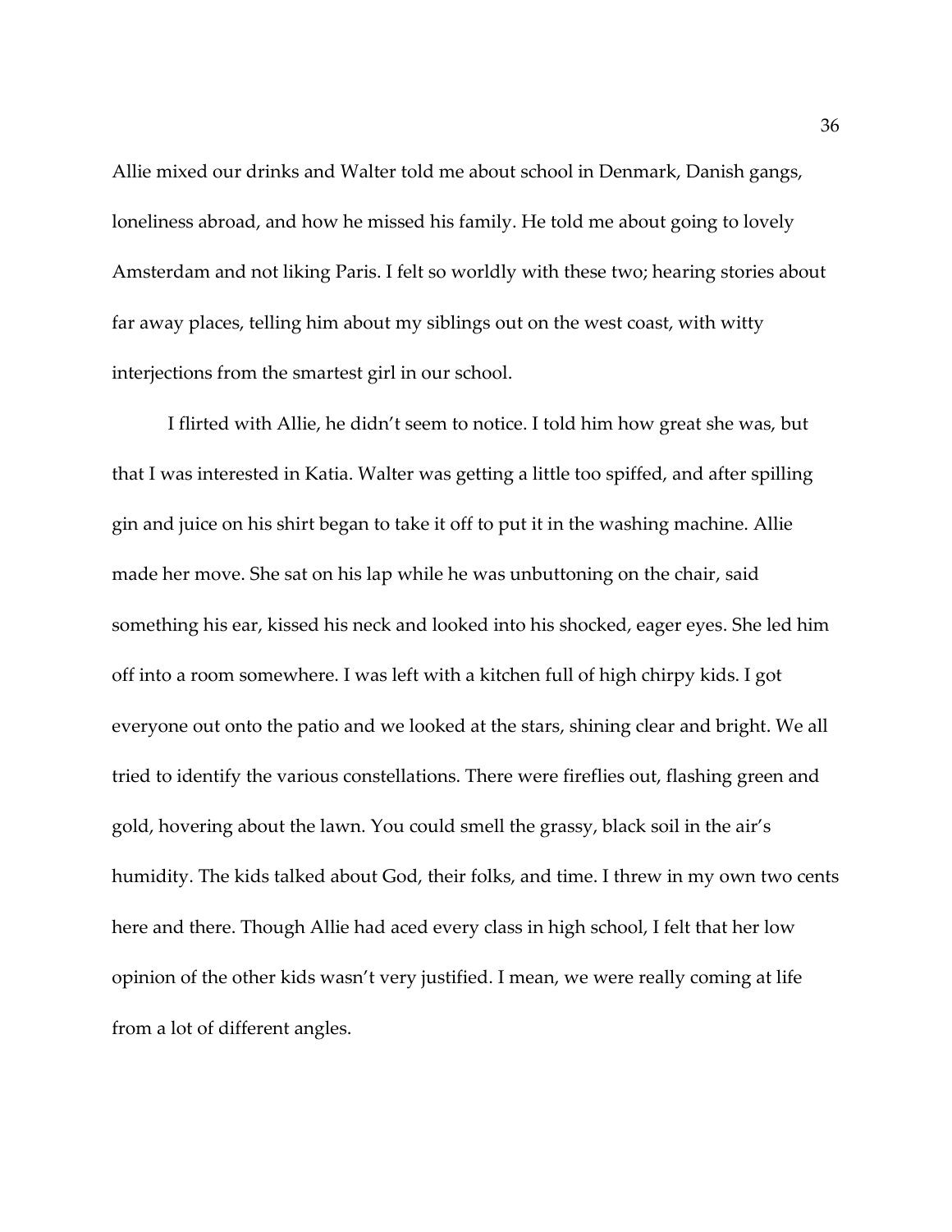Allie mixed our drinks and Walter told me about school in Denmark, Danish gangs, loneliness abroad, and how he missed his family. He told me about going to lovely Amsterdam and not liking Paris. I felt so worldly with these two; hearing stories about far away places, telling him about my siblings out on the west coast, with witty interjections from the smartest girl in our school.

I flirted with Allie, he didn't seem to notice. I told him how great she was, but that I was interested in Katia. Walter was getting a little too spiffed, and after spilling gin and juice on his shirt began to take it off to put it in the washing machine. Allie made her move. She sat on his lap while he was unbuttoning on the chair, said something his ear, kissed his neck and looked into his shocked, eager eyes. She led him off into a room somewhere. I was left with a kitchen full of high chirpy kids. I got everyone out onto the patio and we looked at the stars, shining clear and bright. We all tried to identify the various constellations. There were fireflies out, flashing green and gold, hovering about the lawn. You could smell the grassy, black soil in the air's humidity. The kids talked about God, their folks, and time. I threw in my own two cents here and there. Though Allie had aced every class in high school, I felt that her low opinion of the other kids wasn't very justified. I mean, we were really coming at life from a lot of different angles.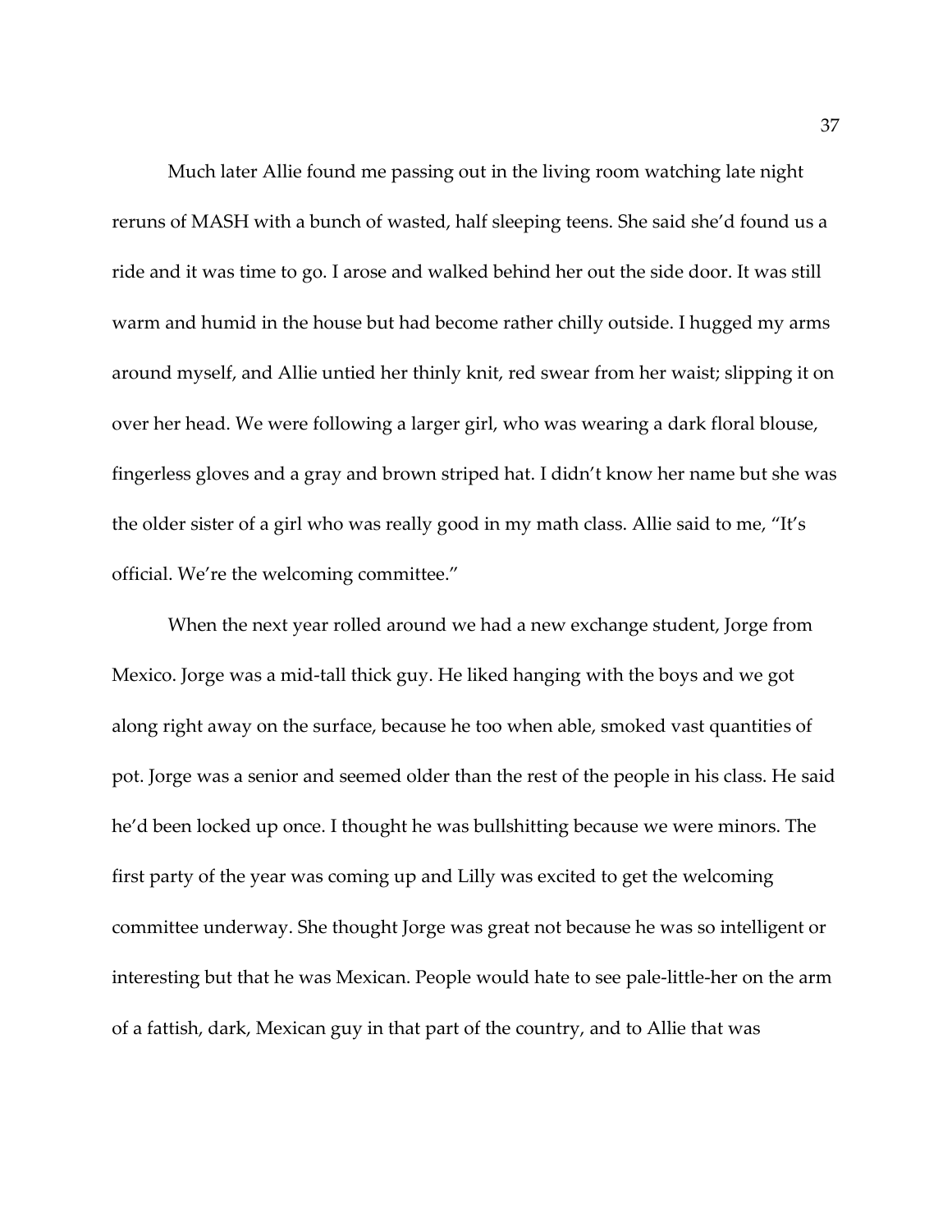Much later Allie found me passing out in the living room watching late night reruns of MASH with a bunch of wasted, half sleeping teens. She said she'd found us a ride and it was time to go. I arose and walked behind her out the side door. It was still warm and humid in the house but had become rather chilly outside. I hugged my arms around myself, and Allie untied her thinly knit, red swear from her waist; slipping it on over her head. We were following a larger girl, who was wearing a dark floral blouse, fingerless gloves and a gray and brown striped hat. I didn't know her name but she was the older sister of a girl who was really good in my math class. Allie said to me, "It's official. We're the welcoming committee."

When the next year rolled around we had a new exchange student, Jorge from Mexico. Jorge was a mid-tall thick guy. He liked hanging with the boys and we got along right away on the surface, because he too when able, smoked vast quantities of pot. Jorge was a senior and seemed older than the rest of the people in his class. He said he'd been locked up once. I thought he was bullshitting because we were minors. The first party of the year was coming up and Lilly was excited to get the welcoming committee underway. She thought Jorge was great not because he was so intelligent or interesting but that he was Mexican. People would hate to see pale-little-her on the arm of a fattish, dark, Mexican guy in that part of the country, and to Allie that was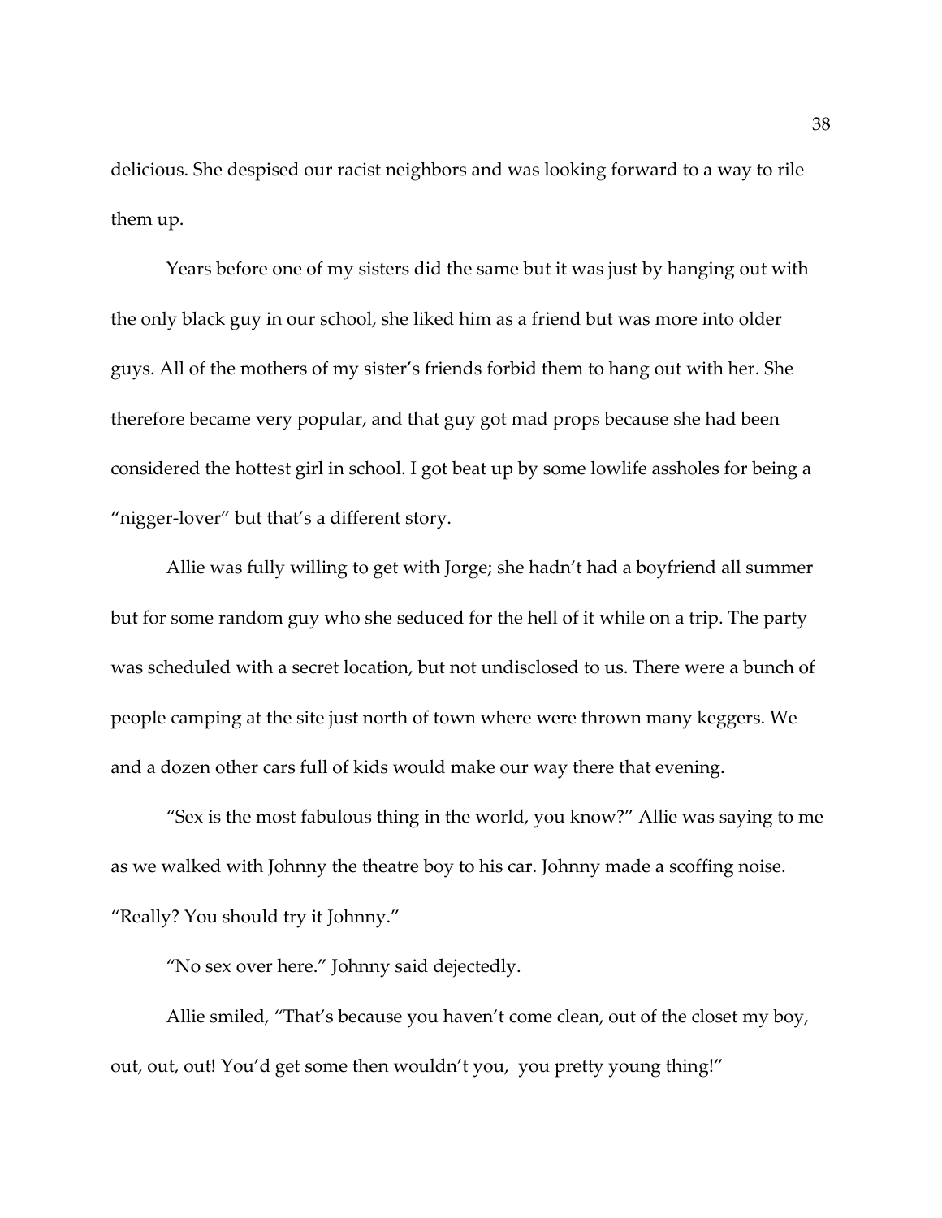delicious. She despised our racist neighbors and was looking forward to a way to rile them up.

Years before one of my sisters did the same but it was just by hanging out with the only black guy in our school, she liked him as a friend but was more into older guys. All of the mothers of my sister's friends forbid them to hang out with her. She therefore became very popular, and that guy got mad props because she had been considered the hottest girl in school. I got beat up by some lowlife assholes for being a "nigger-lover" but that's a different story.

Allie was fully willing to get with Jorge; she hadn't had a boyfriend all summer but for some random guy who she seduced for the hell of it while on a trip. The party was scheduled with a secret location, but not undisclosed to us. There were a bunch of people camping at the site just north of town where were thrown many keggers. We and a dozen other cars full of kids would make our way there that evening.

"Sex is the most fabulous thing in the world, you know?" Allie was saying to me as we walked with Johnny the theatre boy to his car. Johnny made a scoffing noise. "Really? You should try it Johnny."

"No sex over here." Johnny said dejectedly.

Allie smiled, "That's because you haven't come clean, out of the closet my boy, out, out, out! You'd get some then wouldn't you,  you pretty young thing!"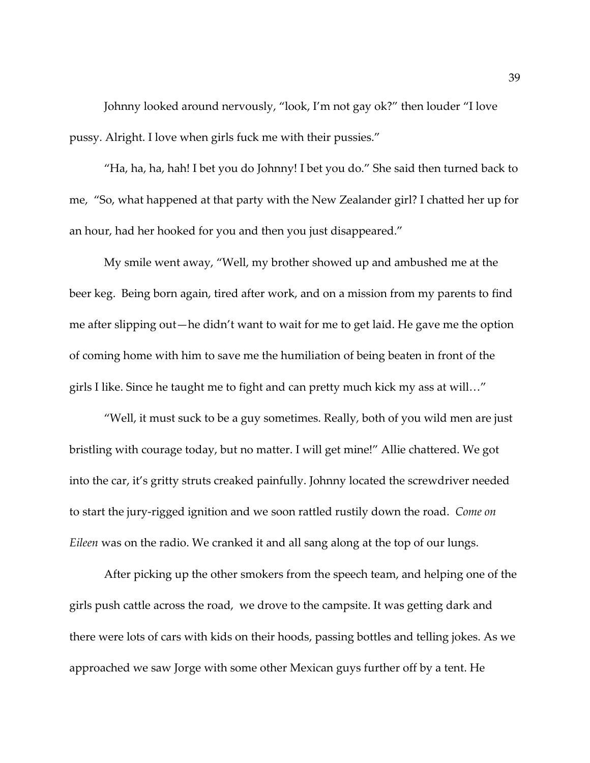Johnny looked around nervously, "look, I'm not gay ok?" then louder "I love pussy. Alright. I love when girls fuck me with their pussies."

"Ha, ha, ha, hah! I bet you do Johnny! I bet you do." She said then turned back to me, "So, what happened at that party with the New Zealander girl? I chatted her up for an hour, had her hooked for you and then you just disappeared."

My smile went away, "Well, my brother showed up and ambushed me at the beer keg. Being born again, tired after work, and on a mission from my parents to find me after slipping out—he didn't want to wait for me to get laid. He gave me the option of coming home with him to save me the humiliation of being beaten in front of the girls I like. Since he taught me to fight and can pretty much kick my ass at will…"

"Well, it must suck to be a guy sometimes. Really, both of you wild men are just bristling with courage today, but no matter. I will get mine!" Allie chattered. We got into the car, it's gritty struts creaked painfully. Johnny located the screwdriver needed to start the jury-rigged ignition and we soon rattled rustily down the road. *Come on Eileen* was on the radio. We cranked it and all sang along at the top of our lungs.

After picking up the other smokers from the speech team, and helping one of the girls push cattle across the road, we drove to the campsite. It was getting dark and there were lots of cars with kids on their hoods, passing bottles and telling jokes. As we approached we saw Jorge with some other Mexican guys further off by a tent. He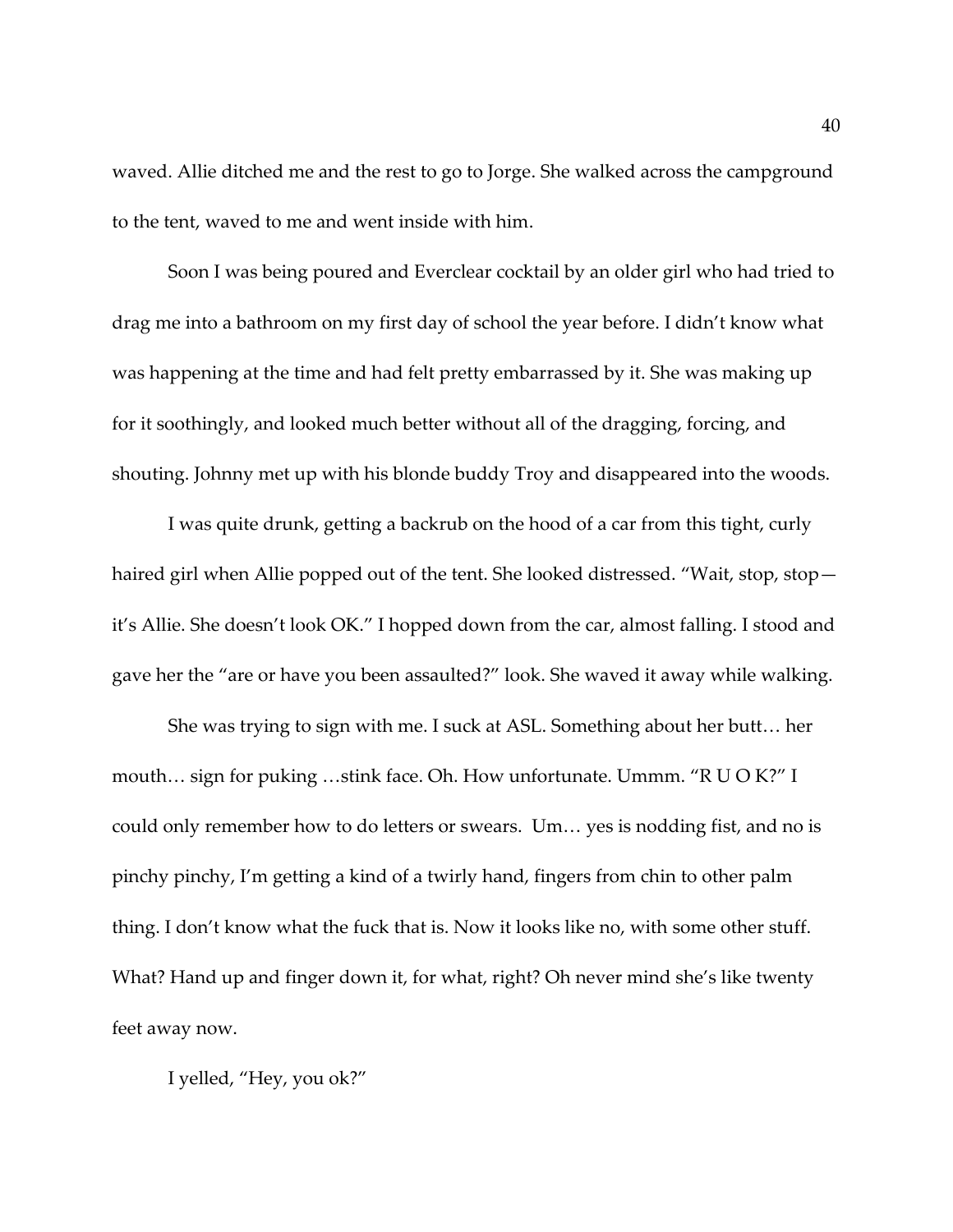waved. Allie ditched me and the rest to go to Jorge. She walked across the campground to the tent, waved to me and went inside with him.

Soon I was being poured and Everclear cocktail by an older girl who had tried to drag me into a bathroom on my first day of school the year before. I didn't know what was happening at the time and had felt pretty embarrassed by it. She was making up for it soothingly, and looked much better without all of the dragging, forcing, and shouting. Johnny met up with his blonde buddy Troy and disappeared into the woods.

I was quite drunk, getting a backrub on the hood of a car from this tight, curly haired girl when Allie popped out of the tent. She looked distressed. "Wait, stop, stop—it's Allie. She doesn't look OK." I hopped down from the car, almost falling. I stood and gave her the "are or have you been assaulted?" look. She waved it away while walking.

She was trying to sign with me. I suck at ASL. Something about her butt… her mouth… sign for puking …stink face. Oh. How unfortunate. Ummm. "R U O K?" I could only remember how to do letters or swears. Um… yes is nodding fist, and no is pinchy pinchy, I'm getting a kind of a twirly hand, fingers from chin to other palm thing. I don't know what the fuck that is. Now it looks like no, with some other stuff. What? Hand up and finger down it, for what, right? Oh never mind she's like twenty feet away now.

I yelled, "Hey, you ok?"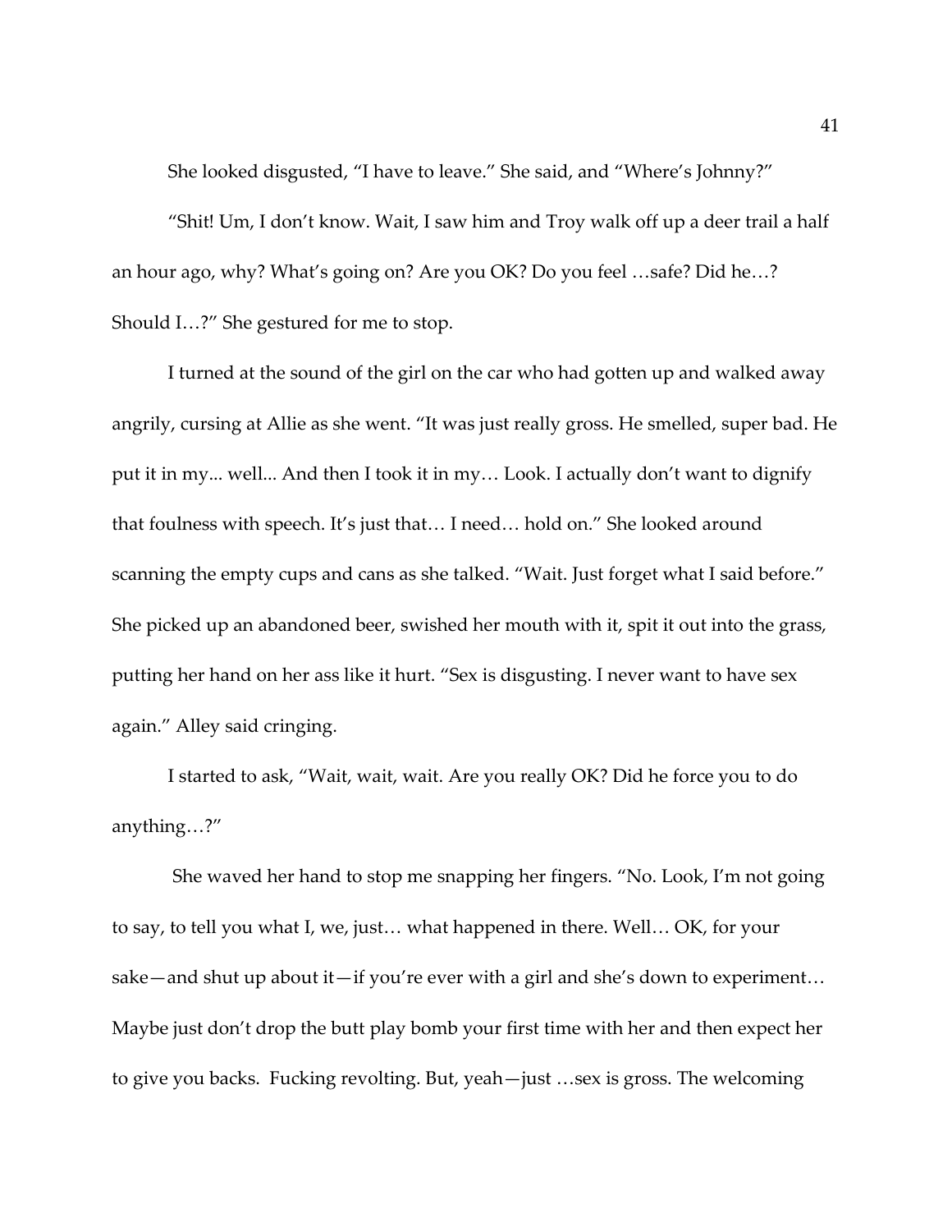She looked disgusted, "I have to leave." She said, and "Where's Johnny?"

"Shit! Um, I don't know. Wait, I saw him and Troy walk off up a deer trail a half an hour ago, why? What's going on? Are you OK? Do you feel …safe? Did he…? Should I…?" She gestured for me to stop.

I turned at the sound of the girl on the car who had gotten up and walked away angrily, cursing at Allie as she went. "It was just really gross. He smelled, super bad. He put it in my... well... And then I took it in my… Look. I actually don't want to dignify that foulness with speech. It's just that… I need… hold on." She looked around scanning the empty cups and cans as she talked. "Wait. Just forget what I said before." She picked up an abandoned beer, swished her mouth with it, spit it out into the grass, putting her hand on her ass like it hurt. "Sex is disgusting. I never want to have sex again." Alley said cringing.

I started to ask, "Wait, wait, wait. Are you really OK? Did he force you to do anything…?"

She waved her hand to stop me snapping her fingers. "No. Look, I'm not going to say, to tell you what I, we, just… what happened in there. Well… OK, for your sake—and shut up about it—if you're ever with a girl and she's down to experiment… Maybe just don't drop the butt play bomb your first time with her and then expect her to give you backs. Fucking revolting. But, yeah—just …sex is gross. The welcoming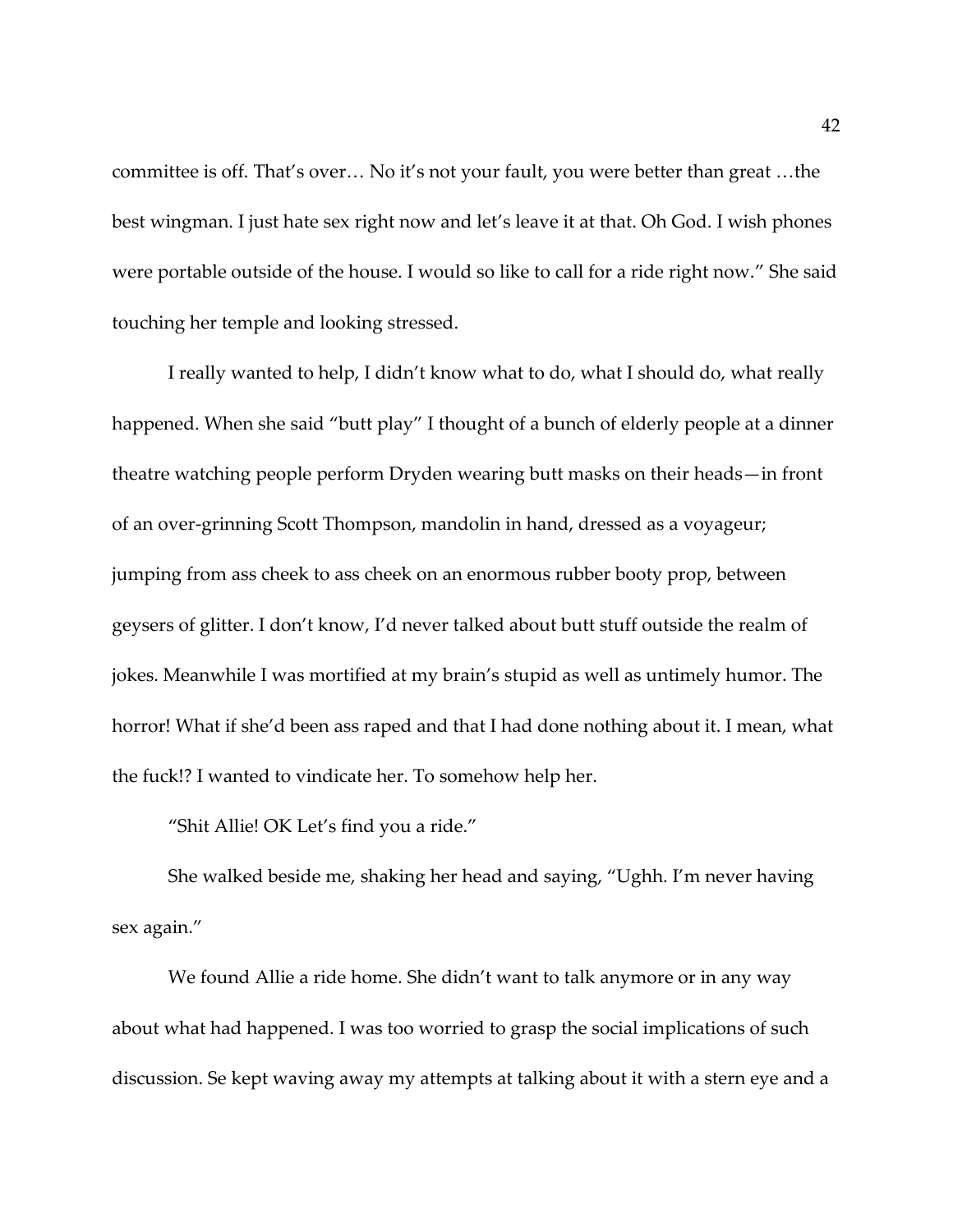committee is off. That's over… No it's not your fault, you were better than great …the best wingman. I just hate sex right now and let's leave it at that. Oh God. I wish phones were portable outside of the house. I would so like to call for a ride right now." She said touching her temple and looking stressed.

I really wanted to help, I didn't know what to do, what I should do, what really happened. When she said "butt play" I thought of a bunch of elderly people at a dinner theatre watching people perform Dryden wearing butt masks on their heads—in front of an over-grinning Scott Thompson, mandolin in hand, dressed as a voyageur; jumping from ass cheek to ass cheek on an enormous rubber booty prop, between geysers of glitter. I don't know, I'd never talked about butt stuff outside the realm of jokes. Meanwhile I was mortified at my brain's stupid as well as untimely humor. The horror! What if she'd been ass raped and that I had done nothing about it. I mean, what the fuck!? I wanted to vindicate her. To somehow help her.

"Shit Allie! OK Let's find you a ride."

She walked beside me, shaking her head and saying, "Ughh. I'm never having sex again."

We found Allie a ride home. She didn't want to talk anymore or in any way about what had happened. I was too worried to grasp the social implications of such discussion. Se kept waving away my attempts at talking about it with a stern eye and a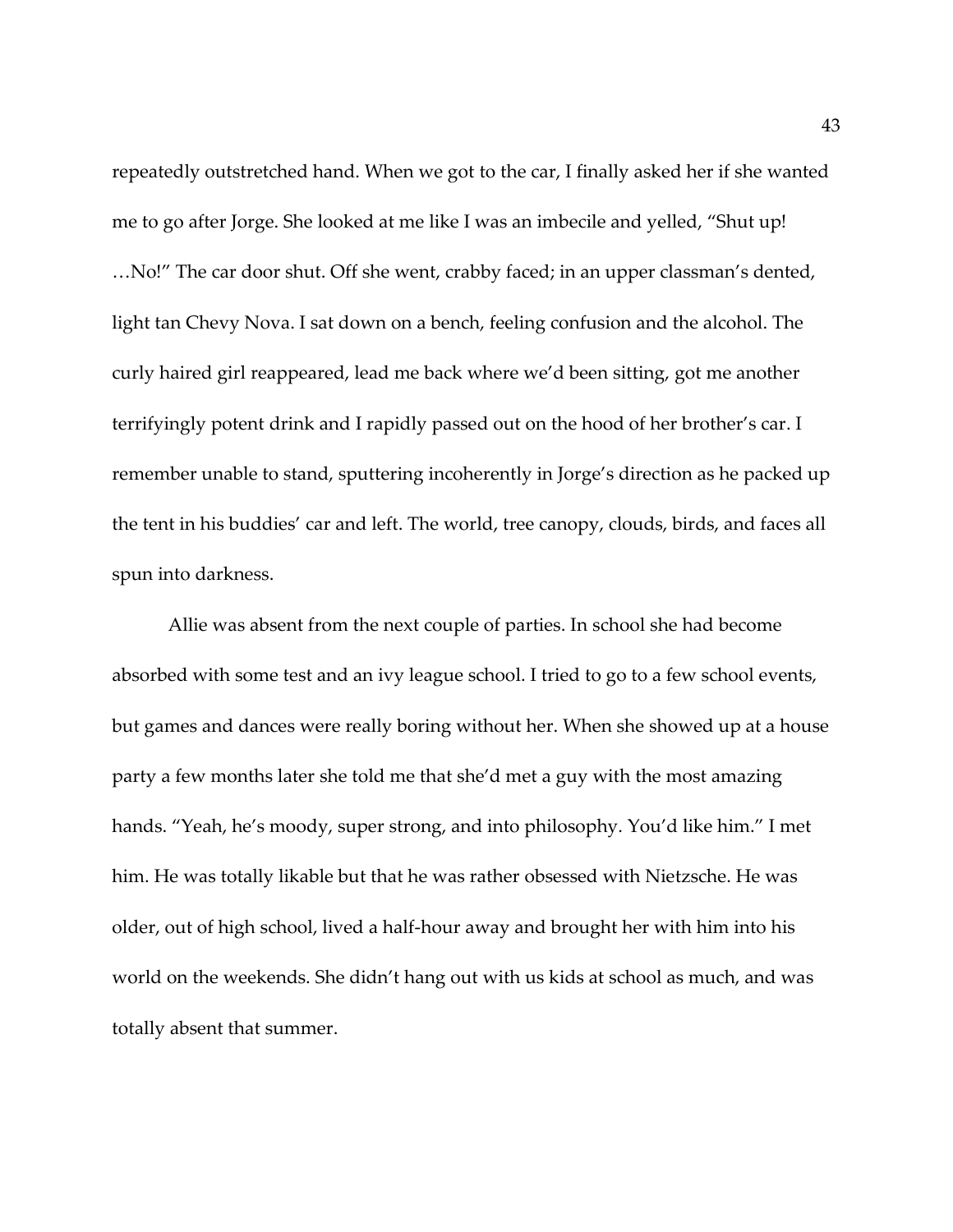repeatedly outstretched hand. When we got to the car, I finally asked her if she wanted me to go after Jorge. She looked at me like I was an imbecile and yelled, "Shut up! …No!" The car door shut. Off she went, crabby faced; in an upper classman's dented, light tan Chevy Nova. I sat down on a bench, feeling confusion and the alcohol. The curly haired girl reappeared, lead me back where we'd been sitting, got me another terrifyingly potent drink and I rapidly passed out on the hood of her brother's car. I remember unable to stand, sputtering incoherently in Jorge's direction as he packed up the tent in his buddies' car and left. The world, tree canopy, clouds, birds, and faces all spun into darkness.

Allie was absent from the next couple of parties. In school she had become absorbed with some test and an ivy league school. I tried to go to a few school events, but games and dances were really boring without her. When she showed up at a house party a few months later she told me that she'd met a guy with the most amazing hands. "Yeah, he's moody, super strong, and into philosophy. You'd like him." I met him. He was totally likable but that he was rather obsessed with Nietzsche. He was older, out of high school, lived a half-hour away and brought her with him into his world on the weekends. She didn't hang out with us kids at school as much, and was totally absent that summer.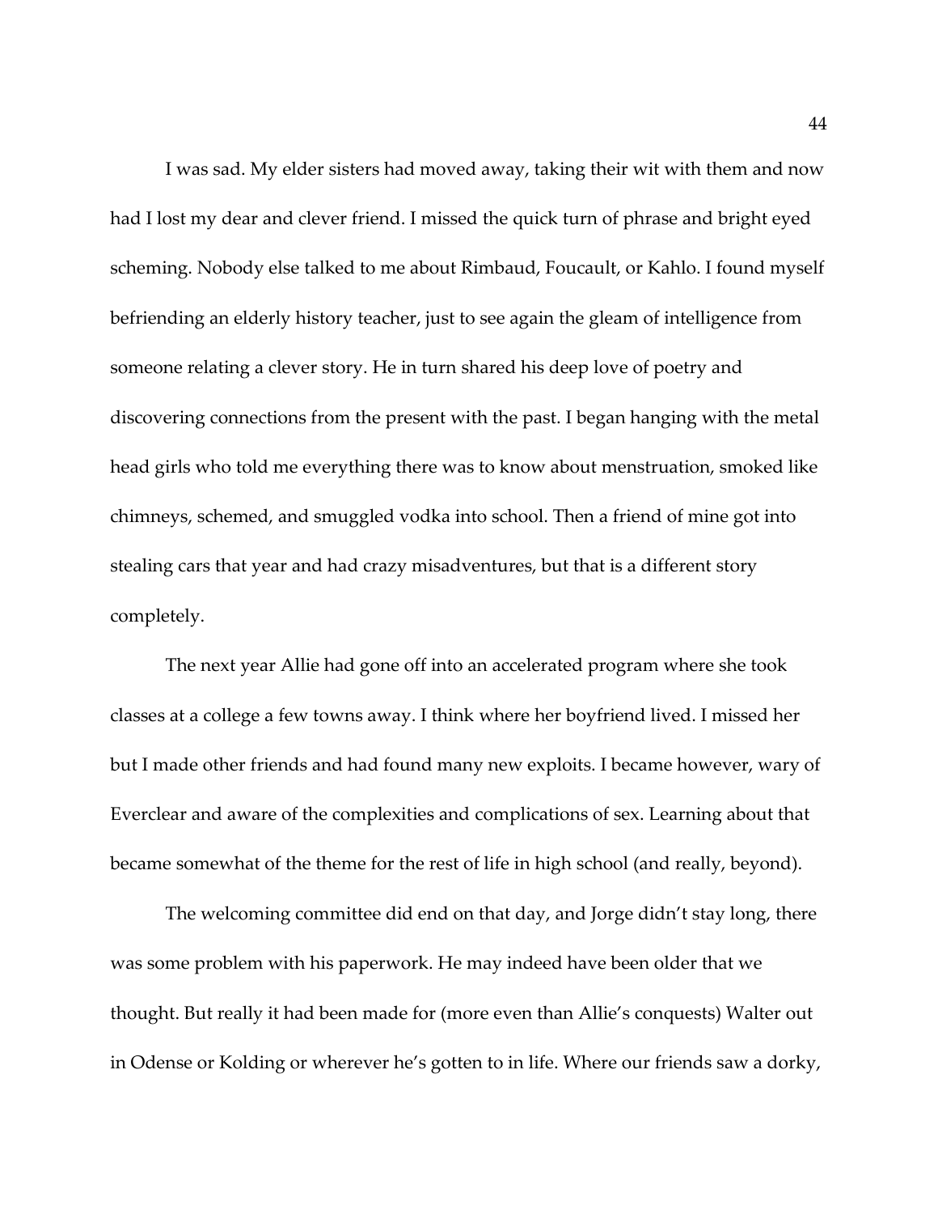I was sad. My elder sisters had moved away, taking their wit with them and now had I lost my dear and clever friend. I missed the quick turn of phrase and bright eyed scheming. Nobody else talked to me about Rimbaud, Foucault, or Kahlo. I found myself befriending an elderly history teacher, just to see again the gleam of intelligence from someone relating a clever story. He in turn shared his deep love of poetry and discovering connections from the present with the past. I began hanging with the metal head girls who told me everything there was to know about menstruation, smoked like chimneys, schemed, and smuggled vodka into school. Then a friend of mine got into stealing cars that year and had crazy misadventures, but that is a different story completely.

The next year Allie had gone off into an accelerated program where she took classes at a college a few towns away. I think where her boyfriend lived. I missed her but I made other friends and had found many new exploits. I became however, wary of Everclear and aware of the complexities and complications of sex. Learning about that became somewhat of the theme for the rest of life in high school (and really, beyond).

The welcoming committee did end on that day, and Jorge didn't stay long, there was some problem with his paperwork. He may indeed have been older that we thought. But really it had been made for (more even than Allie's conquests) Walter out in Odense or Kolding or wherever he's gotten to in life. Where our friends saw a dorky,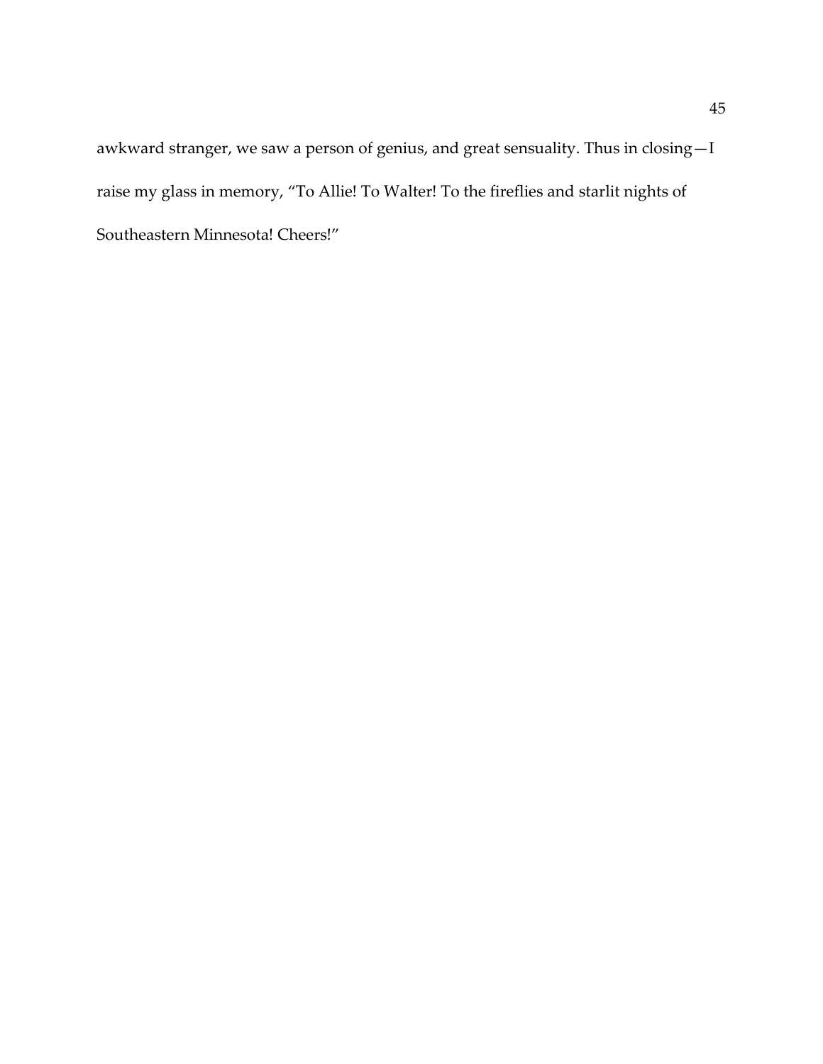awkward stranger, we saw a person of genius, and great sensuality. Thus in closing—I raise my glass in memory, "To Allie! To Walter! To the fireflies and starlit nights of Southeastern Minnesota! Cheers!"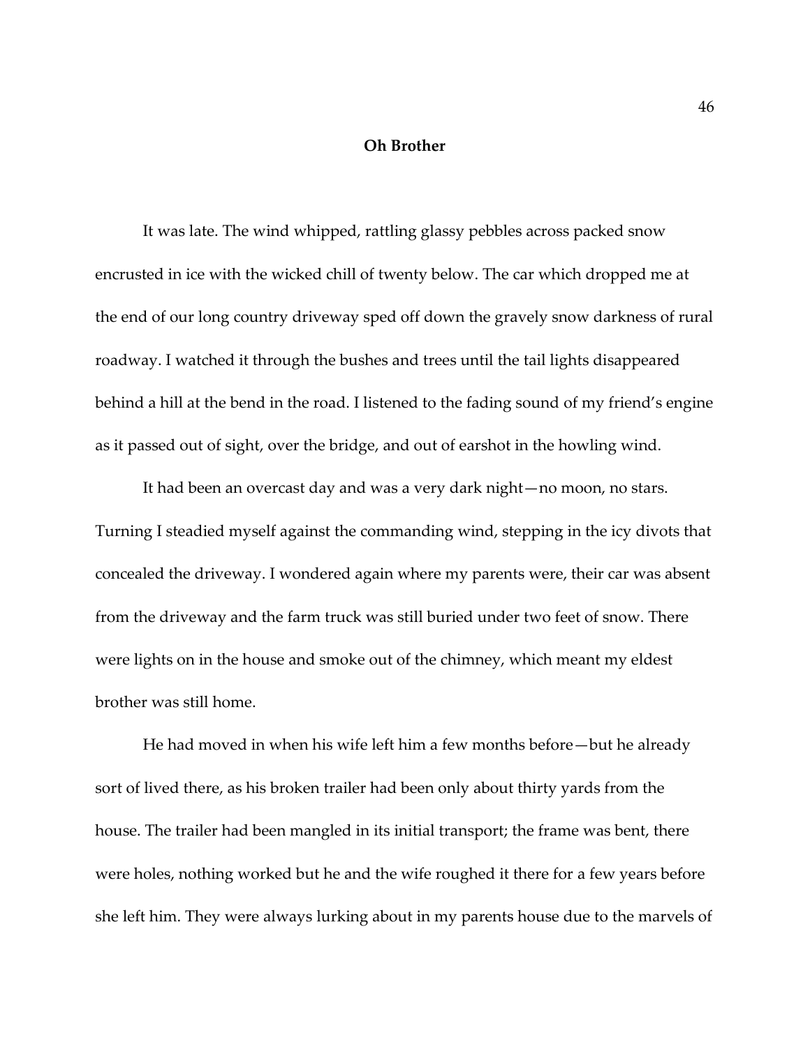## Oh Brother

It was late. The wind whipped, rattling glassy pebbles across packed snow encrusted in ice with the wicked chill of twenty below. The car which dropped me at the end of our long country driveway sped off down the gravely snow darkness of rural roadway. I watched it through the bushes and trees until the tail lights disappeared behind a hill at the bend in the road. I listened to the fading sound of my friend's engine as it passed out of sight, over the bridge, and out of earshot in the howling wind.

It had been an overcast day and was a very dark night—no moon, no stars. Turning I steadied myself against the commanding wind, stepping in the icy divots that concealed the driveway. I wondered again where my parents were, their car was absent from the driveway and the farm truck was still buried under two feet of snow. There were lights on in the house and smoke out of the chimney, which meant my eldest brother was still home.

He had moved in when his wife left him a few months before—but he already sort of lived there, as his broken trailer had been only about thirty yards from the house. The trailer had been mangled in its initial transport; the frame was bent, there were holes, nothing worked but he and the wife roughed it there for a few years before she left him. They were always lurking about in my parents house due to the marvels of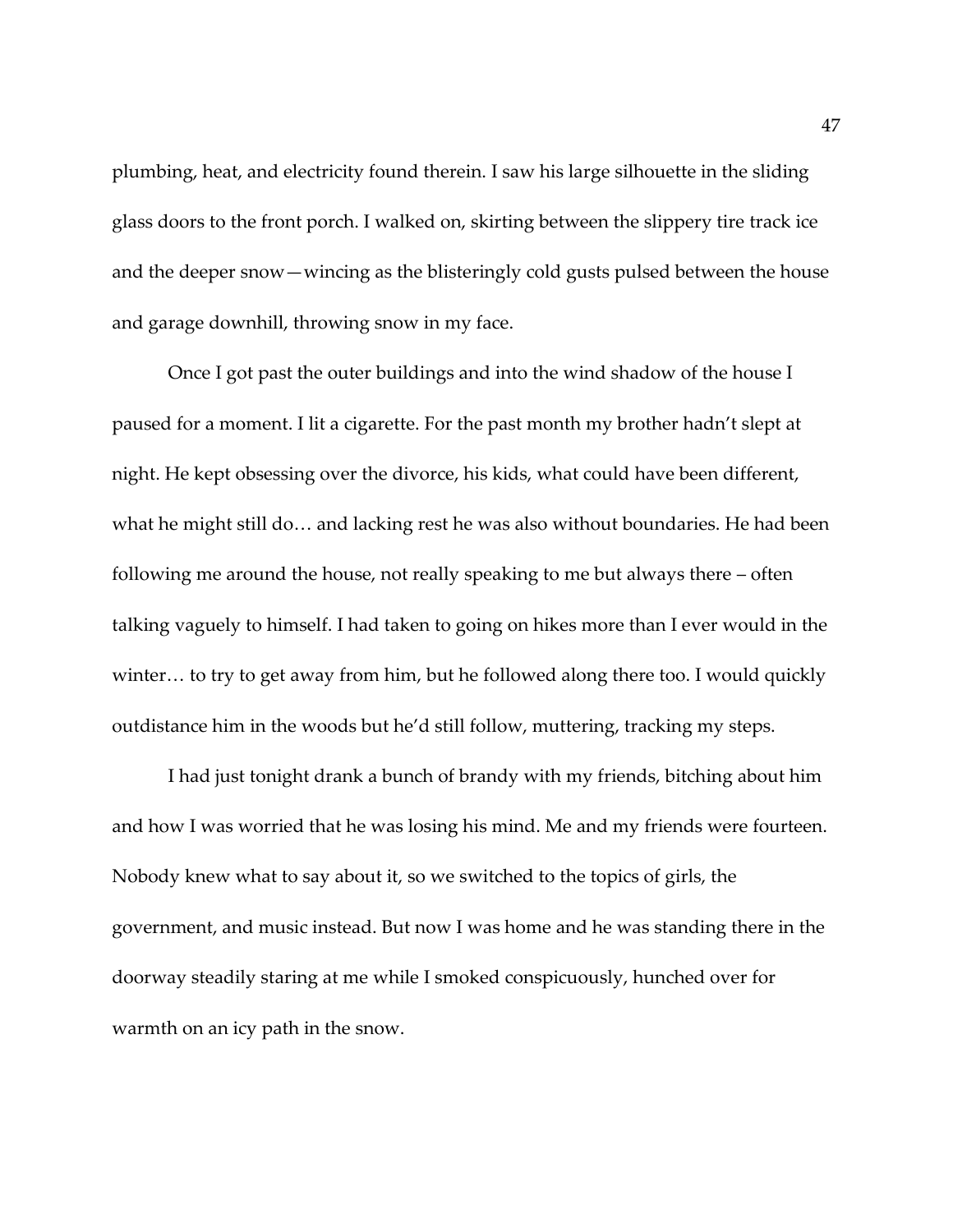plumbing, heat, and electricity found therein. I saw his large silhouette in the sliding glass doors to the front porch. I walked on, skirting between the slippery tire track ice and the deeper snow—wincing as the blisteringly cold gusts pulsed between the house and garage downhill, throwing snow in my face.

Once I got past the outer buildings and into the wind shadow of the house I paused for a moment. I lit a cigarette. For the past month my brother hadn't slept at night. He kept obsessing over the divorce, his kids, what could have been different, what he might still do… and lacking rest he was also without boundaries. He had been following me around the house, not really speaking to me but always there – often talking vaguely to himself. I had taken to going on hikes more than I ever would in the winter… to try to get away from him, but he followed along there too. I would quickly outdistance him in the woods but he'd still follow, muttering, tracking my steps.

I had just tonight drank a bunch of brandy with my friends, bitching about him and how I was worried that he was losing his mind. Me and my friends were fourteen. Nobody knew what to say about it, so we switched to the topics of girls, the government, and music instead. But now I was home and he was standing there in the doorway steadily staring at me while I smoked conspicuously, hunched over for warmth on an icy path in the snow.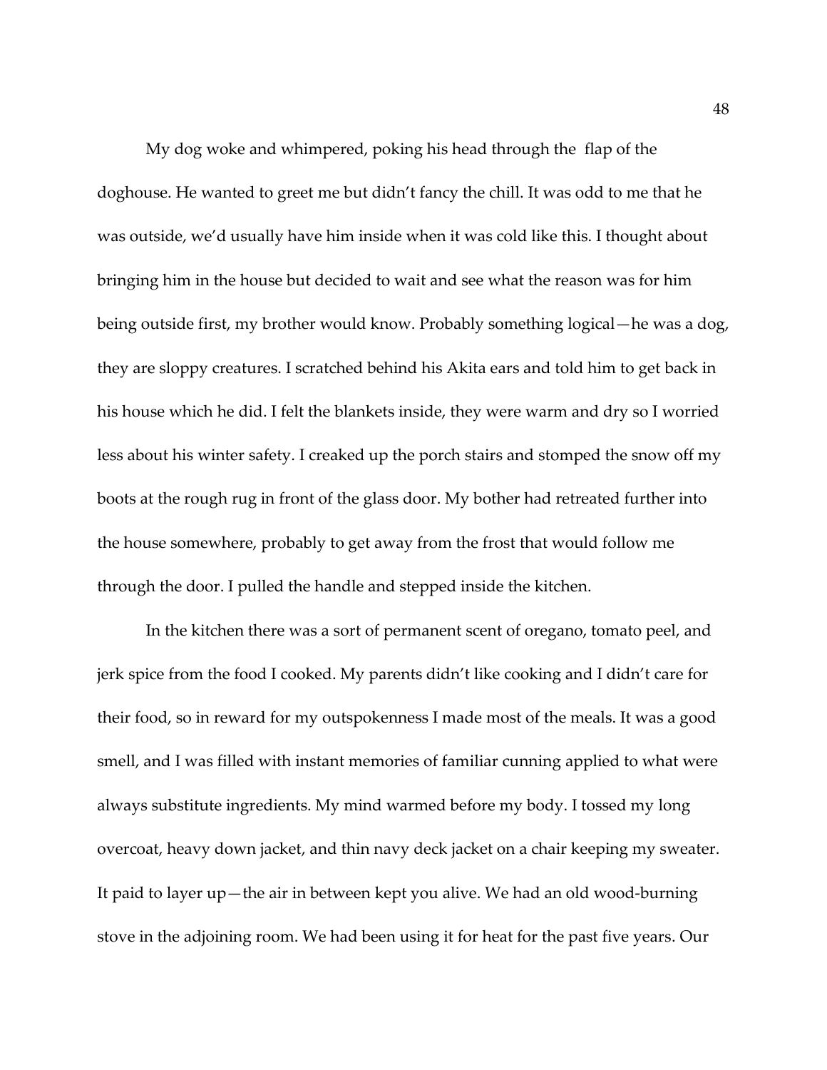My dog woke and whimpered, poking his head through the  flap of the doghouse. He wanted to greet me but didn't fancy the chill. It was odd to me that he was outside, we'd usually have him inside when it was cold like this. I thought about bringing him in the house but decided to wait and see what the reason was for him being outside first, my brother would know. Probably something logical—he was a dog, they are sloppy creatures. I scratched behind his Akita ears and told him to get back in his house which he did. I felt the blankets inside, they were warm and dry so I worried less about his winter safety. I creaked up the porch stairs and stomped the snow off my boots at the rough rug in front of the glass door. My bother had retreated further into the house somewhere, probably to get away from the frost that would follow me through the door. I pulled the handle and stepped inside the kitchen.

In the kitchen there was a sort of permanent scent of oregano, tomato peel, and jerk spice from the food I cooked. My parents didn't like cooking and I didn't care for their food, so in reward for my outspokenness I made most of the meals. It was a good smell, and I was filled with instant memories of familiar cunning applied to what were always substitute ingredients. My mind warmed before my body. I tossed my long overcoat, heavy down jacket, and thin navy deck jacket on a chair keeping my sweater. It paid to layer up—the air in between kept you alive. We had an old wood-burning stove in the adjoining room. We had been using it for heat for the past five years. Our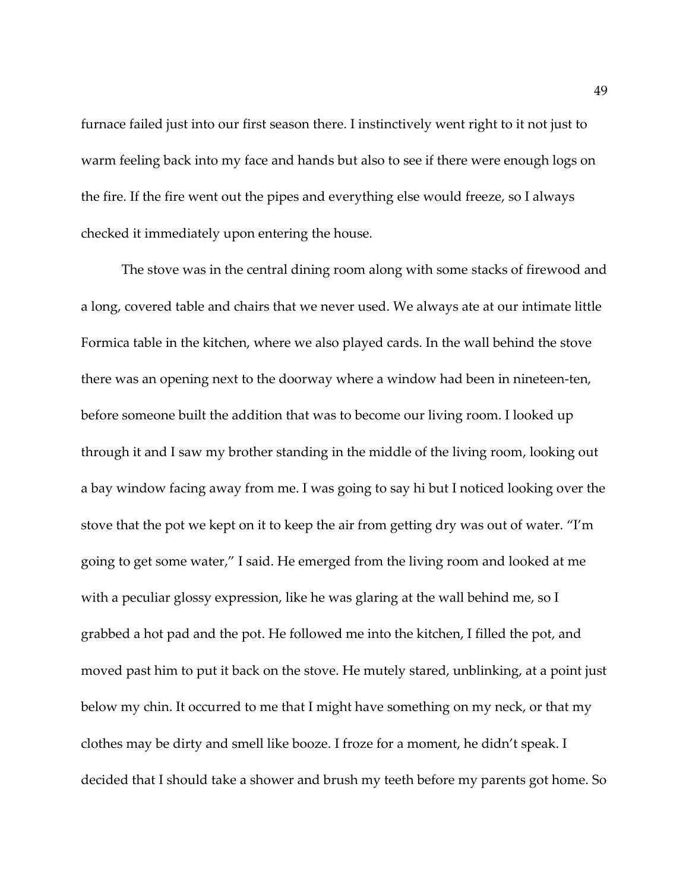furnace failed just into our first season there. I instinctively went right to it not just to warm feeling back into my face and hands but also to see if there were enough logs on the fire. If the fire went out the pipes and everything else would freeze, so I always checked it immediately upon entering the house.

The stove was in the central dining room along with some stacks of firewood and a long, covered table and chairs that we never used. We always ate at our intimate little Formica table in the kitchen, where we also played cards. In the wall behind the stove there was an opening next to the doorway where a window had been in nineteen-ten, before someone built the addition that was to become our living room. I looked up through it and I saw my brother standing in the middle of the living room, looking out a bay window facing away from me. I was going to say hi but I noticed looking over the stove that the pot we kept on it to keep the air from getting dry was out of water. "I'm going to get some water," I said. He emerged from the living room and looked at me with a peculiar glossy expression, like he was glaring at the wall behind me, so I grabbed a hot pad and the pot. He followed me into the kitchen, I filled the pot, and moved past him to put it back on the stove. He mutely stared, unblinking, at a point just below my chin. It occurred to me that I might have something on my neck, or that my clothes may be dirty and smell like booze. I froze for a moment, he didn't speak. I decided that I should take a shower and brush my teeth before my parents got home. So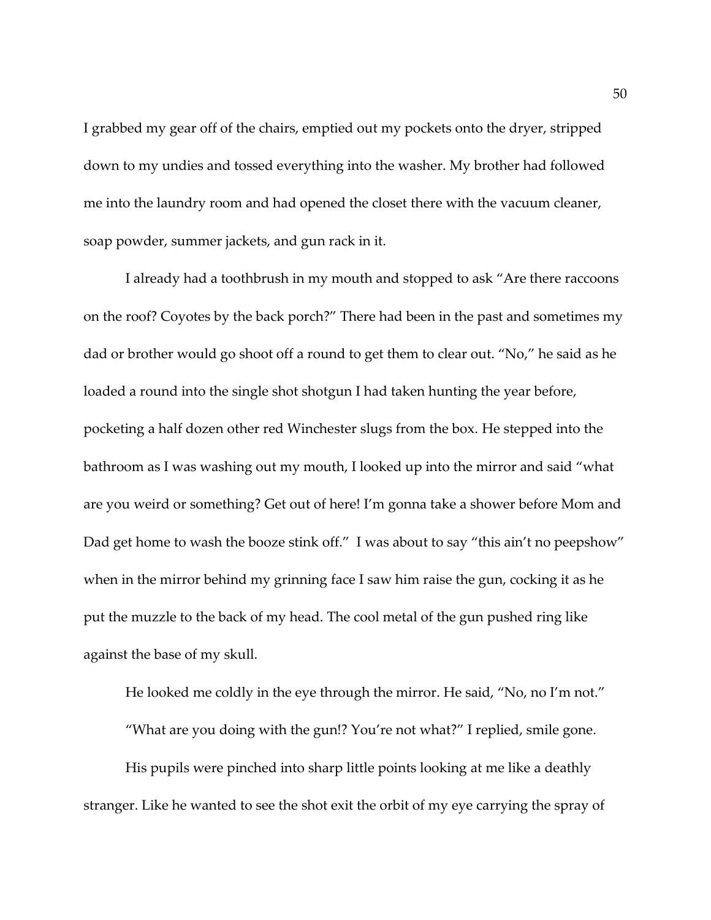I grabbed my gear off of the chairs, emptied out my pockets onto the dryer, stripped down to my undies and tossed everything into the washer. My brother had followed me into the laundry room and had opened the closet there with the vacuum cleaner, soap powder, summer jackets, and gun rack in it.

I already had a toothbrush in my mouth and stopped to ask "Are there raccoons on the roof? Coyotes by the back porch?" There had been in the past and sometimes my dad or brother would go shoot off a round to get them to clear out. "No," he said as he loaded a round into the single shot shotgun I had taken hunting the year before, pocketing a half dozen other red Winchester slugs from the box. He stepped into the bathroom as I was washing out my mouth, I looked up into the mirror and said "what are you weird or something? Get out of here! I'm gonna take a shower before Mom and Dad get home to wash the booze stink off." I was about to say "this ain't no peepshow" when in the mirror behind my grinning face I saw him raise the gun, cocking it as he put the muzzle to the back of my head. The cool metal of the gun pushed ring like against the base of my skull.

He looked me coldly in the eye through the mirror. He said, "No, no I'm not."

"What are you doing with the gun!? You're not what?" I replied, smile gone.

His pupils were pinched into sharp little points looking at me like a deathly stranger. Like he wanted to see the shot exit the orbit of my eye carrying the spray of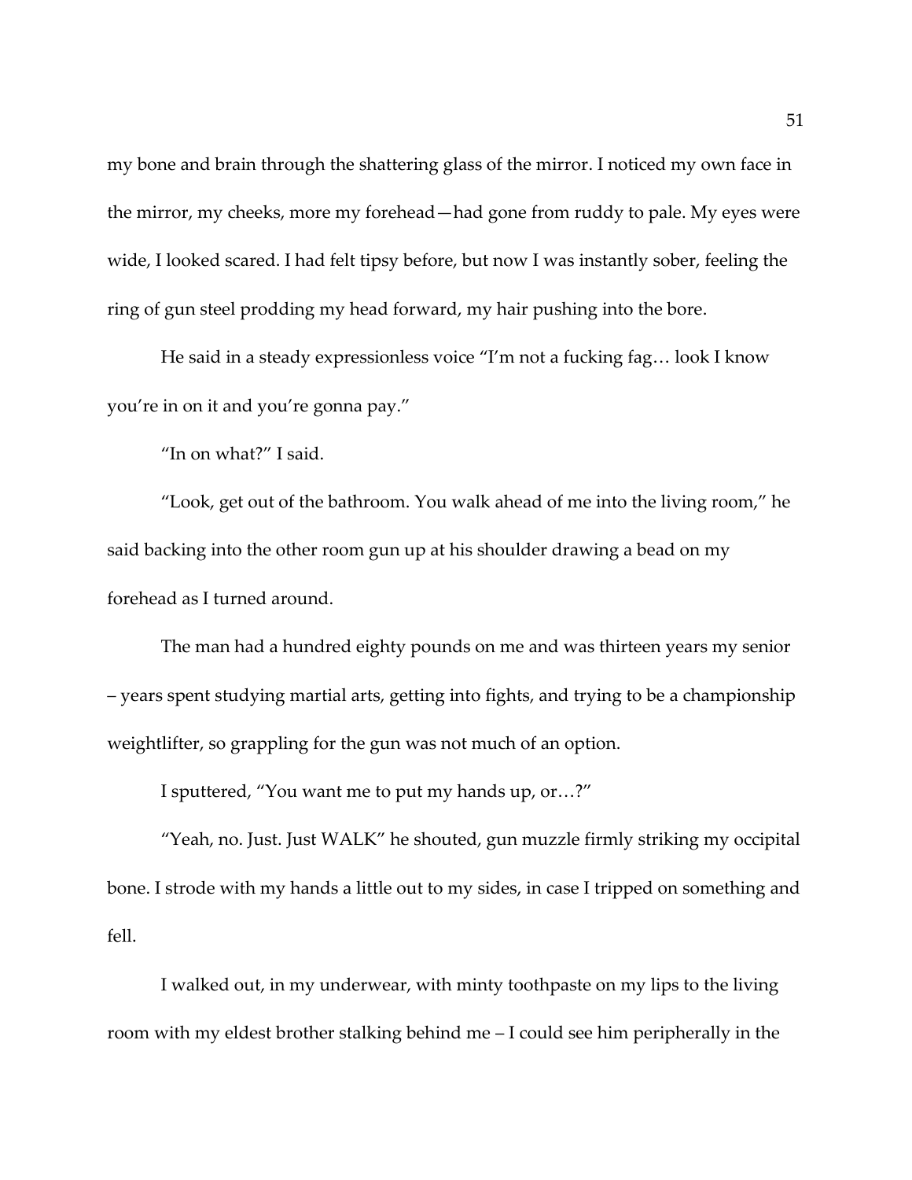my bone and brain through the shattering glass of the mirror. I noticed my own face in the mirror, my cheeks, more my forehead—had gone from ruddy to pale. My eyes were wide, I looked scared. I had felt tipsy before, but now I was instantly sober, feeling the ring of gun steel prodding my head forward, my hair pushing into the bore.

He said in a steady expressionless voice "I'm not a fucking fag… look I know you're in on it and you're gonna pay."

"In on what?" I said.

"Look, get out of the bathroom. You walk ahead of me into the living room," he said backing into the other room gun up at his shoulder drawing a bead on my forehead as I turned around.

The man had a hundred eighty pounds on me and was thirteen years my senior – years spent studying martial arts, getting into fights, and trying to be a championship weightlifter, so grappling for the gun was not much of an option.

I sputtered, "You want me to put my hands up, or…?"

"Yeah, no. Just. Just WALK" he shouted, gun muzzle firmly striking my occipital bone. I strode with my hands a little out to my sides, in case I tripped on something and fell.

I walked out, in my underwear, with minty toothpaste on my lips to the living room with my eldest brother stalking behind me – I could see him peripherally in the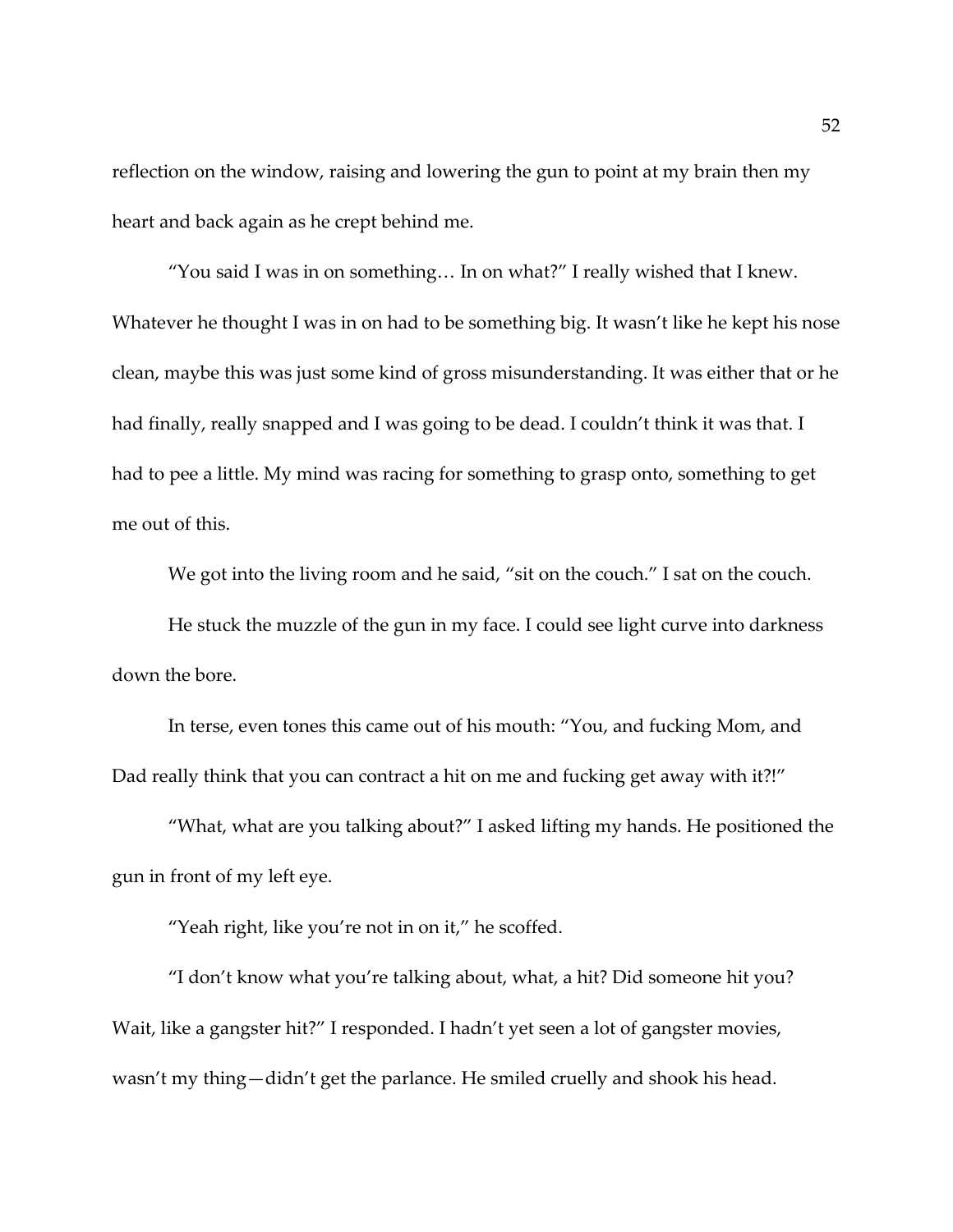reflection on the window, raising and lowering the gun to point at my brain then my heart and back again as he crept behind me.

"You said I was in on something… In on what?" I really wished that I knew. Whatever he thought I was in on had to be something big. It wasn't like he kept his nose clean, maybe this was just some kind of gross misunderstanding. It was either that or he had finally, really snapped and I was going to be dead. I couldn't think it was that. I had to pee a little. My mind was racing for something to grasp onto, something to get me out of this.

We got into the living room and he said, "sit on the couch." I sat on the couch.

He stuck the muzzle of the gun in my face. I could see light curve into darkness down the bore.

In terse, even tones this came out of his mouth: "You, and fucking Mom, and Dad really think that you can contract a hit on me and fucking get away with it?!"

"What, what are you talking about?" I asked lifting my hands. He positioned the gun in front of my left eye.

"Yeah right, like you're not in on it," he scoffed.

"I don't know what you're talking about, what, a hit? Did someone hit you? Wait, like a gangster hit?" I responded. I hadn't yet seen a lot of gangster movies, wasn't my thing—didn't get the parlance. He smiled cruelly and shook his head.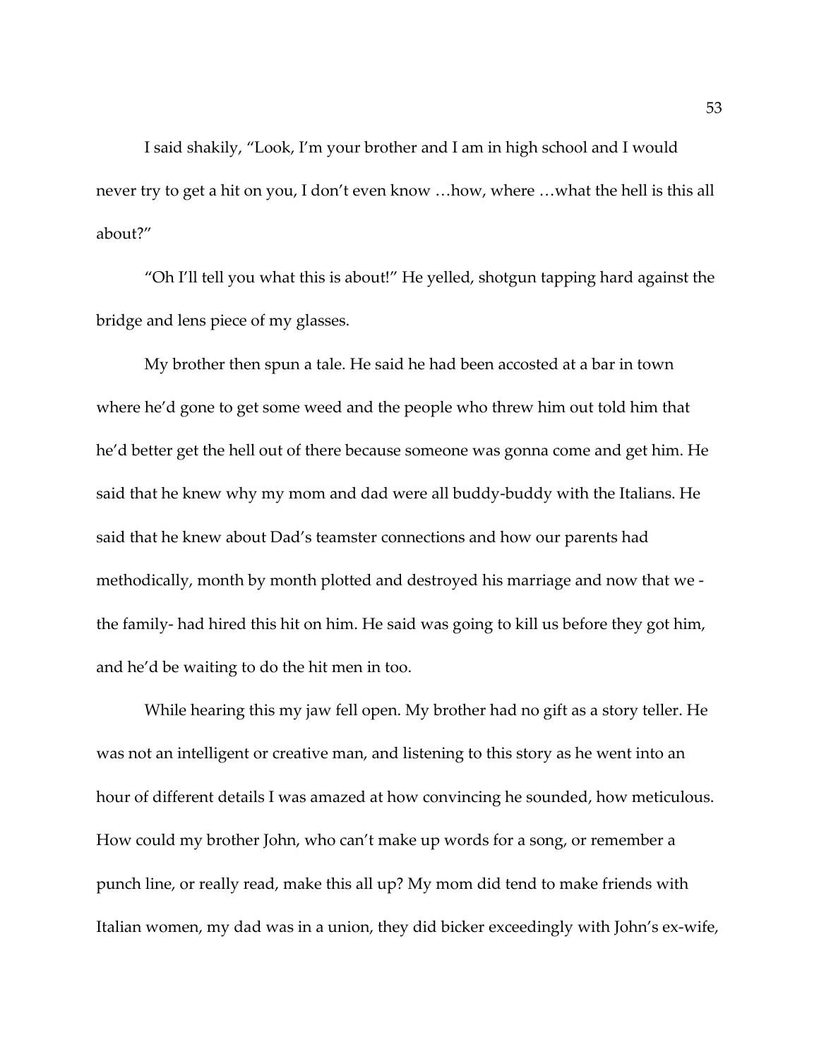I said shakily, "Look, I'm your brother and I am in high school and I would never try to get a hit on you, I don't even know …how, where …what the hell is this all about?"

"Oh I'll tell you what this is about!" He yelled, shotgun tapping hard against the bridge and lens piece of my glasses.

My brother then spun a tale. He said he had been accosted at a bar in town where he'd gone to get some weed and the people who threw him out told him that he'd better get the hell out of there because someone was gonna come and get him. He said that he knew why my mom and dad were all buddy-buddy with the Italians. He said that he knew about Dad's teamster connections and how our parents had methodically, month by month plotted and destroyed his marriage and now that we - the family- had hired this hit on him. He said was going to kill us before they got him, and he'd be waiting to do the hit men in too.

While hearing this my jaw fell open. My brother had no gift as a story teller. He was not an intelligent or creative man, and listening to this story as he went into an hour of different details I was amazed at how convincing he sounded, how meticulous. How could my brother John, who can't make up words for a song, or remember a punch line, or really read, make this all up? My mom did tend to make friends with Italian women, my dad was in a union, they did bicker exceedingly with John's ex-wife,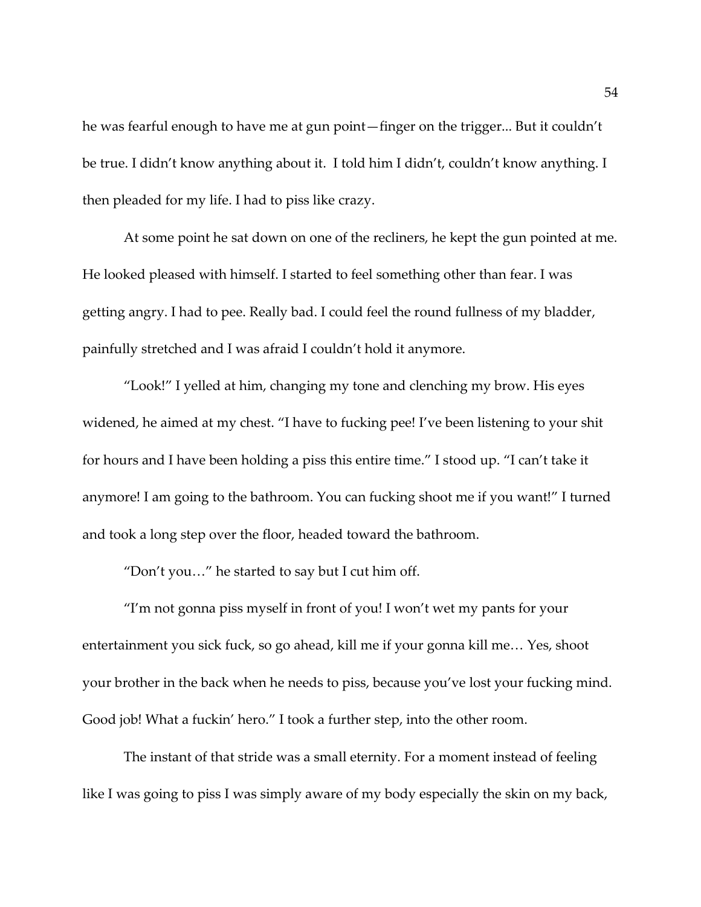he was fearful enough to have me at gun point—finger on the trigger... But it couldn't be true. I didn't know anything about it. I told him I didn't, couldn't know anything. I then pleaded for my life. I had to piss like crazy.

At some point he sat down on one of the recliners, he kept the gun pointed at me. He looked pleased with himself. I started to feel something other than fear. I was getting angry. I had to pee. Really bad. I could feel the round fullness of my bladder, painfully stretched and I was afraid I couldn't hold it anymore.

"Look!" I yelled at him, changing my tone and clenching my brow. His eyes widened, he aimed at my chest. "I have to fucking pee! I've been listening to your shit for hours and I have been holding a piss this entire time." I stood up. "I can't take it anymore! I am going to the bathroom. You can fucking shoot me if you want!" I turned and took a long step over the floor, headed toward the bathroom.

"Don't you…" he started to say but I cut him off.

"I'm not gonna piss myself in front of you! I won't wet my pants for your entertainment you sick fuck, so go ahead, kill me if your gonna kill me… Yes, shoot your brother in the back when he needs to piss, because you've lost your fucking mind. Good job! What a fuckin' hero." I took a further step, into the other room.

The instant of that stride was a small eternity. For a moment instead of feeling like I was going to piss I was simply aware of my body especially the skin on my back,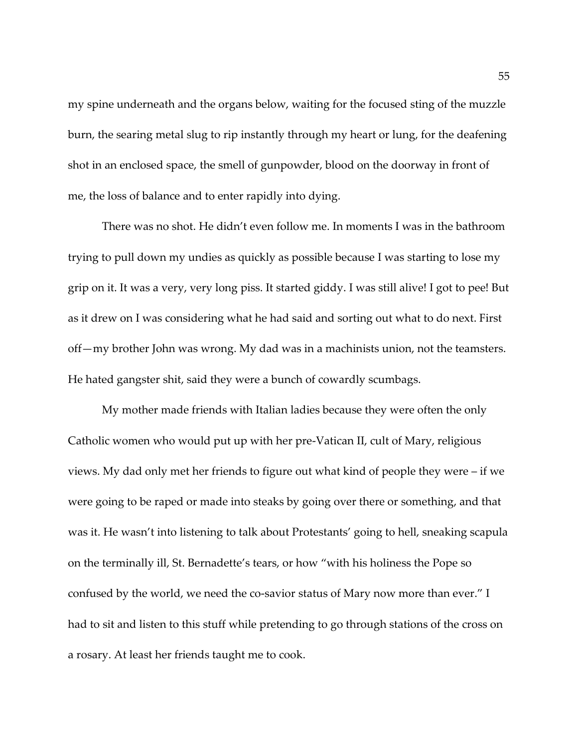my spine underneath and the organs below, waiting for the focused sting of the muzzle burn, the searing metal slug to rip instantly through my heart or lung, for the deafening shot in an enclosed space, the smell of gunpowder, blood on the doorway in front of me, the loss of balance and to enter rapidly into dying.

There was no shot. He didn't even follow me. In moments I was in the bathroom trying to pull down my undies as quickly as possible because I was starting to lose my grip on it. It was a very, very long piss. It started giddy. I was still alive! I got to pee! But as it drew on I was considering what he had said and sorting out what to do next. First off—my brother John was wrong. My dad was in a machinists union, not the teamsters. He hated gangster shit, said they were a bunch of cowardly scumbags.

My mother made friends with Italian ladies because they were often the only Catholic women who would put up with her pre-Vatican II, cult of Mary, religious views. My dad only met her friends to figure out what kind of people they were – if we were going to be raped or made into steaks by going over there or something, and that was it. He wasn't into listening to talk about Protestants' going to hell, sneaking scapula on the terminally ill, St. Bernadette's tears, or how "with his holiness the Pope so confused by the world, we need the co-savior status of Mary now more than ever." I had to sit and listen to this stuff while pretending to go through stations of the cross on a rosary. At least her friends taught me to cook.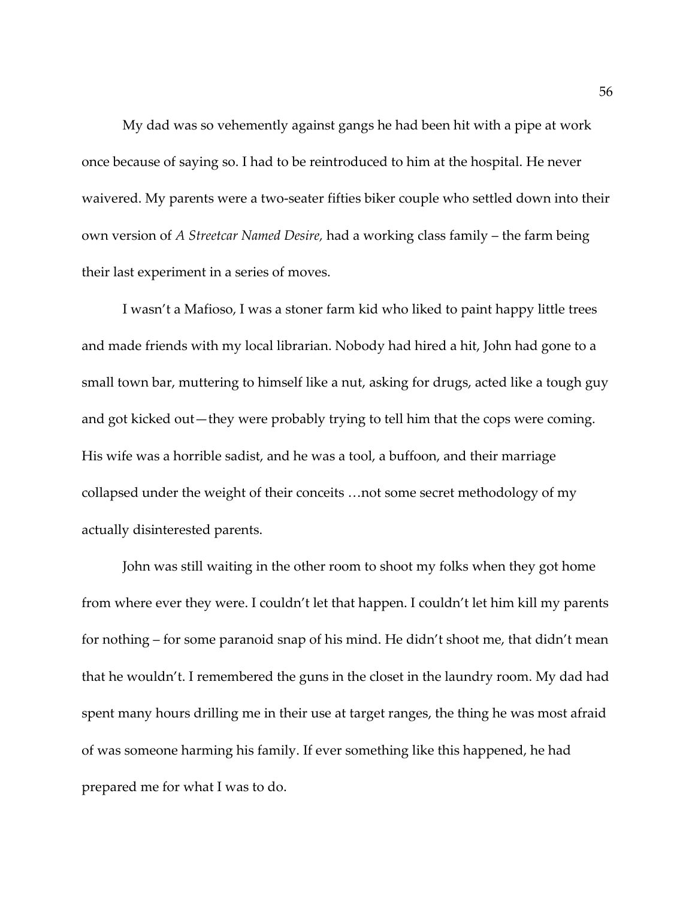My dad was so vehemently against gangs he had been hit with a pipe at work once because of saying so. I had to be reintroduced to him at the hospital. He never waivered. My parents were a two-seater fifties biker couple who settled down into their own version of *A Streetcar Named Desire,* had a working class family – the farm being their last experiment in a series of moves.

I wasn't a Mafioso, I was a stoner farm kid who liked to paint happy little trees and made friends with my local librarian. Nobody had hired a hit, John had gone to a small town bar, muttering to himself like a nut, asking for drugs, acted like a tough guy and got kicked out—they were probably trying to tell him that the cops were coming. His wife was a horrible sadist, and he was a tool, a buffoon, and their marriage collapsed under the weight of their conceits …not some secret methodology of my actually disinterested parents.

John was still waiting in the other room to shoot my folks when they got home from where ever they were. I couldn't let that happen. I couldn't let him kill my parents for nothing – for some paranoid snap of his mind. He didn't shoot me, that didn't mean that he wouldn't. I remembered the guns in the closet in the laundry room. My dad had spent many hours drilling me in their use at target ranges, the thing he was most afraid of was someone harming his family. If ever something like this happened, he had prepared me for what I was to do.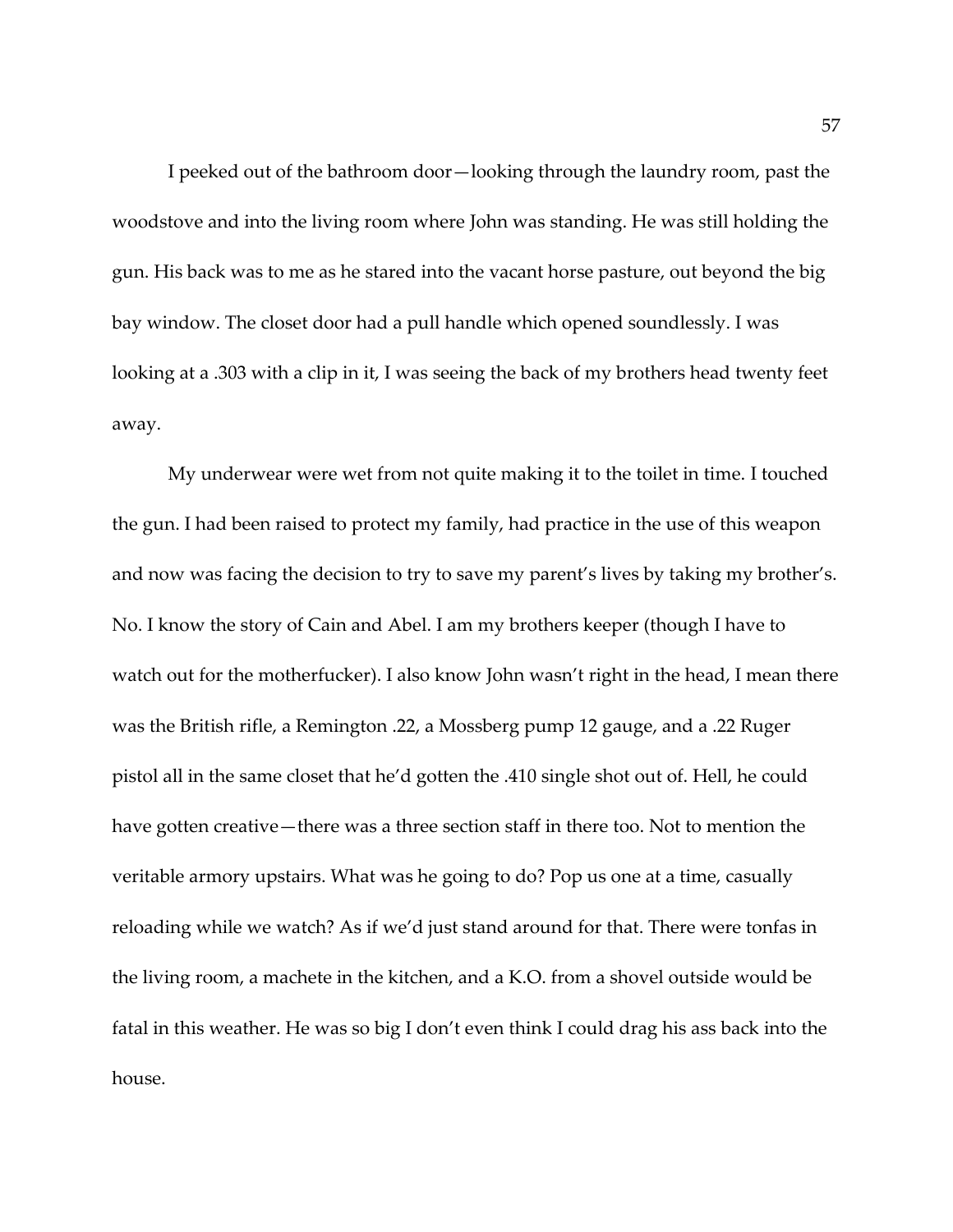I peeked out of the bathroom door—looking through the laundry room, past the woodstove and into the living room where John was standing. He was still holding the gun. His back was to me as he stared into the vacant horse pasture, out beyond the big bay window. The closet door had a pull handle which opened soundlessly. I was looking at a .303 with a clip in it, I was seeing the back of my brothers head twenty feet away.

My underwear were wet from not quite making it to the toilet in time. I touched the gun. I had been raised to protect my family, had practice in the use of this weapon and now was facing the decision to try to save my parent's lives by taking my brother's. No. I know the story of Cain and Abel. I am my brothers keeper (though I have to watch out for the motherfucker). I also know John wasn't right in the head, I mean there was the British rifle, a Remington .22, a Mossberg pump 12 gauge, and a .22 Ruger pistol all in the same closet that he'd gotten the .410 single shot out of. Hell, he could have gotten creative—there was a three section staff in there too. Not to mention the veritable armory upstairs. What was he going to do? Pop us one at a time, casually reloading while we watch? As if we'd just stand around for that. There were tonfas in the living room, a machete in the kitchen, and a K.O. from a shovel outside would be fatal in this weather. He was so big I don't even think I could drag his ass back into the house.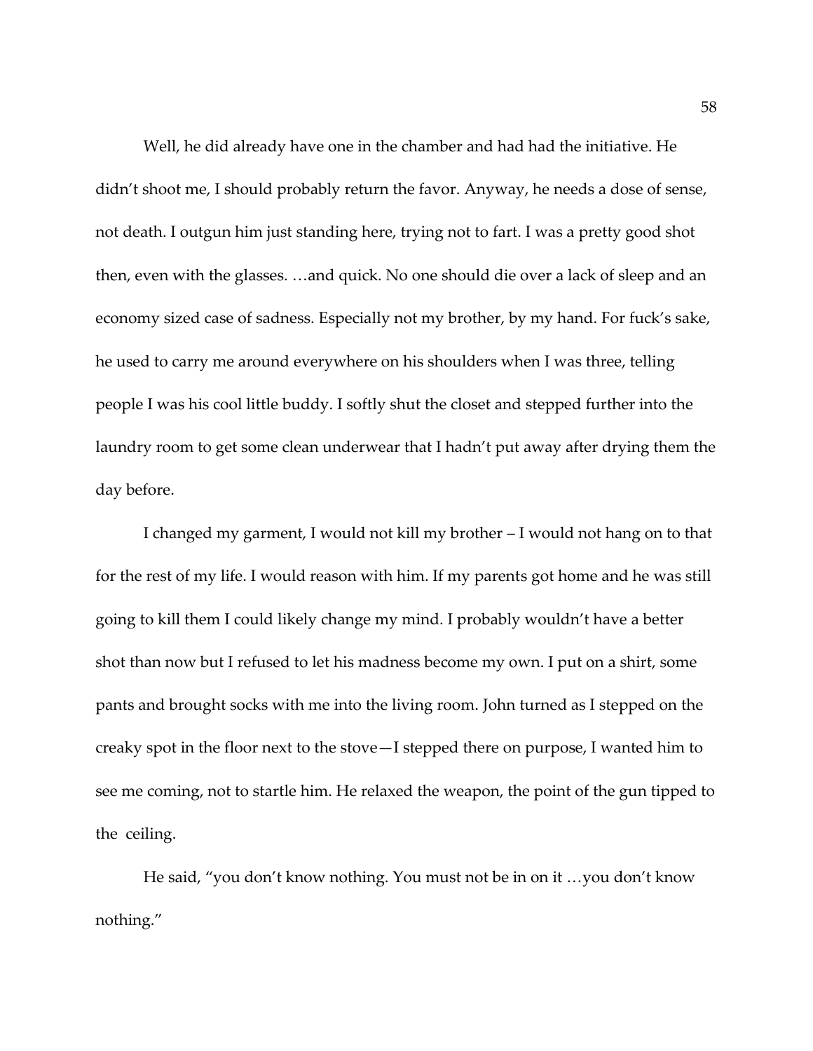Well, he did already have one in the chamber and had had the initiative. He didn't shoot me, I should probably return the favor. Anyway, he needs a dose of sense, not death. I outgun him just standing here, trying not to fart. I was a pretty good shot then, even with the glasses. …and quick. No one should die over a lack of sleep and an economy sized case of sadness. Especially not my brother, by my hand. For fuck's sake, he used to carry me around everywhere on his shoulders when I was three, telling people I was his cool little buddy. I softly shut the closet and stepped further into the laundry room to get some clean underwear that I hadn't put away after drying them the day before.

I changed my garment, I would not kill my brother – I would not hang on to that for the rest of my life. I would reason with him. If my parents got home and he was still going to kill them I could likely change my mind. I probably wouldn't have a better shot than now but I refused to let his madness become my own. I put on a shirt, some pants and brought socks with me into the living room. John turned as I stepped on the creaky spot in the floor next to the stove—I stepped there on purpose, I wanted him to see me coming, not to startle him. He relaxed the weapon, the point of the gun tipped to the ceiling.

He said, "you don't know nothing. You must not be in on it …you don't know nothing."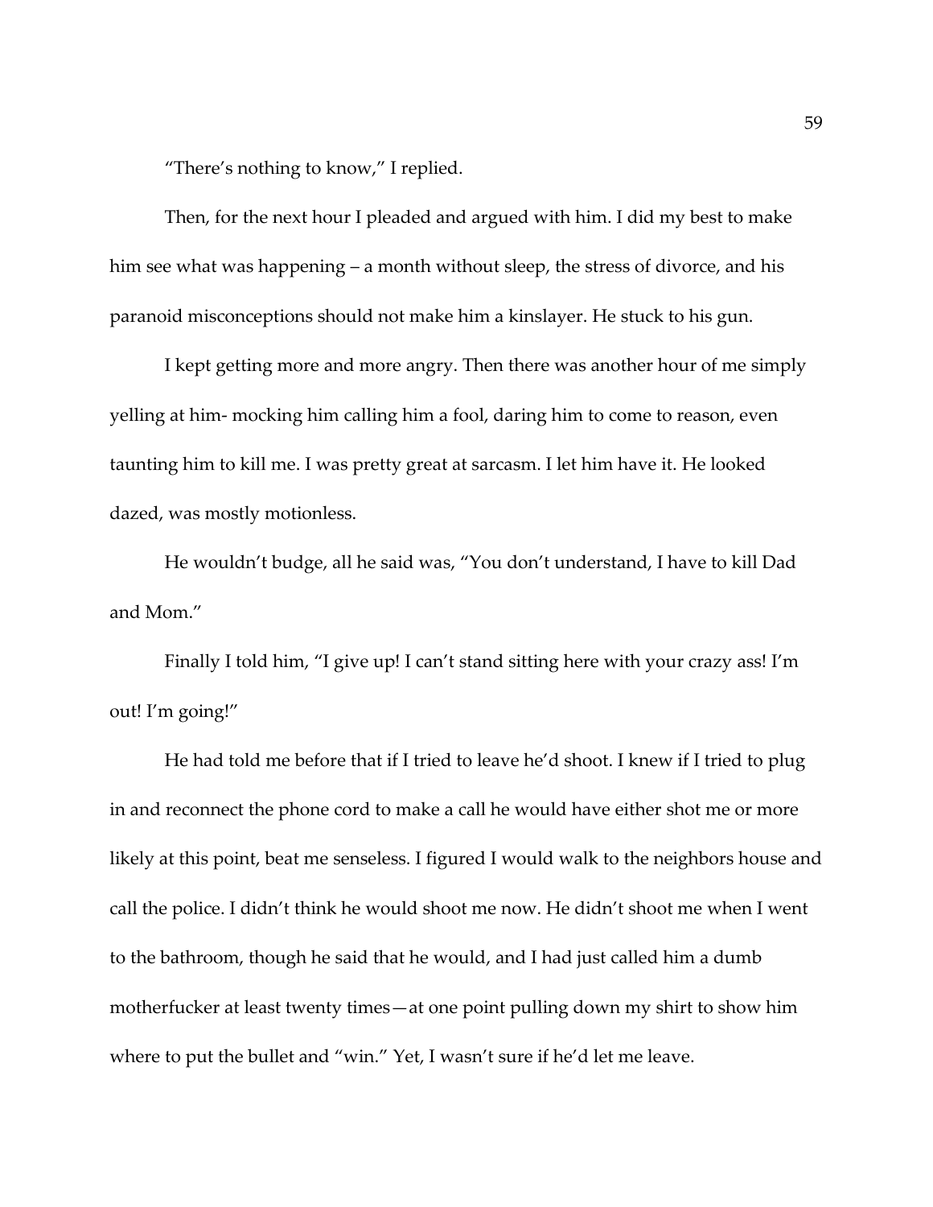"There's nothing to know," I replied.

Then, for the next hour I pleaded and argued with him. I did my best to make him see what was happening – a month without sleep, the stress of divorce, and his paranoid misconceptions should not make him a kinslayer. He stuck to his gun.

I kept getting more and more angry. Then there was another hour of me simply yelling at him- mocking him calling him a fool, daring him to come to reason, even taunting him to kill me. I was pretty great at sarcasm. I let him have it. He looked dazed, was mostly motionless.

He wouldn't budge, all he said was, "You don't understand, I have to kill Dad and Mom."

Finally I told him, "I give up! I can't stand sitting here with your crazy ass! I'm out! I'm going!"

He had told me before that if I tried to leave he'd shoot. I knew if I tried to plug in and reconnect the phone cord to make a call he would have either shot me or more likely at this point, beat me senseless. I figured I would walk to the neighbors house and call the police. I didn't think he would shoot me now. He didn't shoot me when I went to the bathroom, though he said that he would, and I had just called him a dumb motherfucker at least twenty times—at one point pulling down my shirt to show him where to put the bullet and "win." Yet, I wasn't sure if he'd let me leave.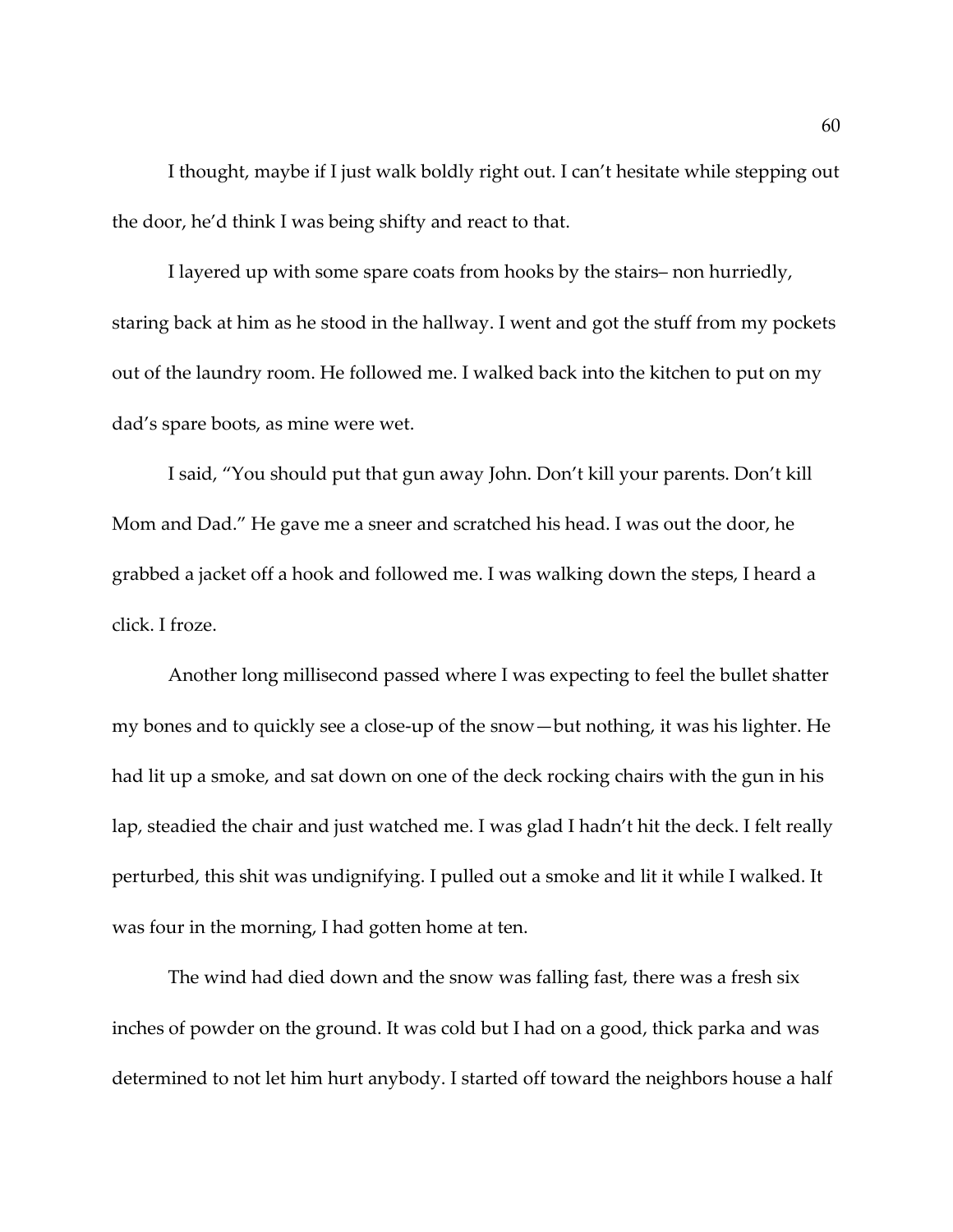I thought, maybe if I just walk boldly right out. I can't hesitate while stepping out the door, he'd think I was being shifty and react to that.

I layered up with some spare coats from hooks by the stairs– non hurriedly, staring back at him as he stood in the hallway. I went and got the stuff from my pockets out of the laundry room. He followed me. I walked back into the kitchen to put on my dad's spare boots, as mine were wet.

I said, "You should put that gun away John. Don't kill your parents. Don't kill Mom and Dad." He gave me a sneer and scratched his head. I was out the door, he grabbed a jacket off a hook and followed me. I was walking down the steps, I heard a click. I froze.

Another long millisecond passed where I was expecting to feel the bullet shatter my bones and to quickly see a close-up of the snow—but nothing, it was his lighter. He had lit up a smoke, and sat down on one of the deck rocking chairs with the gun in his lap, steadied the chair and just watched me. I was glad I hadn't hit the deck. I felt really perturbed, this shit was undignifying. I pulled out a smoke and lit it while I walked. It was four in the morning, I had gotten home at ten.

The wind had died down and the snow was falling fast, there was a fresh six inches of powder on the ground. It was cold but I had on a good, thick parka and was determined to not let him hurt anybody. I started off toward the neighbors house a half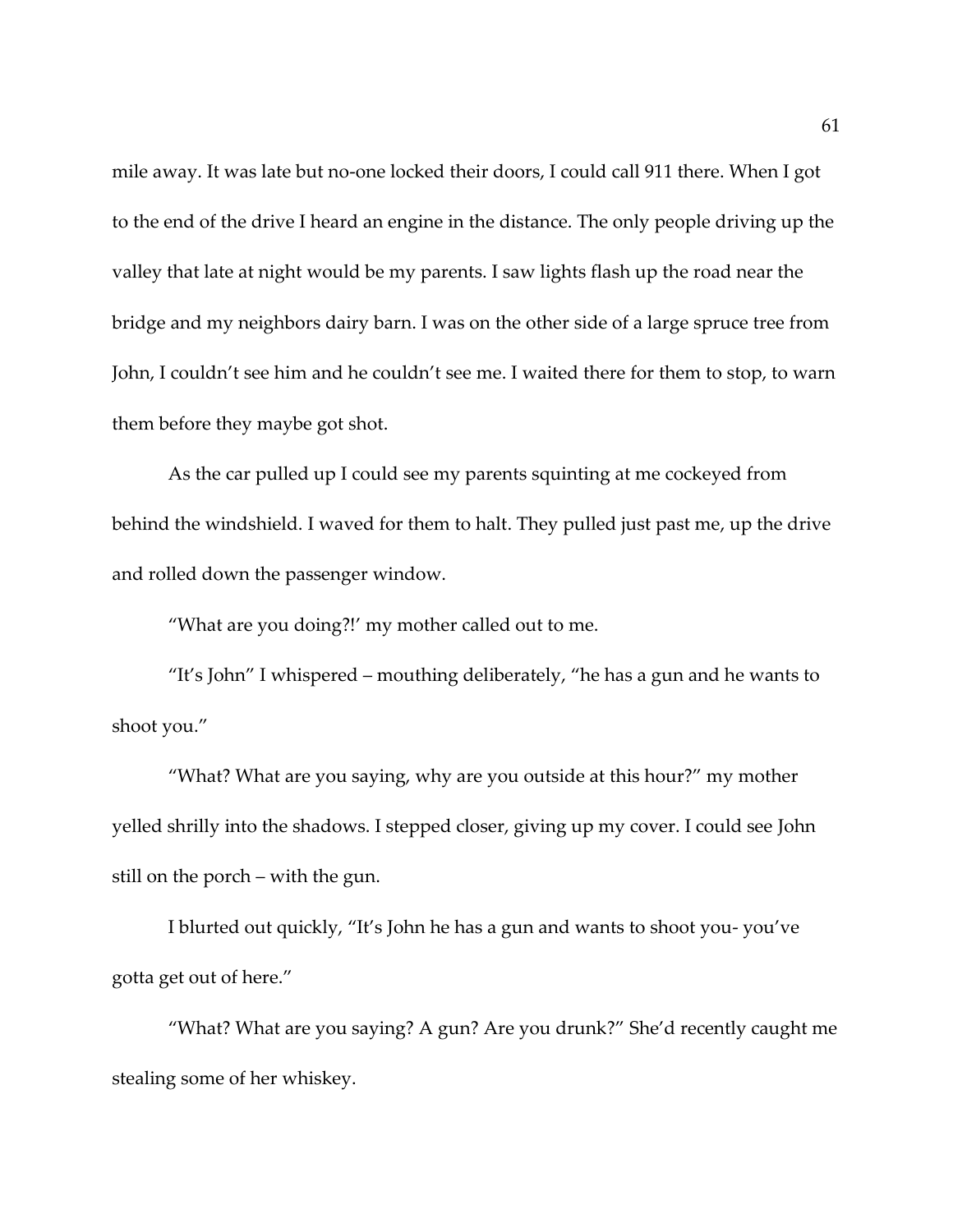mile away. It was late but no-one locked their doors, I could call 911 there. When I got to the end of the drive I heard an engine in the distance. The only people driving up the valley that late at night would be my parents. I saw lights flash up the road near the bridge and my neighbors dairy barn. I was on the other side of a large spruce tree from John, I couldn't see him and he couldn't see me. I waited there for them to stop, to warn them before they maybe got shot.

As the car pulled up I could see my parents squinting at me cockeyed from behind the windshield. I waved for them to halt. They pulled just past me, up the drive and rolled down the passenger window.

"What are you doing?!' my mother called out to me.

"It's John" I whispered – mouthing deliberately, "he has a gun and he wants to shoot you."

"What? What are you saying, why are you outside at this hour?" my mother yelled shrilly into the shadows. I stepped closer, giving up my cover. I could see John still on the porch – with the gun.

I blurted out quickly, "It's John he has a gun and wants to shoot you- you've gotta get out of here."

"What? What are you saying? A gun? Are you drunk?" She'd recently caught me stealing some of her whiskey.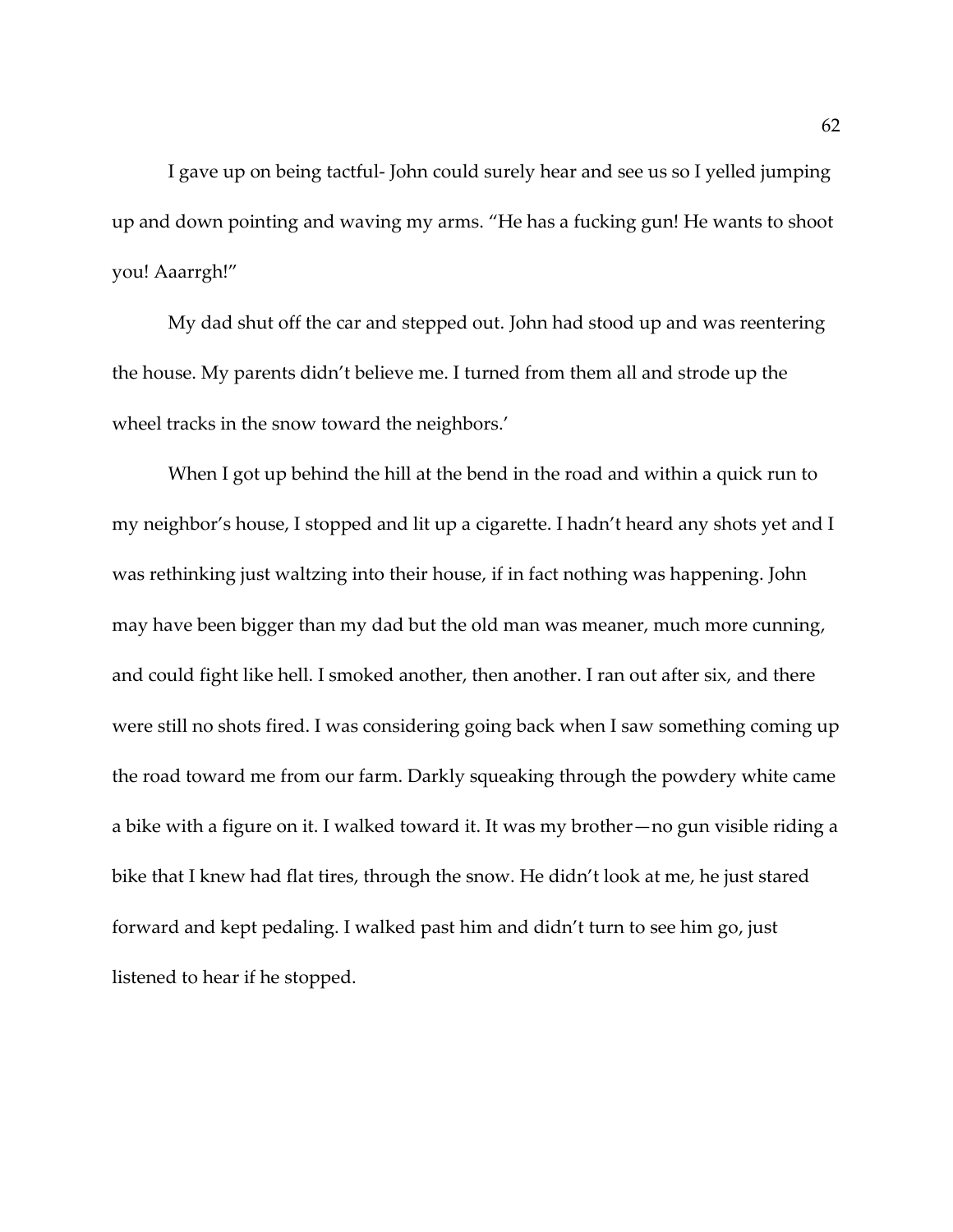I gave up on being tactful- John could surely hear and see us so I yelled jumping up and down pointing and waving my arms. "He has a fucking gun! He wants to shoot you! Aaarrgh!"

My dad shut off the car and stepped out. John had stood up and was reentering the house. My parents didn't believe me. I turned from them all and strode up the wheel tracks in the snow toward the neighbors.'

When I got up behind the hill at the bend in the road and within a quick run to my neighbor's house, I stopped and lit up a cigarette. I hadn't heard any shots yet and I was rethinking just waltzing into their house, if in fact nothing was happening. John may have been bigger than my dad but the old man was meaner, much more cunning, and could fight like hell. I smoked another, then another. I ran out after six, and there were still no shots fired. I was considering going back when I saw something coming up the road toward me from our farm. Darkly squeaking through the powdery white came a bike with a figure on it. I walked toward it. It was my brother—no gun visible riding a bike that I knew had flat tires, through the snow. He didn't look at me, he just stared forward and kept pedaling. I walked past him and didn't turn to see him go, just listened to hear if he stopped.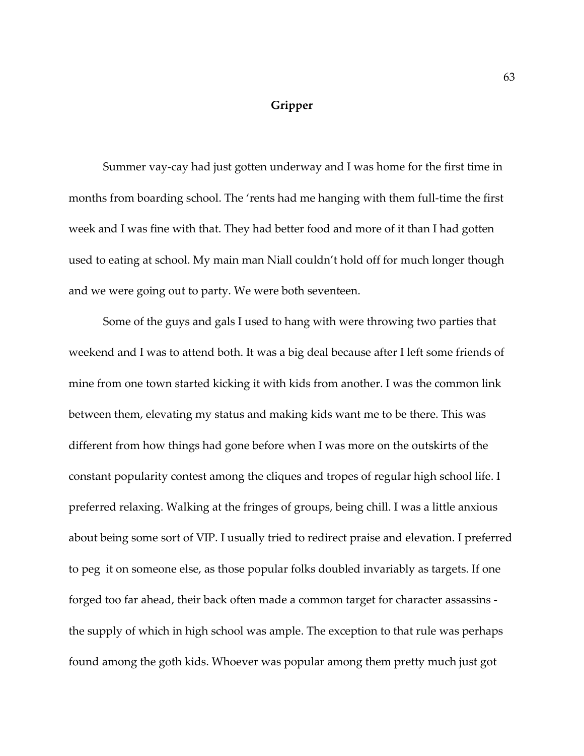## Gripper

Summer vay-cay had just gotten underway and I was home for the first time in months from boarding school. The 'rents had me hanging with them full-time the first week and I was fine with that. They had better food and more of it than I had gotten used to eating at school. My main man Niall couldn't hold off for much longer though and we were going out to party. We were both seventeen.

Some of the guys and gals I used to hang with were throwing two parties that weekend and I was to attend both. It was a big deal because after I left some friends of mine from one town started kicking it with kids from another. I was the common link between them, elevating my status and making kids want me to be there. This was different from how things had gone before when I was more on the outskirts of the constant popularity contest among the cliques and tropes of regular high school life. I preferred relaxing. Walking at the fringes of groups, being chill. I was a little anxious about being some sort of VIP. I usually tried to redirect praise and elevation. I preferred to peg it on someone else, as those popular folks doubled invariably as targets. If one forged too far ahead, their back often made a common target for character assassins - the supply of which in high school was ample. The exception to that rule was perhaps found among the goth kids. Whoever was popular among them pretty much just got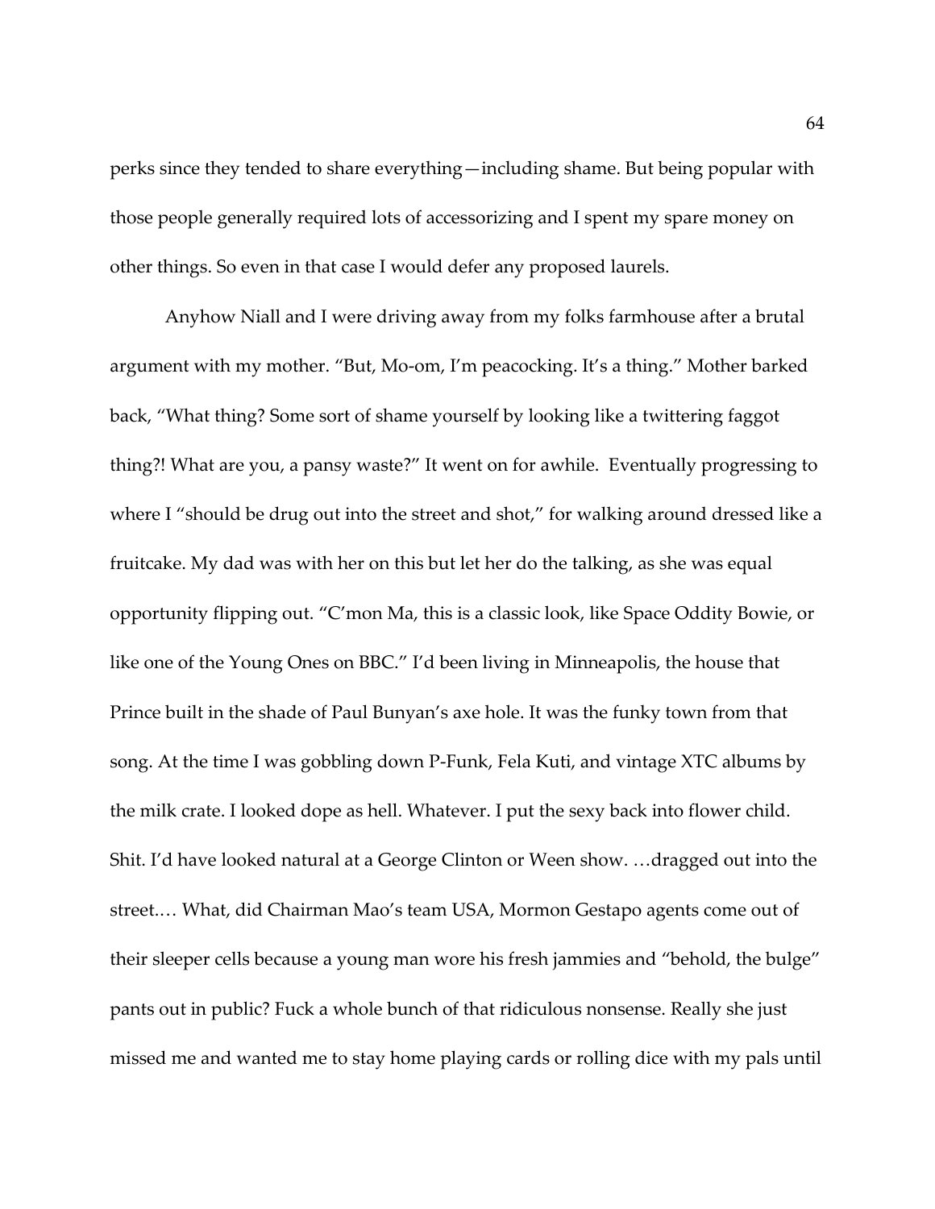perks since they tended to share everything—including shame. But being popular with those people generally required lots of accessorizing and I spent my spare money on other things. So even in that case I would defer any proposed laurels.

Anyhow Niall and I were driving away from my folks farmhouse after a brutal argument with my mother. "But, Mo-om, I'm peacocking. It's a thing." Mother barked back, "What thing? Some sort of shame yourself by looking like a twittering faggot thing?! What are you, a pansy waste?" It went on for awhile. Eventually progressing to where I "should be drug out into the street and shot," for walking around dressed like a fruitcake. My dad was with her on this but let her do the talking, as she was equal opportunity flipping out. "C'mon Ma, this is a classic look, like Space Oddity Bowie, or like one of the Young Ones on BBC." I'd been living in Minneapolis, the house that Prince built in the shade of Paul Bunyan's axe hole. It was the funky town from that song. At the time I was gobbling down P-Funk, Fela Kuti, and vintage XTC albums by the milk crate. I looked dope as hell. Whatever. I put the sexy back into flower child. Shit. I'd have looked natural at a George Clinton or Ween show. …dragged out into the street.… What, did Chairman Mao's team USA, Mormon Gestapo agents come out of their sleeper cells because a young man wore his fresh jammies and "behold, the bulge" pants out in public? Fuck a whole bunch of that ridiculous nonsense. Really she just missed me and wanted me to stay home playing cards or rolling dice with my pals until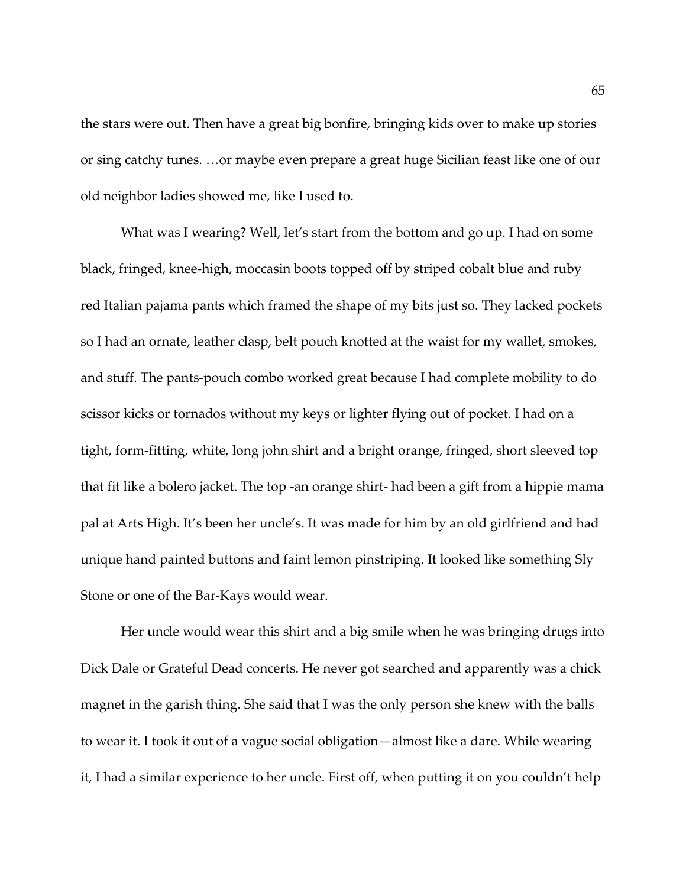the stars were out. Then have a great big bonfire, bringing kids over to make up stories or sing catchy tunes. …or maybe even prepare a great huge Sicilian feast like one of our old neighbor ladies showed me, like I used to.

What was I wearing? Well, let's start from the bottom and go up. I had on some black, fringed, knee-high, moccasin boots topped off by striped cobalt blue and ruby red Italian pajama pants which framed the shape of my bits just so. They lacked pockets so I had an ornate, leather clasp, belt pouch knotted at the waist for my wallet, smokes, and stuff. The pants-pouch combo worked great because I had complete mobility to do scissor kicks or tornados without my keys or lighter flying out of pocket. I had on a tight, form-fitting, white, long john shirt and a bright orange, fringed, short sleeved top that fit like a bolero jacket. The top -an orange shirt- had been a gift from a hippie mama pal at Arts High. It's been her uncle's. It was made for him by an old girlfriend and had unique hand painted buttons and faint lemon pinstriping. It looked like something Sly Stone or one of the Bar-Kays would wear.

Her uncle would wear this shirt and a big smile when he was bringing drugs into Dick Dale or Grateful Dead concerts. He never got searched and apparently was a chick magnet in the garish thing. She said that I was the only person she knew with the balls to wear it. I took it out of a vague social obligation—almost like a dare. While wearing it, I had a similar experience to her uncle. First off, when putting it on you couldn't help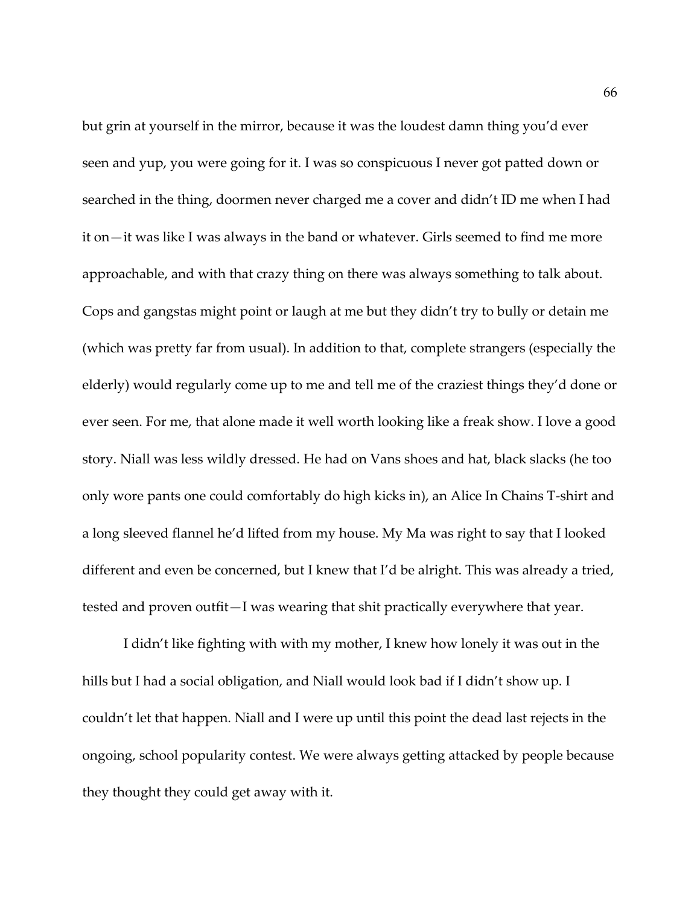but grin at yourself in the mirror, because it was the loudest damn thing you'd ever seen and yup, you were going for it. I was so conspicuous I never got patted down or searched in the thing, doormen never charged me a cover and didn't ID me when I had it on—it was like I was always in the band or whatever. Girls seemed to find me more approachable, and with that crazy thing on there was always something to talk about. Cops and gangstas might point or laugh at me but they didn't try to bully or detain me (which was pretty far from usual). In addition to that, complete strangers (especially the elderly) would regularly come up to me and tell me of the craziest things they'd done or ever seen. For me, that alone made it well worth looking like a freak show. I love a good story. Niall was less wildly dressed. He had on Vans shoes and hat, black slacks (he too only wore pants one could comfortably do high kicks in), an Alice In Chains T-shirt and a long sleeved flannel he'd lifted from my house. My Ma was right to say that I looked different and even be concerned, but I knew that I'd be alright. This was already a tried, tested and proven outfit—I was wearing that shit practically everywhere that year.

I didn't like fighting with with my mother, I knew how lonely it was out in the hills but I had a social obligation, and Niall would look bad if I didn't show up. I couldn't let that happen. Niall and I were up until this point the dead last rejects in the ongoing, school popularity contest. We were always getting attacked by people because they thought they could get away with it.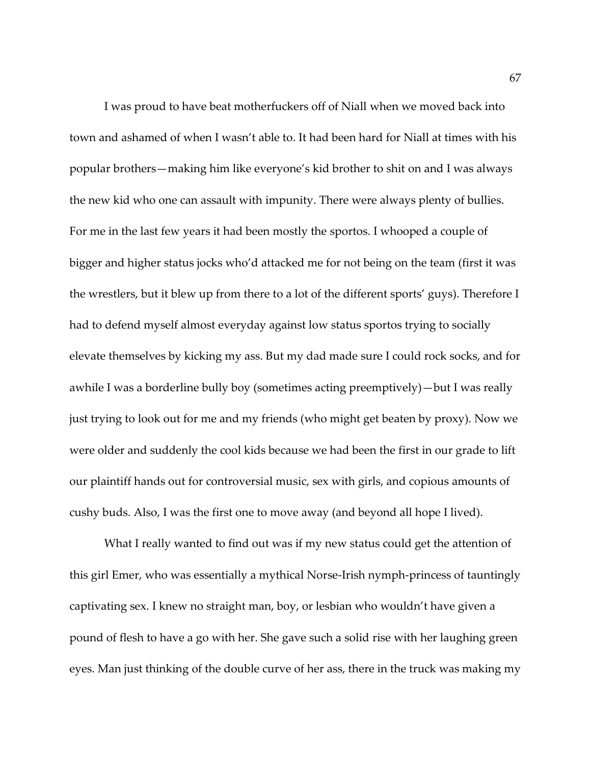I was proud to have beat motherfuckers off of Niall when we moved back into town and ashamed of when I wasn't able to. It had been hard for Niall at times with his popular brothers—making him like everyone's kid brother to shit on and I was always the new kid who one can assault with impunity. There were always plenty of bullies. For me in the last few years it had been mostly the sportos. I whooped a couple of bigger and higher status jocks who'd attacked me for not being on the team (first it was the wrestlers, but it blew up from there to a lot of the different sports' guys). Therefore I had to defend myself almost everyday against low status sportos trying to socially elevate themselves by kicking my ass. But my dad made sure I could rock socks, and for awhile I was a borderline bully boy (sometimes acting preemptively)—but I was really just trying to look out for me and my friends (who might get beaten by proxy). Now we were older and suddenly the cool kids because we had been the first in our grade to lift our plaintiff hands out for controversial music, sex with girls, and copious amounts of cushy buds. Also, I was the first one to move away (and beyond all hope I lived).

What I really wanted to find out was if my new status could get the attention of this girl Emer, who was essentially a mythical Norse-Irish nymph-princess of tauntingly captivating sex. I knew no straight man, boy, or lesbian who wouldn't have given a pound of flesh to have a go with her. She gave such a solid rise with her laughing green eyes. Man just thinking of the double curve of her ass, there in the truck was making my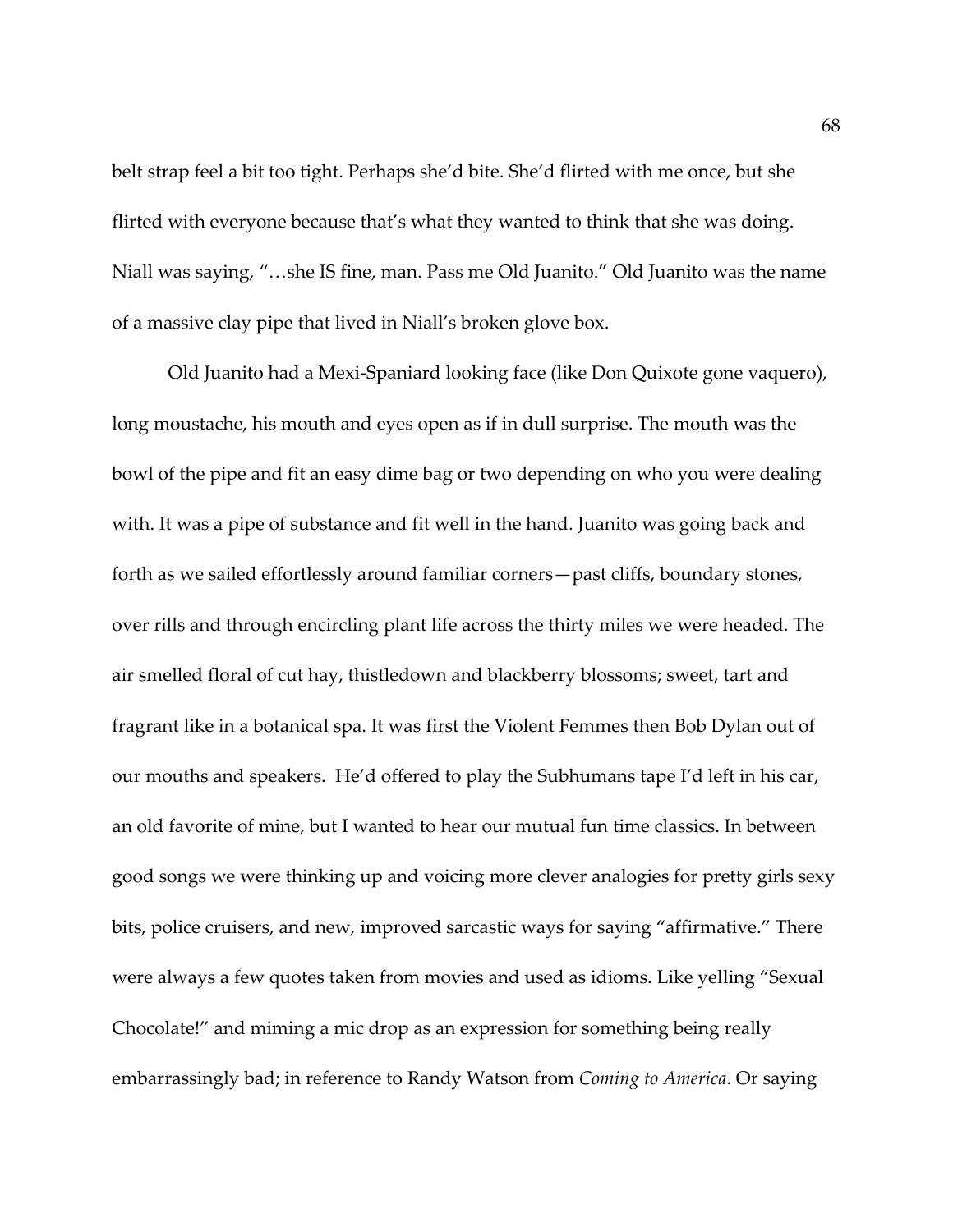belt strap feel a bit too tight. Perhaps she'd bite. She'd flirted with me once, but she flirted with everyone because that's what they wanted to think that she was doing. Niall was saying, "…she IS fine, man. Pass me Old Juanito." Old Juanito was the name of a massive clay pipe that lived in Niall's broken glove box.

Old Juanito had a Mexi-Spaniard looking face (like Don Quixote gone vaquero), long moustache, his mouth and eyes open as if in dull surprise. The mouth was the bowl of the pipe and fit an easy dime bag or two depending on who you were dealing with. It was a pipe of substance and fit well in the hand. Juanito was going back and forth as we sailed effortlessly around familiar corners—past cliffs, boundary stones, over rills and through encircling plant life across the thirty miles we were headed. The air smelled floral of cut hay, thistledown and blackberry blossoms; sweet, tart and fragrant like in a botanical spa. It was first the Violent Femmes then Bob Dylan out of our mouths and speakers. He'd offered to play the Subhumans tape I'd left in his car, an old favorite of mine, but I wanted to hear our mutual fun time classics. In between good songs we were thinking up and voicing more clever analogies for pretty girls sexy bits, police cruisers, and new, improved sarcastic ways for saying "affirmative." There were always a few quotes taken from movies and used as idioms. Like yelling "Sexual Chocolate!" and miming a mic drop as an expression for something being really embarrassingly bad; in reference to Randy Watson from *Coming to America*. Or saying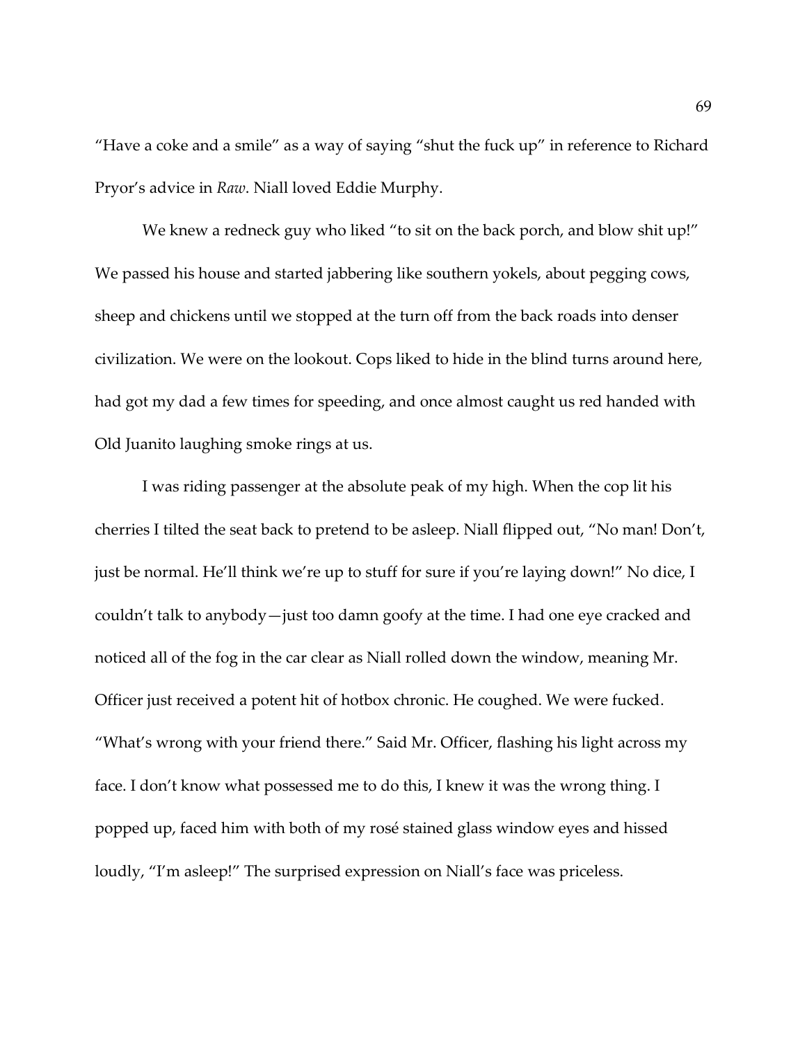"Have a coke and a smile" as a way of saying "shut the fuck up" in reference to Richard Pryor's advice in *Raw*. Niall loved Eddie Murphy.

We knew a redneck guy who liked "to sit on the back porch, and blow shit up!" We passed his house and started jabbering like southern yokels, about pegging cows, sheep and chickens until we stopped at the turn off from the back roads into denser civilization. We were on the lookout. Cops liked to hide in the blind turns around here, had got my dad a few times for speeding, and once almost caught us red handed with Old Juanito laughing smoke rings at us.

I was riding passenger at the absolute peak of my high. When the cop lit his cherries I tilted the seat back to pretend to be asleep. Niall flipped out, "No man! Don't, just be normal. He'll think we're up to stuff for sure if you're laying down!" No dice, I couldn't talk to anybody—just too damn goofy at the time. I had one eye cracked and noticed all of the fog in the car clear as Niall rolled down the window, meaning Mr. Officer just received a potent hit of hotbox chronic. He coughed. We were fucked. "What's wrong with your friend there." Said Mr. Officer, flashing his light across my face. I don't know what possessed me to do this, I knew it was the wrong thing. I popped up, faced him with both of my rosé stained glass window eyes and hissed loudly, "I'm asleep!" The surprised expression on Niall's face was priceless.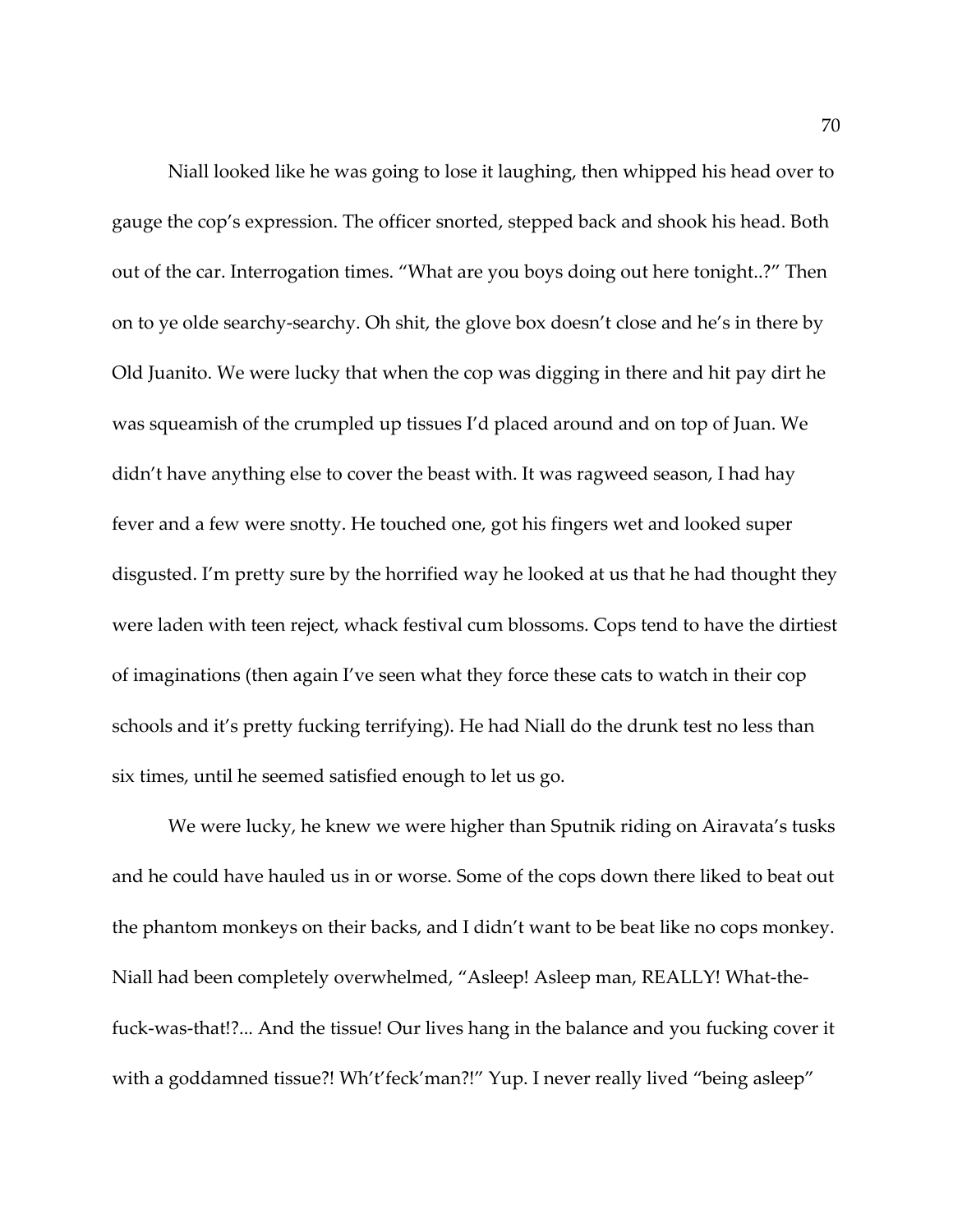Niall looked like he was going to lose it laughing, then whipped his head over to gauge the cop's expression. The officer snorted, stepped back and shook his head. Both out of the car. Interrogation times. "What are you boys doing out here tonight..?" Then on to ye olde searchy-searchy. Oh shit, the glove box doesn't close and he's in there by Old Juanito. We were lucky that when the cop was digging in there and hit pay dirt he was squeamish of the crumpled up tissues I'd placed around and on top of Juan. We didn't have anything else to cover the beast with. It was ragweed season, I had hay fever and a few were snotty. He touched one, got his fingers wet and looked super disgusted. I'm pretty sure by the horrified way he looked at us that he had thought they were laden with teen reject, whack festival cum blossoms. Cops tend to have the dirtiest of imaginations (then again I've seen what they force these cats to watch in their cop schools and it's pretty fucking terrifying). He had Niall do the drunk test no less than six times, until he seemed satisfied enough to let us go.

We were lucky, he knew we were higher than Sputnik riding on Airavata's tusks and he could have hauled us in or worse. Some of the cops down there liked to beat out the phantom monkeys on their backs, and I didn't want to be beat like no cops monkey. Niall had been completely overwhelmed, "Asleep! Asleep man, REALLY! What-the-fuck-was-that!?... And the tissue! Our lives hang in the balance and you fucking cover it with a goddamned tissue?! Wh't'feck'man?!" Yup. I never really lived "being asleep"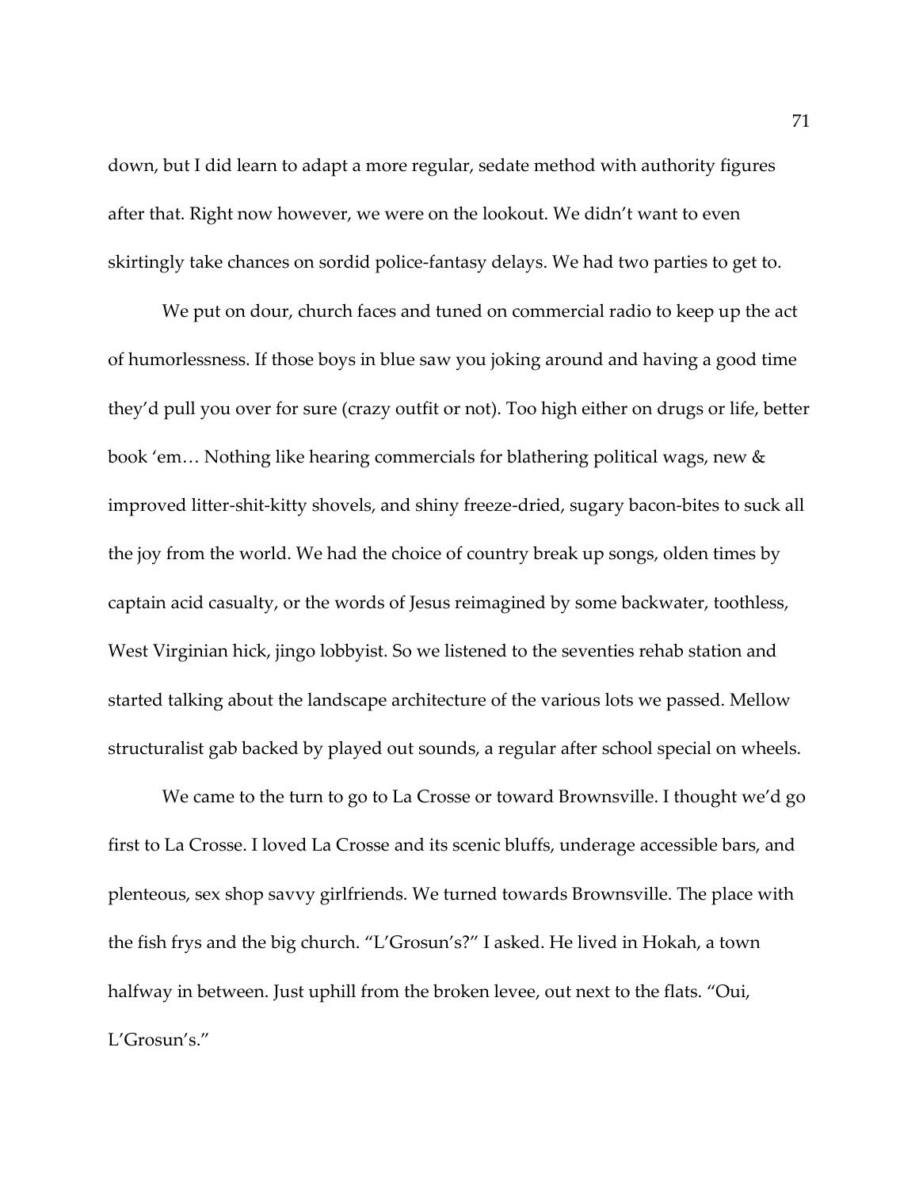down, but I did learn to adapt a more regular, sedate method with authority figures after that. Right now however, we were on the lookout. We didn't want to even skirtingly take chances on sordid police-fantasy delays. We had two parties to get to.

We put on dour, church faces and tuned on commercial radio to keep up the act of humorlessness. If those boys in blue saw you joking around and having a good time they'd pull you over for sure (crazy outfit or not). Too high either on drugs or life, better book 'em… Nothing like hearing commercials for blathering political wags, new & improved litter-shit-kitty shovels, and shiny freeze-dried, sugary bacon-bites to suck all the joy from the world. We had the choice of country break up songs, olden times by captain acid casualty, or the words of Jesus reimagined by some backwater, toothless, West Virginian hick, jingo lobbyist. So we listened to the seventies rehab station and started talking about the landscape architecture of the various lots we passed. Mellow structuralist gab backed by played out sounds, a regular after school special on wheels.

We came to the turn to go to La Crosse or toward Brownsville. I thought we'd go first to La Crosse. I loved La Crosse and its scenic bluffs, underage accessible bars, and plenteous, sex shop savvy girlfriends. We turned towards Brownsville. The place with the fish frys and the big church. "L'Grosun's?" I asked. He lived in Hokah, a town halfway in between. Just uphill from the broken levee, out next to the flats. "Oui, L'Grosun's."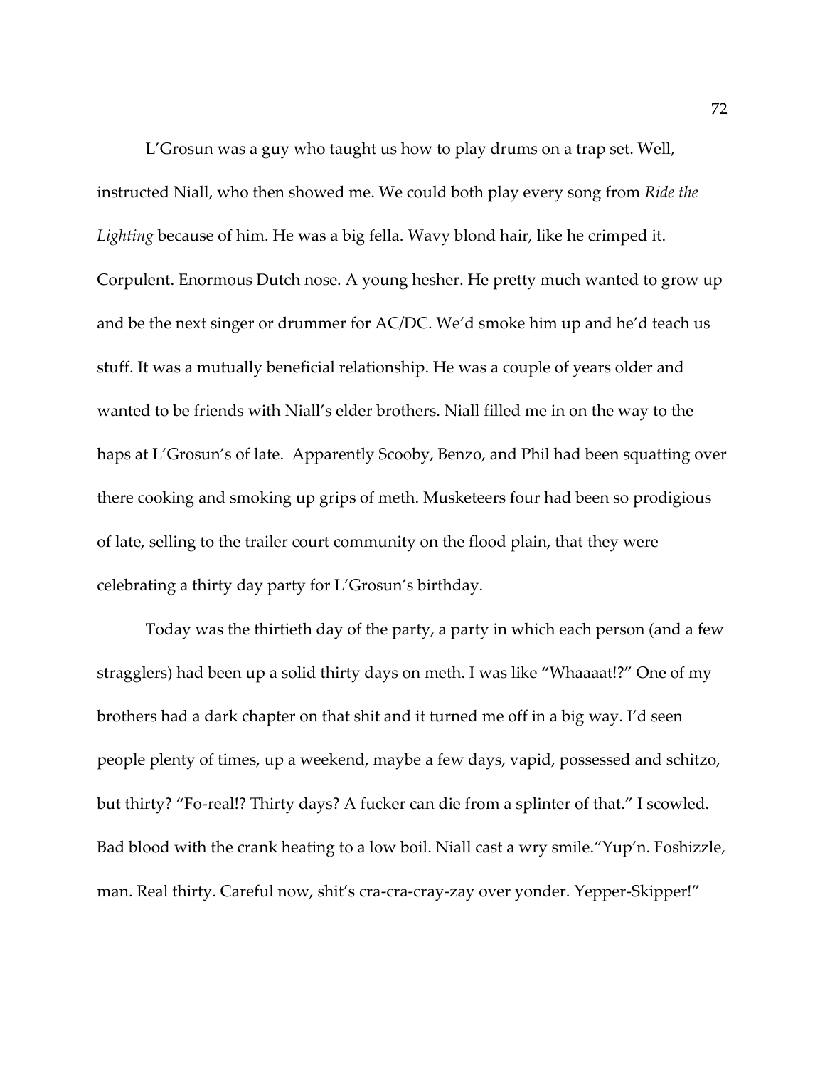L'Grosun was a guy who taught us how to play drums on a trap set. Well, instructed Niall, who then showed me. We could both play every song from *Ride the Lighting* because of him. He was a big fella. Wavy blond hair, like he crimped it. Corpulent. Enormous Dutch nose. A young hesher. He pretty much wanted to grow up and be the next singer or drummer for AC/DC. We'd smoke him up and he'd teach us stuff. It was a mutually beneficial relationship. He was a couple of years older and wanted to be friends with Niall's elder brothers. Niall filled me in on the way to the haps at L'Grosun's of late. Apparently Scooby, Benzo, and Phil had been squatting over there cooking and smoking up grips of meth. Musketeers four had been so prodigious of late, selling to the trailer court community on the flood plain, that they were celebrating a thirty day party for L'Grosun's birthday.

Today was the thirtieth day of the party, a party in which each person (and a few stragglers) had been up a solid thirty days on meth. I was like "Whaaaat!?" One of my brothers had a dark chapter on that shit and it turned me off in a big way. I'd seen people plenty of times, up a weekend, maybe a few days, vapid, possessed and schitzo, but thirty? "Fo-real!? Thirty days? A fucker can die from a splinter of that." I scowled. Bad blood with the crank heating to a low boil. Niall cast a wry smile."Yup'n. Foshizzle, man. Real thirty. Careful now, shit's cra-cra-cray-zay over yonder. Yepper-Skipper!"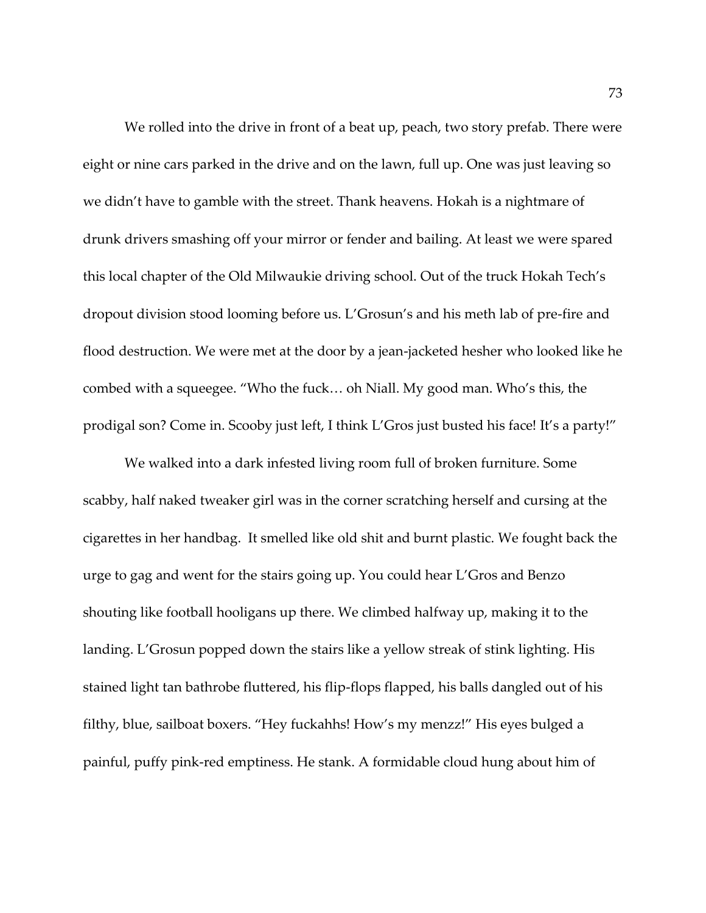We rolled into the drive in front of a beat up, peach, two story prefab. There were eight or nine cars parked in the drive and on the lawn, full up. One was just leaving so we didn't have to gamble with the street. Thank heavens. Hokah is a nightmare of drunk drivers smashing off your mirror or fender and bailing. At least we were spared this local chapter of the Old Milwaukie driving school. Out of the truck Hokah Tech's dropout division stood looming before us. L'Grosun's and his meth lab of pre-fire and flood destruction. We were met at the door by a jean-jacketed hesher who looked like he combed with a squeegee. "Who the fuck… oh Niall. My good man. Who's this, the prodigal son? Come in. Scooby just left, I think L'Gros just busted his face! It's a party!"

We walked into a dark infested living room full of broken furniture. Some scabby, half naked tweaker girl was in the corner scratching herself and cursing at the cigarettes in her handbag. It smelled like old shit and burnt plastic. We fought back the urge to gag and went for the stairs going up. You could hear L'Gros and Benzo shouting like football hooligans up there. We climbed halfway up, making it to the landing. L'Grosun popped down the stairs like a yellow streak of stink lighting. His stained light tan bathrobe fluttered, his flip-flops flapped, his balls dangled out of his filthy, blue, sailboat boxers. "Hey fuckahhs! How's my menzz!" His eyes bulged a painful, puffy pink-red emptiness. He stank. A formidable cloud hung about him of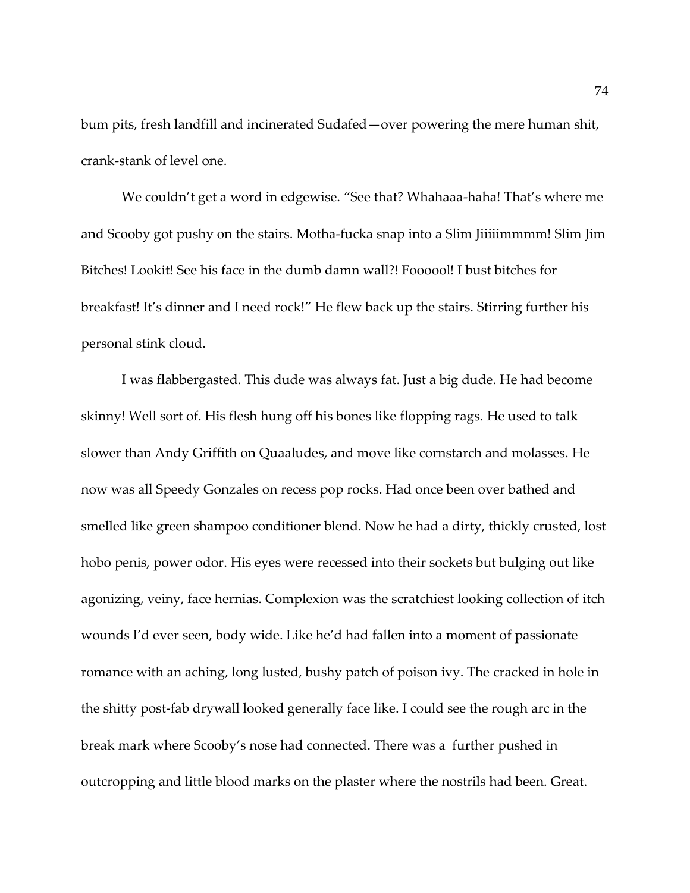bum pits, fresh landfill and incinerated Sudafed—over powering the mere human shit, crank-stank of level one.

We couldn't get a word in edgewise. "See that? Whahaaa-haha! That's where me and Scooby got pushy on the stairs. Motha-fucka snap into a Slim Jiiiiimmmm! Slim Jim Bitches! Lookit! See his face in the dumb damn wall?! Foooool! I bust bitches for breakfast! It's dinner and I need rock!" He flew back up the stairs. Stirring further his personal stink cloud.

I was flabbergasted. This dude was always fat. Just a big dude. He had become skinny! Well sort of. His flesh hung off his bones like flopping rags. He used to talk slower than Andy Griffith on Quaaludes, and move like cornstarch and molasses. He now was all Speedy Gonzales on recess pop rocks. Had once been over bathed and smelled like green shampoo conditioner blend. Now he had a dirty, thickly crusted, lost hobo penis, power odor. His eyes were recessed into their sockets but bulging out like agonizing, veiny, face hernias. Complexion was the scratchiest looking collection of itch wounds I'd ever seen, body wide. Like he'd had fallen into a moment of passionate romance with an aching, long lusted, bushy patch of poison ivy. The cracked in hole in the shitty post-fab drywall looked generally face like. I could see the rough arc in the break mark where Scooby's nose had connected. There was a further pushed in outcropping and little blood marks on the plaster where the nostrils had been. Great.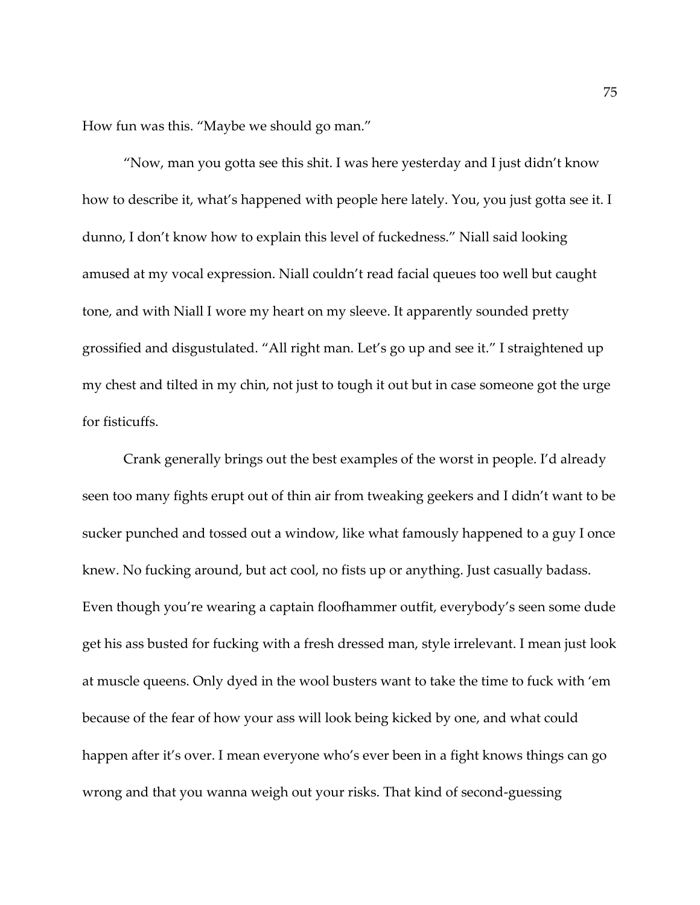How fun was this. “Maybe we should go man.”

“Now, man you gotta see this shit. I was here yesterday and I just didn’t know how to describe it, what’s happened with people here lately. You, you just gotta see it. I dunno, I don’t know how to explain this level of fuckedness.” Niall said looking amused at my vocal expression. Niall couldn’t read facial queues too well but caught tone, and with Niall I wore my heart on my sleeve. It apparently sounded pretty grossified and disgustulated. “All right man. Let’s go up and see it.” I straightened up my chest and tilted in my chin, not just to tough it out but in case someone got the urge for fisticuffs.

Crank generally brings out the best examples of the worst in people. I’d already seen too many fights erupt out of thin air from tweaking geekers and I didn’t want to be sucker punched and tossed out a window, like what famously happened to a guy I once knew. No fucking around, but act cool, no fists up or anything. Just casually badass. Even though you’re wearing a captain floofhammer outfit, everybody’s seen some dude get his ass busted for fucking with a fresh dressed man, style irrelevant. I mean just look at muscle queens. Only dyed in the wool busters want to take the time to fuck with ‘em because of the fear of how your ass will look being kicked by one, and what could happen after it’s over. I mean everyone who’s ever been in a fight knows things can go wrong and that you wanna weigh out your risks. That kind of second-guessing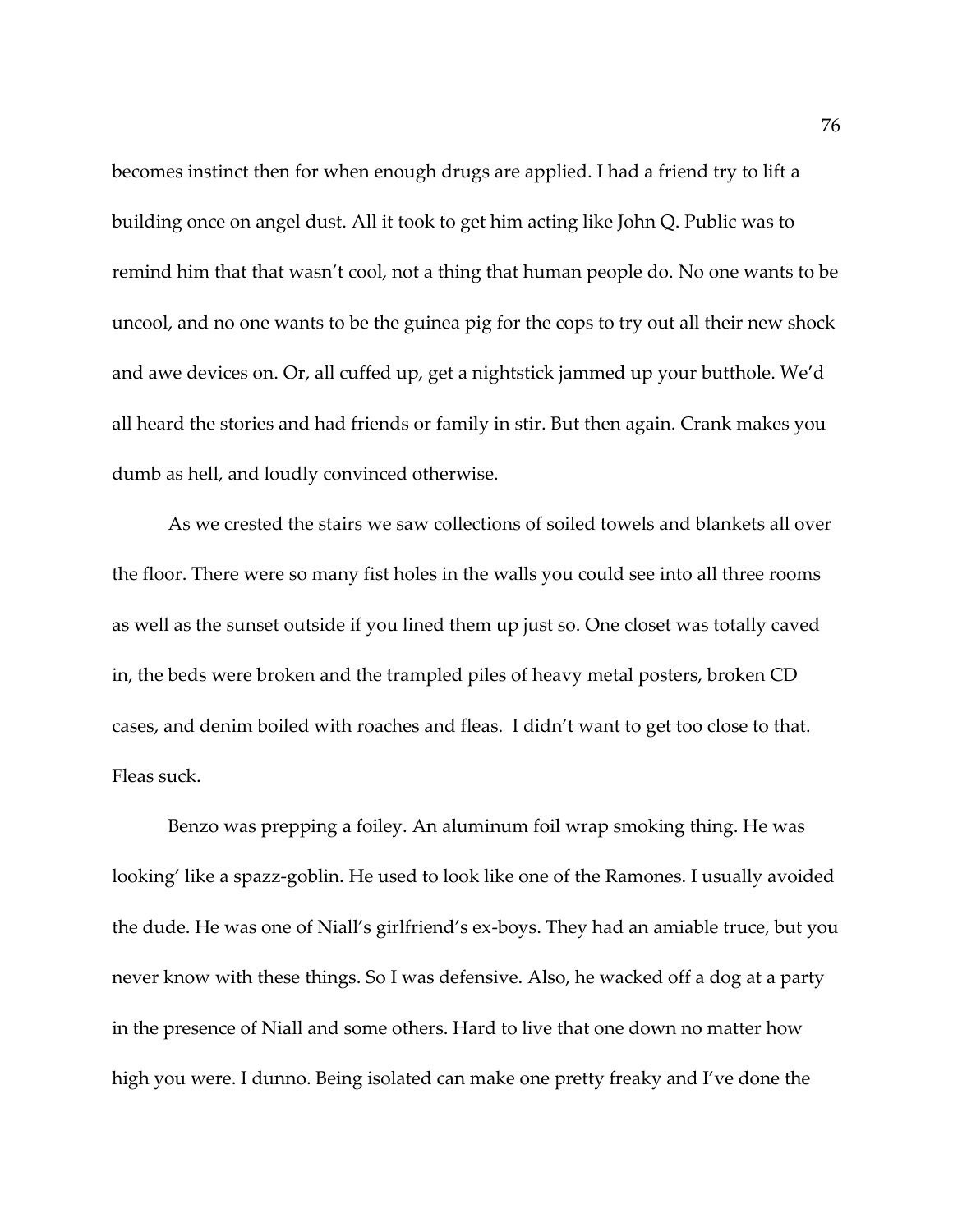becomes instinct then for when enough drugs are applied. I had a friend try to lift a building once on angel dust. All it took to get him acting like John Q. Public was to remind him that that wasn't cool, not a thing that human people do. No one wants to be uncool, and no one wants to be the guinea pig for the cops to try out all their new shock and awe devices on. Or, all cuffed up, get a nightstick jammed up your butthole. We'd all heard the stories and had friends or family in stir. But then again. Crank makes you dumb as hell, and loudly convinced otherwise.

As we crested the stairs we saw collections of soiled towels and blankets all over the floor. There were so many fist holes in the walls you could see into all three rooms as well as the sunset outside if you lined them up just so. One closet was totally caved in, the beds were broken and the trampled piles of heavy metal posters, broken CD cases, and denim boiled with roaches and fleas. I didn't want to get too close to that. Fleas suck.

Benzo was prepping a foiley. An aluminum foil wrap smoking thing. He was looking' like a spazz-goblin. He used to look like one of the Ramones. I usually avoided the dude. He was one of Niall's girlfriend's ex-boys. They had an amiable truce, but you never know with these things. So I was defensive. Also, he wacked off a dog at a party in the presence of Niall and some others. Hard to live that one down no matter how high you were. I dunno. Being isolated can make one pretty freaky and I've done the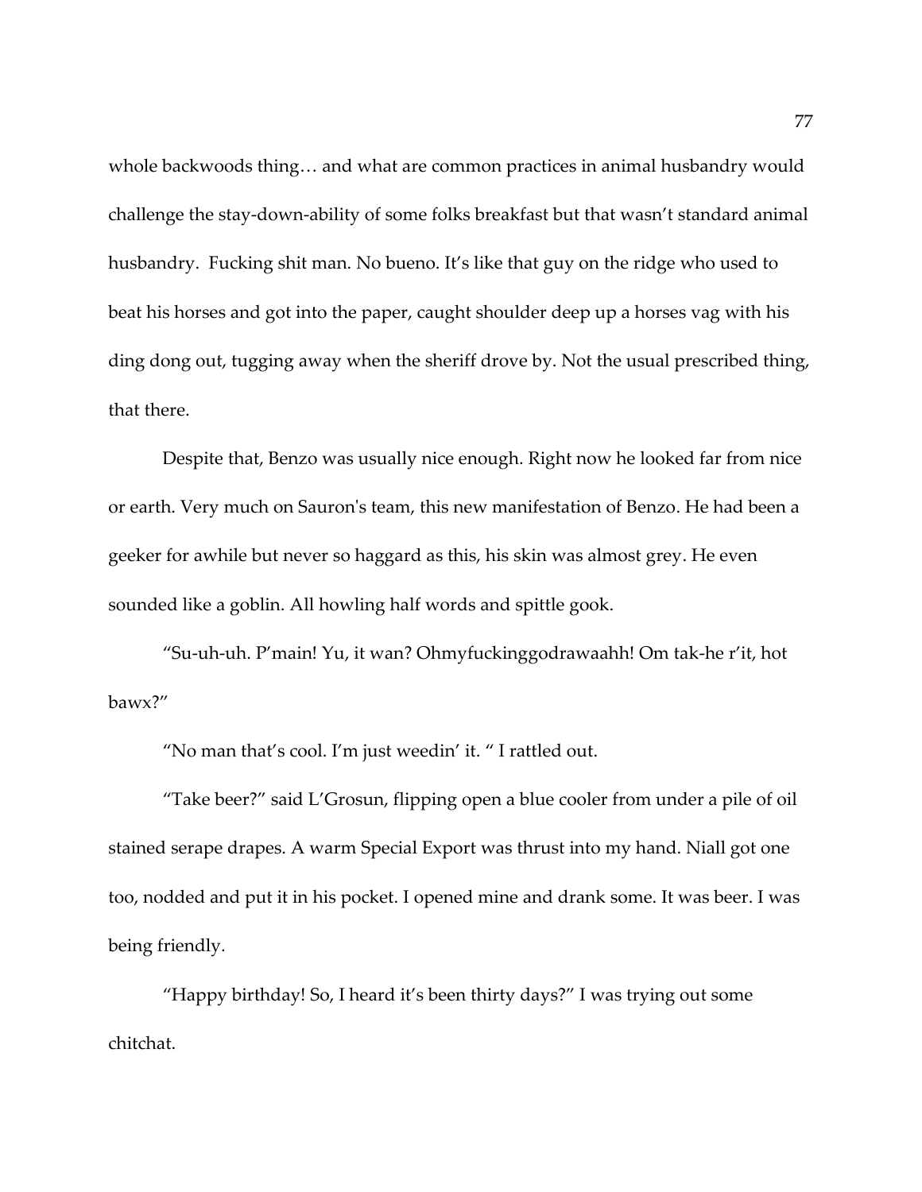whole backwoods thing… and what are common practices in animal husbandry would challenge the stay-down-ability of some folks breakfast but that wasn't standard animal husbandry. Fucking shit man. No bueno. It's like that guy on the ridge who used to beat his horses and got into the paper, caught shoulder deep up a horses vag with his ding dong out, tugging away when the sheriff drove by. Not the usual prescribed thing, that there.

Despite that, Benzo was usually nice enough. Right now he looked far from nice or earth. Very much on Sauron's team, this new manifestation of Benzo. He had been a geeker for awhile but never so haggard as this, his skin was almost grey. He even sounded like a goblin. All howling half words and spittle gook.

"Su-uh-uh. P'main! Yu, it wan? Ohmyfuckinggodrawaahh! Om tak-he r'it, hot bawx?"

"No man that's cool. I'm just weedin' it. " I rattled out.

"Take beer?" said L'Grosun, flipping open a blue cooler from under a pile of oil stained serape drapes. A warm Special Export was thrust into my hand. Niall got one too, nodded and put it in his pocket. I opened mine and drank some. It was beer. I was being friendly.

"Happy birthday! So, I heard it's been thirty days?" I was trying out some chitchat.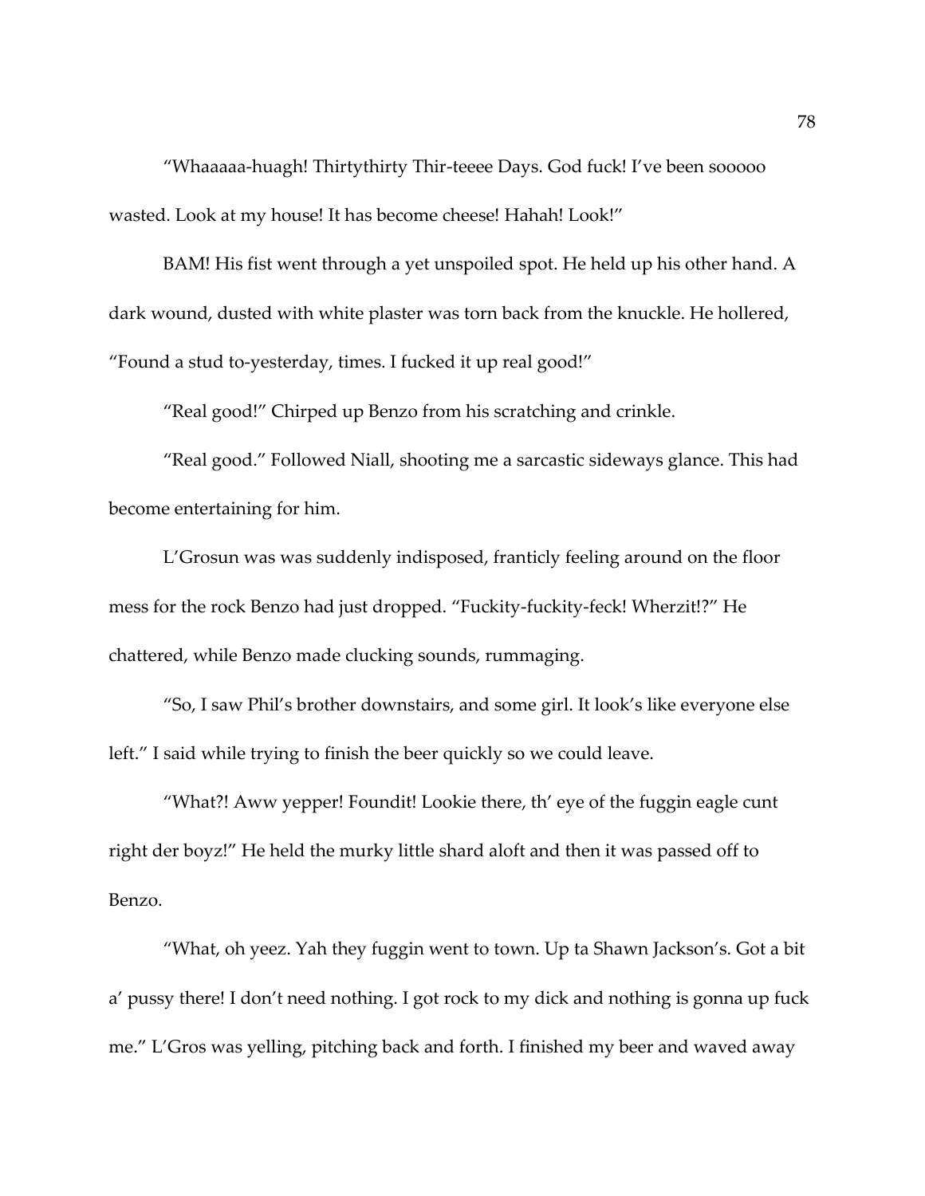"Whaaaaa-huagh! Thirtythirty Thir-teeee Days. God fuck! I've been sooooo wasted. Look at my house! It has become cheese! Hahah! Look!"

BAM! His fist went through a yet unspoiled spot. He held up his other hand. A dark wound, dusted with white plaster was torn back from the knuckle. He hollered, "Found a stud to-yesterday, times. I fucked it up real good!"

"Real good!" Chirped up Benzo from his scratching and crinkle.

"Real good." Followed Niall, shooting me a sarcastic sideways glance. This had become entertaining for him.

L'Grosun was was suddenly indisposed, franticly feeling around on the floor mess for the rock Benzo had just dropped. "Fuckity-fuckity-feck! Wherzit!?" He chattered, while Benzo made clucking sounds, rummaging.

"So, I saw Phil's brother downstairs, and some girl. It look's like everyone else left." I said while trying to finish the beer quickly so we could leave.

"What?! Aww yepper! Foundit! Lookie there, th' eye of the fuggin eagle cunt right der boyz!" He held the murky little shard aloft and then it was passed off to Benzo.

"What, oh yeez. Yah they fuggin went to town. Up ta Shawn Jackson's. Got a bit a' pussy there! I don't need nothing. I got rock to my dick and nothing is gonna up fuck me." L'Gros was yelling, pitching back and forth. I finished my beer and waved away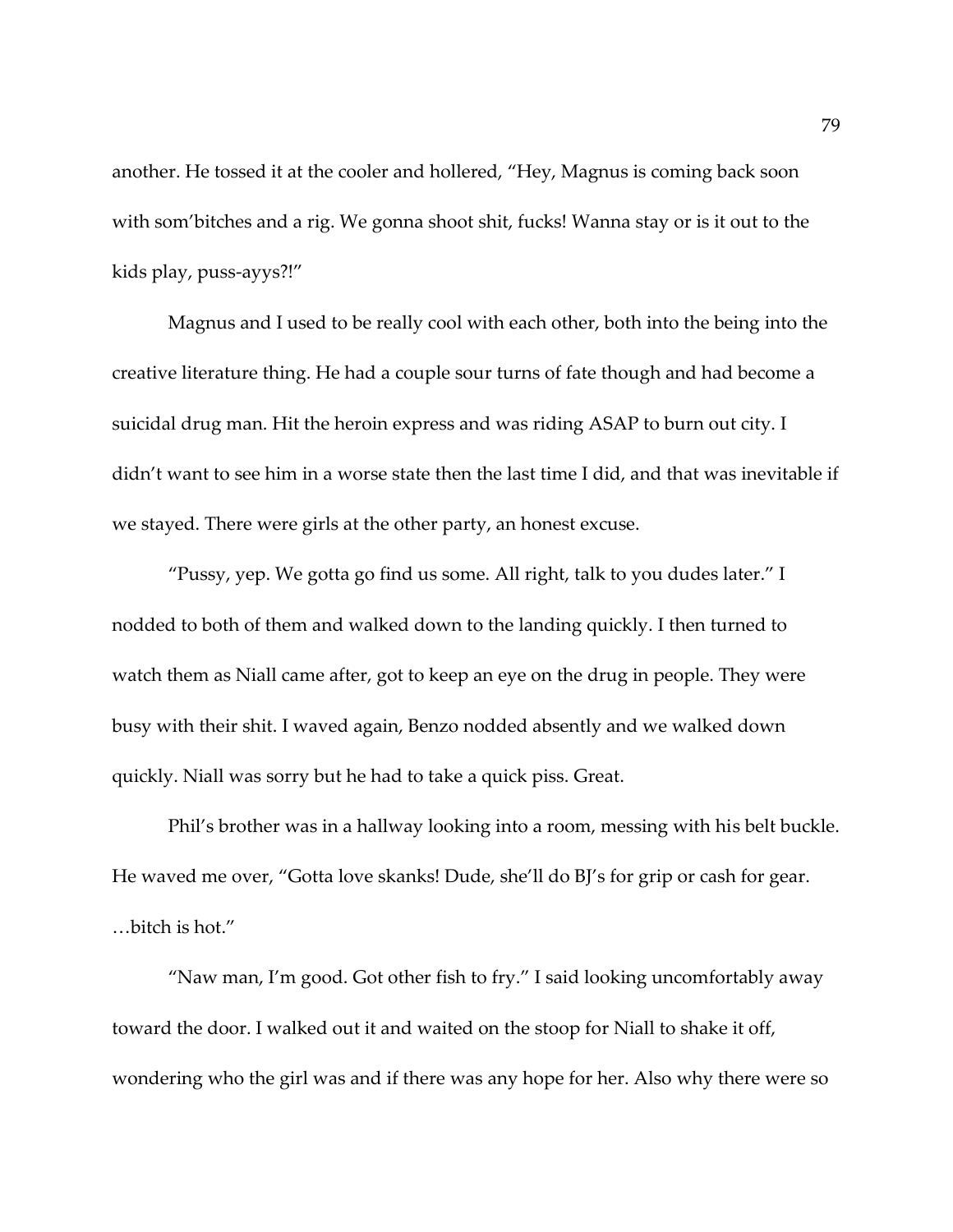another. He tossed it at the cooler and hollered, "Hey, Magnus is coming back soon with som'bitches and a rig. We gonna shoot shit, fucks! Wanna stay or is it out to the kids play, puss-ayys?!"

Magnus and I used to be really cool with each other, both into the being into the creative literature thing. He had a couple sour turns of fate though and had become a suicidal drug man. Hit the heroin express and was riding ASAP to burn out city. I didn't want to see him in a worse state then the last time I did, and that was inevitable if we stayed. There were girls at the other party, an honest excuse.

"Pussy, yep. We gotta go find us some. All right, talk to you dudes later." I nodded to both of them and walked down to the landing quickly. I then turned to watch them as Niall came after, got to keep an eye on the drug in people. They were busy with their shit. I waved again, Benzo nodded absently and we walked down quickly. Niall was sorry but he had to take a quick piss. Great.

Phil's brother was in a hallway looking into a room, messing with his belt buckle. He waved me over, "Gotta love skanks! Dude, she'll do BJ's for grip or cash for gear. …bitch is hot."

"Naw man, I'm good. Got other fish to fry." I said looking uncomfortably away toward the door. I walked out it and waited on the stoop for Niall to shake it off, wondering who the girl was and if there was any hope for her. Also why there were so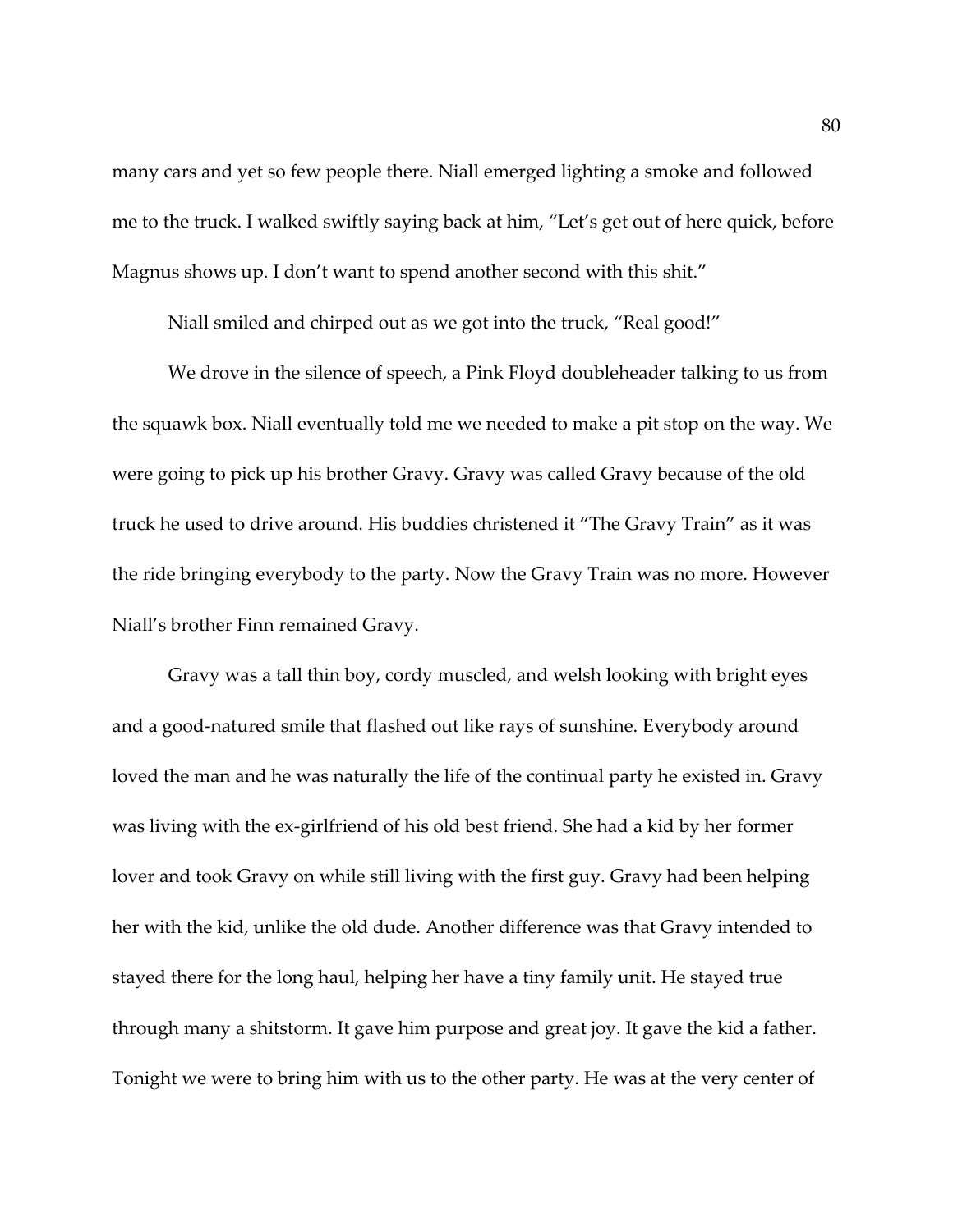many cars and yet so few people there. Niall emerged lighting a smoke and followed me to the truck. I walked swiftly saying back at him, "Let's get out of here quick, before Magnus shows up. I don't want to spend another second with this shit."

Niall smiled and chirped out as we got into the truck, "Real good!"

We drove in the silence of speech, a Pink Floyd doubleheader talking to us from the squawk box. Niall eventually told me we needed to make a pit stop on the way. We were going to pick up his brother Gravy. Gravy was called Gravy because of the old truck he used to drive around. His buddies christened it "The Gravy Train" as it was the ride bringing everybody to the party. Now the Gravy Train was no more. However Niall's brother Finn remained Gravy.

Gravy was a tall thin boy, cordy muscled, and welsh looking with bright eyes and a good-natured smile that flashed out like rays of sunshine. Everybody around loved the man and he was naturally the life of the continual party he existed in. Gravy was living with the ex-girlfriend of his old best friend. She had a kid by her former lover and took Gravy on while still living with the first guy. Gravy had been helping her with the kid, unlike the old dude. Another difference was that Gravy intended to stayed there for the long haul, helping her have a tiny family unit. He stayed true through many a shitstorm. It gave him purpose and great joy. It gave the kid a father. Tonight we were to bring him with us to the other party. He was at the very center of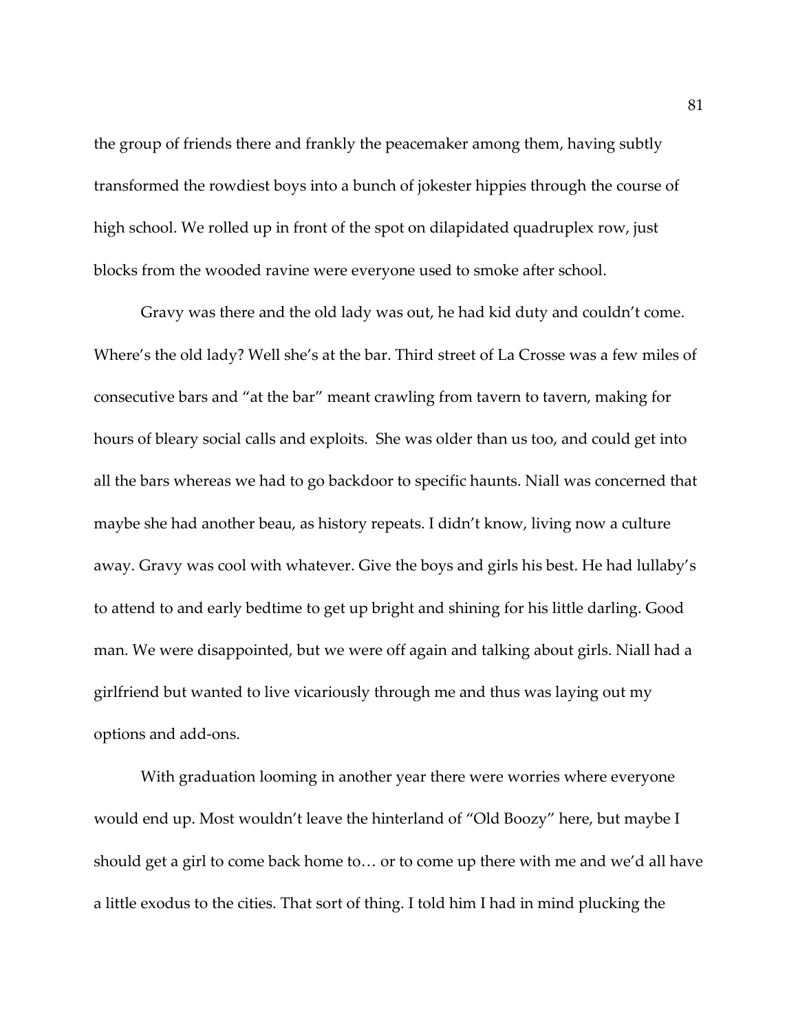the group of friends there and frankly the peacemaker among them, having subtly transformed the rowdiest boys into a bunch of jokester hippies through the course of high school. We rolled up in front of the spot on dilapidated quadruplex row, just blocks from the wooded ravine were everyone used to smoke after school.

Gravy was there and the old lady was out, he had kid duty and couldn't come. Where's the old lady? Well she's at the bar. Third street of La Crosse was a few miles of consecutive bars and "at the bar" meant crawling from tavern to tavern, making for hours of bleary social calls and exploits.  She was older than us too, and could get into all the bars whereas we had to go backdoor to specific haunts. Niall was concerned that maybe she had another beau, as history repeats. I didn't know, living now a culture away. Gravy was cool with whatever. Give the boys and girls his best. He had lullaby's to attend to and early bedtime to get up bright and shining for his little darling. Good man. We were disappointed, but we were off again and talking about girls. Niall had a girlfriend but wanted to live vicariously through me and thus was laying out my options and add-ons.

With graduation looming in another year there were worries where everyone would end up. Most wouldn't leave the hinterland of "Old Boozy" here, but maybe I should get a girl to come back home to… or to come up there with me and we'd all have a little exodus to the cities. That sort of thing. I told him I had in mind plucking the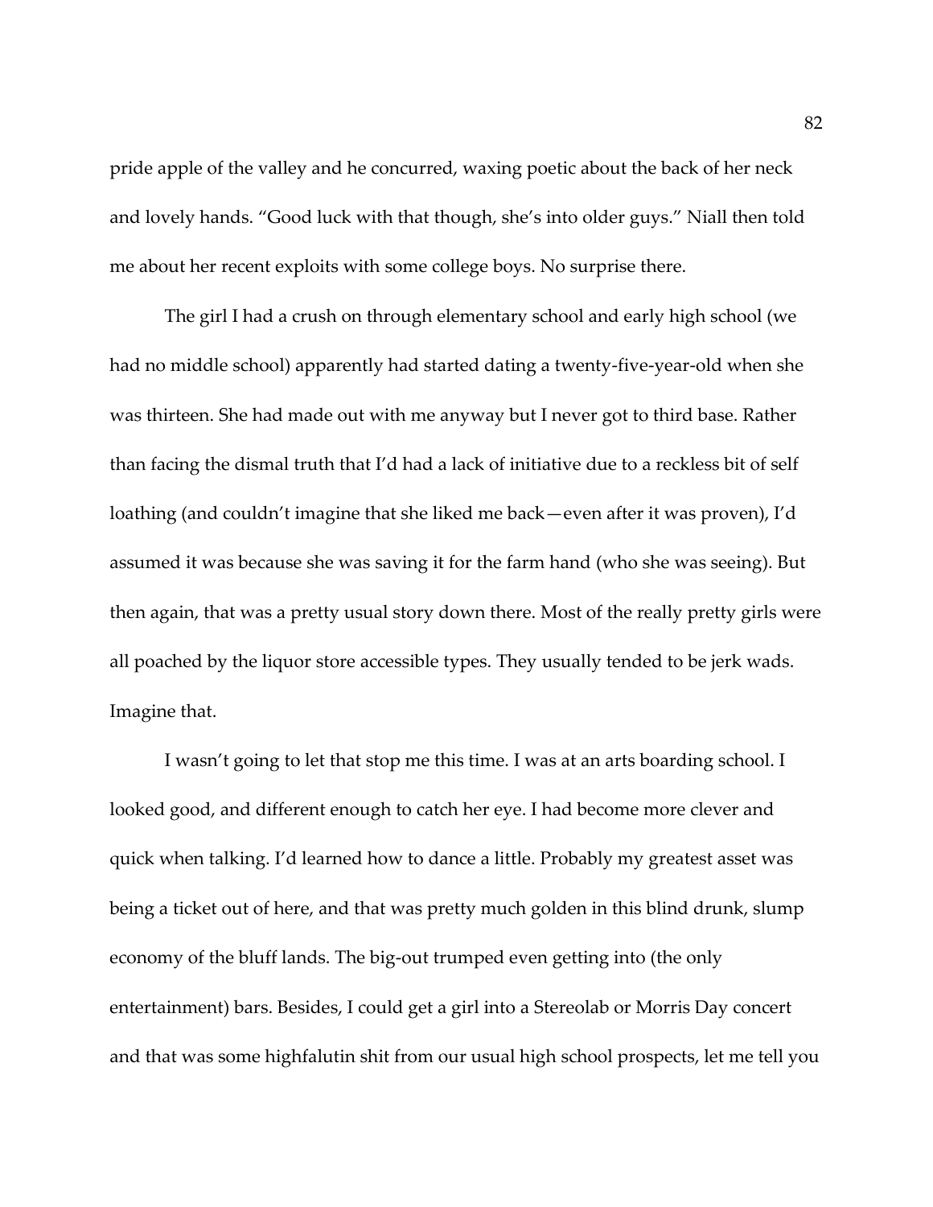pride apple of the valley and he concurred, waxing poetic about the back of her neck and lovely hands. "Good luck with that though, she's into older guys." Niall then told me about her recent exploits with some college boys. No surprise there.

The girl I had a crush on through elementary school and early high school (we had no middle school) apparently had started dating a twenty-five-year-old when she was thirteen. She had made out with me anyway but I never got to third base. Rather than facing the dismal truth that I'd had a lack of initiative due to a reckless bit of self loathing (and couldn't imagine that she liked me back—even after it was proven), I'd assumed it was because she was saving it for the farm hand (who she was seeing). But then again, that was a pretty usual story down there. Most of the really pretty girls were all poached by the liquor store accessible types. They usually tended to be jerk wads. Imagine that.

I wasn't going to let that stop me this time. I was at an arts boarding school. I looked good, and different enough to catch her eye. I had become more clever and quick when talking. I'd learned how to dance a little. Probably my greatest asset was being a ticket out of here, and that was pretty much golden in this blind drunk, slump economy of the bluff lands. The big-out trumped even getting into (the only entertainment) bars. Besides, I could get a girl into a Stereolab or Morris Day concert and that was some highfalutin shit from our usual high school prospects, let me tell you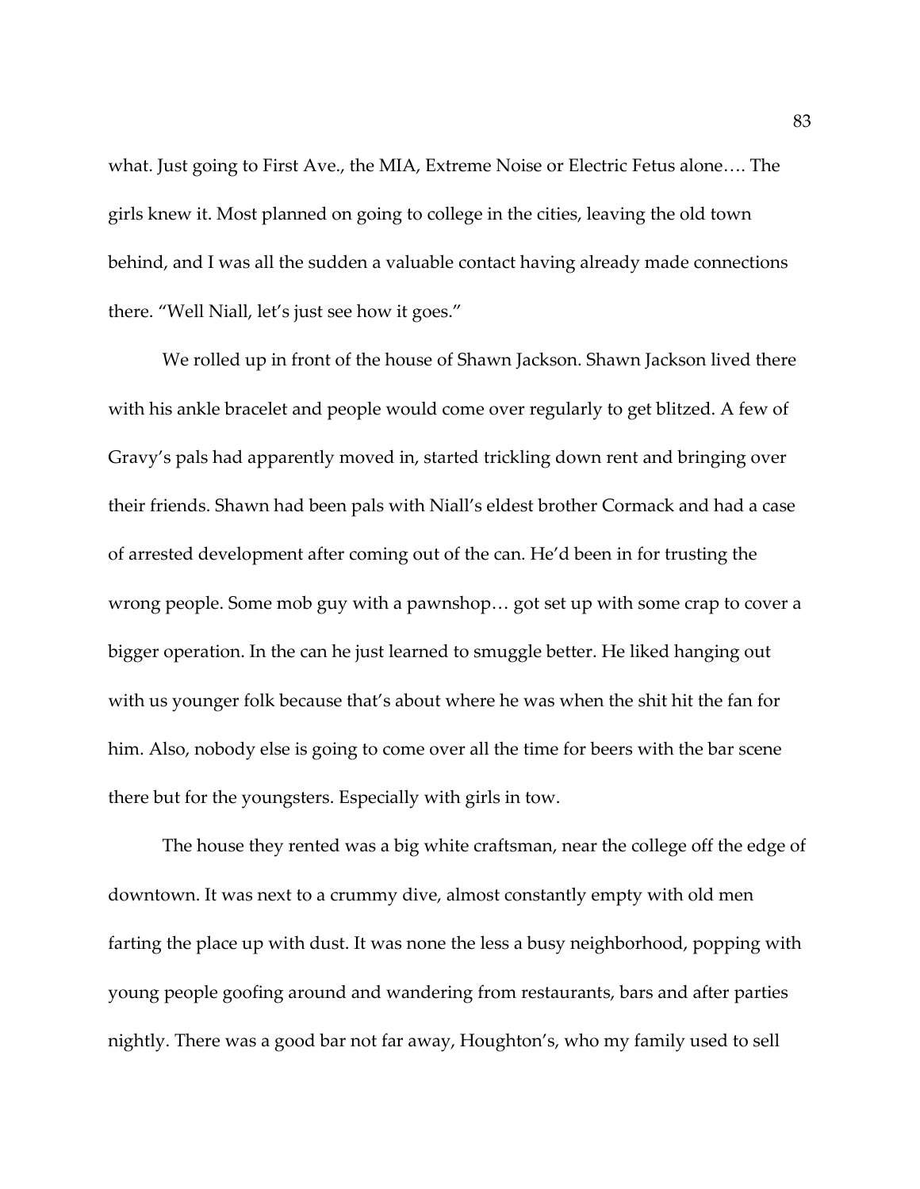what. Just going to First Ave., the MIA, Extreme Noise or Electric Fetus alone…. The girls knew it. Most planned on going to college in the cities, leaving the old town behind, and I was all the sudden a valuable contact having already made connections there. "Well Niall, let's just see how it goes."

We rolled up in front of the house of Shawn Jackson. Shawn Jackson lived there with his ankle bracelet and people would come over regularly to get blitzed. A few of Gravy's pals had apparently moved in, started trickling down rent and bringing over their friends. Shawn had been pals with Niall's eldest brother Cormack and had a case of arrested development after coming out of the can. He'd been in for trusting the wrong people. Some mob guy with a pawnshop… got set up with some crap to cover a bigger operation. In the can he just learned to smuggle better. He liked hanging out with us younger folk because that's about where he was when the shit hit the fan for him. Also, nobody else is going to come over all the time for beers with the bar scene there but for the youngsters. Especially with girls in tow.

The house they rented was a big white craftsman, near the college off the edge of downtown. It was next to a crummy dive, almost constantly empty with old men farting the place up with dust. It was none the less a busy neighborhood, popping with young people goofing around and wandering from restaurants, bars and after parties nightly. There was a good bar not far away, Houghton's, who my family used to sell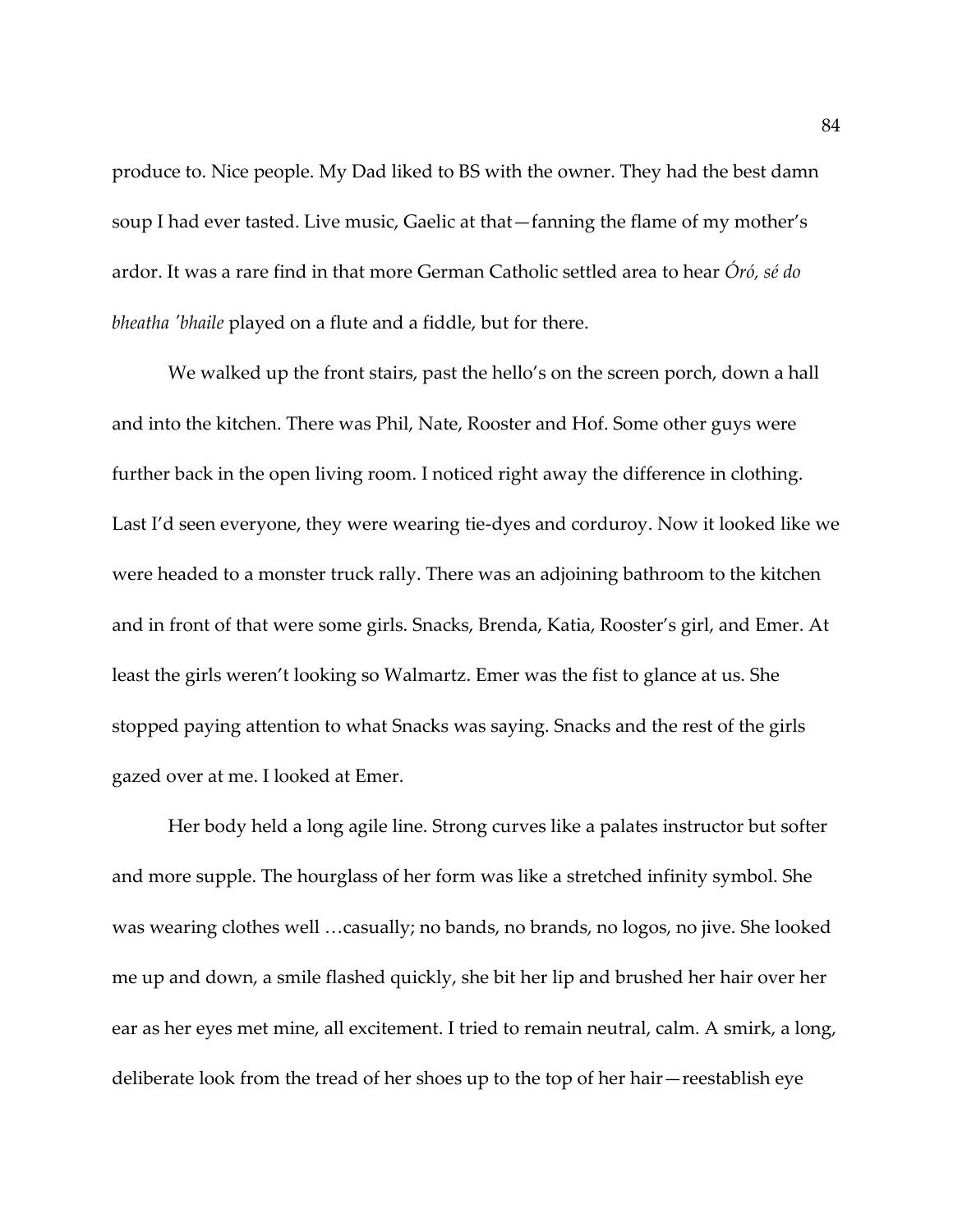produce to. Nice people. My Dad liked to BS with the owner. They had the best damn soup I had ever tasted. Live music, Gaelic at that—fanning the flame of my mother's ardor. It was a rare find in that more German Catholic settled area to hear *Óró, sé do bheatha 'bhaile* played on a flute and a fiddle, but for there.

We walked up the front stairs, past the hello's on the screen porch, down a hall and into the kitchen. There was Phil, Nate, Rooster and Hof. Some other guys were further back in the open living room. I noticed right away the difference in clothing. Last I'd seen everyone, they were wearing tie-dyes and corduroy. Now it looked like we were headed to a monster truck rally. There was an adjoining bathroom to the kitchen and in front of that were some girls. Snacks, Brenda, Katia, Rooster's girl, and Emer. At least the girls weren't looking so Walmartz. Emer was the fist to glance at us. She stopped paying attention to what Snacks was saying. Snacks and the rest of the girls gazed over at me. I looked at Emer.

Her body held a long agile line. Strong curves like a palates instructor but softer and more supple. The hourglass of her form was like a stretched infinity symbol. She was wearing clothes well …casually; no bands, no brands, no logos, no jive. She looked me up and down, a smile flashed quickly, she bit her lip and brushed her hair over her ear as her eyes met mine, all excitement. I tried to remain neutral, calm. A smirk, a long, deliberate look from the tread of her shoes up to the top of her hair—reestablish eye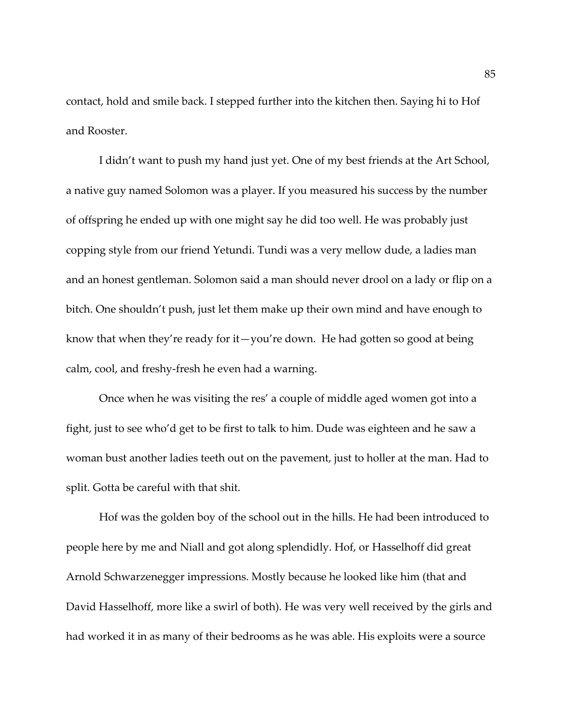contact, hold and smile back. I stepped further into the kitchen then. Saying hi to Hof and Rooster.

I didn't want to push my hand just yet. One of my best friends at the Art School, a native guy named Solomon was a player. If you measured his success by the number of offspring he ended up with one might say he did too well. He was probably just copping style from our friend Yetundi. Tundi was a very mellow dude, a ladies man and an honest gentleman. Solomon said a man should never drool on a lady or flip on a bitch. One shouldn't push, just let them make up their own mind and have enough to know that when they're ready for it—you're down. He had gotten so good at being calm, cool, and freshy-fresh he even had a warning.

Once when he was visiting the res' a couple of middle aged women got into a fight, just to see who'd get to be first to talk to him. Dude was eighteen and he saw a woman bust another ladies teeth out on the pavement, just to holler at the man. Had to split. Gotta be careful with that shit.

Hof was the golden boy of the school out in the hills. He had been introduced to people here by me and Niall and got along splendidly. Hof, or Hasselhoff did great Arnold Schwarzenegger impressions. Mostly because he looked like him (that and David Hasselhoff, more like a swirl of both). He was very well received by the girls and had worked it in as many of their bedrooms as he was able. His exploits were a source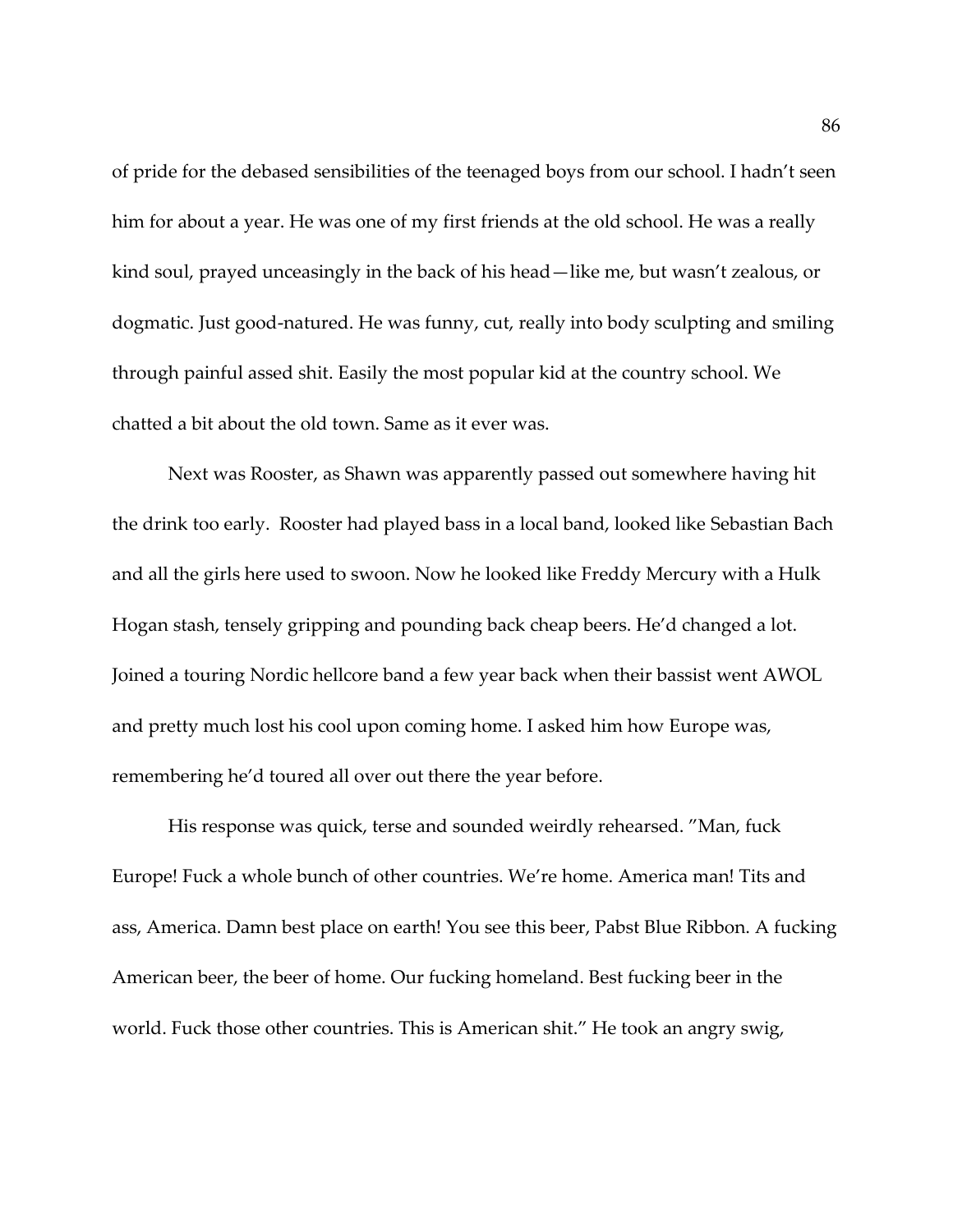of pride for the debased sensibilities of the teenaged boys from our school. I hadn't seen him for about a year. He was one of my first friends at the old school. He was a really kind soul, prayed unceasingly in the back of his head—like me, but wasn't zealous, or dogmatic. Just good-natured. He was funny, cut, really into body sculpting and smiling through painful assed shit. Easily the most popular kid at the country school. We chatted a bit about the old town. Same as it ever was.

Next was Rooster, as Shawn was apparently passed out somewhere having hit the drink too early.  Rooster had played bass in a local band, looked like Sebastian Bach and all the girls here used to swoon. Now he looked like Freddy Mercury with a Hulk Hogan stash, tensely gripping and pounding back cheap beers. He'd changed a lot. Joined a touring Nordic hellcore band a few year back when their bassist went AWOL and pretty much lost his cool upon coming home. I asked him how Europe was, remembering he'd toured all over out there the year before.

His response was quick, terse and sounded weirdly rehearsed. "Man, fuck Europe! Fuck a whole bunch of other countries. We're home. America man! Tits and ass, America. Damn best place on earth! You see this beer, Pabst Blue Ribbon. A fucking American beer, the beer of home. Our fucking homeland. Best fucking beer in the world. Fuck those other countries. This is American shit." He took an angry swig,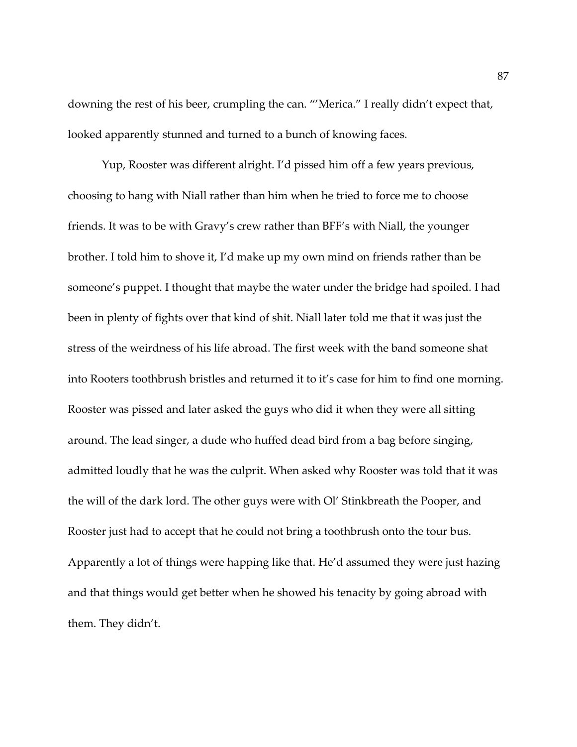downing the rest of his beer, crumpling the can. "'Merica." I really didn't expect that, looked apparently stunned and turned to a bunch of knowing faces.

Yup, Rooster was different alright. I'd pissed him off a few years previous, choosing to hang with Niall rather than him when he tried to force me to choose friends. It was to be with Gravy's crew rather than BFF's with Niall, the younger brother. I told him to shove it, I'd make up my own mind on friends rather than be someone's puppet. I thought that maybe the water under the bridge had spoiled. I had been in plenty of fights over that kind of shit. Niall later told me that it was just the stress of the weirdness of his life abroad. The first week with the band someone shat into Rooters toothbrush bristles and returned it to it's case for him to find one morning. Rooster was pissed and later asked the guys who did it when they were all sitting around. The lead singer, a dude who huffed dead bird from a bag before singing, admitted loudly that he was the culprit. When asked why Rooster was told that it was the will of the dark lord. The other guys were with Ol' Stinkbreath the Pooper, and Rooster just had to accept that he could not bring a toothbrush onto the tour bus. Apparently a lot of things were happing like that. He'd assumed they were just hazing and that things would get better when he showed his tenacity by going abroad with them. They didn't.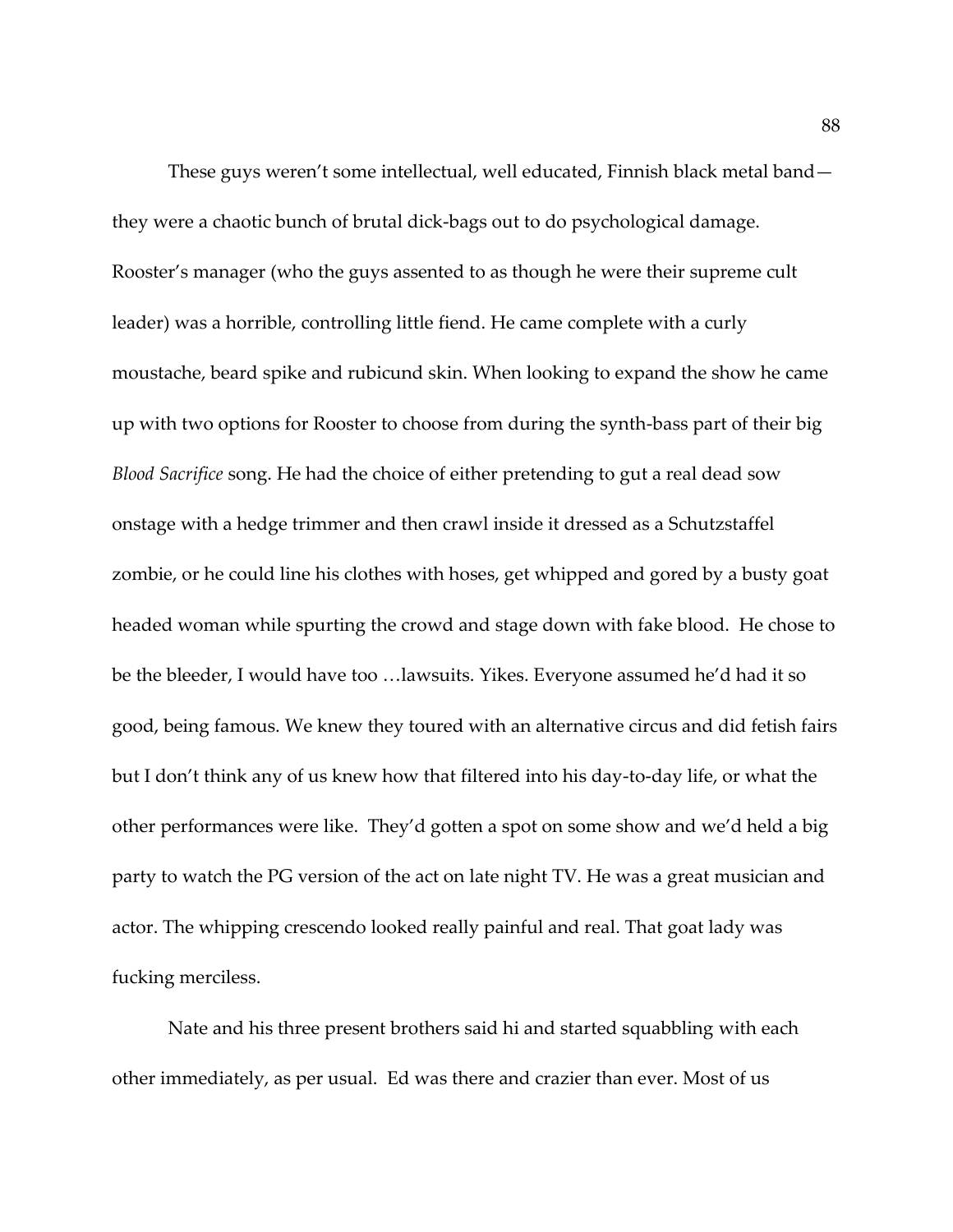These guys weren't some intellectual, well educated, Finnish black metal band—they were a chaotic bunch of brutal dick-bags out to do psychological damage. Rooster's manager (who the guys assented to as though he were their supreme cult leader) was a horrible, controlling little fiend. He came complete with a curly moustache, beard spike and rubicund skin. When looking to expand the show he came up with two options for Rooster to choose from during the synth-bass part of their big *Blood Sacrifice* song. He had the choice of either pretending to gut a real dead sow onstage with a hedge trimmer and then crawl inside it dressed as a Schutzstaffel zombie, or he could line his clothes with hoses, get whipped and gored by a busty goat headed woman while spurting the crowd and stage down with fake blood. He chose to be the bleeder, I would have too …lawsuits. Yikes. Everyone assumed he'd had it so good, being famous. We knew they toured with an alternative circus and did fetish fairs but I don't think any of us knew how that filtered into his day-to-day life, or what the other performances were like. They'd gotten a spot on some show and we'd held a big party to watch the PG version of the act on late night TV. He was a great musician and actor. The whipping crescendo looked really painful and real. That goat lady was fucking merciless.

Nate and his three present brothers said hi and started squabbling with each other immediately, as per usual. Ed was there and crazier than ever. Most of us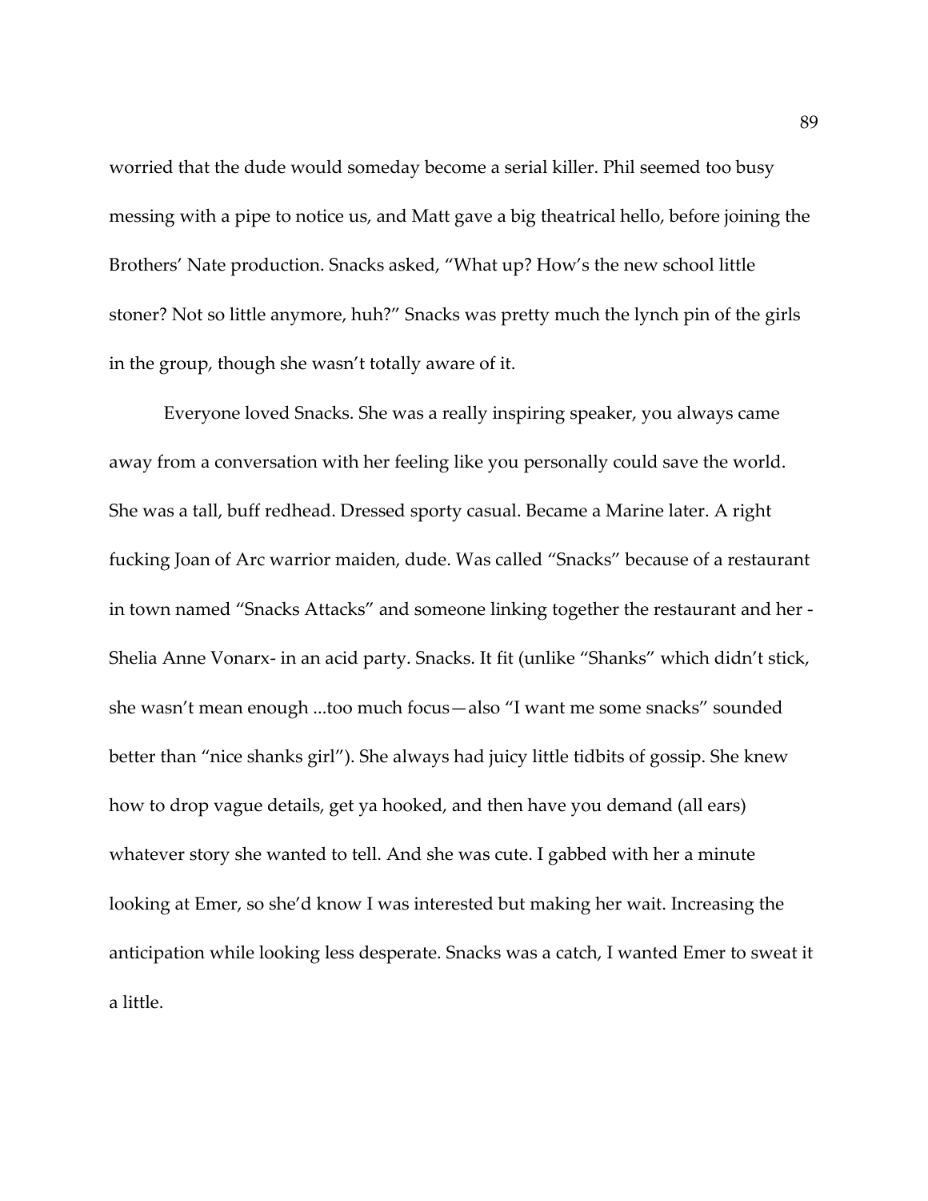worried that the dude would someday become a serial killer. Phil seemed too busy messing with a pipe to notice us, and Matt gave a big theatrical hello, before joining the Brothers' Nate production. Snacks asked, "What up? How's the new school little stoner? Not so little anymore, huh?" Snacks was pretty much the lynch pin of the girls in the group, though she wasn't totally aware of it.

Everyone loved Snacks. She was a really inspiring speaker, you always came away from a conversation with her feeling like you personally could save the world. She was a tall, buff redhead. Dressed sporty casual. Became a Marine later. A right fucking Joan of Arc warrior maiden, dude. Was called "Snacks" because of a restaurant in town named "Snacks Attacks" and someone linking together the restaurant and her - Shelia Anne Vonarx- in an acid party. Snacks. It fit (unlike "Shanks" which didn't stick, she wasn't mean enough ...too much focus—also "I want me some snacks" sounded better than "nice shanks girl"). She always had juicy little tidbits of gossip. She knew how to drop vague details, get ya hooked, and then have you demand (all ears) whatever story she wanted to tell. And she was cute. I gabbed with her a minute looking at Emer, so she'd know I was interested but making her wait. Increasing the anticipation while looking less desperate. Snacks was a catch, I wanted Emer to sweat it a little.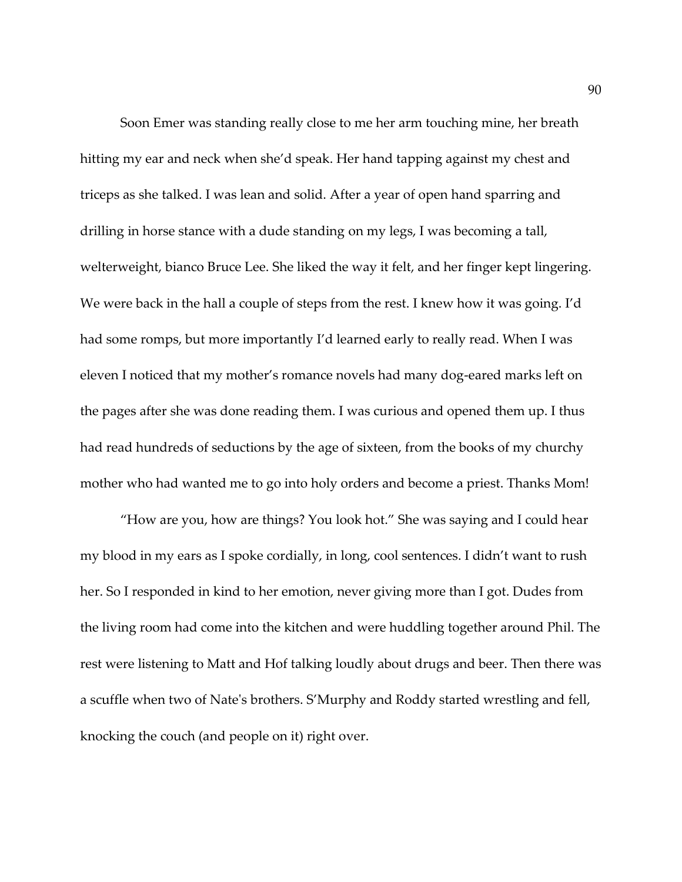Soon Emer was standing really close to me her arm touching mine, her breath hitting my ear and neck when she'd speak. Her hand tapping against my chest and triceps as she talked. I was lean and solid. After a year of open hand sparring and drilling in horse stance with a dude standing on my legs, I was becoming a tall, welterweight, bianco Bruce Lee. She liked the way it felt, and her finger kept lingering. We were back in the hall a couple of steps from the rest. I knew how it was going. I'd had some romps, but more importantly I'd learned early to really read. When I was eleven I noticed that my mother's romance novels had many dog-eared marks left on the pages after she was done reading them. I was curious and opened them up. I thus had read hundreds of seductions by the age of sixteen, from the books of my churchy mother who had wanted me to go into holy orders and become a priest. Thanks Mom!

"How are you, how are things? You look hot." She was saying and I could hear my blood in my ears as I spoke cordially, in long, cool sentences. I didn't want to rush her. So I responded in kind to her emotion, never giving more than I got. Dudes from the living room had come into the kitchen and were huddling together around Phil. The rest were listening to Matt and Hof talking loudly about drugs and beer. Then there was a scuffle when two of Nate's brothers. S'Murphy and Roddy started wrestling and fell, knocking the couch (and people on it) right over.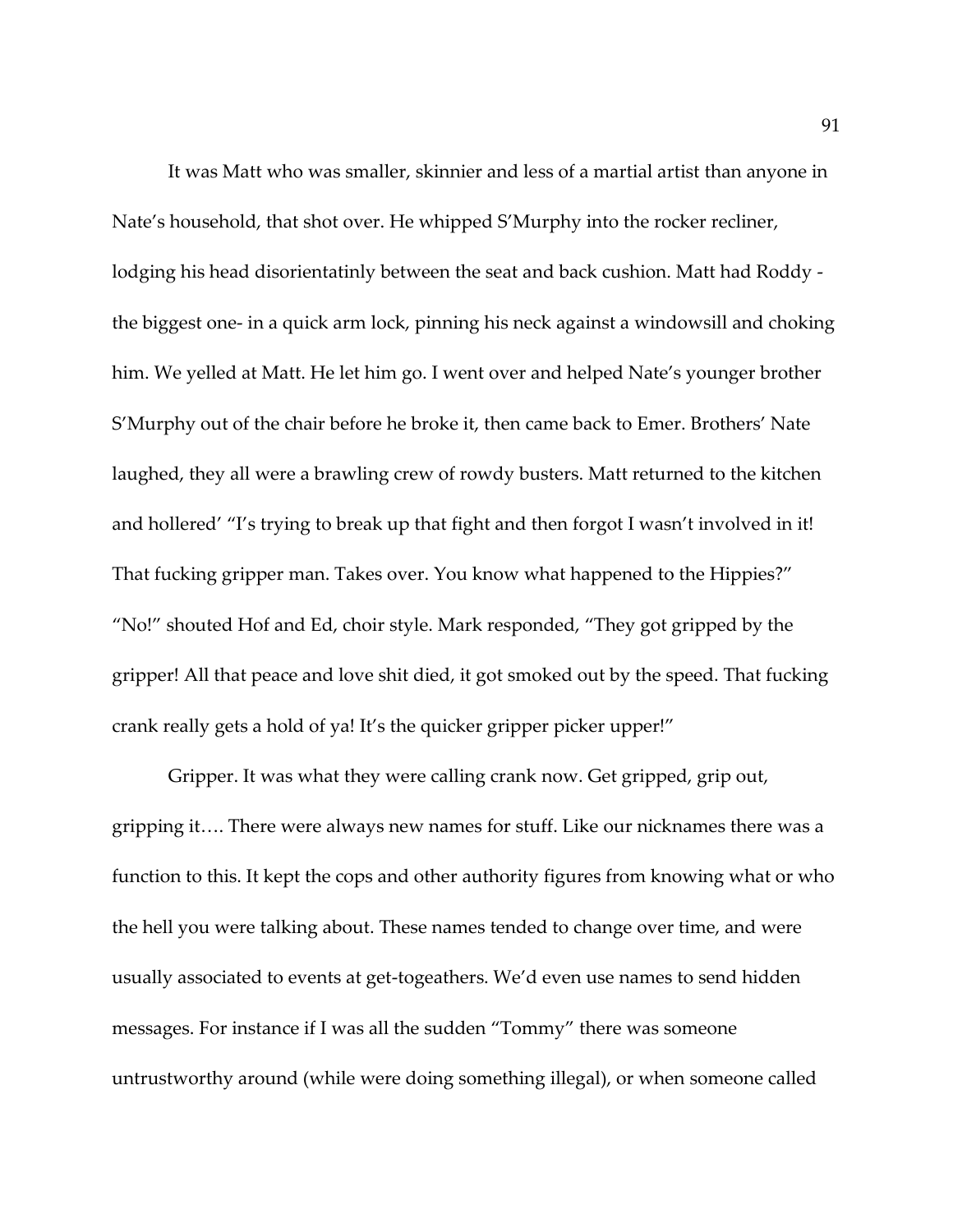It was Matt who was smaller, skinnier and less of a martial artist than anyone in Nate's household, that shot over. He whipped S'Murphy into the rocker recliner, lodging his head disorientatinly between the seat and back cushion. Matt had Roddy - the biggest one- in a quick arm lock, pinning his neck against a windowsill and choking him. We yelled at Matt. He let him go. I went over and helped Nate's younger brother S'Murphy out of the chair before he broke it, then came back to Emer. Brothers' Nate laughed, they all were a brawling crew of rowdy busters. Matt returned to the kitchen and hollered' "I's trying to break up that fight and then forgot I wasn't involved in it! That fucking gripper man. Takes over. You know what happened to the Hippies?" "No!" shouted Hof and Ed, choir style. Mark responded, "They got gripped by the gripper! All that peace and love shit died, it got smoked out by the speed. That fucking crank really gets a hold of ya! It's the quicker gripper picker upper!"

Gripper. It was what they were calling crank now. Get gripped, grip out, gripping it…. There were always new names for stuff. Like our nicknames there was a function to this. It kept the cops and other authority figures from knowing what or who the hell you were talking about. These names tended to change over time, and were usually associated to events at get-togeathers. We'd even use names to send hidden messages. For instance if I was all the sudden "Tommy" there was someone untrustworthy around (while were doing something illegal), or when someone called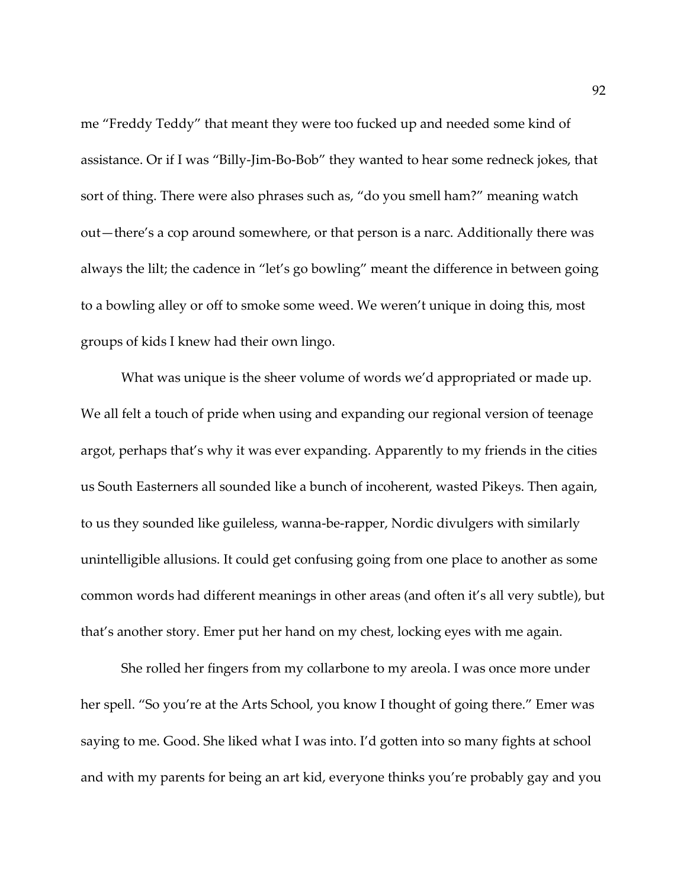me "Freddy Teddy" that meant they were too fucked up and needed some kind of assistance. Or if I was "Billy-Jim-Bo-Bob" they wanted to hear some redneck jokes, that sort of thing. There were also phrases such as, "do you smell ham?" meaning watch out—there's a cop around somewhere, or that person is a narc. Additionally there was always the lilt; the cadence in "let's go bowling" meant the difference in between going to a bowling alley or off to smoke some weed. We weren't unique in doing this, most groups of kids I knew had their own lingo.

What was unique is the sheer volume of words we'd appropriated or made up. We all felt a touch of pride when using and expanding our regional version of teenage argot, perhaps that's why it was ever expanding. Apparently to my friends in the cities us South Easterners all sounded like a bunch of incoherent, wasted Pikeys. Then again, to us they sounded like guileless, wanna-be-rapper, Nordic divulgers with similarly unintelligible allusions. It could get confusing going from one place to another as some common words had different meanings in other areas (and often it's all very subtle), but that's another story. Emer put her hand on my chest, locking eyes with me again.

She rolled her fingers from my collarbone to my areola. I was once more under her spell. "So you're at the Arts School, you know I thought of going there." Emer was saying to me. Good. She liked what I was into. I'd gotten into so many fights at school and with my parents for being an art kid, everyone thinks you're probably gay and you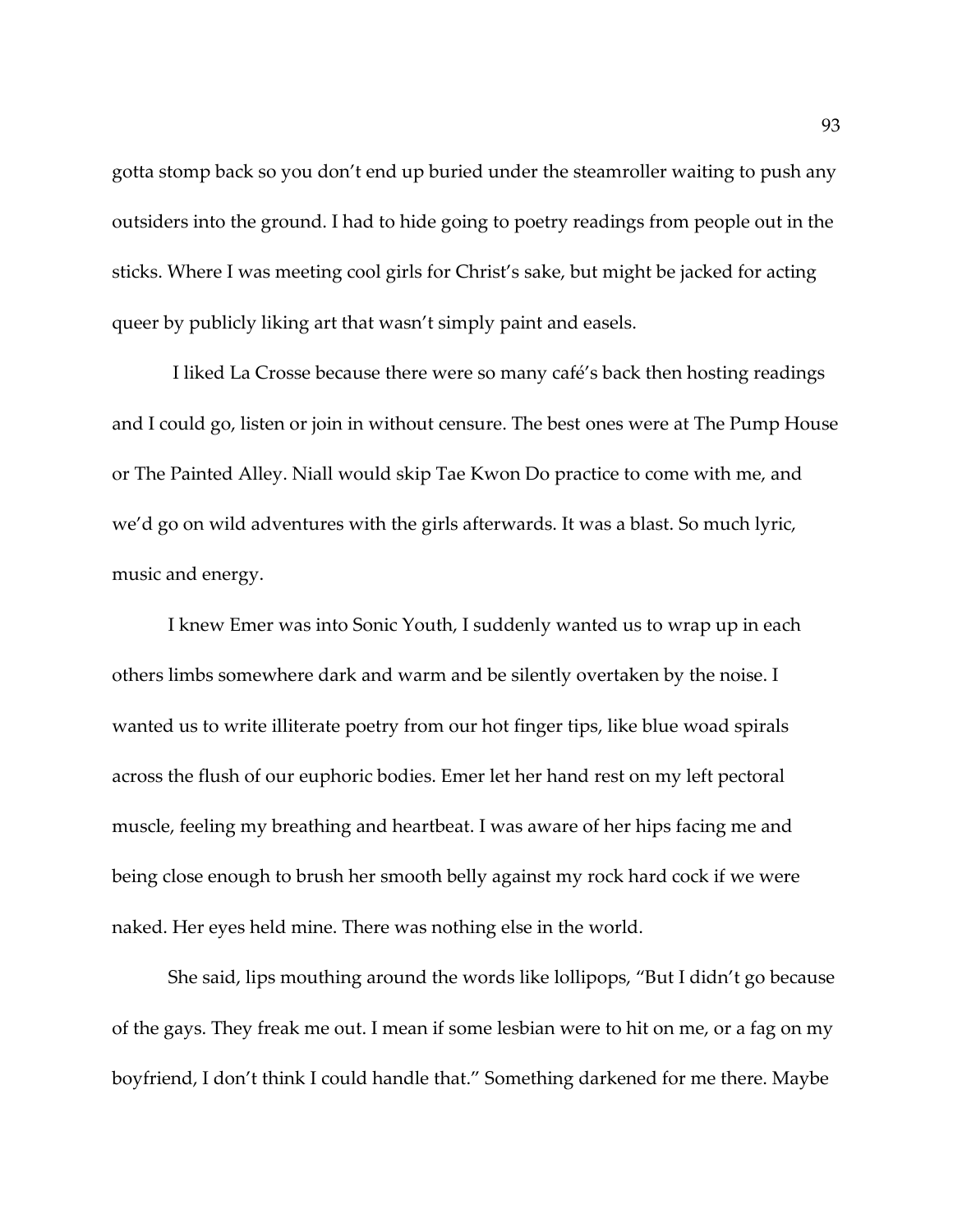gotta stomp back so you don't end up buried under the steamroller waiting to push any outsiders into the ground. I had to hide going to poetry readings from people out in the sticks. Where I was meeting cool girls for Christ's sake, but might be jacked for acting queer by publicly liking art that wasn't simply paint and easels.

I liked La Crosse because there were so many café's back then hosting readings and I could go, listen or join in without censure. The best ones were at The Pump House or The Painted Alley. Niall would skip Tae Kwon Do practice to come with me, and we'd go on wild adventures with the girls afterwards. It was a blast. So much lyric, music and energy.

I knew Emer was into Sonic Youth, I suddenly wanted us to wrap up in each others limbs somewhere dark and warm and be silently overtaken by the noise. I wanted us to write illiterate poetry from our hot finger tips, like blue woad spirals across the flush of our euphoric bodies. Emer let her hand rest on my left pectoral muscle, feeling my breathing and heartbeat. I was aware of her hips facing me and being close enough to brush her smooth belly against my rock hard cock if we were naked. Her eyes held mine. There was nothing else in the world.

She said, lips mouthing around the words like lollipops, "But I didn't go because of the gays. They freak me out. I mean if some lesbian were to hit on me, or a fag on my boyfriend, I don't think I could handle that." Something darkened for me there. Maybe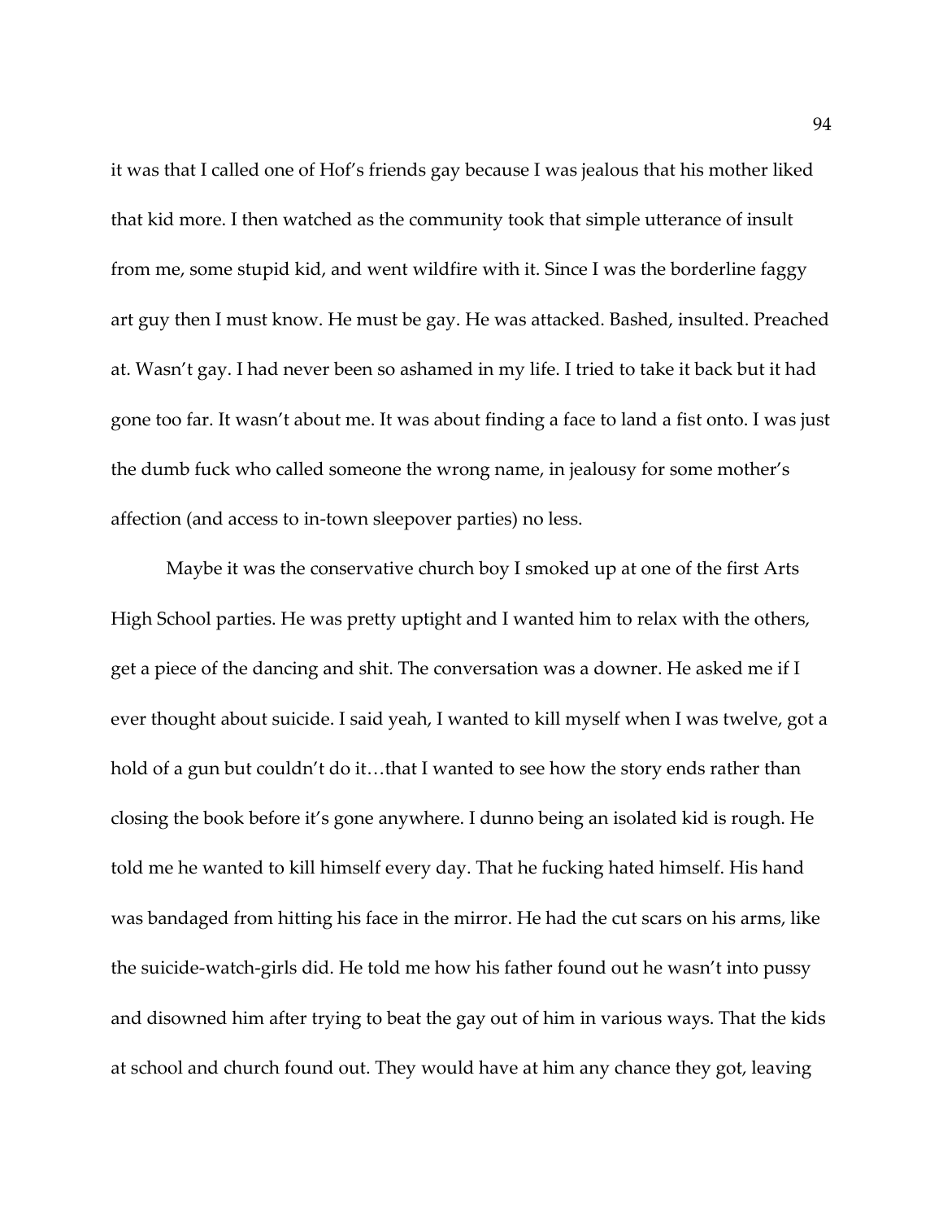it was that I called one of Hof's friends gay because I was jealous that his mother liked that kid more. I then watched as the community took that simple utterance of insult from me, some stupid kid, and went wildfire with it. Since I was the borderline faggy art guy then I must know. He must be gay. He was attacked. Bashed, insulted. Preached at. Wasn't gay. I had never been so ashamed in my life. I tried to take it back but it had gone too far. It wasn't about me. It was about finding a face to land a fist onto. I was just the dumb fuck who called someone the wrong name, in jealousy for some mother's affection (and access to in-town sleepover parties) no less.

Maybe it was the conservative church boy I smoked up at one of the first Arts High School parties. He was pretty uptight and I wanted him to relax with the others, get a piece of the dancing and shit. The conversation was a downer. He asked me if I ever thought about suicide. I said yeah, I wanted to kill myself when I was twelve, got a hold of a gun but couldn't do it…that I wanted to see how the story ends rather than closing the book before it's gone anywhere. I dunno being an isolated kid is rough. He told me he wanted to kill himself every day. That he fucking hated himself. His hand was bandaged from hitting his face in the mirror. He had the cut scars on his arms, like the suicide-watch-girls did. He told me how his father found out he wasn't into pussy and disowned him after trying to beat the gay out of him in various ways. That the kids at school and church found out. They would have at him any chance they got, leaving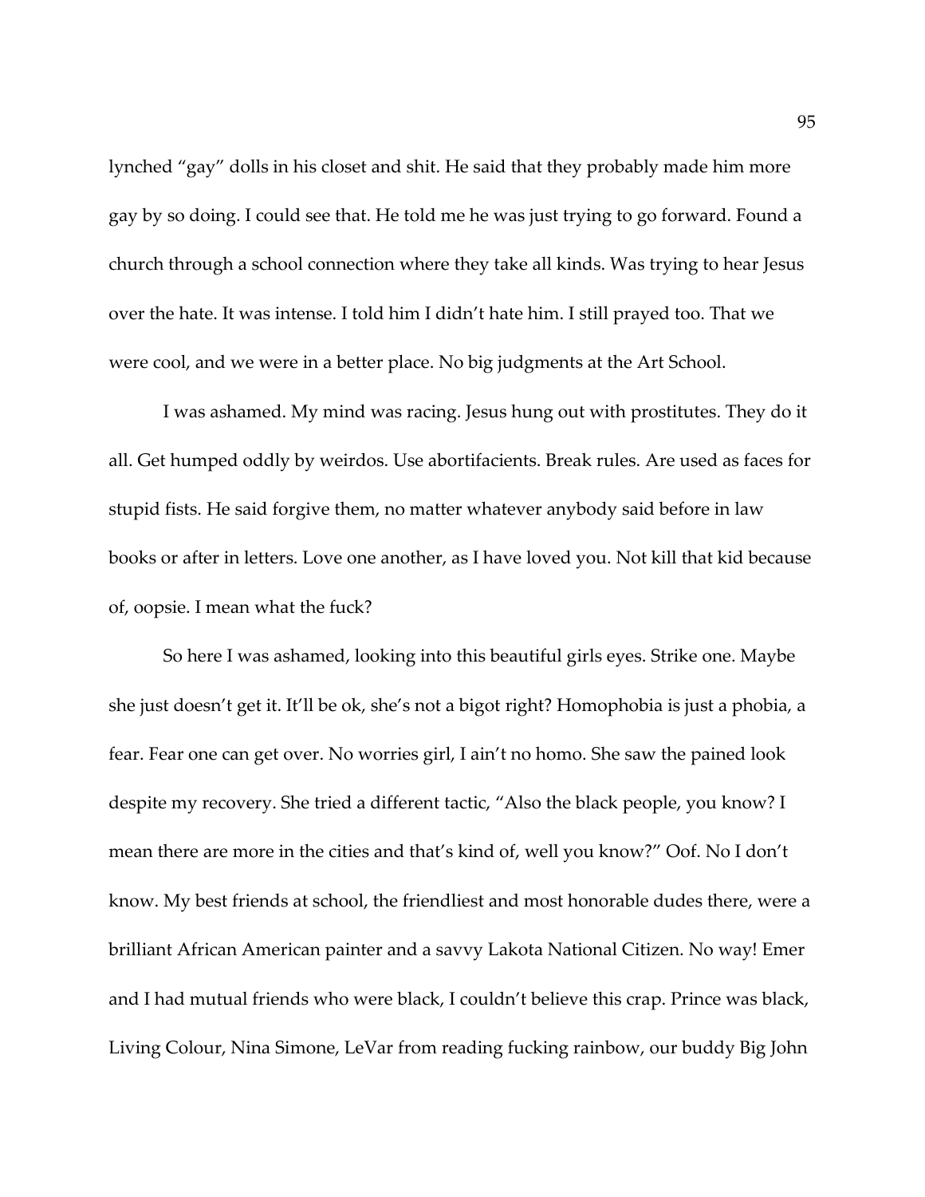lynched "gay" dolls in his closet and shit. He said that they probably made him more gay by so doing. I could see that. He told me he was just trying to go forward. Found a church through a school connection where they take all kinds. Was trying to hear Jesus over the hate. It was intense. I told him I didn't hate him. I still prayed too. That we were cool, and we were in a better place. No big judgments at the Art School.

I was ashamed. My mind was racing. Jesus hung out with prostitutes. They do it all. Get humped oddly by weirdos. Use abortifacients. Break rules. Are used as faces for stupid fists. He said forgive them, no matter whatever anybody said before in law books or after in letters. Love one another, as I have loved you. Not kill that kid because of, oopsie. I mean what the fuck?

So here I was ashamed, looking into this beautiful girls eyes. Strike one. Maybe she just doesn't get it. It'll be ok, she's not a bigot right? Homophobia is just a phobia, a fear. Fear one can get over. No worries girl, I ain't no homo. She saw the pained look despite my recovery. She tried a different tactic, "Also the black people, you know? I mean there are more in the cities and that's kind of, well you know?" Oof. No I don't know. My best friends at school, the friendliest and most honorable dudes there, were a brilliant African American painter and a savvy Lakota National Citizen. No way! Emer and I had mutual friends who were black, I couldn't believe this crap. Prince was black, Living Colour, Nina Simone, LeVar from reading fucking rainbow, our buddy Big John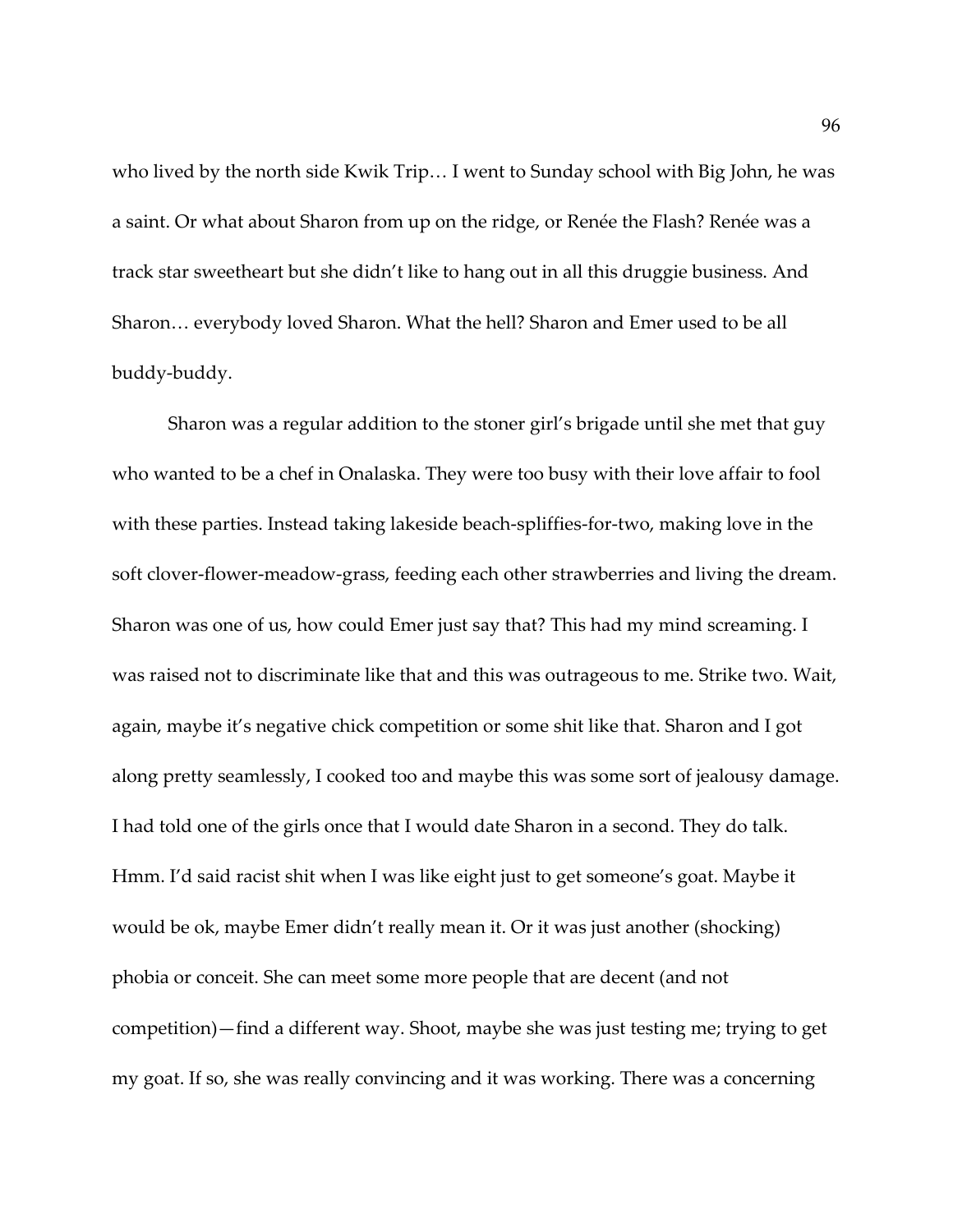who lived by the north side Kwik Trip… I went to Sunday school with Big John, he was a saint. Or what about Sharon from up on the ridge, or Renée the Flash? Renée was a track star sweetheart but she didn't like to hang out in all this druggie business. And Sharon… everybody loved Sharon. What the hell? Sharon and Emer used to be all buddy-buddy.

Sharon was a regular addition to the stoner girl's brigade until she met that guy who wanted to be a chef in Onalaska. They were too busy with their love affair to fool with these parties. Instead taking lakeside beach-spliffies-for-two, making love in the soft clover-flower-meadow-grass, feeding each other strawberries and living the dream. Sharon was one of us, how could Emer just say that? This had my mind screaming. I was raised not to discriminate like that and this was outrageous to me. Strike two. Wait, again, maybe it's negative chick competition or some shit like that. Sharon and I got along pretty seamlessly, I cooked too and maybe this was some sort of jealousy damage. I had told one of the girls once that I would date Sharon in a second. They do talk. Hmm. I'd said racist shit when I was like eight just to get someone's goat. Maybe it would be ok, maybe Emer didn't really mean it. Or it was just another (shocking) phobia or conceit. She can meet some more people that are decent (and not competition)—find a different way. Shoot, maybe she was just testing me; trying to get my goat. If so, she was really convincing and it was working. There was a concerning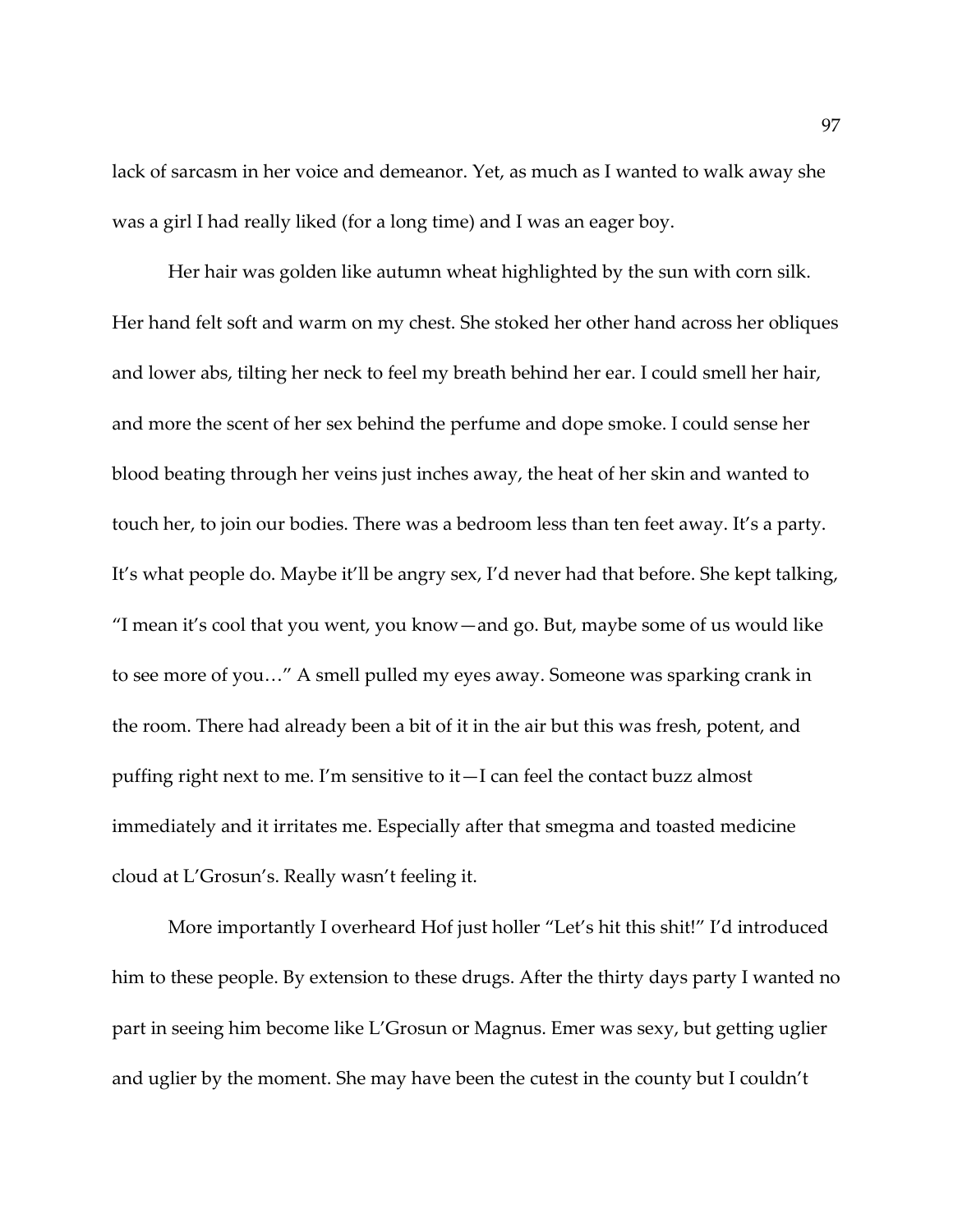lack of sarcasm in her voice and demeanor. Yet, as much as I wanted to walk away she was a girl I had really liked (for a long time) and I was an eager boy.

Her hair was golden like autumn wheat highlighted by the sun with corn silk. Her hand felt soft and warm on my chest. She stoked her other hand across her obliques and lower abs, tilting her neck to feel my breath behind her ear. I could smell her hair, and more the scent of her sex behind the perfume and dope smoke. I could sense her blood beating through her veins just inches away, the heat of her skin and wanted to touch her, to join our bodies. There was a bedroom less than ten feet away. It's a party. It's what people do. Maybe it'll be angry sex, I'd never had that before. She kept talking, "I mean it's cool that you went, you know—and go. But, maybe some of us would like to see more of you…" A smell pulled my eyes away. Someone was sparking crank in the room. There had already been a bit of it in the air but this was fresh, potent, and puffing right next to me. I'm sensitive to it—I can feel the contact buzz almost immediately and it irritates me. Especially after that smegma and toasted medicine cloud at L'Grosun's. Really wasn't feeling it.

More importantly I overheard Hof just holler "Let's hit this shit!" I'd introduced him to these people. By extension to these drugs. After the thirty days party I wanted no part in seeing him become like L'Grosun or Magnus. Emer was sexy, but getting uglier and uglier by the moment. She may have been the cutest in the county but I couldn't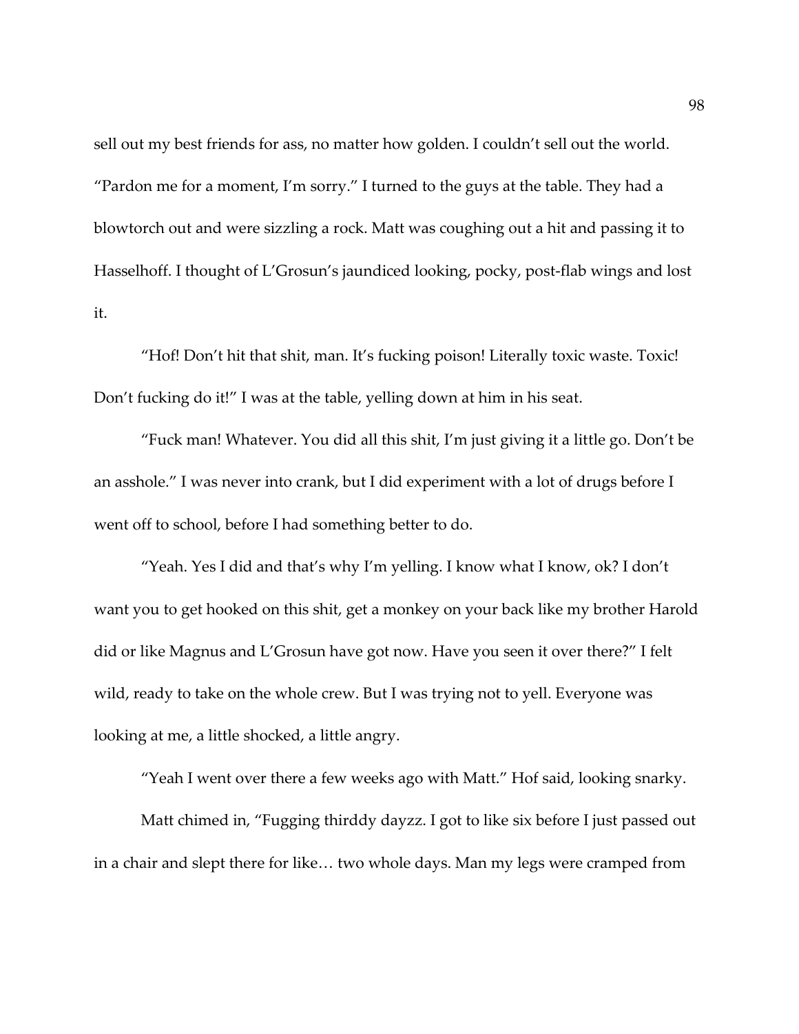sell out my best friends for ass, no matter how golden. I couldn't sell out the world. "Pardon me for a moment, I'm sorry." I turned to the guys at the table. They had a blowtorch out and were sizzling a rock. Matt was coughing out a hit and passing it to Hasselhoff. I thought of L'Grosun's jaundiced looking, pocky, post-flab wings and lost it.

"Hof! Don't hit that shit, man. It's fucking poison! Literally toxic waste. Toxic! Don't fucking do it!" I was at the table, yelling down at him in his seat.

"Fuck man! Whatever. You did all this shit, I'm just giving it a little go. Don't be an asshole." I was never into crank, but I did experiment with a lot of drugs before I went off to school, before I had something better to do.

"Yeah. Yes I did and that's why I'm yelling. I know what I know, ok? I don't want you to get hooked on this shit, get a monkey on your back like my brother Harold did or like Magnus and L'Grosun have got now. Have you seen it over there?" I felt wild, ready to take on the whole crew. But I was trying not to yell. Everyone was looking at me, a little shocked, a little angry.

"Yeah I went over there a few weeks ago with Matt." Hof said, looking snarky.

Matt chimed in, "Fugging thirddy dayzz. I got to like six before I just passed out in a chair and slept there for like… two whole days. Man my legs were cramped from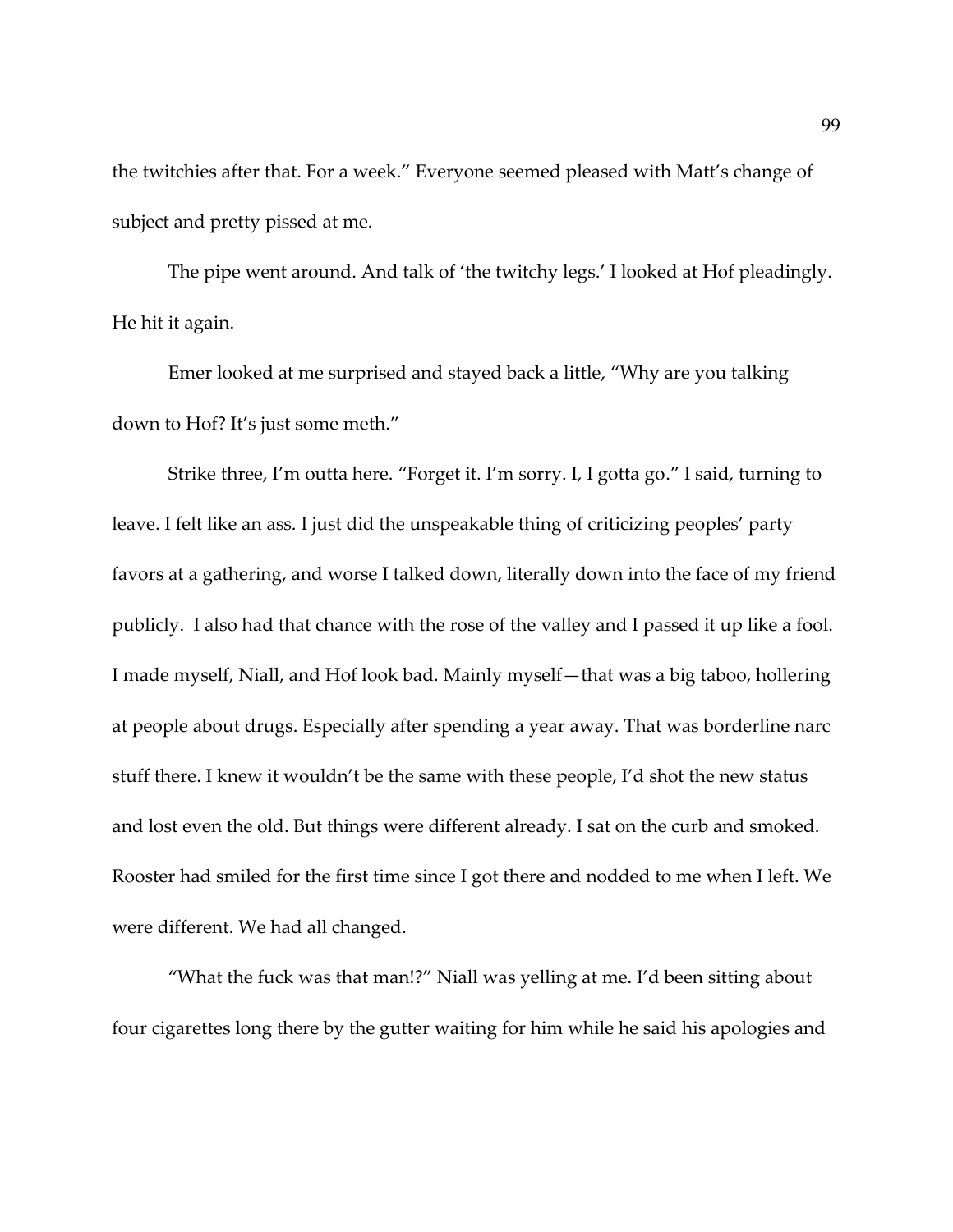the twitchies after that. For a week." Everyone seemed pleased with Matt's change of subject and pretty pissed at me.

The pipe went around. And talk of 'the twitchy legs.' I looked at Hof pleadingly. He hit it again.

Emer looked at me surprised and stayed back a little, "Why are you talking down to Hof? It's just some meth."

Strike three, I'm outta here. "Forget it. I'm sorry. I, I gotta go." I said, turning to leave. I felt like an ass. I just did the unspeakable thing of criticizing peoples' party favors at a gathering, and worse I talked down, literally down into the face of my friend publicly. I also had that chance with the rose of the valley and I passed it up like a fool. I made myself, Niall, and Hof look bad. Mainly myself—that was a big taboo, hollering at people about drugs. Especially after spending a year away. That was borderline narc stuff there. I knew it wouldn't be the same with these people, I'd shot the new status and lost even the old. But things were different already. I sat on the curb and smoked. Rooster had smiled for the first time since I got there and nodded to me when I left. We were different. We had all changed.

"What the fuck was that man!?" Niall was yelling at me. I'd been sitting about four cigarettes long there by the gutter waiting for him while he said his apologies and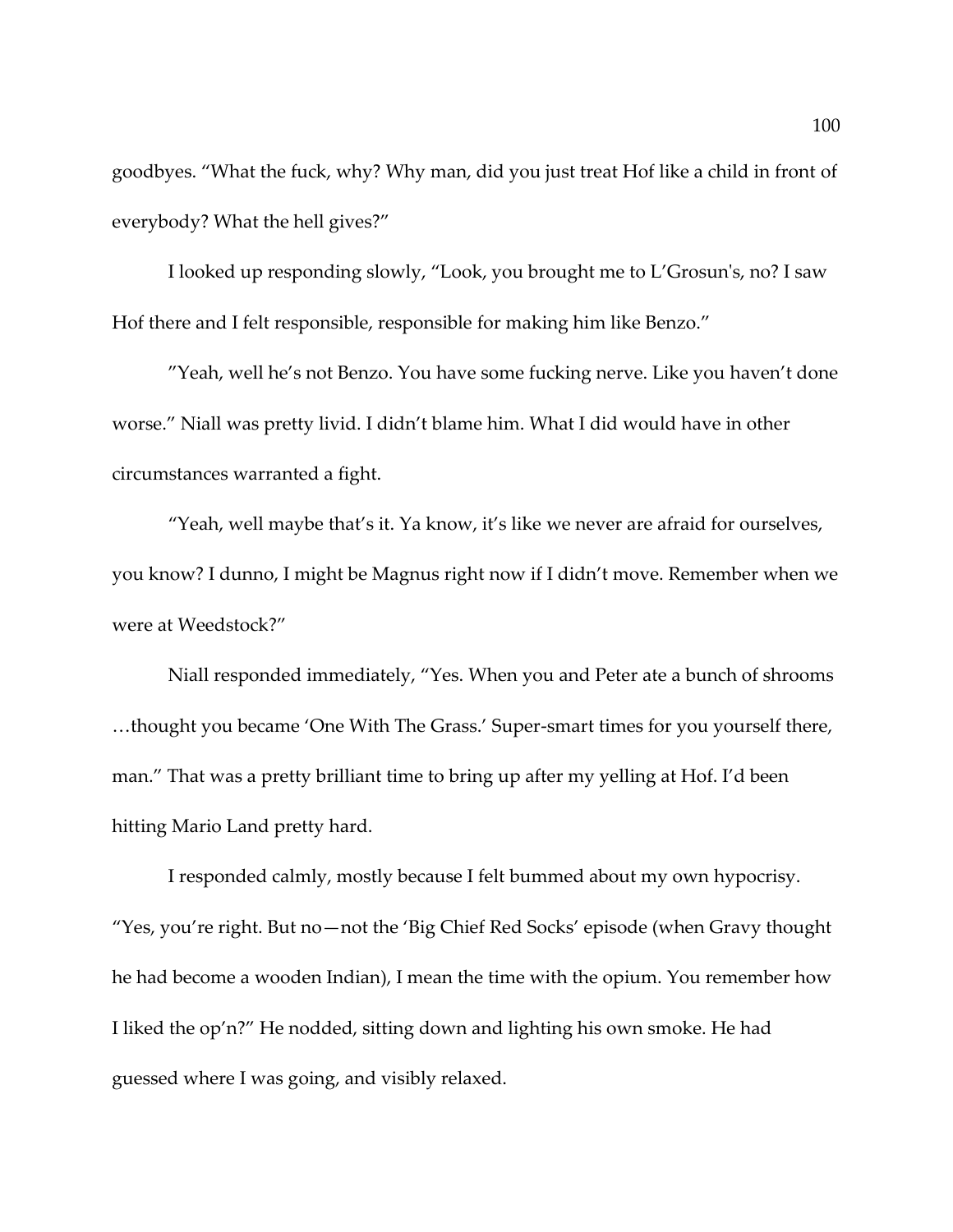goodbyes. “What the fuck, why? Why man, did you just treat Hof like a child in front of everybody? What the hell gives?”

I looked up responding slowly, “Look, you brought me to L’Grosun's, no? I saw Hof there and I felt responsible, responsible for making him like Benzo.”

”Yeah, well he’s not Benzo. You have some fucking nerve. Like you haven’t done worse.” Niall was pretty livid. I didn’t blame him. What I did would have in other circumstances warranted a fight.

“Yeah, well maybe that’s it. Ya know, it’s like we never are afraid for ourselves, you know? I dunno, I might be Magnus right now if I didn’t move. Remember when we were at Weedstock?”

Niall responded immediately, “Yes. When you and Peter ate a bunch of shrooms …thought you became ‘One With The Grass.’ Super-smart times for you yourself there, man.” That was a pretty brilliant time to bring up after my yelling at Hof. I’d been hitting Mario Land pretty hard.

I responded calmly, mostly because I felt bummed about my own hypocrisy. “Yes, you’re right. But no—not the ‘Big Chief Red Socks’ episode (when Gravy thought he had become a wooden Indian), I mean the time with the opium. You remember how I liked the op’n?” He nodded, sitting down and lighting his own smoke. He had guessed where I was going, and visibly relaxed.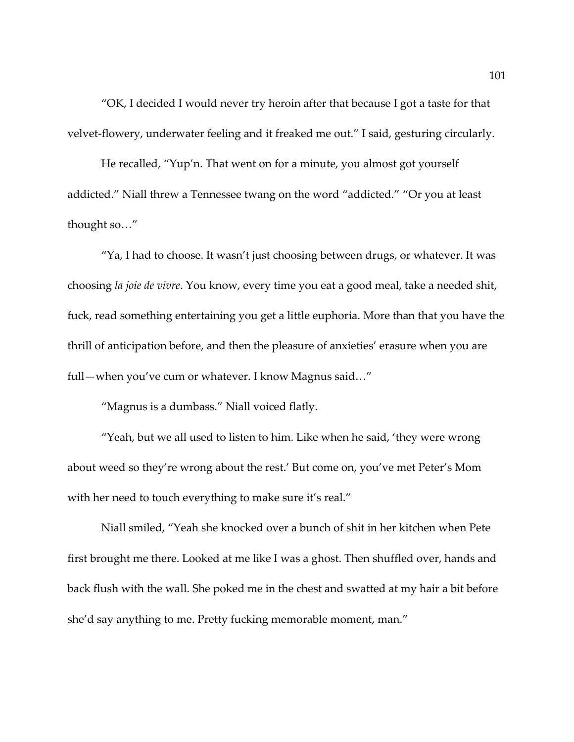"OK, I decided I would never try heroin after that because I got a taste for that velvet-flowery, underwater feeling and it freaked me out." I said, gesturing circularly.

He recalled, "Yup'n. That went on for a minute, you almost got yourself addicted." Niall threw a Tennessee twang on the word "addicted." "Or you at least thought so…"

"Ya, I had to choose. It wasn't just choosing between drugs, or whatever. It was choosing *la joie de vivre*. You know, every time you eat a good meal, take a needed shit, fuck, read something entertaining you get a little euphoria. More than that you have the thrill of anticipation before, and then the pleasure of anxieties' erasure when you are full—when you've cum or whatever. I know Magnus said…"

"Magnus is a dumbass." Niall voiced flatly.

"Yeah, but we all used to listen to him. Like when he said, 'they were wrong about weed so they're wrong about the rest.' But come on, you've met Peter's Mom with her need to touch everything to make sure it's real."

Niall smiled, "Yeah she knocked over a bunch of shit in her kitchen when Pete first brought me there. Looked at me like I was a ghost. Then shuffled over, hands and back flush with the wall. She poked me in the chest and swatted at my hair a bit before she'd say anything to me. Pretty fucking memorable moment, man."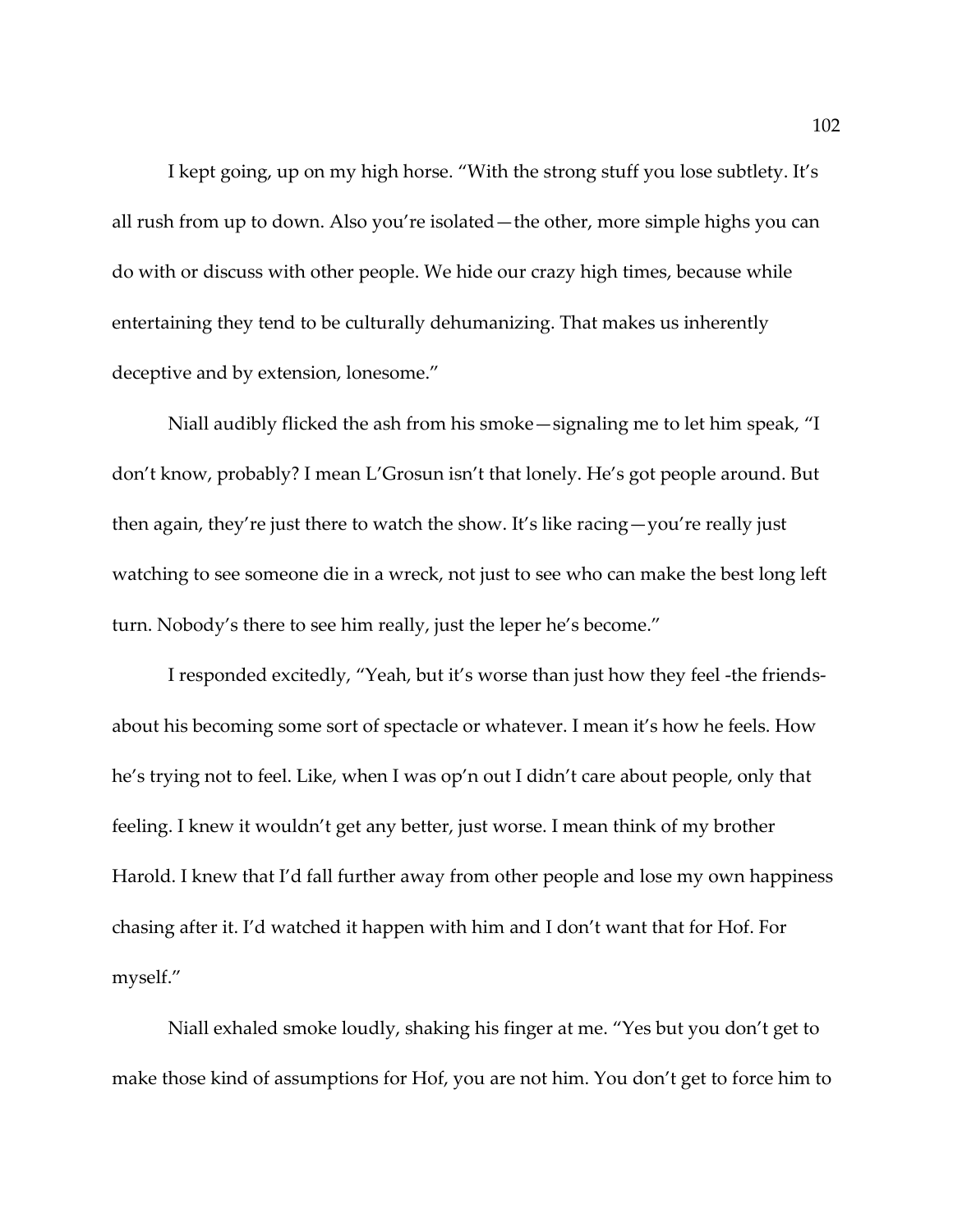I kept going, up on my high horse. "With the strong stuff you lose subtlety. It's all rush from up to down. Also you're isolated—the other, more simple highs you can do with or discuss with other people. We hide our crazy high times, because while entertaining they tend to be culturally dehumanizing. That makes us inherently deceptive and by extension, lonesome."

Niall audibly flicked the ash from his smoke—signaling me to let him speak, "I don't know, probably? I mean L'Grosun isn't that lonely. He's got people around. But then again, they're just there to watch the show. It's like racing—you're really just watching to see someone die in a wreck, not just to see who can make the best long left turn. Nobody's there to see him really, just the leper he's become."

I responded excitedly, "Yeah, but it's worse than just how they feel -the friends- about his becoming some sort of spectacle or whatever. I mean it's how he feels. How he's trying not to feel. Like, when I was op'n out I didn't care about people, only that feeling. I knew it wouldn't get any better, just worse. I mean think of my brother Harold. I knew that I'd fall further away from other people and lose my own happiness chasing after it. I'd watched it happen with him and I don't want that for Hof. For myself."

Niall exhaled smoke loudly, shaking his finger at me. "Yes but you don't get to make those kind of assumptions for Hof, you are not him. You don't get to force him to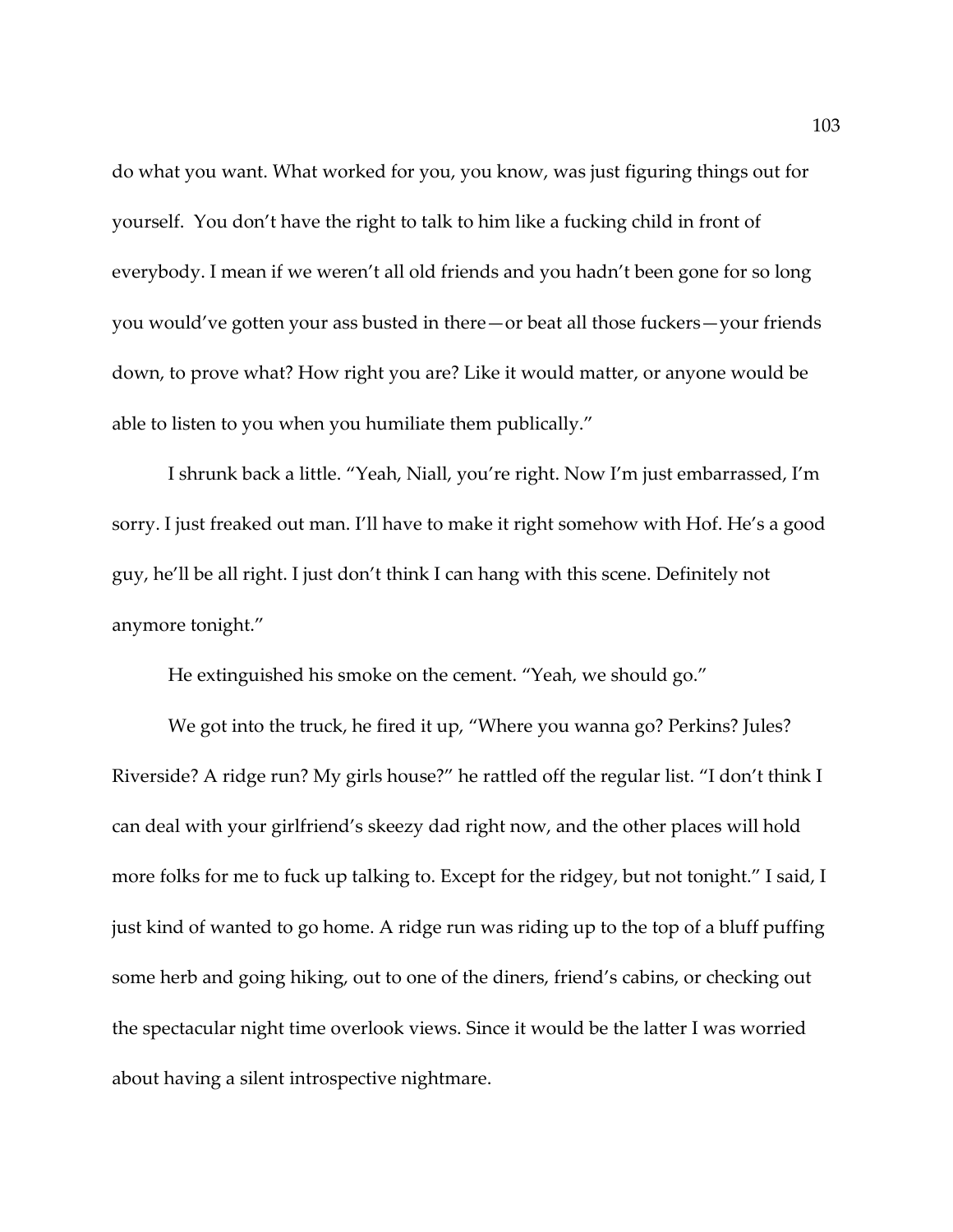do what you want. What worked for you, you know, was just figuring things out for yourself.  You don't have the right to talk to him like a fucking child in front of everybody. I mean if we weren't all old friends and you hadn't been gone for so long you would've gotten your ass busted in there—or beat all those fuckers—your friends down, to prove what? How right you are? Like it would matter, or anyone would be able to listen to you when you humiliate them publically."

I shrunk back a little. "Yeah, Niall, you're right. Now I'm just embarrassed, I'm sorry. I just freaked out man. I'll have to make it right somehow with Hof. He's a good guy, he'll be all right. I just don't think I can hang with this scene. Definitely not anymore tonight."

He extinguished his smoke on the cement. "Yeah, we should go."

We got into the truck, he fired it up, "Where you wanna go? Perkins? Jules? Riverside? A ridge run? My girls house?" he rattled off the regular list. "I don't think I can deal with your girlfriend's skeezy dad right now, and the other places will hold more folks for me to fuck up talking to. Except for the ridgey, but not tonight." I said, I just kind of wanted to go home. A ridge run was riding up to the top of a bluff puffing some herb and going hiking, out to one of the diners, friend's cabins, or checking out the spectacular night time overlook views. Since it would be the latter I was worried about having a silent introspective nightmare.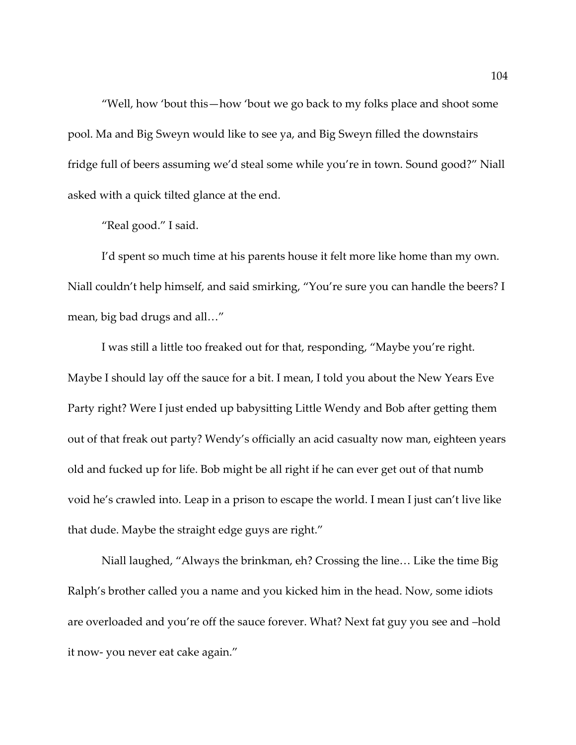"Well, how 'bout this—how 'bout we go back to my folks place and shoot some pool. Ma and Big Sweyn would like to see ya, and Big Sweyn filled the downstairs fridge full of beers assuming we'd steal some while you're in town. Sound good?" Niall asked with a quick tilted glance at the end.

"Real good." I said.

I'd spent so much time at his parents house it felt more like home than my own. Niall couldn't help himself, and said smirking, "You're sure you can handle the beers? I mean, big bad drugs and all…"

I was still a little too freaked out for that, responding, "Maybe you're right. Maybe I should lay off the sauce for a bit. I mean, I told you about the New Years Eve Party right? Were I just ended up babysitting Little Wendy and Bob after getting them out of that freak out party? Wendy's officially an acid casualty now man, eighteen years old and fucked up for life. Bob might be all right if he can ever get out of that numb void he's crawled into. Leap in a prison to escape the world. I mean I just can't live like that dude. Maybe the straight edge guys are right."

Niall laughed, "Always the brinkman, eh? Crossing the line… Like the time Big Ralph's brother called you a name and you kicked him in the head. Now, some idiots are overloaded and you're off the sauce forever. What? Next fat guy you see and –hold it now- you never eat cake again."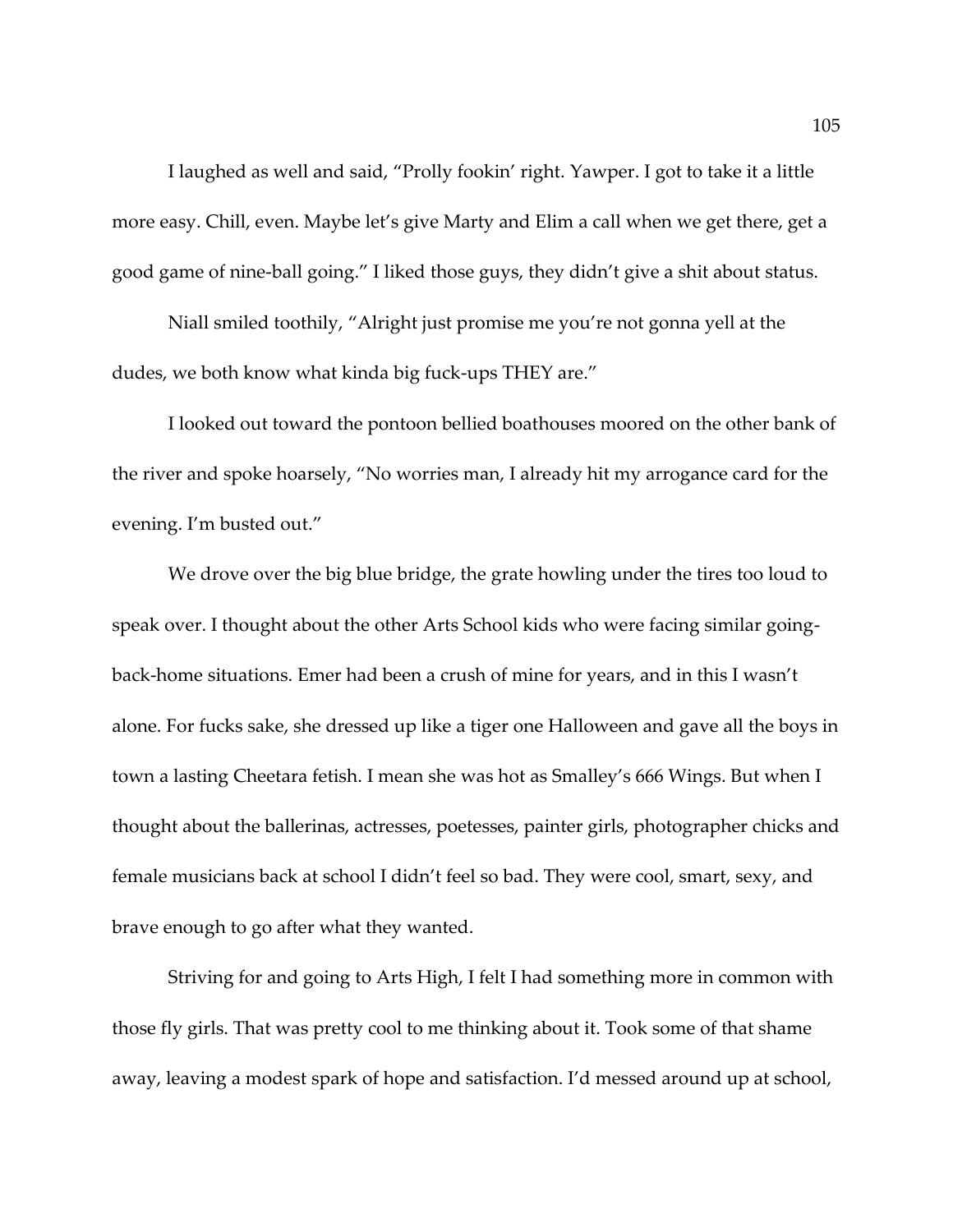I laughed as well and said, "Prolly fookin' right. Yawper. I got to take it a little more easy. Chill, even. Maybe let's give Marty and Elim a call when we get there, get a good game of nine-ball going." I liked those guys, they didn't give a shit about status.

Niall smiled toothily, "Alright just promise me you're not gonna yell at the dudes, we both know what kinda big fuck-ups THEY are."

I looked out toward the pontoon bellied boathouses moored on the other bank of the river and spoke hoarsely, "No worries man, I already hit my arrogance card for the evening. I'm busted out."

We drove over the big blue bridge, the grate howling under the tires too loud to speak over. I thought about the other Arts School kids who were facing similar going-back-home situations. Emer had been a crush of mine for years, and in this I wasn't alone. For fucks sake, she dressed up like a tiger one Halloween and gave all the boys in town a lasting Cheetara fetish. I mean she was hot as Smalley's 666 Wings. But when I thought about the ballerinas, actresses, poetesses, painter girls, photographer chicks and female musicians back at school I didn't feel so bad. They were cool, smart, sexy, and brave enough to go after what they wanted.

Striving for and going to Arts High, I felt I had something more in common with those fly girls. That was pretty cool to me thinking about it. Took some of that shame away, leaving a modest spark of hope and satisfaction. I'd messed around up at school,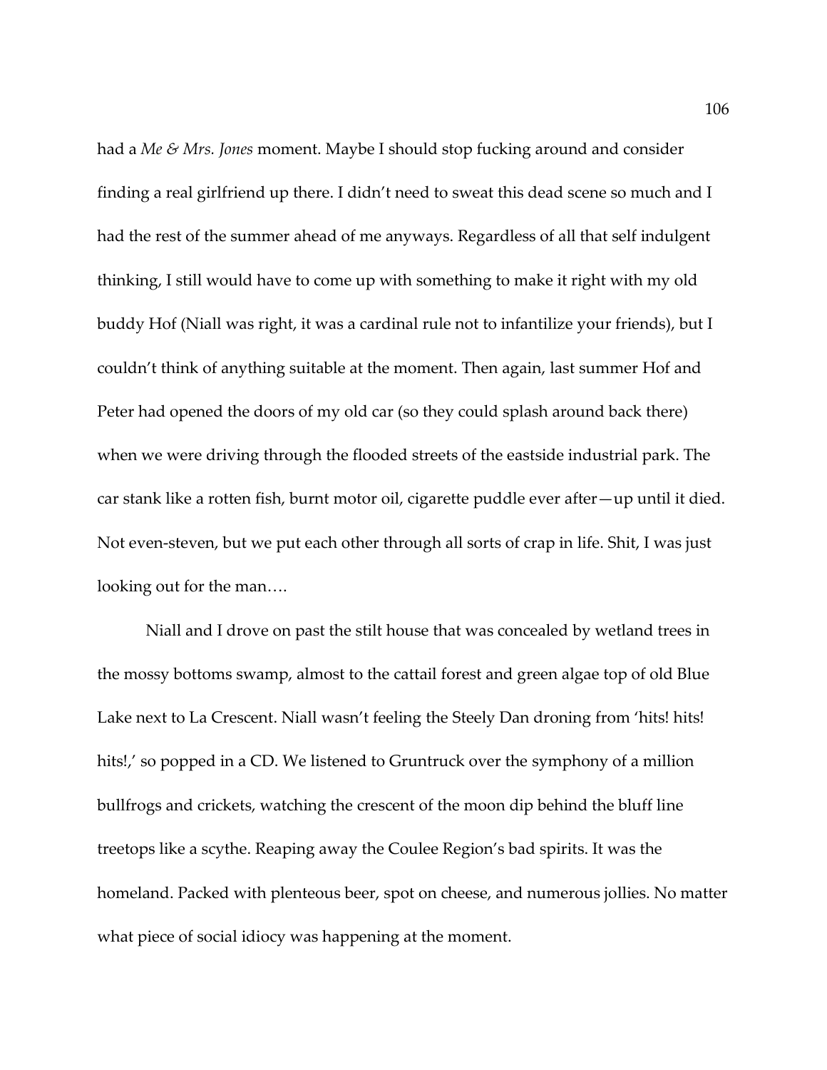had a *Me & Mrs. Jones* moment. Maybe I should stop fucking around and consider finding a real girlfriend up there. I didn't need to sweat this dead scene so much and I had the rest of the summer ahead of me anyways. Regardless of all that self indulgent thinking, I still would have to come up with something to make it right with my old buddy Hof (Niall was right, it was a cardinal rule not to infantilize your friends), but I couldn't think of anything suitable at the moment. Then again, last summer Hof and Peter had opened the doors of my old car (so they could splash around back there) when we were driving through the flooded streets of the eastside industrial park. The car stank like a rotten fish, burnt motor oil, cigarette puddle ever after—up until it died. Not even-steven, but we put each other through all sorts of crap in life. Shit, I was just looking out for the man….

Niall and I drove on past the stilt house that was concealed by wetland trees in the mossy bottoms swamp, almost to the cattail forest and green algae top of old Blue Lake next to La Crescent. Niall wasn't feeling the Steely Dan droning from 'hits! hits! hits!,' so popped in a CD. We listened to Gruntruck over the symphony of a million bullfrogs and crickets, watching the crescent of the moon dip behind the bluff line treetops like a scythe. Reaping away the Coulee Region's bad spirits. It was the homeland. Packed with plenteous beer, spot on cheese, and numerous jollies. No matter what piece of social idiocy was happening at the moment.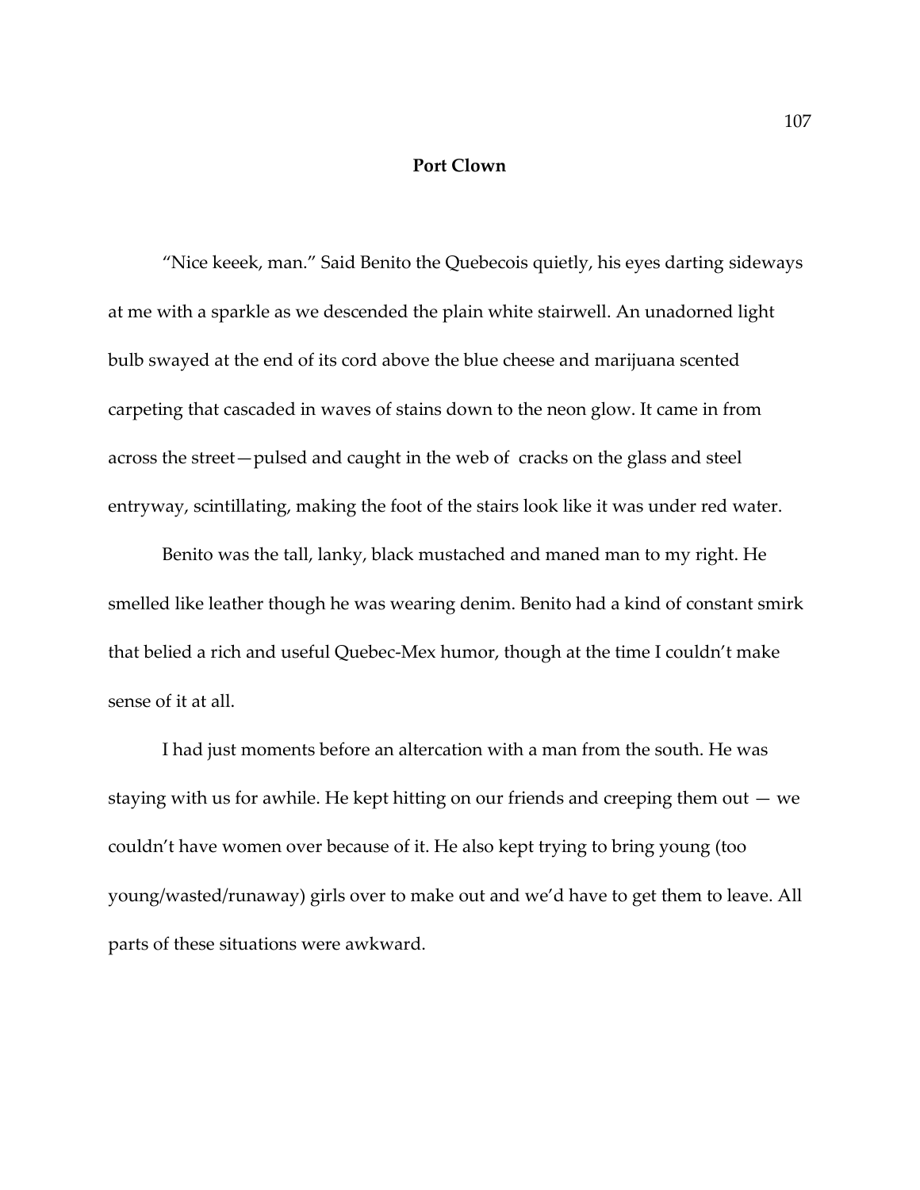## Port Clown

"Nice keeek, man." Said Benito the Quebecois quietly, his eyes darting sideways at me with a sparkle as we descended the plain white stairwell. An unadorned light bulb swayed at the end of its cord above the blue cheese and marijuana scented carpeting that cascaded in waves of stains down to the neon glow. It came in from across the street—pulsed and caught in the web of cracks on the glass and steel entryway, scintillating, making the foot of the stairs look like it was under red water.

Benito was the tall, lanky, black mustached and maned man to my right. He smelled like leather though he was wearing denim. Benito had a kind of constant smirk that belied a rich and useful Quebec-Mex humor, though at the time I couldn't make sense of it at all.

I had just moments before an altercation with a man from the south. He was staying with us for awhile. He kept hitting on our friends and creeping them out — we couldn't have women over because of it. He also kept trying to bring young (too young/wasted/runaway) girls over to make out and we'd have to get them to leave. All parts of these situations were awkward.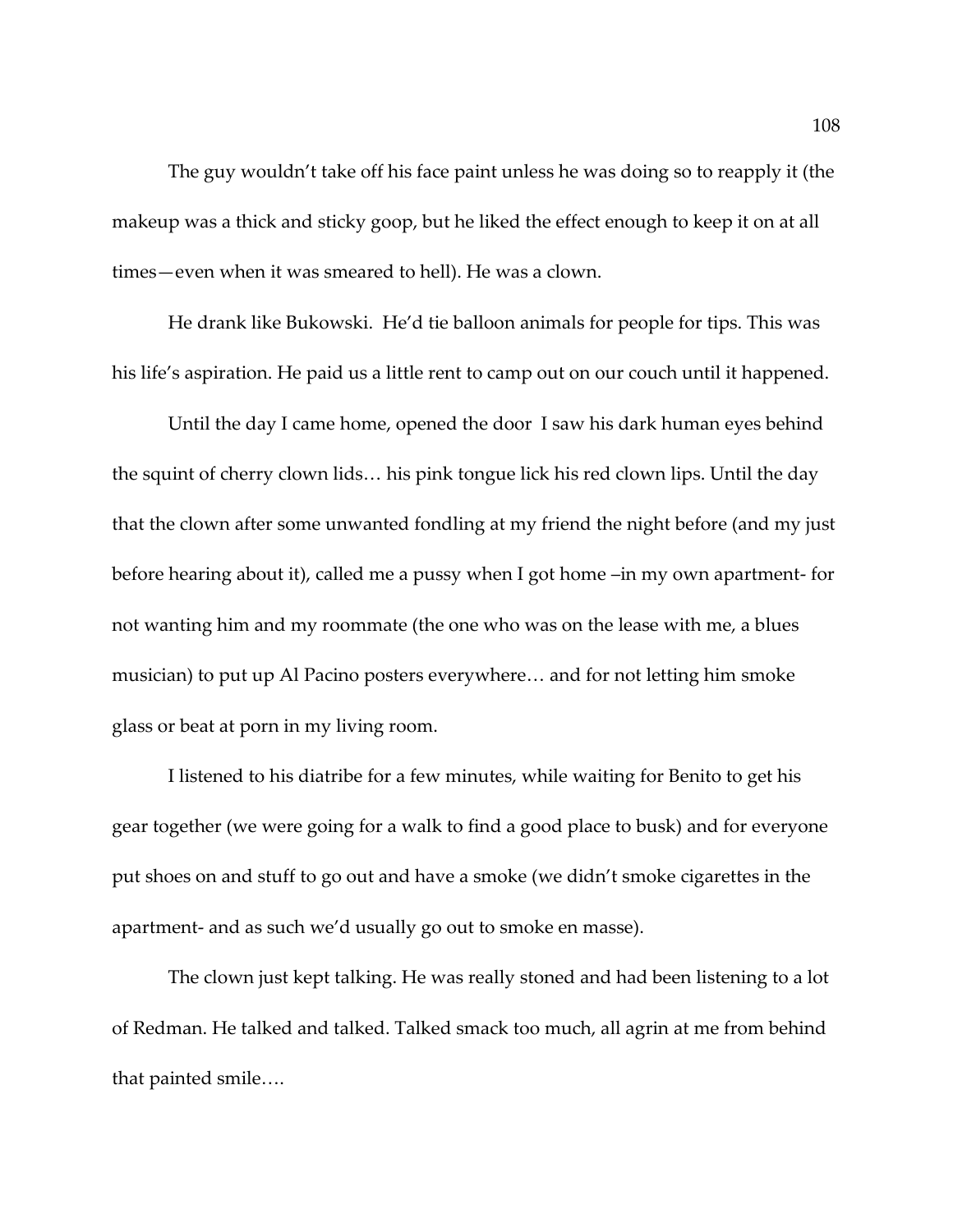The guy wouldn't take off his face paint unless he was doing so to reapply it (the makeup was a thick and sticky goop, but he liked the effect enough to keep it on at all times—even when it was smeared to hell). He was a clown.

He drank like Bukowski. He'd tie balloon animals for people for tips. This was his life's aspiration. He paid us a little rent to camp out on our couch until it happened.

Until the day I came home, opened the door I saw his dark human eyes behind the squint of cherry clown lids… his pink tongue lick his red clown lips. Until the day that the clown after some unwanted fondling at my friend the night before (and my just before hearing about it), called me a pussy when I got home –in my own apartment- for not wanting him and my roommate (the one who was on the lease with me, a blues musician) to put up Al Pacino posters everywhere… and for not letting him smoke glass or beat at porn in my living room.

I listened to his diatribe for a few minutes, while waiting for Benito to get his gear together (we were going for a walk to find a good place to busk) and for everyone put shoes on and stuff to go out and have a smoke (we didn't smoke cigarettes in the apartment- and as such we'd usually go out to smoke en masse).

The clown just kept talking. He was really stoned and had been listening to a lot of Redman. He talked and talked. Talked smack too much, all agrin at me from behind that painted smile….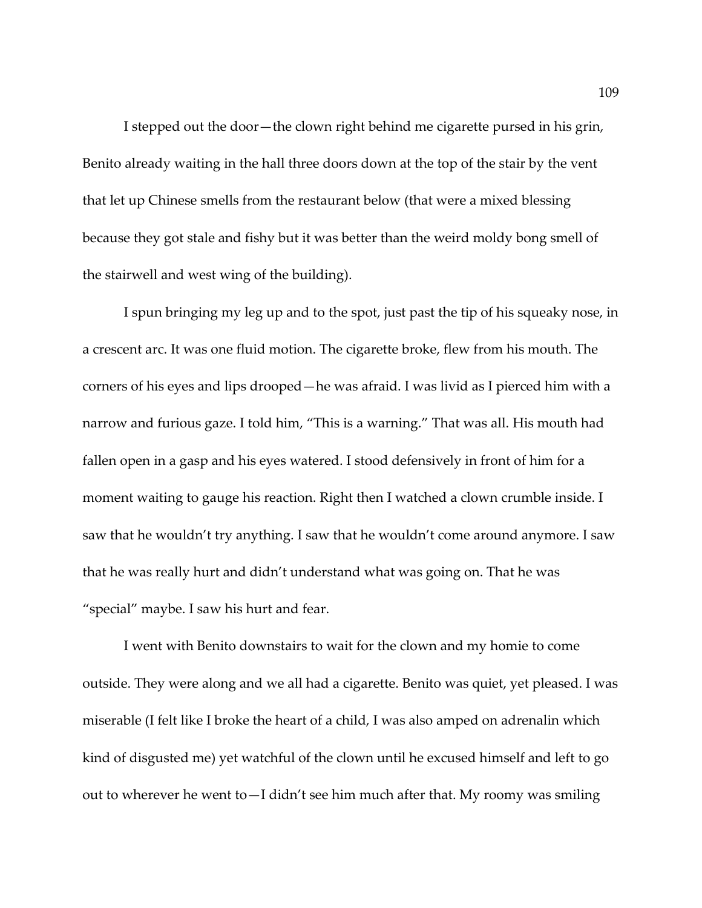I stepped out the door—the clown right behind me cigarette pursed in his grin, Benito already waiting in the hall three doors down at the top of the stair by the vent that let up Chinese smells from the restaurant below (that were a mixed blessing because they got stale and fishy but it was better than the weird moldy bong smell of the stairwell and west wing of the building).

I spun bringing my leg up and to the spot, just past the tip of his squeaky nose, in a crescent arc. It was one fluid motion. The cigarette broke, flew from his mouth. The corners of his eyes and lips drooped—he was afraid. I was livid as I pierced him with a narrow and furious gaze. I told him, "This is a warning." That was all. His mouth had fallen open in a gasp and his eyes watered. I stood defensively in front of him for a moment waiting to gauge his reaction. Right then I watched a clown crumble inside. I saw that he wouldn't try anything. I saw that he wouldn't come around anymore. I saw that he was really hurt and didn't understand what was going on. That he was "special" maybe. I saw his hurt and fear.

I went with Benito downstairs to wait for the clown and my homie to come outside. They were along and we all had a cigarette. Benito was quiet, yet pleased. I was miserable (I felt like I broke the heart of a child, I was also amped on adrenalin which kind of disgusted me) yet watchful of the clown until he excused himself and left to go out to wherever he went to—I didn't see him much after that. My roomy was smiling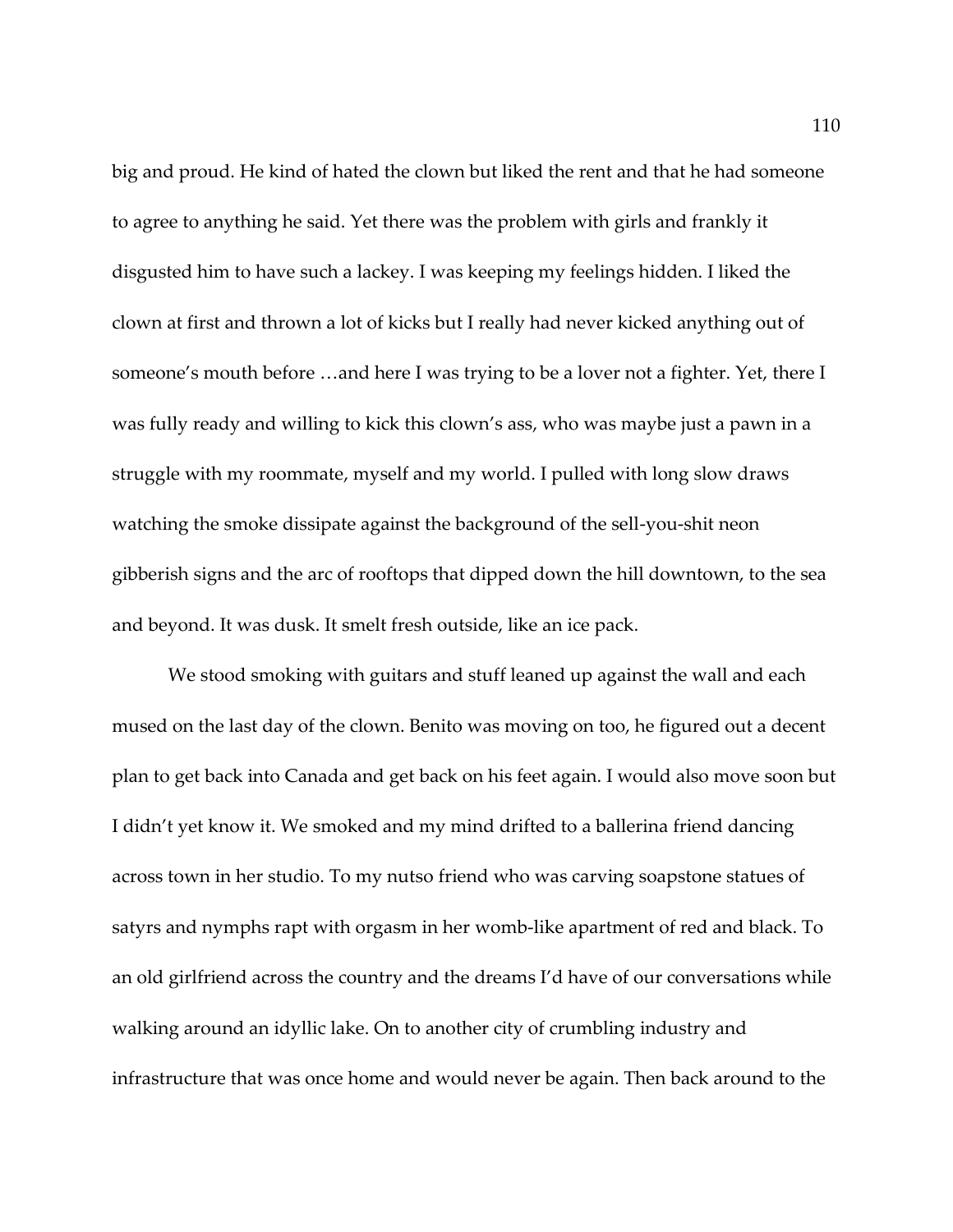big and proud. He kind of hated the clown but liked the rent and that he had someone to agree to anything he said. Yet there was the problem with girls and frankly it disgusted him to have such a lackey. I was keeping my feelings hidden. I liked the clown at first and thrown a lot of kicks but I really had never kicked anything out of someone's mouth before …and here I was trying to be a lover not a fighter. Yet, there I was fully ready and willing to kick this clown's ass, who was maybe just a pawn in a struggle with my roommate, myself and my world. I pulled with long slow draws watching the smoke dissipate against the background of the sell-you-shit neon gibberish signs and the arc of rooftops that dipped down the hill downtown, to the sea and beyond. It was dusk. It smelt fresh outside, like an ice pack.

We stood smoking with guitars and stuff leaned up against the wall and each mused on the last day of the clown. Benito was moving on too, he figured out a decent plan to get back into Canada and get back on his feet again. I would also move soon but I didn't yet know it. We smoked and my mind drifted to a ballerina friend dancing across town in her studio. To my nutso friend who was carving soapstone statues of satyrs and nymphs rapt with orgasm in her womb-like apartment of red and black. To an old girlfriend across the country and the dreams I'd have of our conversations while walking around an idyllic lake. On to another city of crumbling industry and infrastructure that was once home and would never be again. Then back around to the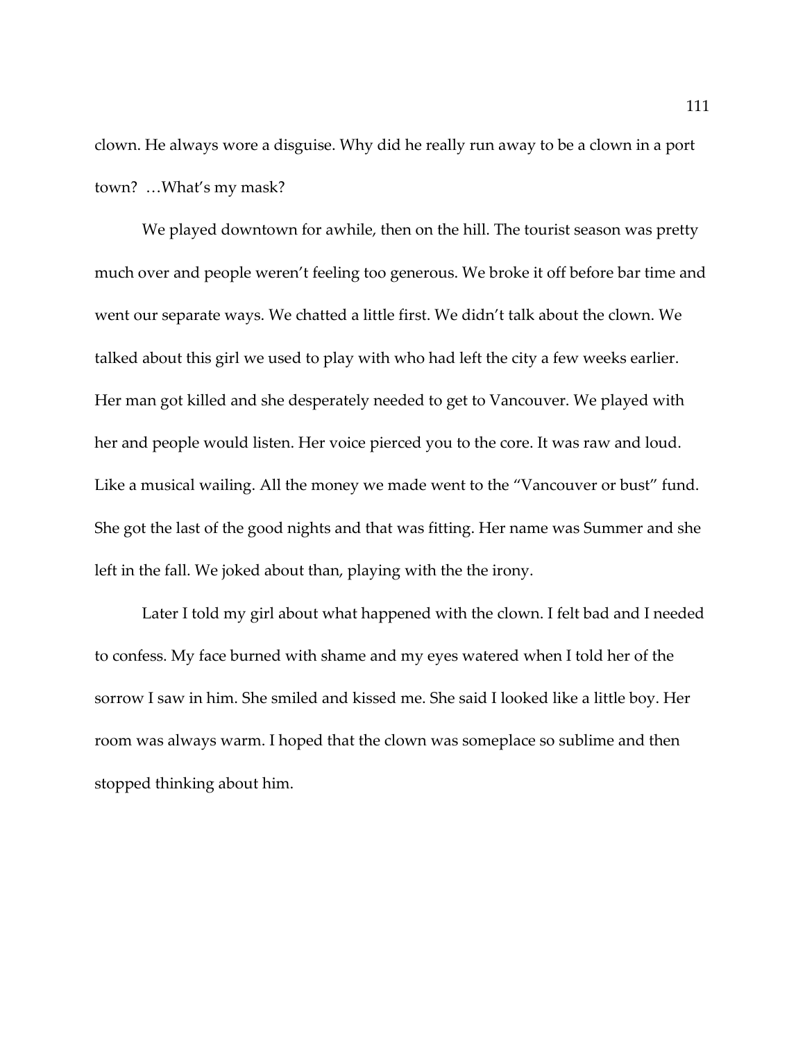clown. He always wore a disguise. Why did he really run away to be a clown in a port town? …What's my mask?

We played downtown for awhile, then on the hill. The tourist season was pretty much over and people weren't feeling too generous. We broke it off before bar time and went our separate ways. We chatted a little first. We didn't talk about the clown. We talked about this girl we used to play with who had left the city a few weeks earlier. Her man got killed and she desperately needed to get to Vancouver. We played with her and people would listen. Her voice pierced you to the core. It was raw and loud. Like a musical wailing. All the money we made went to the "Vancouver or bust" fund. She got the last of the good nights and that was fitting. Her name was Summer and she left in the fall. We joked about than, playing with the the irony.

Later I told my girl about what happened with the clown. I felt bad and I needed to confess. My face burned with shame and my eyes watered when I told her of the sorrow I saw in him. She smiled and kissed me. She said I looked like a little boy. Her room was always warm. I hoped that the clown was someplace so sublime and then stopped thinking about him.